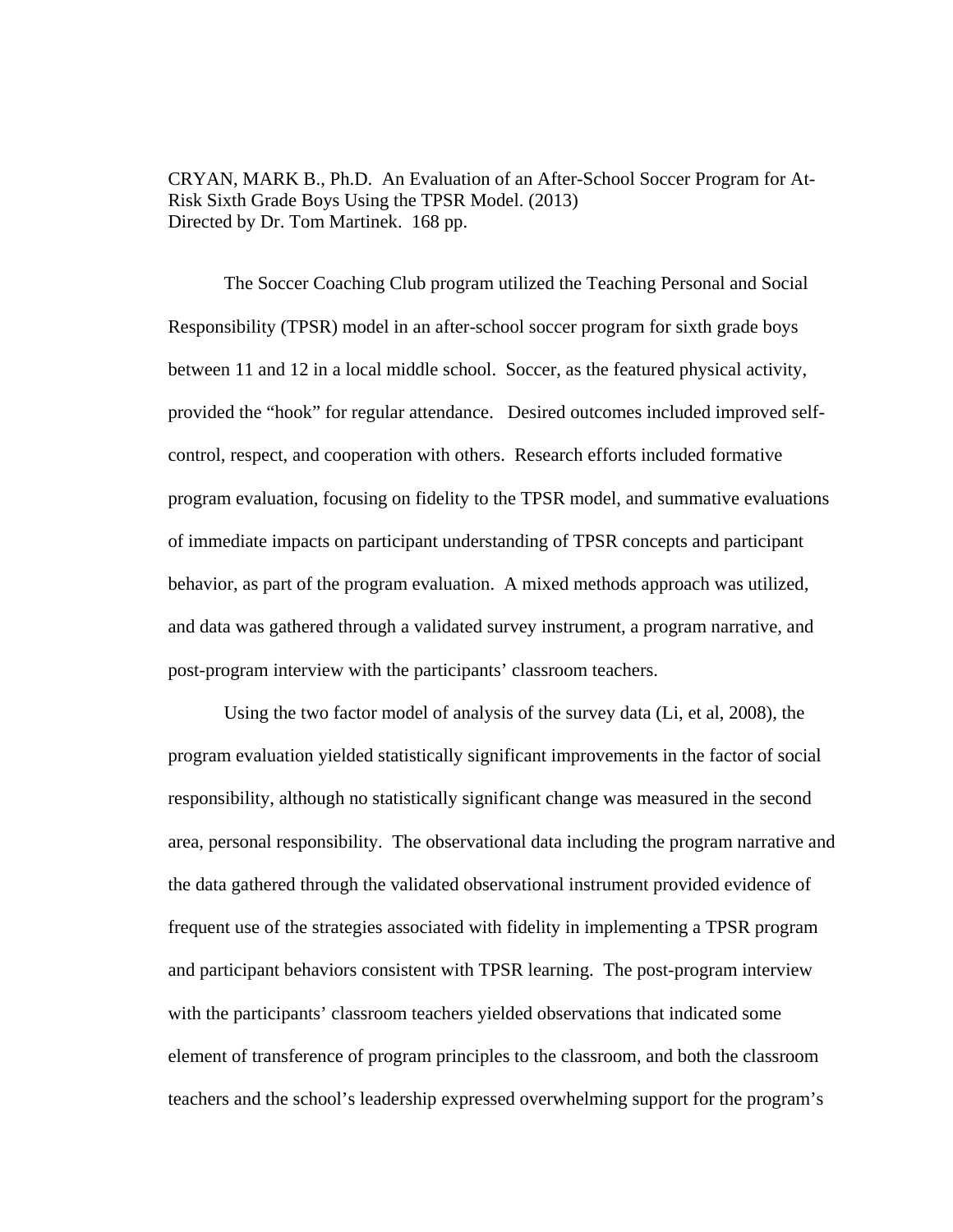CRYAN, MARK B., Ph.D. An Evaluation of an After-School Soccer Program for At-Risk Sixth Grade Boys Using the TPSR Model. (2013)
Directed by Dr. Tom Martinek. 168 pp.

The Soccer Coaching Club program utilized the Teaching Personal and Social Responsibility (TPSR) model in an after-school soccer program for sixth grade boys between 11 and 12 in a local middle school. Soccer, as the featured physical activity, provided the "hook" for regular attendance. Desired outcomes included improved self-control, respect, and cooperation with others. Research efforts included formative program evaluation, focusing on fidelity to the TPSR model, and summative evaluations of immediate impacts on participant understanding of TPSR concepts and participant behavior, as part of the program evaluation. A mixed methods approach was utilized, and data was gathered through a validated survey instrument, a program narrative, and post-program interview with the participants' classroom teachers.

Using the two factor model of analysis of the survey data (Li, et al, 2008), the program evaluation yielded statistically significant improvements in the factor of social responsibility, although no statistically significant change was measured in the second area, personal responsibility. The observational data including the program narrative and the data gathered through the validated observational instrument provided evidence of frequent use of the strategies associated with fidelity in implementing a TPSR program and participant behaviors consistent with TPSR learning. The post-program interview with the participants' classroom teachers yielded observations that indicated some element of transference of program principles to the classroom, and both the classroom teachers and the school's leadership expressed overwhelming support for the program's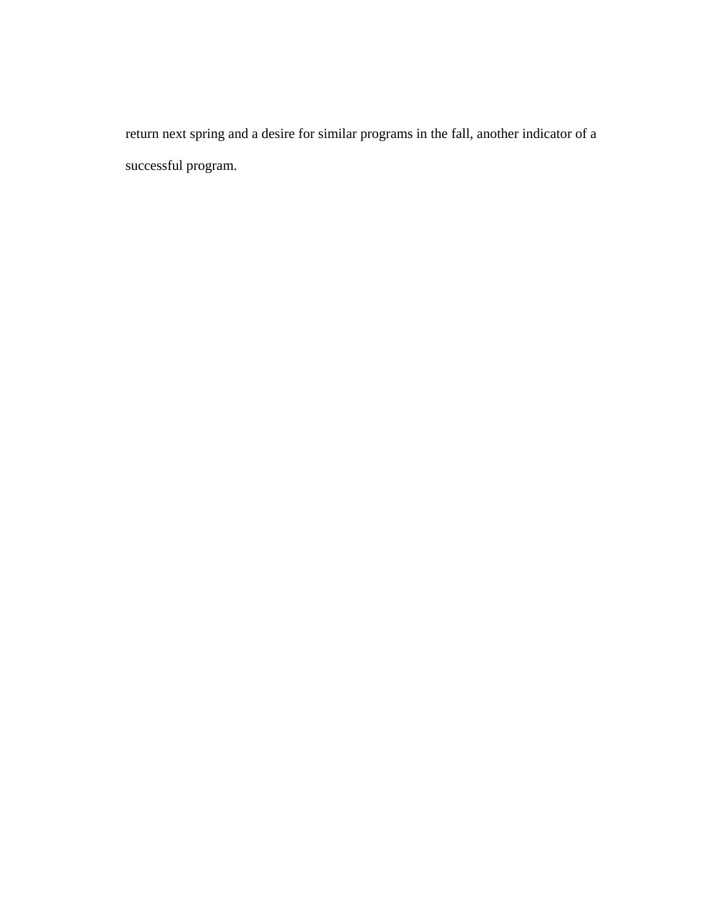return next spring and a desire for similar programs in the fall, another indicator of a successful program.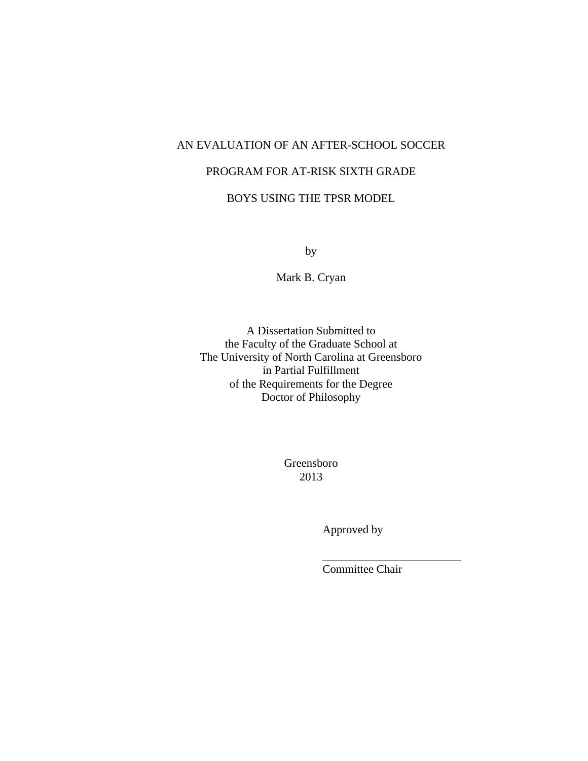AN EVALUATION OF AN AFTER-SCHOOL SOCCER

PROGRAM FOR AT-RISK SIXTH GRADE

BOYS USING THE TPSR MODEL

by

Mark B. Cryan

A Dissertation Submitted to
the Faculty of the Graduate School at
The University of North Carolina at Greensboro
in Partial Fulfillment
of the Requirements for the Degree
Doctor of Philosophy

Greensboro
2013

Approved by

_________________________
Committee Chair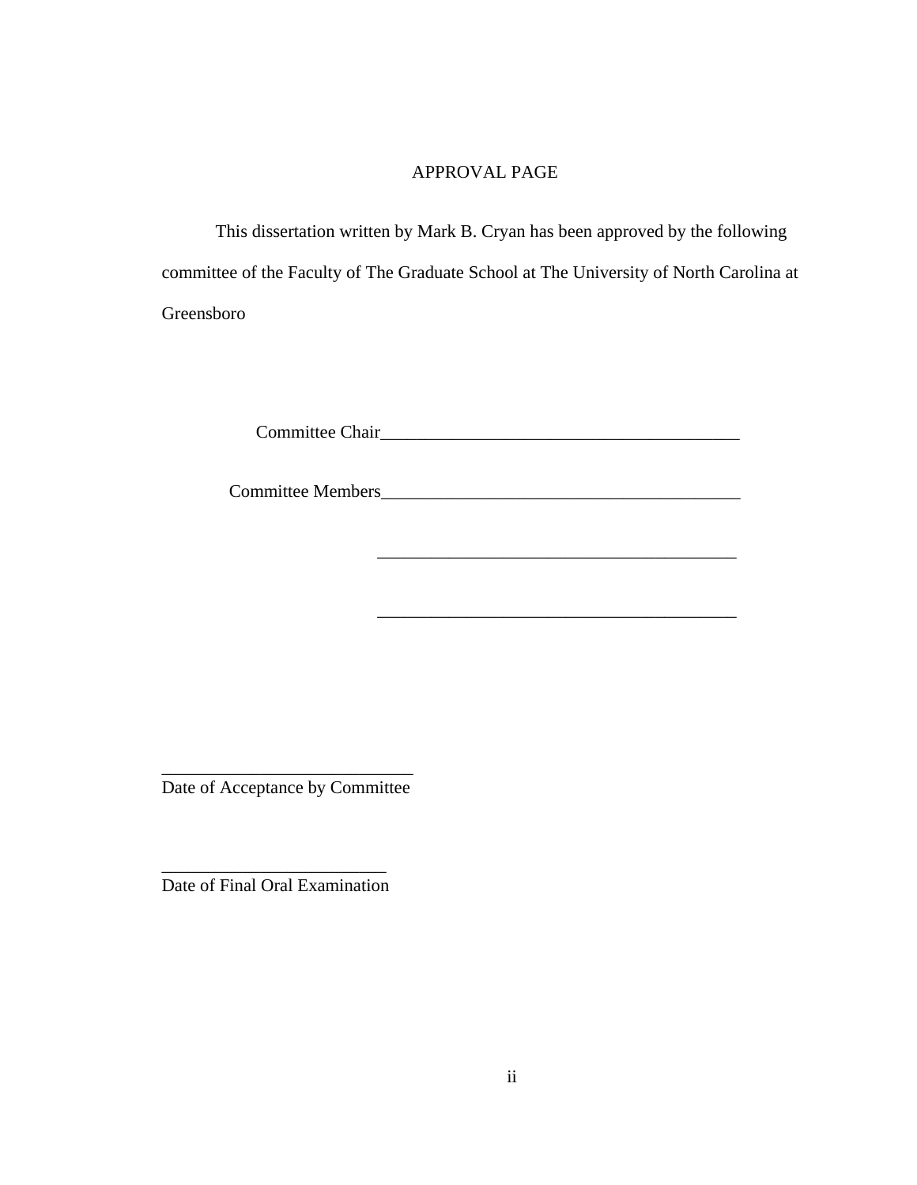# APPROVAL PAGE

This dissertation written by Mark B. Cryan has been approved by the following committee of the Faculty of The Graduate School at The University of North Carolina at Greensboro

Committee Chair_________________________________________

Committee Members_________________________________________

_________________________________________

_________________________________________

____________________________
Date of Acceptance by Committee

_________________________
Date of Final Oral Examination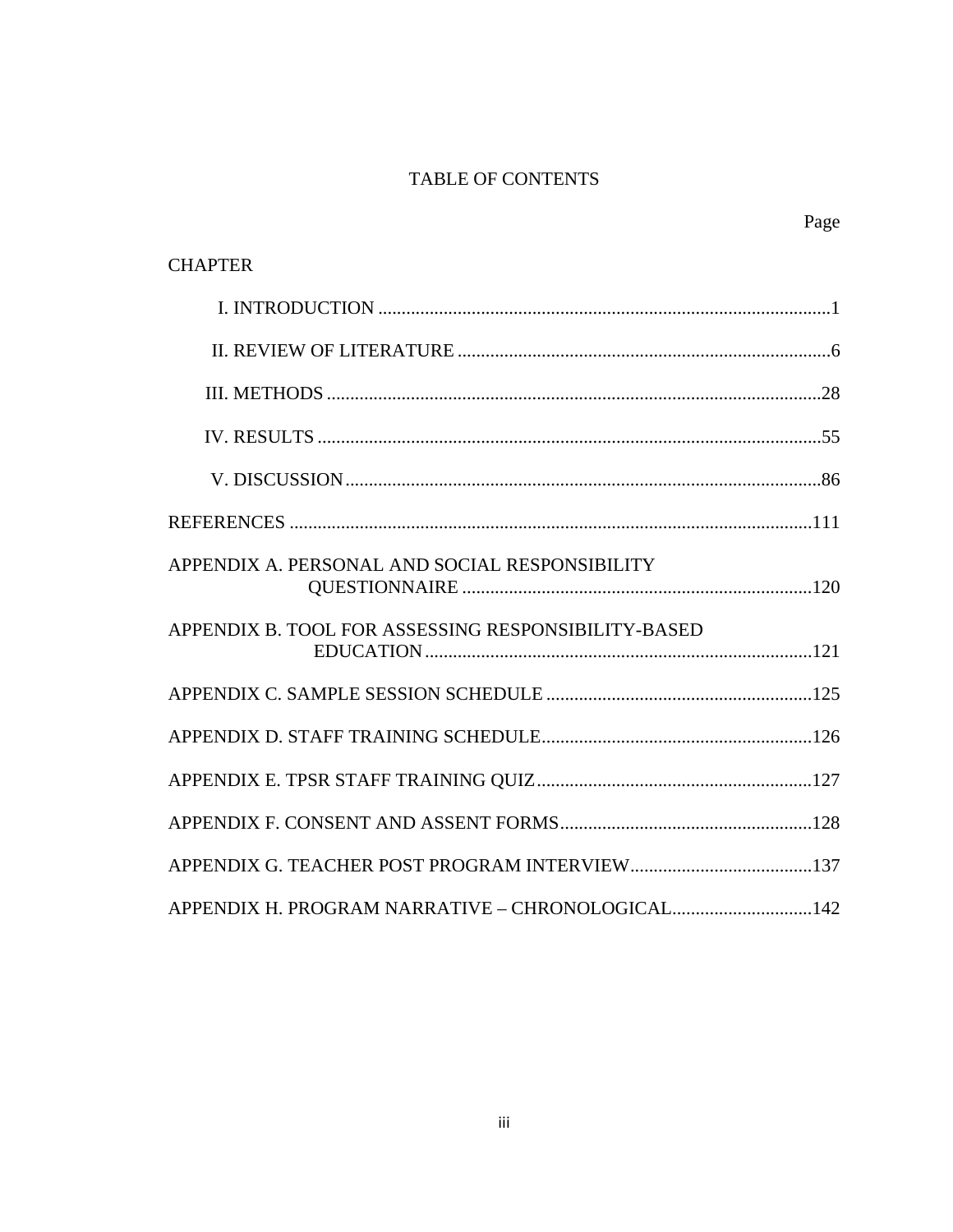# TABLE OF CONTENTS

| | Page |
|---|---|
| CHAPTER | |
| I. INTRODUCTION | 1 |
| II. REVIEW OF LITERATURE | 6 |
| III. METHODS | 28 |
| IV. RESULTS | 55 |
| V. DISCUSSION | 86 |
| REFERENCES | 111 |
| APPENDIX A. PERSONAL AND SOCIAL RESPONSIBILITY QUESTIONNAIRE | 120 |
| APPENDIX B. TOOL FOR ASSESSING RESPONSIBILITY-BASED EDUCATION | 121 |
| APPENDIX C. SAMPLE SESSION SCHEDULE | 125 |
| APPENDIX D. STAFF TRAINING SCHEDULE | 126 |
| APPENDIX E. TPSR STAFF TRAINING QUIZ | 127 |
| APPENDIX F. CONSENT AND ASSENT FORMS | 128 |
| APPENDIX G. TEACHER POST PROGRAM INTERVIEW | 137 |
| APPENDIX H. PROGRAM NARRATIVE – CHRONOLOGICAL | 142 |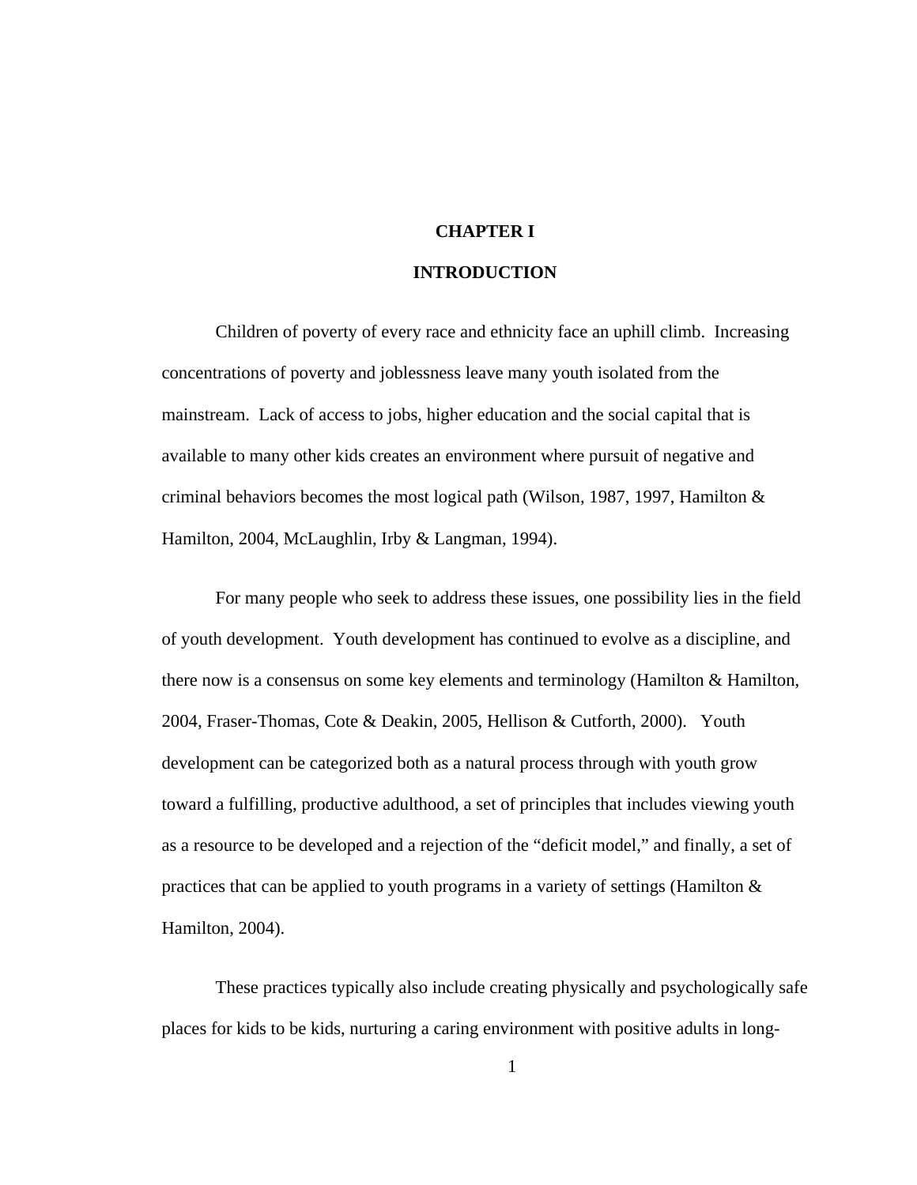# CHAPTER I

# INTRODUCTION

Children of poverty of every race and ethnicity face an uphill climb. Increasing concentrations of poverty and joblessness leave many youth isolated from the mainstream. Lack of access to jobs, higher education and the social capital that is available to many other kids creates an environment where pursuit of negative and criminal behaviors becomes the most logical path (Wilson, 1987, 1997, Hamilton & Hamilton, 2004, McLaughlin, Irby & Langman, 1994).

For many people who seek to address these issues, one possibility lies in the field of youth development. Youth development has continued to evolve as a discipline, and there now is a consensus on some key elements and terminology (Hamilton & Hamilton, 2004, Fraser-Thomas, Cote & Deakin, 2005, Hellison & Cutforth, 2000). Youth development can be categorized both as a natural process through with youth grow toward a fulfilling, productive adulthood, a set of principles that includes viewing youth as a resource to be developed and a rejection of the "deficit model," and finally, a set of practices that can be applied to youth programs in a variety of settings (Hamilton & Hamilton, 2004).

These practices typically also include creating physically and psychologically safe places for kids to be kids, nurturing a caring environment with positive adults in long-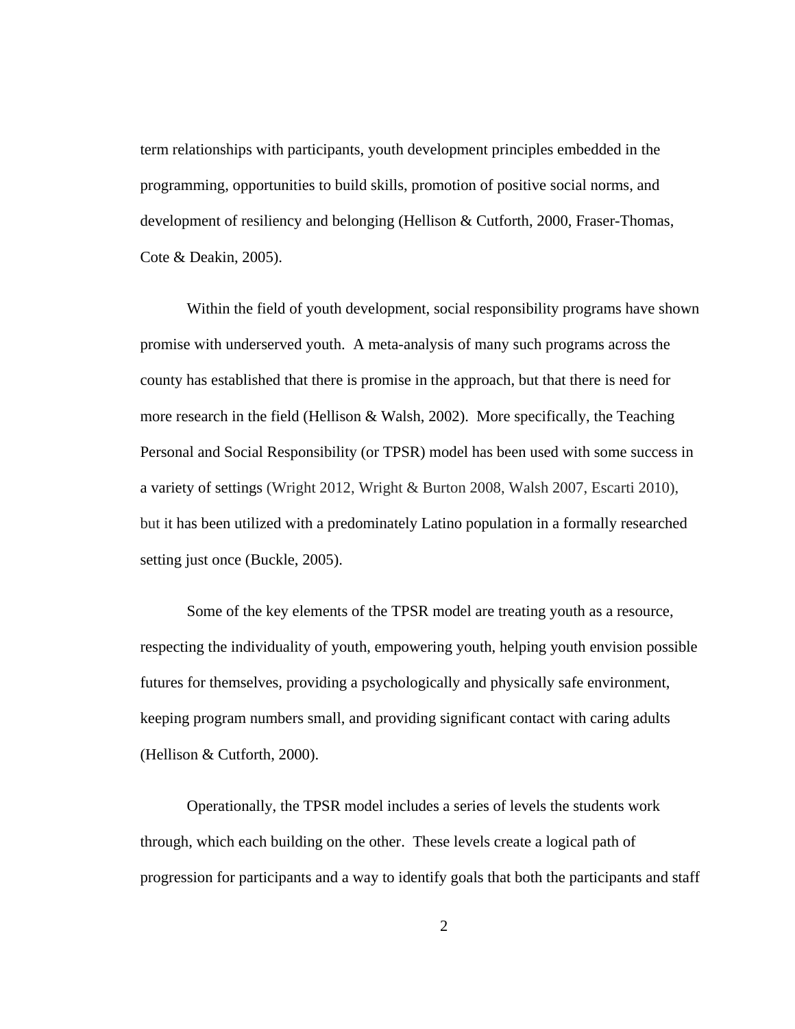term relationships with participants, youth development principles embedded in the programming, opportunities to build skills, promotion of positive social norms, and development of resiliency and belonging (Hellison & Cutforth, 2000, Fraser-Thomas, Cote & Deakin, 2005).

Within the field of youth development, social responsibility programs have shown promise with underserved youth. A meta-analysis of many such programs across the county has established that there is promise in the approach, but that there is need for more research in the field (Hellison & Walsh, 2002). More specifically, the Teaching Personal and Social Responsibility (or TPSR) model has been used with some success in a variety of settings (Wright 2012, Wright & Burton 2008, Walsh 2007, Escarti 2010), but it has been utilized with a predominately Latino population in a formally researched setting just once (Buckle, 2005).

Some of the key elements of the TPSR model are treating youth as a resource, respecting the individuality of youth, empowering youth, helping youth envision possible futures for themselves, providing a psychologically and physically safe environment, keeping program numbers small, and providing significant contact with caring adults (Hellison & Cutforth, 2000).

Operationally, the TPSR model includes a series of levels the students work through, which each building on the other. These levels create a logical path of progression for participants and a way to identify goals that both the participants and staff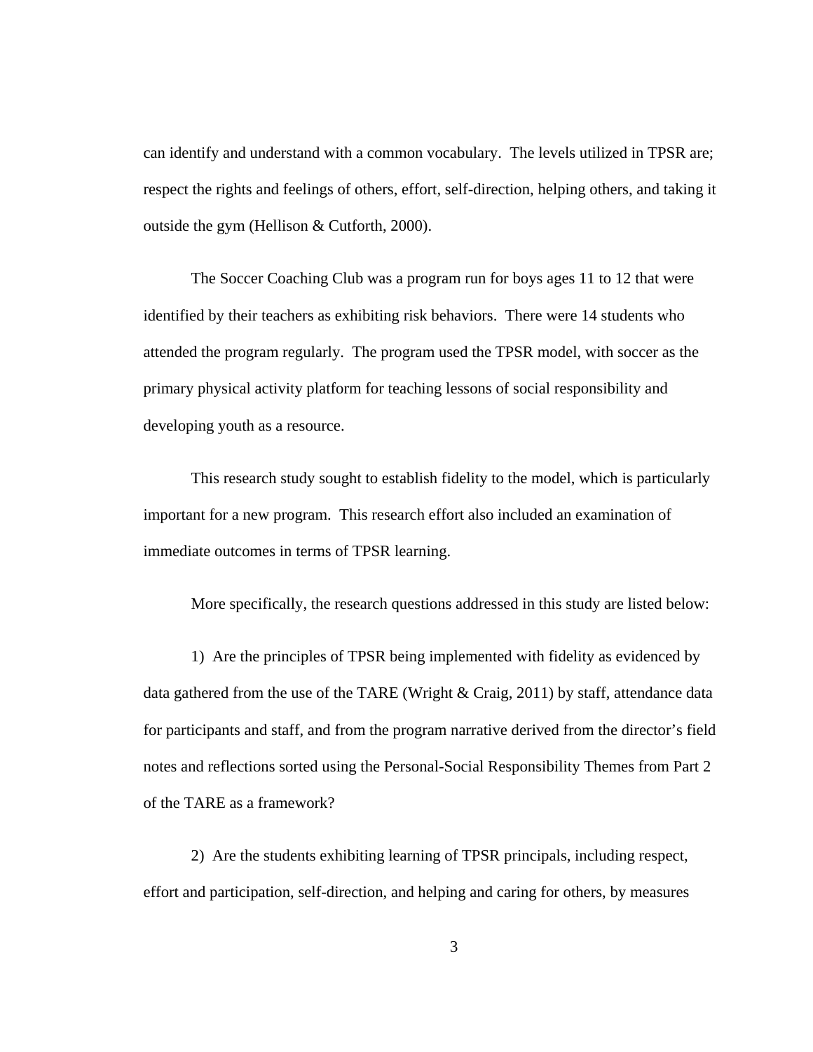can identify and understand with a common vocabulary. The levels utilized in TPSR are; respect the rights and feelings of others, effort, self-direction, helping others, and taking it outside the gym (Hellison & Cutforth, 2000).

The Soccer Coaching Club was a program run for boys ages 11 to 12 that were identified by their teachers as exhibiting risk behaviors. There were 14 students who attended the program regularly. The program used the TPSR model, with soccer as the primary physical activity platform for teaching lessons of social responsibility and developing youth as a resource.

This research study sought to establish fidelity to the model, which is particularly important for a new program. This research effort also included an examination of immediate outcomes in terms of TPSR learning.

More specifically, the research questions addressed in this study are listed below:

1) Are the principles of TPSR being implemented with fidelity as evidenced by data gathered from the use of the TARE (Wright & Craig, 2011) by staff, attendance data for participants and staff, and from the program narrative derived from the director's field notes and reflections sorted using the Personal-Social Responsibility Themes from Part 2 of the TARE as a framework?

2) Are the students exhibiting learning of TPSR principals, including respect, effort and participation, self-direction, and helping and caring for others, by measures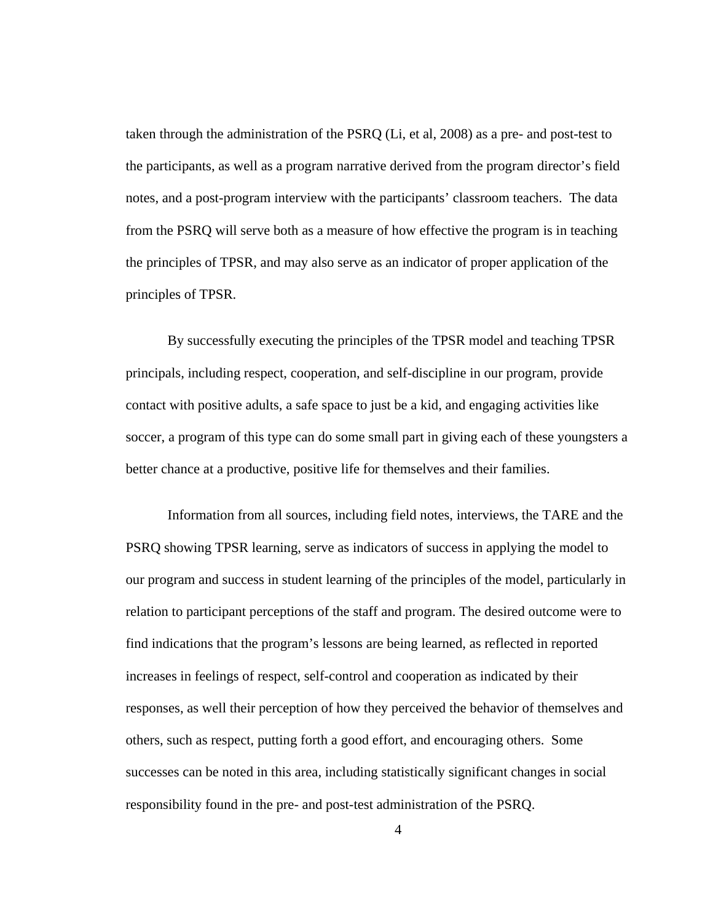taken through the administration of the PSRQ (Li, et al, 2008) as a pre- and post-test to the participants, as well as a program narrative derived from the program director's field notes, and a post-program interview with the participants' classroom teachers. The data from the PSRQ will serve both as a measure of how effective the program is in teaching the principles of TPSR, and may also serve as an indicator of proper application of the principles of TPSR.

By successfully executing the principles of the TPSR model and teaching TPSR principals, including respect, cooperation, and self-discipline in our program, provide contact with positive adults, a safe space to just be a kid, and engaging activities like soccer, a program of this type can do some small part in giving each of these youngsters a better chance at a productive, positive life for themselves and their families.

Information from all sources, including field notes, interviews, the TARE and the PSRQ showing TPSR learning, serve as indicators of success in applying the model to our program and success in student learning of the principles of the model, particularly in relation to participant perceptions of the staff and program. The desired outcome were to find indications that the program's lessons are being learned, as reflected in reported increases in feelings of respect, self-control and cooperation as indicated by their responses, as well their perception of how they perceived the behavior of themselves and others, such as respect, putting forth a good effort, and encouraging others. Some successes can be noted in this area, including statistically significant changes in social responsibility found in the pre- and post-test administration of the PSRQ.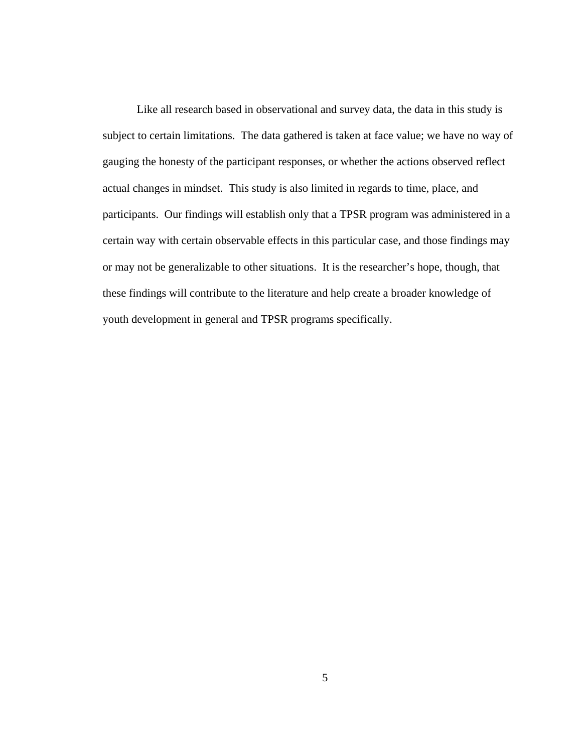Like all research based in observational and survey data, the data in this study is subject to certain limitations. The data gathered is taken at face value; we have no way of gauging the honesty of the participant responses, or whether the actions observed reflect actual changes in mindset. This study is also limited in regards to time, place, and participants. Our findings will establish only that a TPSR program was administered in a certain way with certain observable effects in this particular case, and those findings may or may not be generalizable to other situations. It is the researcher's hope, though, that these findings will contribute to the literature and help create a broader knowledge of youth development in general and TPSR programs specifically.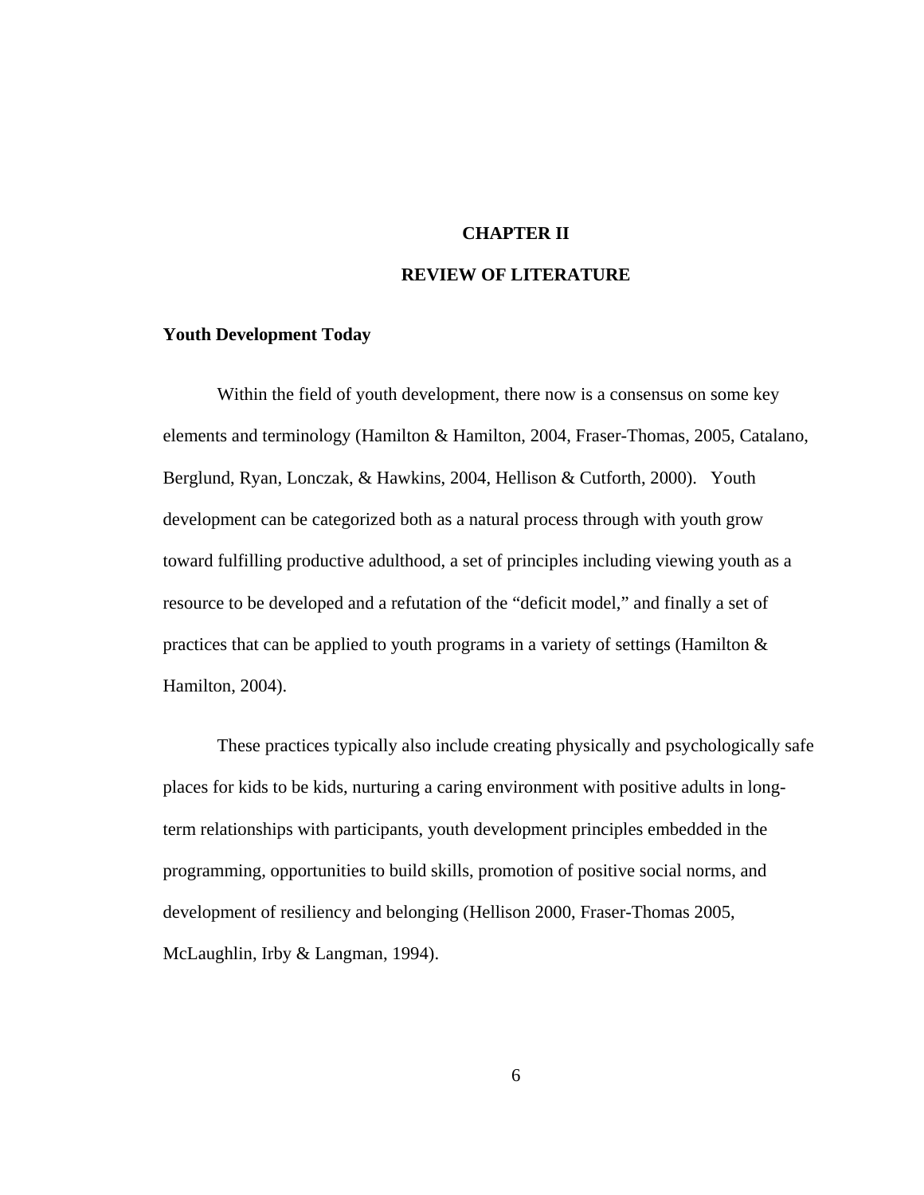# CHAPTER II

# REVIEW OF LITERATURE

## Youth Development Today

Within the field of youth development, there now is a consensus on some key elements and terminology (Hamilton & Hamilton, 2004, Fraser-Thomas, 2005, Catalano, Berglund, Ryan, Lonczak, & Hawkins, 2004, Hellison & Cutforth, 2000). Youth development can be categorized both as a natural process through with youth grow toward fulfilling productive adulthood, a set of principles including viewing youth as a resource to be developed and a refutation of the "deficit model," and finally a set of practices that can be applied to youth programs in a variety of settings (Hamilton & Hamilton, 2004).

These practices typically also include creating physically and psychologically safe places for kids to be kids, nurturing a caring environment with positive adults in long-term relationships with participants, youth development principles embedded in the programming, opportunities to build skills, promotion of positive social norms, and development of resiliency and belonging (Hellison 2000, Fraser-Thomas 2005, McLaughlin, Irby & Langman, 1994).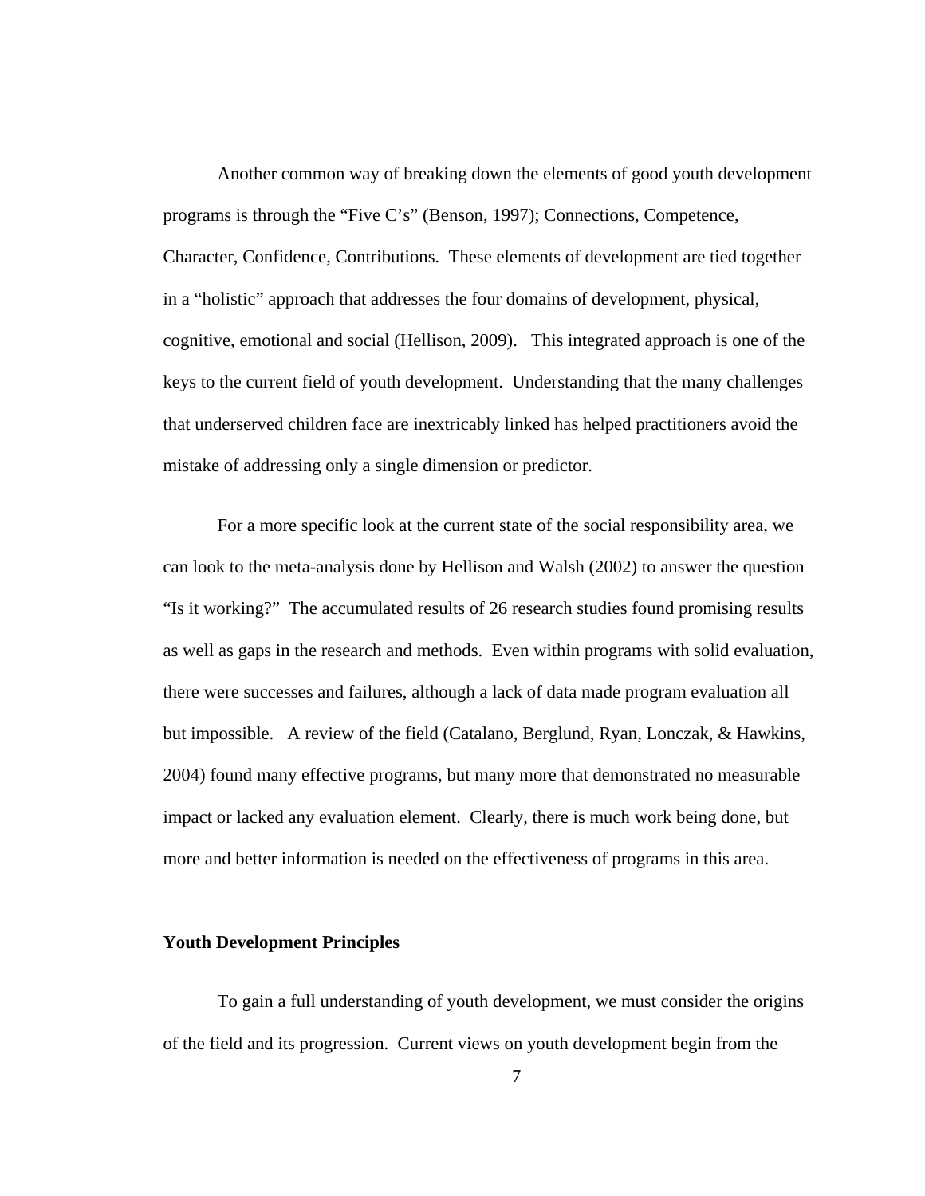Another common way of breaking down the elements of good youth development programs is through the "Five C's" (Benson, 1997); Connections, Competence, Character, Confidence, Contributions. These elements of development are tied together in a "holistic" approach that addresses the four domains of development, physical, cognitive, emotional and social (Hellison, 2009). This integrated approach is one of the keys to the current field of youth development. Understanding that the many challenges that underserved children face are inextricably linked has helped practitioners avoid the mistake of addressing only a single dimension or predictor.

For a more specific look at the current state of the social responsibility area, we can look to the meta-analysis done by Hellison and Walsh (2002) to answer the question "Is it working?" The accumulated results of 26 research studies found promising results as well as gaps in the research and methods. Even within programs with solid evaluation, there were successes and failures, although a lack of data made program evaluation all but impossible. A review of the field (Catalano, Berglund, Ryan, Lonczak, & Hawkins, 2004) found many effective programs, but many more that demonstrated no measurable impact or lacked any evaluation element. Clearly, there is much work being done, but more and better information is needed on the effectiveness of programs in this area.

**Youth Development Principles**

To gain a full understanding of youth development, we must consider the origins of the field and its progression. Current views on youth development begin from the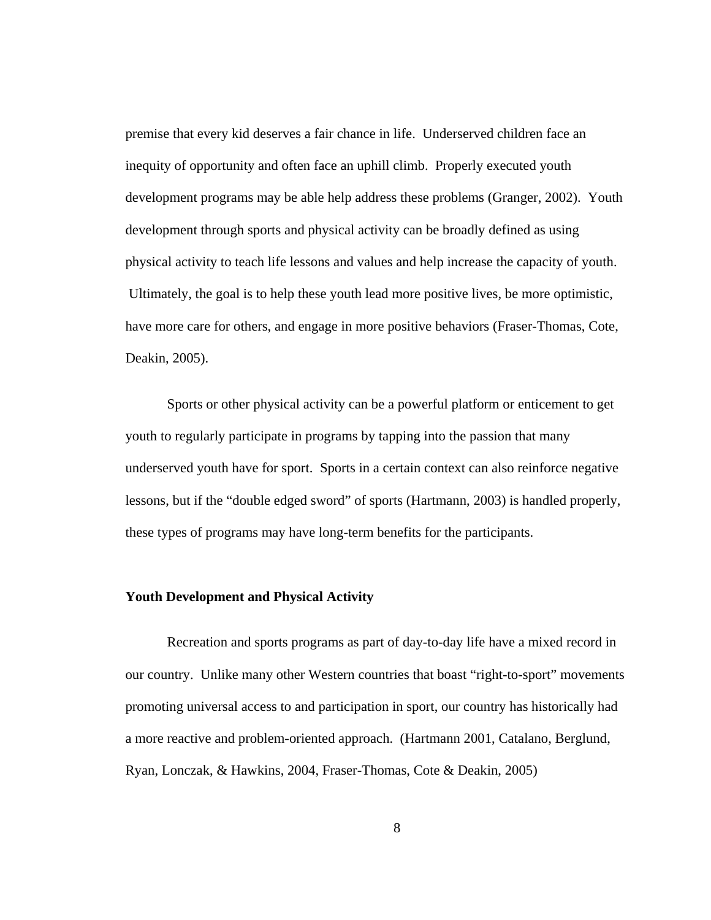premise that every kid deserves a fair chance in life. Underserved children face an inequity of opportunity and often face an uphill climb. Properly executed youth development programs may be able help address these problems (Granger, 2002). Youth development through sports and physical activity can be broadly defined as using physical activity to teach life lessons and values and help increase the capacity of youth. Ultimately, the goal is to help these youth lead more positive lives, be more optimistic, have more care for others, and engage in more positive behaviors (Fraser-Thomas, Cote, Deakin, 2005).

Sports or other physical activity can be a powerful platform or enticement to get youth to regularly participate in programs by tapping into the passion that many underserved youth have for sport. Sports in a certain context can also reinforce negative lessons, but if the "double edged sword" of sports (Hartmann, 2003) is handled properly, these types of programs may have long-term benefits for the participants.

**Youth Development and Physical Activity**

Recreation and sports programs as part of day-to-day life have a mixed record in our country. Unlike many other Western countries that boast "right-to-sport" movements promoting universal access to and participation in sport, our country has historically had a more reactive and problem-oriented approach. (Hartmann 2001, Catalano, Berglund, Ryan, Lonczak, & Hawkins, 2004, Fraser-Thomas, Cote & Deakin, 2005)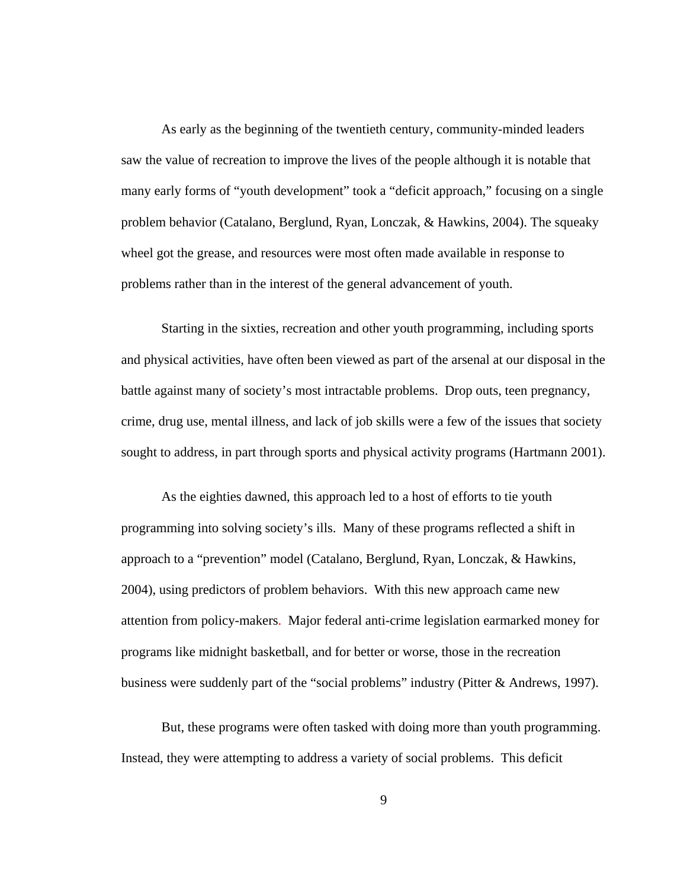As early as the beginning of the twentieth century, community-minded leaders saw the value of recreation to improve the lives of the people although it is notable that many early forms of "youth development" took a "deficit approach," focusing on a single problem behavior (Catalano, Berglund, Ryan, Lonczak, & Hawkins, 2004). The squeaky wheel got the grease, and resources were most often made available in response to problems rather than in the interest of the general advancement of youth.

Starting in the sixties, recreation and other youth programming, including sports and physical activities, have often been viewed as part of the arsenal at our disposal in the battle against many of society's most intractable problems. Drop outs, teen pregnancy, crime, drug use, mental illness, and lack of job skills were a few of the issues that society sought to address, in part through sports and physical activity programs (Hartmann 2001).

As the eighties dawned, this approach led to a host of efforts to tie youth programming into solving society's ills. Many of these programs reflected a shift in approach to a "prevention" model (Catalano, Berglund, Ryan, Lonczak, & Hawkins, 2004), using predictors of problem behaviors. With this new approach came new attention from policy-makers. Major federal anti-crime legislation earmarked money for programs like midnight basketball, and for better or worse, those in the recreation business were suddenly part of the "social problems" industry (Pitter & Andrews, 1997).

But, these programs were often tasked with doing more than youth programming. Instead, they were attempting to address a variety of social problems. This deficit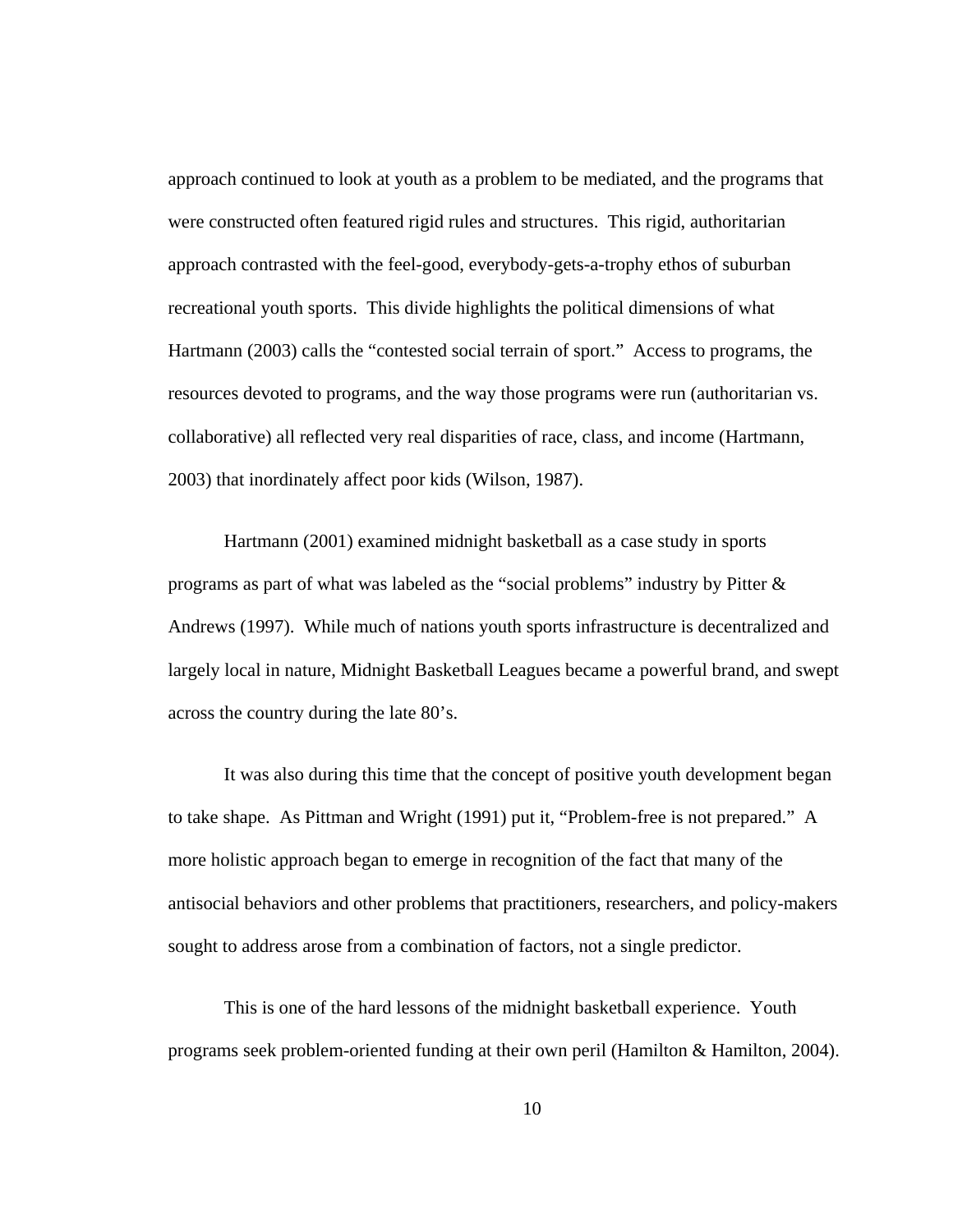approach continued to look at youth as a problem to be mediated, and the programs that were constructed often featured rigid rules and structures. This rigid, authoritarian approach contrasted with the feel-good, everybody-gets-a-trophy ethos of suburban recreational youth sports. This divide highlights the political dimensions of what Hartmann (2003) calls the "contested social terrain of sport." Access to programs, the resources devoted to programs, and the way those programs were run (authoritarian vs. collaborative) all reflected very real disparities of race, class, and income (Hartmann, 2003) that inordinately affect poor kids (Wilson, 1987).

Hartmann (2001) examined midnight basketball as a case study in sports programs as part of what was labeled as the "social problems" industry by Pitter & Andrews (1997). While much of nations youth sports infrastructure is decentralized and largely local in nature, Midnight Basketball Leagues became a powerful brand, and swept across the country during the late 80's.

It was also during this time that the concept of positive youth development began to take shape. As Pittman and Wright (1991) put it, "Problem-free is not prepared." A more holistic approach began to emerge in recognition of the fact that many of the antisocial behaviors and other problems that practitioners, researchers, and policy-makers sought to address arose from a combination of factors, not a single predictor.

This is one of the hard lessons of the midnight basketball experience. Youth programs seek problem-oriented funding at their own peril (Hamilton & Hamilton, 2004).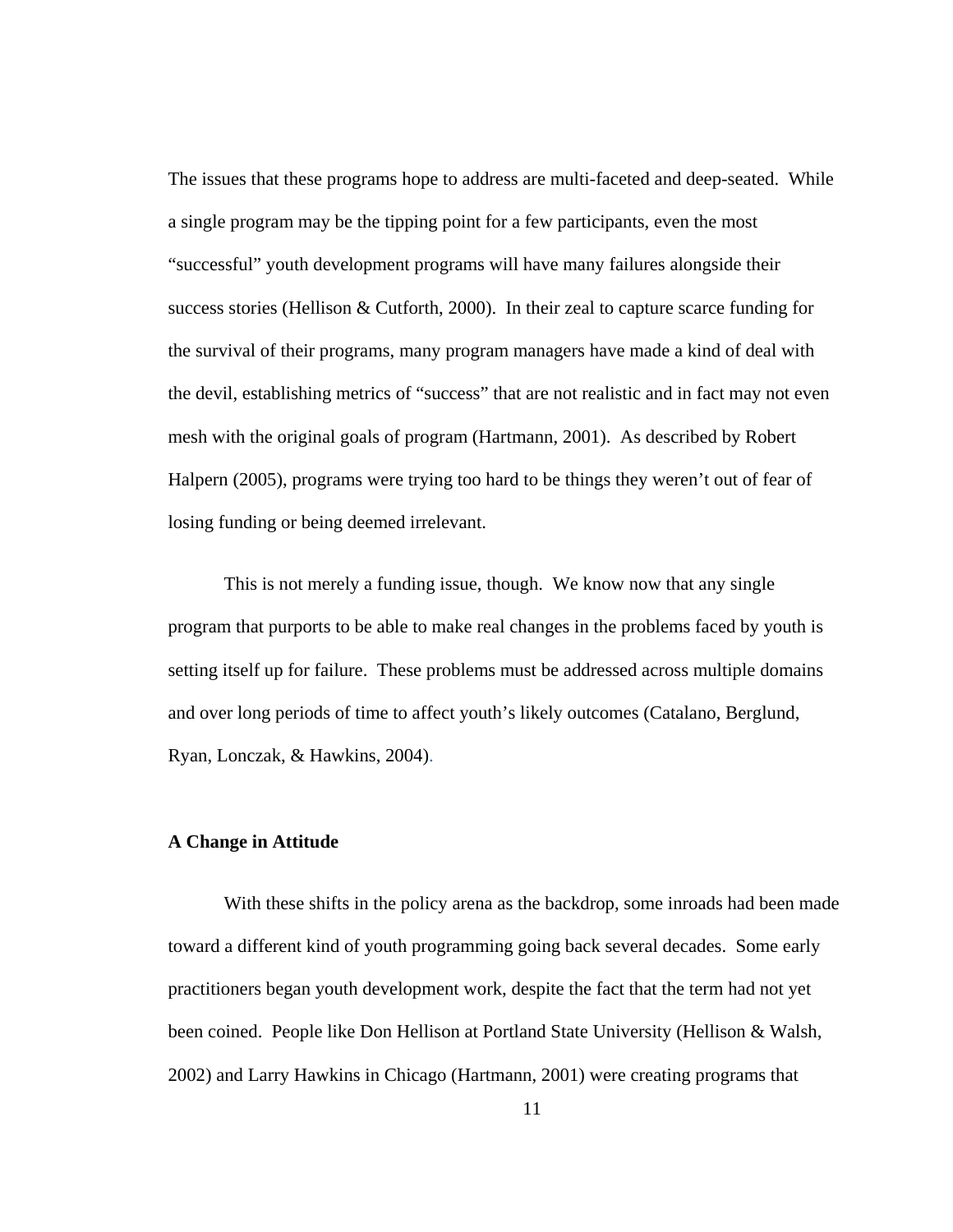The issues that these programs hope to address are multi-faceted and deep-seated. While a single program may be the tipping point for a few participants, even the most "successful" youth development programs will have many failures alongside their success stories (Hellison & Cutforth, 2000). In their zeal to capture scarce funding for the survival of their programs, many program managers have made a kind of deal with the devil, establishing metrics of "success" that are not realistic and in fact may not even mesh with the original goals of program (Hartmann, 2001). As described by Robert Halpern (2005), programs were trying too hard to be things they weren't out of fear of losing funding or being deemed irrelevant.

This is not merely a funding issue, though. We know now that any single program that purports to be able to make real changes in the problems faced by youth is setting itself up for failure. These problems must be addressed across multiple domains and over long periods of time to affect youth's likely outcomes (Catalano, Berglund, Ryan, Lonczak, & Hawkins, 2004).

**A Change in Attitude**

With these shifts in the policy arena as the backdrop, some inroads had been made toward a different kind of youth programming going back several decades. Some early practitioners began youth development work, despite the fact that the term had not yet been coined. People like Don Hellison at Portland State University (Hellison & Walsh, 2002) and Larry Hawkins in Chicago (Hartmann, 2001) were creating programs that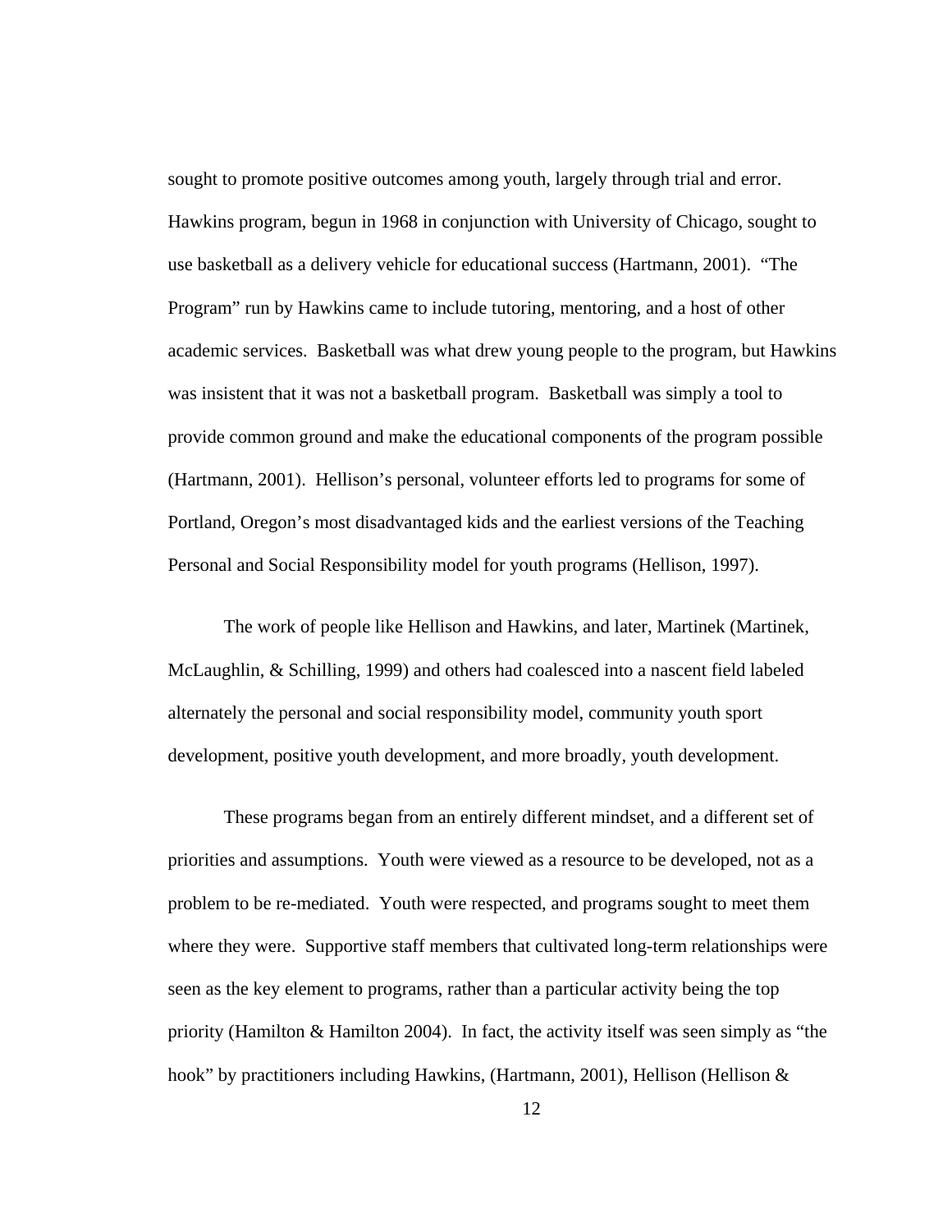sought to promote positive outcomes among youth, largely through trial and error. Hawkins program, begun in 1968 in conjunction with University of Chicago, sought to use basketball as a delivery vehicle for educational success (Hartmann, 2001). "The Program" run by Hawkins came to include tutoring, mentoring, and a host of other academic services. Basketball was what drew young people to the program, but Hawkins was insistent that it was not a basketball program. Basketball was simply a tool to provide common ground and make the educational components of the program possible (Hartmann, 2001). Hellison's personal, volunteer efforts led to programs for some of Portland, Oregon's most disadvantaged kids and the earliest versions of the Teaching Personal and Social Responsibility model for youth programs (Hellison, 1997).

The work of people like Hellison and Hawkins, and later, Martinek (Martinek, McLaughlin, & Schilling, 1999) and others had coalesced into a nascent field labeled alternately the personal and social responsibility model, community youth sport development, positive youth development, and more broadly, youth development.

These programs began from an entirely different mindset, and a different set of priorities and assumptions. Youth were viewed as a resource to be developed, not as a problem to be re-mediated. Youth were respected, and programs sought to meet them where they were. Supportive staff members that cultivated long-term relationships were seen as the key element to programs, rather than a particular activity being the top priority (Hamilton & Hamilton 2004). In fact, the activity itself was seen simply as "the hook" by practitioners including Hawkins, (Hartmann, 2001), Hellison (Hellison &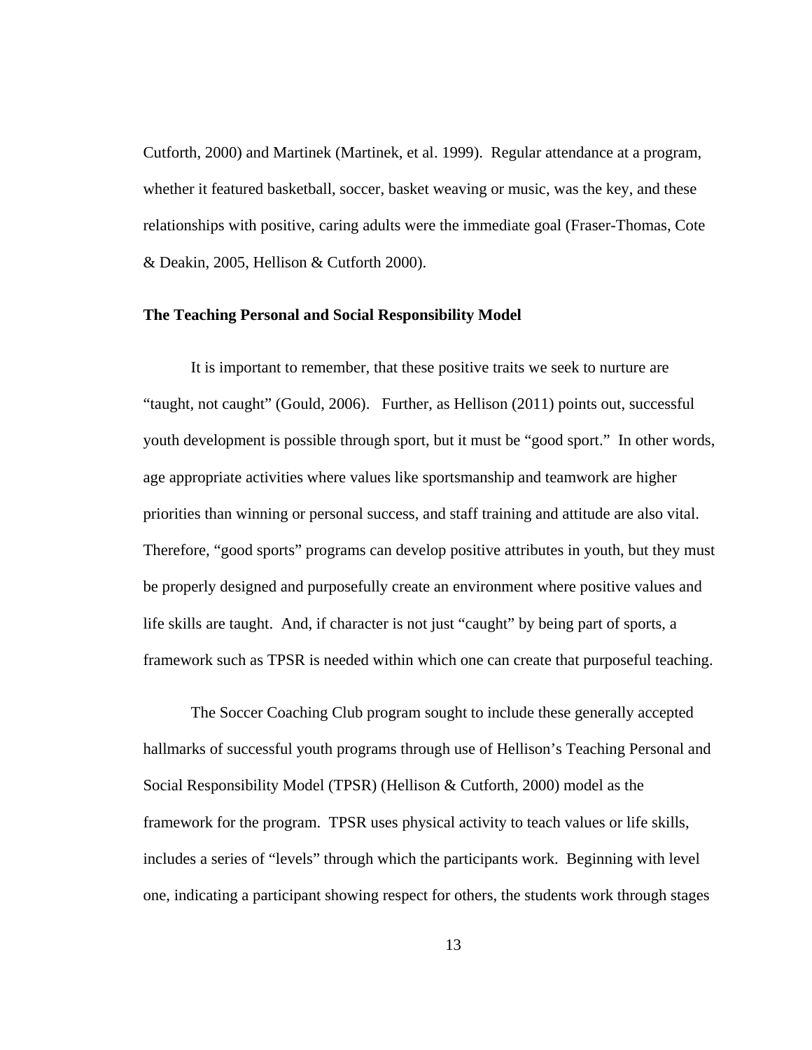Cutforth, 2000) and Martinek (Martinek, et al. 1999). Regular attendance at a program, whether it featured basketball, soccer, basket weaving or music, was the key, and these relationships with positive, caring adults were the immediate goal (Fraser-Thomas, Cote & Deakin, 2005, Hellison & Cutforth 2000).

**The Teaching Personal and Social Responsibility Model**

It is important to remember, that these positive traits we seek to nurture are "taught, not caught" (Gould, 2006). Further, as Hellison (2011) points out, successful youth development is possible through sport, but it must be "good sport." In other words, age appropriate activities where values like sportsmanship and teamwork are higher priorities than winning or personal success, and staff training and attitude are also vital. Therefore, "good sports" programs can develop positive attributes in youth, but they must be properly designed and purposefully create an environment where positive values and life skills are taught. And, if character is not just "caught" by being part of sports, a framework such as TPSR is needed within which one can create that purposeful teaching.

The Soccer Coaching Club program sought to include these generally accepted hallmarks of successful youth programs through use of Hellison's Teaching Personal and Social Responsibility Model (TPSR) (Hellison & Cutforth, 2000) model as the framework for the program. TPSR uses physical activity to teach values or life skills, includes a series of "levels" through which the participants work. Beginning with level one, indicating a participant showing respect for others, the students work through stages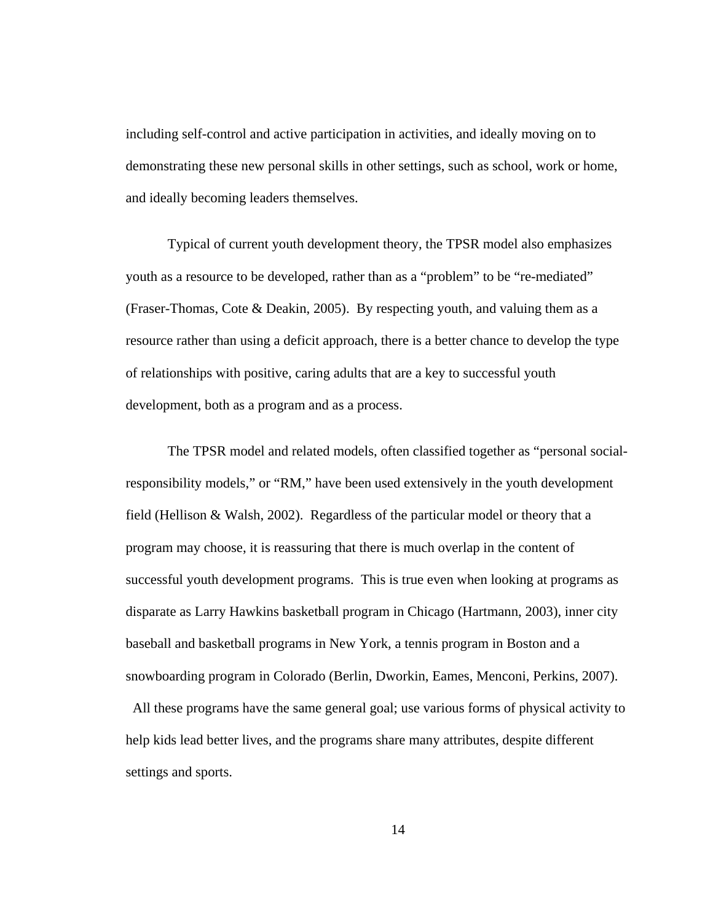including self-control and active participation in activities, and ideally moving on to demonstrating these new personal skills in other settings, such as school, work or home, and ideally becoming leaders themselves.

Typical of current youth development theory, the TPSR model also emphasizes youth as a resource to be developed, rather than as a "problem" to be "re-mediated" (Fraser-Thomas, Cote & Deakin, 2005). By respecting youth, and valuing them as a resource rather than using a deficit approach, there is a better chance to develop the type of relationships with positive, caring adults that are a key to successful youth development, both as a program and as a process.

The TPSR model and related models, often classified together as "personal social-responsibility models," or "RM," have been used extensively in the youth development field (Hellison & Walsh, 2002). Regardless of the particular model or theory that a program may choose, it is reassuring that there is much overlap in the content of successful youth development programs. This is true even when looking at programs as disparate as Larry Hawkins basketball program in Chicago (Hartmann, 2003), inner city baseball and basketball programs in New York, a tennis program in Boston and a snowboarding program in Colorado (Berlin, Dworkin, Eames, Menconi, Perkins, 2007). All these programs have the same general goal; use various forms of physical activity to help kids lead better lives, and the programs share many attributes, despite different settings and sports.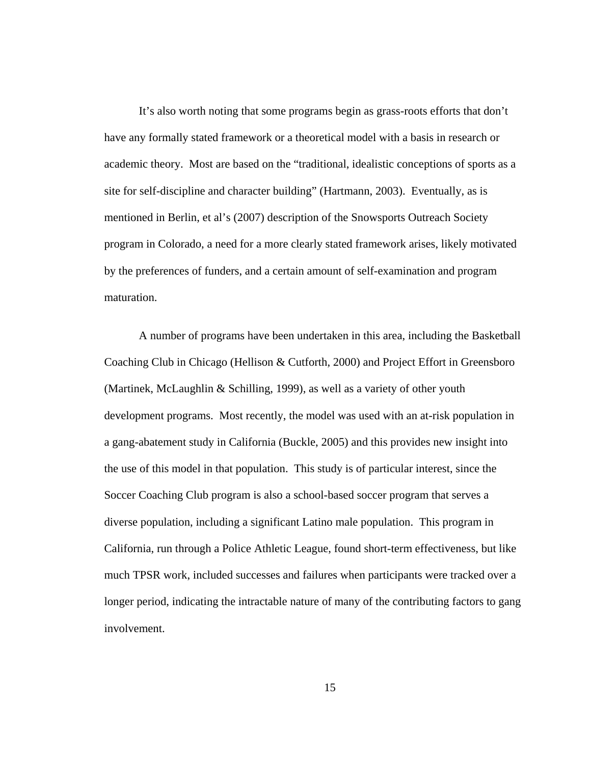It's also worth noting that some programs begin as grass-roots efforts that don't have any formally stated framework or a theoretical model with a basis in research or academic theory. Most are based on the "traditional, idealistic conceptions of sports as a site for self-discipline and character building" (Hartmann, 2003). Eventually, as is mentioned in Berlin, et al's (2007) description of the Snowsports Outreach Society program in Colorado, a need for a more clearly stated framework arises, likely motivated by the preferences of funders, and a certain amount of self-examination and program maturation.

A number of programs have been undertaken in this area, including the Basketball Coaching Club in Chicago (Hellison & Cutforth, 2000) and Project Effort in Greensboro (Martinek, McLaughlin & Schilling, 1999), as well as a variety of other youth development programs. Most recently, the model was used with an at-risk population in a gang-abatement study in California (Buckle, 2005) and this provides new insight into the use of this model in that population. This study is of particular interest, since the Soccer Coaching Club program is also a school-based soccer program that serves a diverse population, including a significant Latino male population. This program in California, run through a Police Athletic League, found short-term effectiveness, but like much TPSR work, included successes and failures when participants were tracked over a longer period, indicating the intractable nature of many of the contributing factors to gang involvement.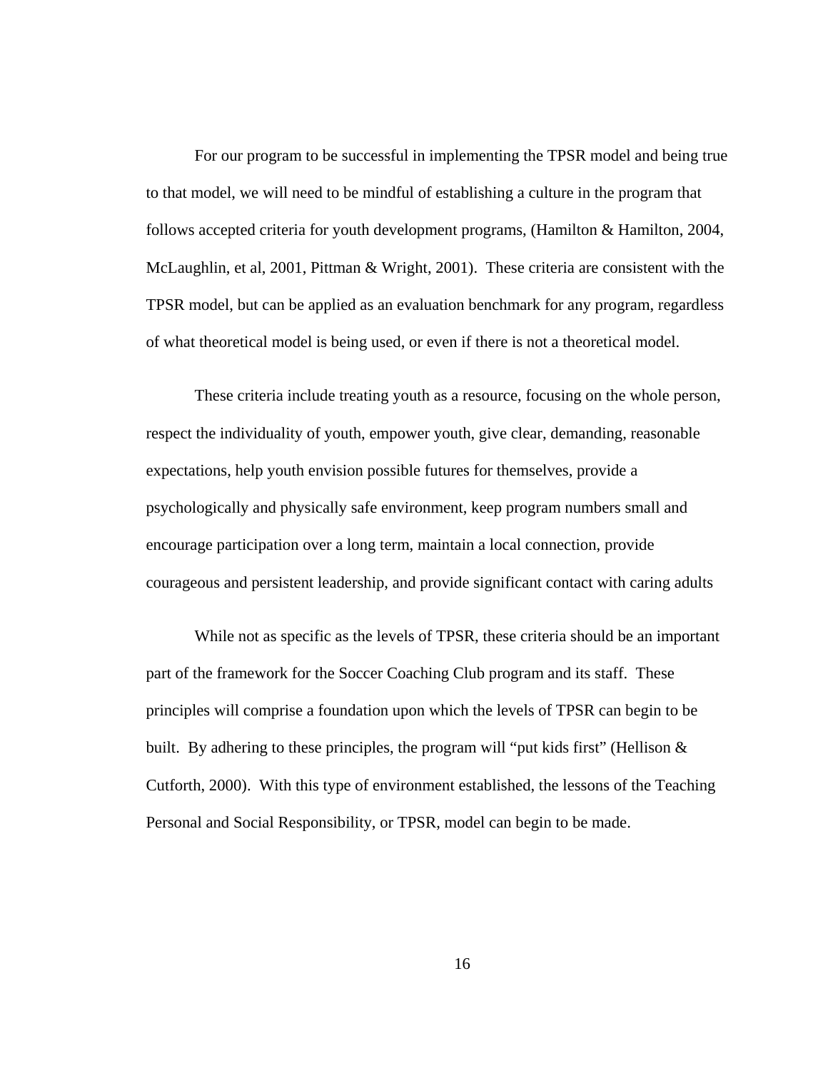For our program to be successful in implementing the TPSR model and being true to that model, we will need to be mindful of establishing a culture in the program that follows accepted criteria for youth development programs, (Hamilton & Hamilton, 2004, McLaughlin, et al, 2001, Pittman & Wright, 2001). These criteria are consistent with the TPSR model, but can be applied as an evaluation benchmark for any program, regardless of what theoretical model is being used, or even if there is not a theoretical model.

These criteria include treating youth as a resource, focusing on the whole person, respect the individuality of youth, empower youth, give clear, demanding, reasonable expectations, help youth envision possible futures for themselves, provide a psychologically and physically safe environment, keep program numbers small and encourage participation over a long term, maintain a local connection, provide courageous and persistent leadership, and provide significant contact with caring adults

While not as specific as the levels of TPSR, these criteria should be an important part of the framework for the Soccer Coaching Club program and its staff. These principles will comprise a foundation upon which the levels of TPSR can begin to be built. By adhering to these principles, the program will "put kids first" (Hellison & Cutforth, 2000). With this type of environment established, the lessons of the Teaching Personal and Social Responsibility, or TPSR, model can begin to be made.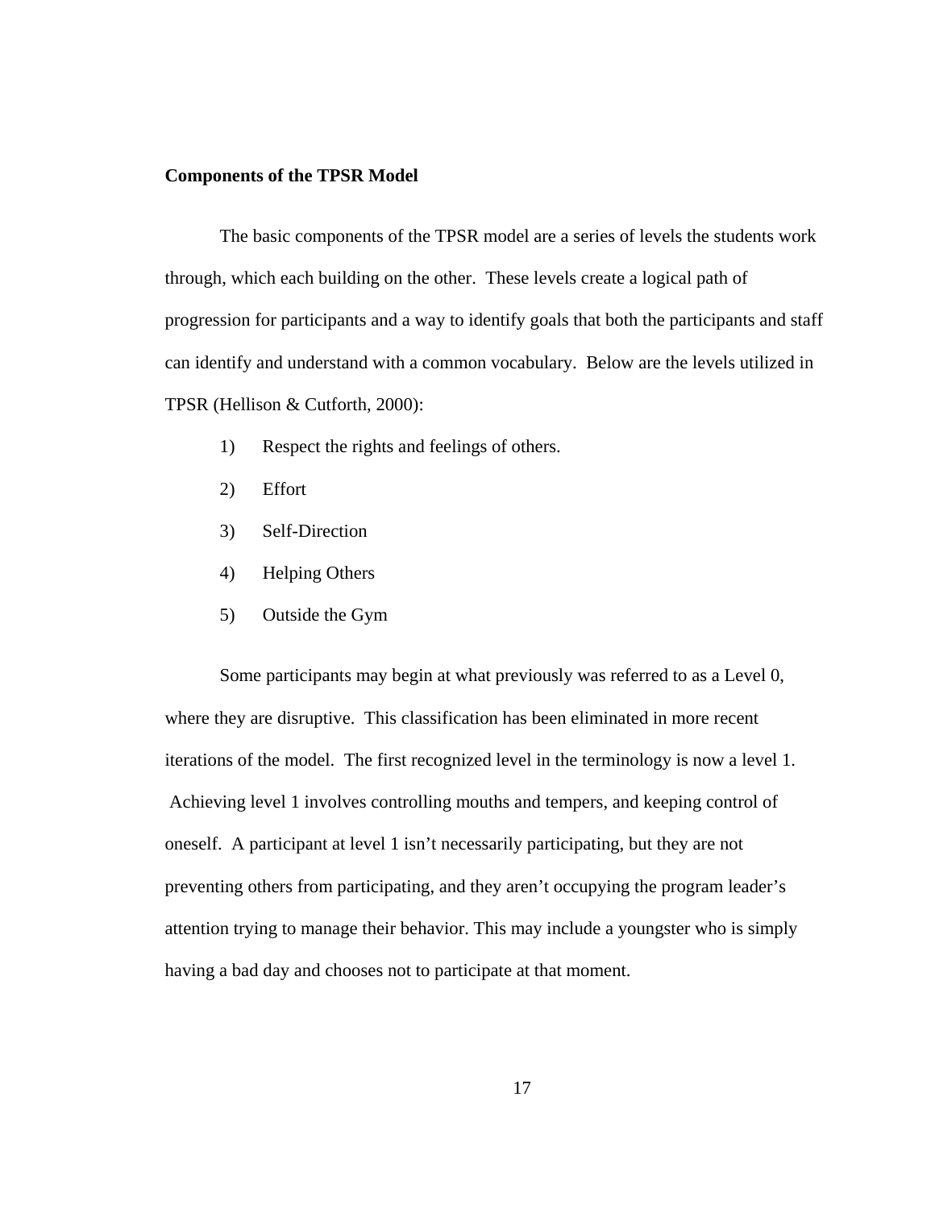**Components of the TPSR Model**

The basic components of the TPSR model are a series of levels the students work through, which each building on the other. These levels create a logical path of progression for participants and a way to identify goals that both the participants and staff can identify and understand with a common vocabulary. Below are the levels utilized in TPSR (Hellison & Cutforth, 2000):

1) Respect the rights and feelings of others.
2) Effort
3) Self-Direction
4) Helping Others
5) Outside the Gym

Some participants may begin at what previously was referred to as a Level 0, where they are disruptive. This classification has been eliminated in more recent iterations of the model. The first recognized level in the terminology is now a level 1. Achieving level 1 involves controlling mouths and tempers, and keeping control of oneself. A participant at level 1 isn't necessarily participating, but they are not preventing others from participating, and they aren't occupying the program leader's attention trying to manage their behavior. This may include a youngster who is simply having a bad day and chooses not to participate at that moment.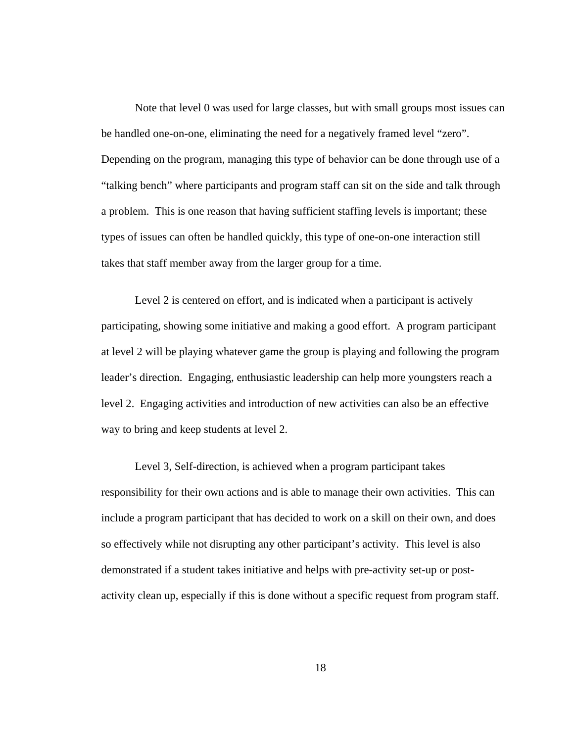Note that level 0 was used for large classes, but with small groups most issues can be handled one-on-one, eliminating the need for a negatively framed level "zero". Depending on the program, managing this type of behavior can be done through use of a "talking bench" where participants and program staff can sit on the side and talk through a problem. This is one reason that having sufficient staffing levels is important; these types of issues can often be handled quickly, this type of one-on-one interaction still takes that staff member away from the larger group for a time.

Level 2 is centered on effort, and is indicated when a participant is actively participating, showing some initiative and making a good effort. A program participant at level 2 will be playing whatever game the group is playing and following the program leader's direction. Engaging, enthusiastic leadership can help more youngsters reach a level 2. Engaging activities and introduction of new activities can also be an effective way to bring and keep students at level 2.

Level 3, Self-direction, is achieved when a program participant takes responsibility for their own actions and is able to manage their own activities. This can include a program participant that has decided to work on a skill on their own, and does so effectively while not disrupting any other participant's activity. This level is also demonstrated if a student takes initiative and helps with pre-activity set-up or post-activity clean up, especially if this is done without a specific request from program staff.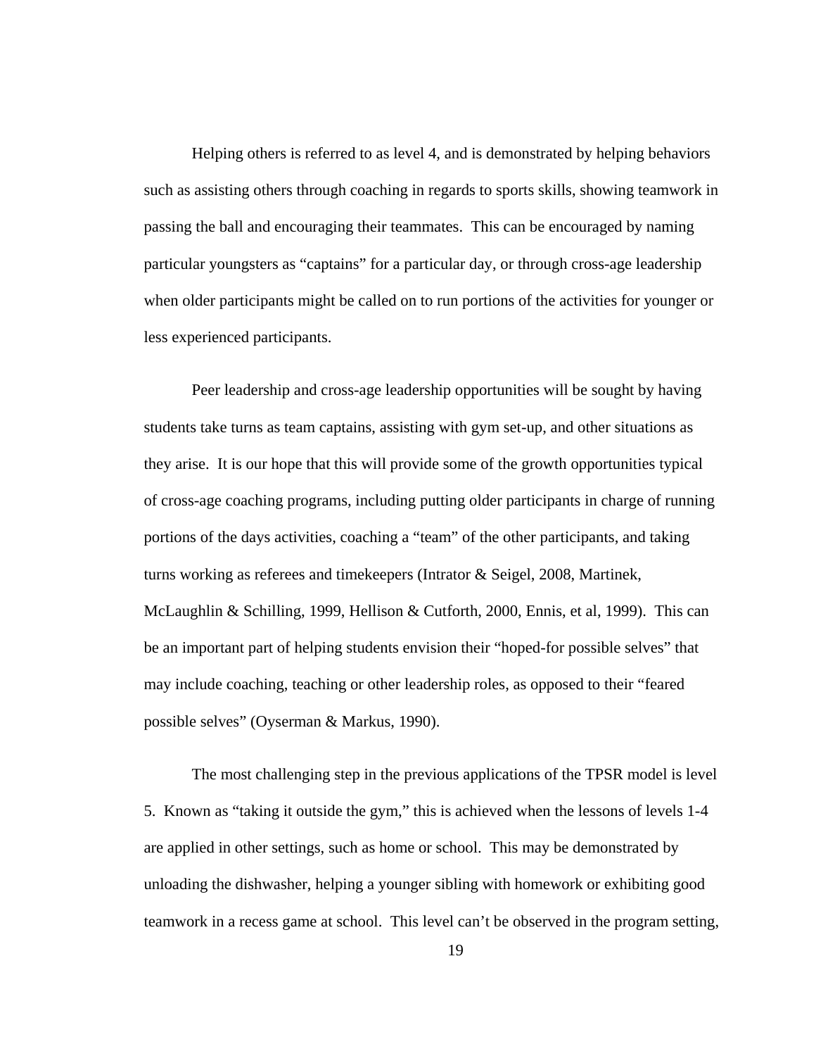Helping others is referred to as level 4, and is demonstrated by helping behaviors such as assisting others through coaching in regards to sports skills, showing teamwork in passing the ball and encouraging their teammates. This can be encouraged by naming particular youngsters as “captains” for a particular day, or through cross-age leadership when older participants might be called on to run portions of the activities for younger or less experienced participants.

Peer leadership and cross-age leadership opportunities will be sought by having students take turns as team captains, assisting with gym set-up, and other situations as they arise. It is our hope that this will provide some of the growth opportunities typical of cross-age coaching programs, including putting older participants in charge of running portions of the days activities, coaching a “team” of the other participants, and taking turns working as referees and timekeepers (Intrator & Seigel, 2008, Martinek, McLaughlin & Schilling, 1999, Hellison & Cutforth, 2000, Ennis, et al, 1999). This can be an important part of helping students envision their “hoped-for possible selves” that may include coaching, teaching or other leadership roles, as opposed to their “feared possible selves” (Oyserman & Markus, 1990).

The most challenging step in the previous applications of the TPSR model is level 5. Known as “taking it outside the gym,” this is achieved when the lessons of levels 1-4 are applied in other settings, such as home or school. This may be demonstrated by unloading the dishwasher, helping a younger sibling with homework or exhibiting good teamwork in a recess game at school. This level can’t be observed in the program setting,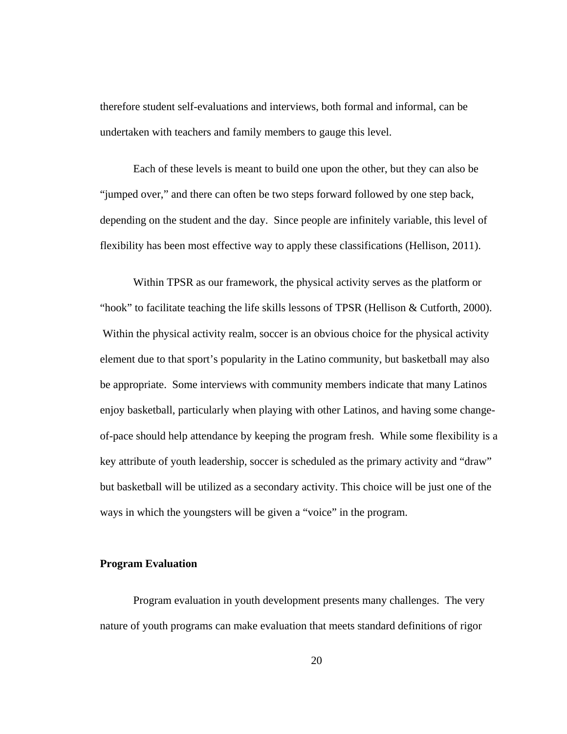therefore student self-evaluations and interviews, both formal and informal, can be undertaken with teachers and family members to gauge this level.

Each of these levels is meant to build one upon the other, but they can also be "jumped over," and there can often be two steps forward followed by one step back, depending on the student and the day. Since people are infinitely variable, this level of flexibility has been most effective way to apply these classifications (Hellison, 2011).

Within TPSR as our framework, the physical activity serves as the platform or "hook" to facilitate teaching the life skills lessons of TPSR (Hellison & Cutforth, 2000). Within the physical activity realm, soccer is an obvious choice for the physical activity element due to that sport's popularity in the Latino community, but basketball may also be appropriate. Some interviews with community members indicate that many Latinos enjoy basketball, particularly when playing with other Latinos, and having some change-of-pace should help attendance by keeping the program fresh. While some flexibility is a key attribute of youth leadership, soccer is scheduled as the primary activity and "draw" but basketball will be utilized as a secondary activity. This choice will be just one of the ways in which the youngsters will be given a "voice" in the program.

**Program Evaluation**

Program evaluation in youth development presents many challenges. The very nature of youth programs can make evaluation that meets standard definitions of rigor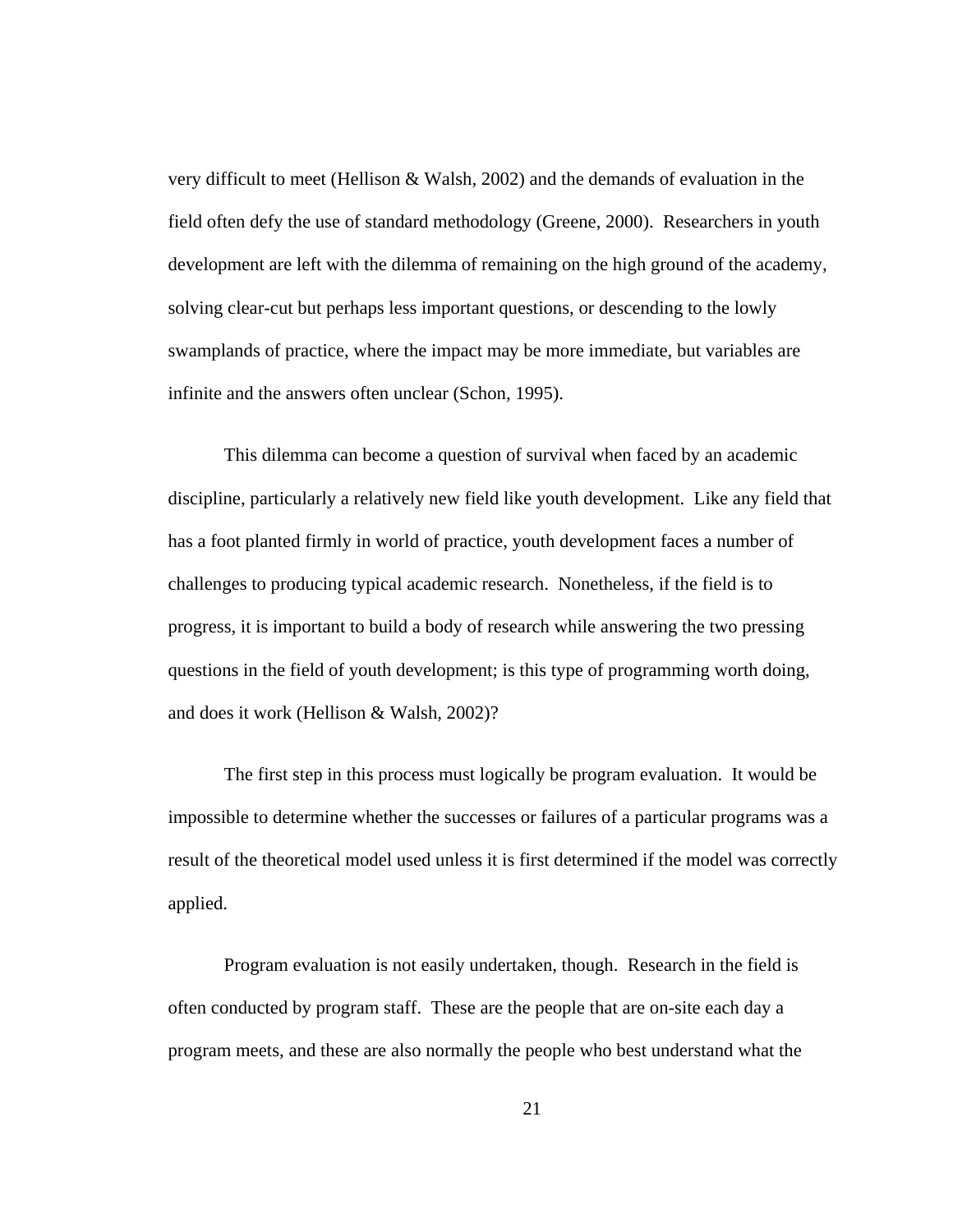very difficult to meet (Hellison & Walsh, 2002) and the demands of evaluation in the field often defy the use of standard methodology (Greene, 2000). Researchers in youth development are left with the dilemma of remaining on the high ground of the academy, solving clear-cut but perhaps less important questions, or descending to the lowly swamplands of practice, where the impact may be more immediate, but variables are infinite and the answers often unclear (Schon, 1995).

This dilemma can become a question of survival when faced by an academic discipline, particularly a relatively new field like youth development. Like any field that has a foot planted firmly in world of practice, youth development faces a number of challenges to producing typical academic research. Nonetheless, if the field is to progress, it is important to build a body of research while answering the two pressing questions in the field of youth development; is this type of programming worth doing, and does it work (Hellison & Walsh, 2002)?

The first step in this process must logically be program evaluation. It would be impossible to determine whether the successes or failures of a particular programs was a result of the theoretical model used unless it is first determined if the model was correctly applied.

Program evaluation is not easily undertaken, though. Research in the field is often conducted by program staff. These are the people that are on-site each day a program meets, and these are also normally the people who best understand what the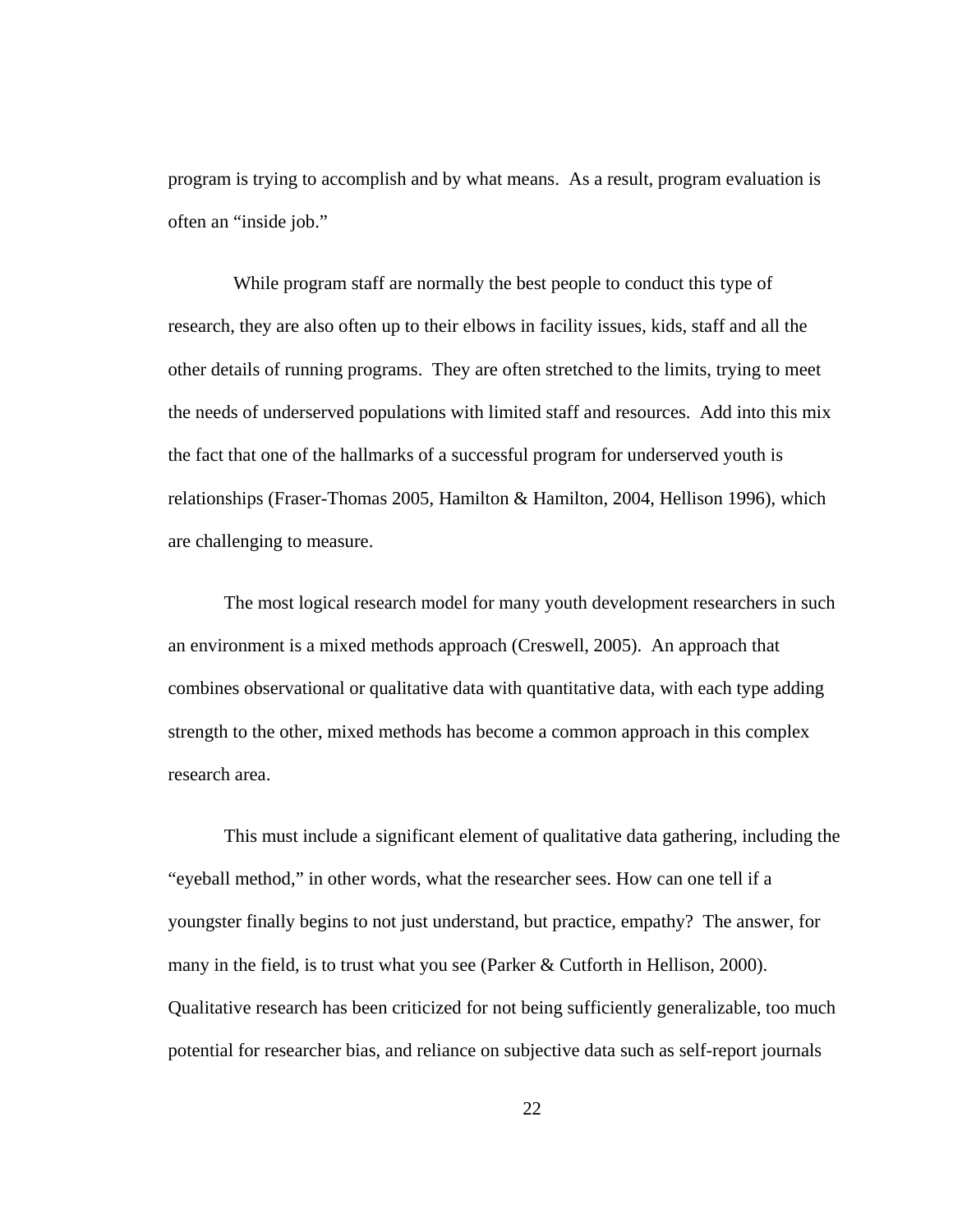program is trying to accomplish and by what means. As a result, program evaluation is often an “inside job.”

While program staff are normally the best people to conduct this type of research, they are also often up to their elbows in facility issues, kids, staff and all the other details of running programs. They are often stretched to the limits, trying to meet the needs of underserved populations with limited staff and resources. Add into this mix the fact that one of the hallmarks of a successful program for underserved youth is relationships (Fraser-Thomas 2005, Hamilton & Hamilton, 2004, Hellison 1996), which are challenging to measure.

The most logical research model for many youth development researchers in such an environment is a mixed methods approach (Creswell, 2005). An approach that combines observational or qualitative data with quantitative data, with each type adding strength to the other, mixed methods has become a common approach in this complex research area.

This must include a significant element of qualitative data gathering, including the “eyeball method,” in other words, what the researcher sees. How can one tell if a youngster finally begins to not just understand, but practice, empathy? The answer, for many in the field, is to trust what you see (Parker & Cutforth in Hellison, 2000). Qualitative research has been criticized for not being sufficiently generalizable, too much potential for researcher bias, and reliance on subjective data such as self-report journals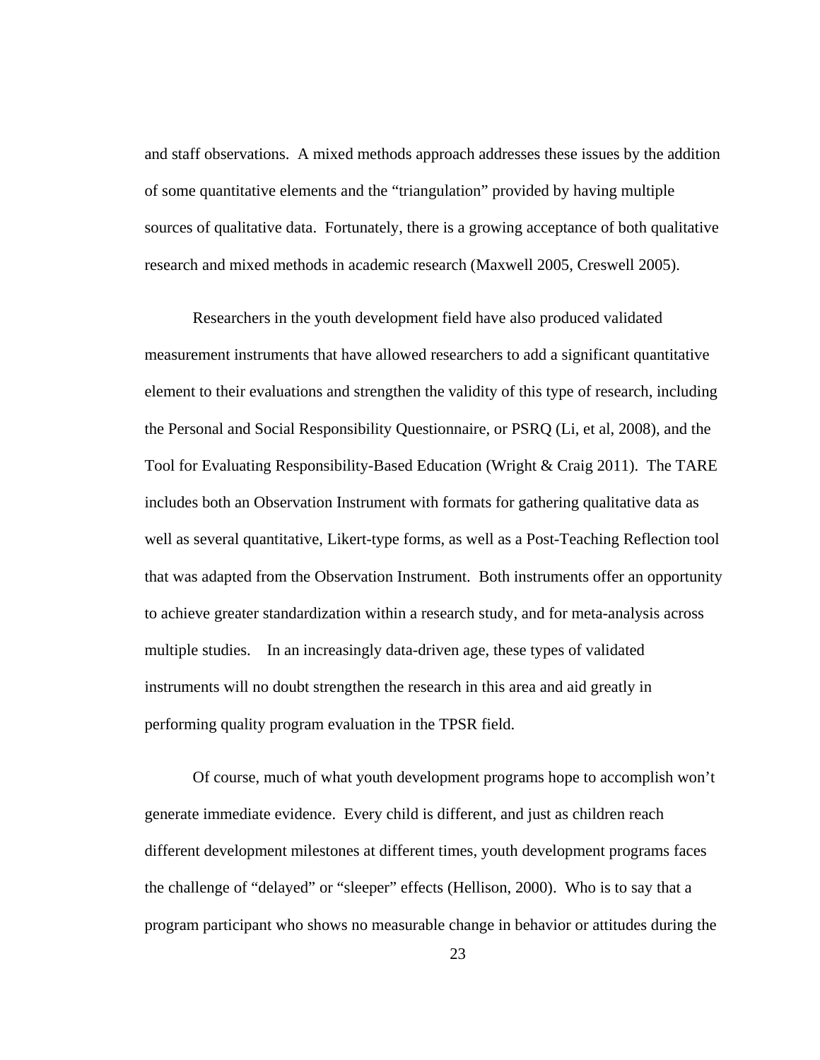and staff observations. A mixed methods approach addresses these issues by the addition of some quantitative elements and the "triangulation" provided by having multiple sources of qualitative data. Fortunately, there is a growing acceptance of both qualitative research and mixed methods in academic research (Maxwell 2005, Creswell 2005).

Researchers in the youth development field have also produced validated measurement instruments that have allowed researchers to add a significant quantitative element to their evaluations and strengthen the validity of this type of research, including the Personal and Social Responsibility Questionnaire, or PSRQ (Li, et al, 2008), and the Tool for Evaluating Responsibility-Based Education (Wright & Craig 2011). The TARE includes both an Observation Instrument with formats for gathering qualitative data as well as several quantitative, Likert-type forms, as well as a Post-Teaching Reflection tool that was adapted from the Observation Instrument. Both instruments offer an opportunity to achieve greater standardization within a research study, and for meta-analysis across multiple studies. In an increasingly data-driven age, these types of validated instruments will no doubt strengthen the research in this area and aid greatly in performing quality program evaluation in the TPSR field.

Of course, much of what youth development programs hope to accomplish won't generate immediate evidence. Every child is different, and just as children reach different development milestones at different times, youth development programs faces the challenge of "delayed" or "sleeper" effects (Hellison, 2000). Who is to say that a program participant who shows no measurable change in behavior or attitudes during the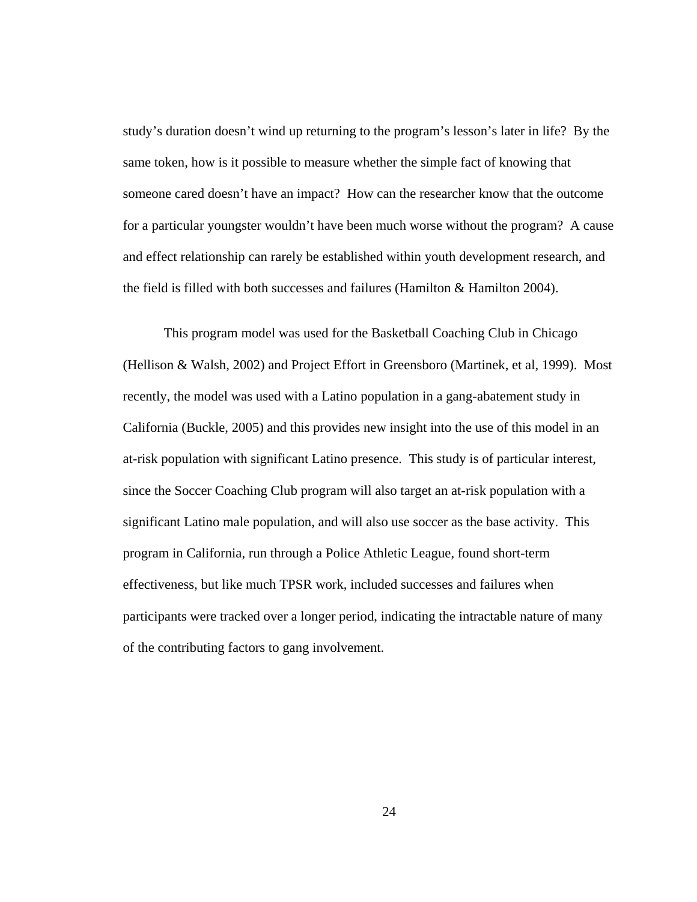study's duration doesn't wind up returning to the program's lesson's later in life? By the same token, how is it possible to measure whether the simple fact of knowing that someone cared doesn't have an impact? How can the researcher know that the outcome for a particular youngster wouldn't have been much worse without the program? A cause and effect relationship can rarely be established within youth development research, and the field is filled with both successes and failures (Hamilton & Hamilton 2004).

This program model was used for the Basketball Coaching Club in Chicago (Hellison & Walsh, 2002) and Project Effort in Greensboro (Martinek, et al, 1999). Most recently, the model was used with a Latino population in a gang-abatement study in California (Buckle, 2005) and this provides new insight into the use of this model in an at-risk population with significant Latino presence. This study is of particular interest, since the Soccer Coaching Club program will also target an at-risk population with a significant Latino male population, and will also use soccer as the base activity. This program in California, run through a Police Athletic League, found short-term effectiveness, but like much TPSR work, included successes and failures when participants were tracked over a longer period, indicating the intractable nature of many of the contributing factors to gang involvement.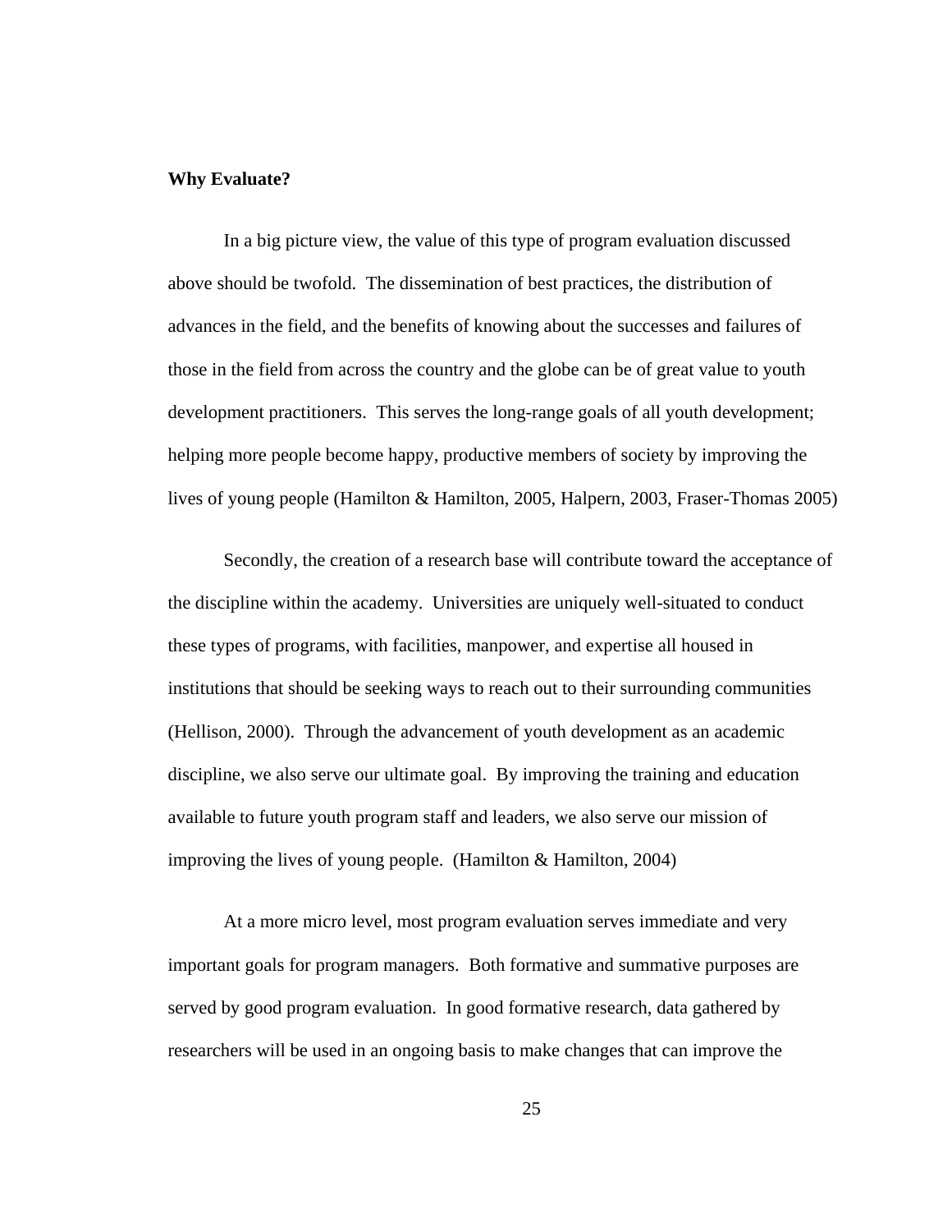**Why Evaluate?**

In a big picture view, the value of this type of program evaluation discussed above should be twofold. The dissemination of best practices, the distribution of advances in the field, and the benefits of knowing about the successes and failures of those in the field from across the country and the globe can be of great value to youth development practitioners. This serves the long-range goals of all youth development; helping more people become happy, productive members of society by improving the lives of young people (Hamilton & Hamilton, 2005, Halpern, 2003, Fraser-Thomas 2005)

Secondly, the creation of a research base will contribute toward the acceptance of the discipline within the academy. Universities are uniquely well-situated to conduct these types of programs, with facilities, manpower, and expertise all housed in institutions that should be seeking ways to reach out to their surrounding communities (Hellison, 2000). Through the advancement of youth development as an academic discipline, we also serve our ultimate goal. By improving the training and education available to future youth program staff and leaders, we also serve our mission of improving the lives of young people. (Hamilton & Hamilton, 2004)

At a more micro level, most program evaluation serves immediate and very important goals for program managers. Both formative and summative purposes are served by good program evaluation. In good formative research, data gathered by researchers will be used in an ongoing basis to make changes that can improve the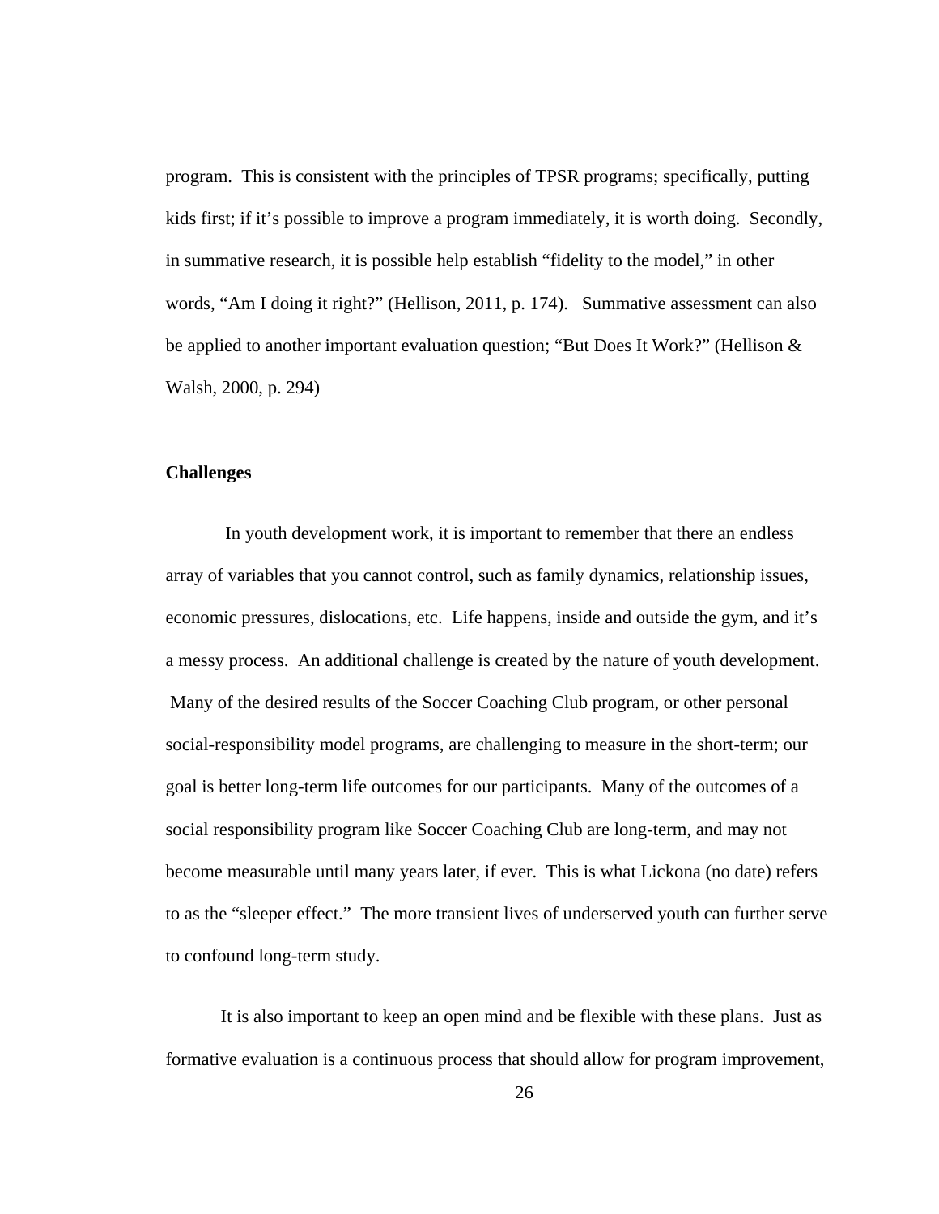program. This is consistent with the principles of TPSR programs; specifically, putting kids first; if it's possible to improve a program immediately, it is worth doing. Secondly, in summative research, it is possible help establish "fidelity to the model," in other words, "Am I doing it right?" (Hellison, 2011, p. 174). Summative assessment can also be applied to another important evaluation question; "But Does It Work?" (Hellison & Walsh, 2000, p. 294)

**Challenges**

In youth development work, it is important to remember that there an endless array of variables that you cannot control, such as family dynamics, relationship issues, economic pressures, dislocations, etc. Life happens, inside and outside the gym, and it's a messy process. An additional challenge is created by the nature of youth development. Many of the desired results of the Soccer Coaching Club program, or other personal social-responsibility model programs, are challenging to measure in the short-term; our goal is better long-term life outcomes for our participants. Many of the outcomes of a social responsibility program like Soccer Coaching Club are long-term, and may not become measurable until many years later, if ever. This is what Lickona (no date) refers to as the "sleeper effect." The more transient lives of underserved youth can further serve to confound long-term study.

It is also important to keep an open mind and be flexible with these plans. Just as formative evaluation is a continuous process that should allow for program improvement,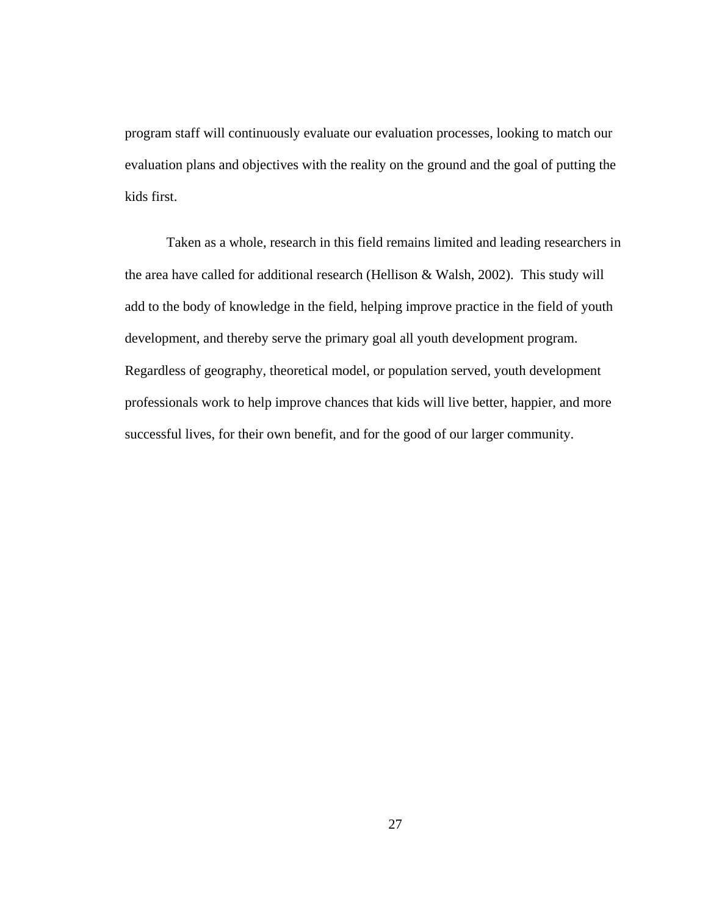program staff will continuously evaluate our evaluation processes, looking to match our evaluation plans and objectives with the reality on the ground and the goal of putting the kids first.

Taken as a whole, research in this field remains limited and leading researchers in the area have called for additional research (Hellison & Walsh, 2002). This study will add to the body of knowledge in the field, helping improve practice in the field of youth development, and thereby serve the primary goal all youth development program. Regardless of geography, theoretical model, or population served, youth development professionals work to help improve chances that kids will live better, happier, and more successful lives, for their own benefit, and for the good of our larger community.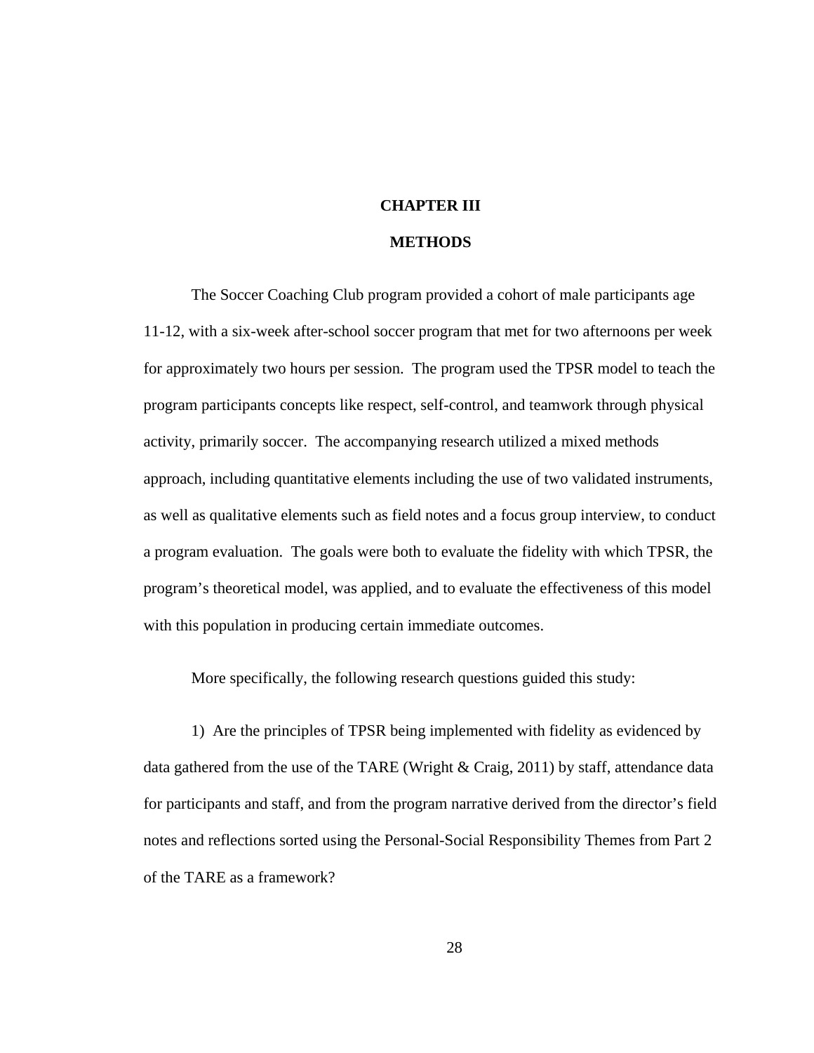# CHAPTER III

# METHODS

The Soccer Coaching Club program provided a cohort of male participants age 11-12, with a six-week after-school soccer program that met for two afternoons per week for approximately two hours per session. The program used the TPSR model to teach the program participants concepts like respect, self-control, and teamwork through physical activity, primarily soccer. The accompanying research utilized a mixed methods approach, including quantitative elements including the use of two validated instruments, as well as qualitative elements such as field notes and a focus group interview, to conduct a program evaluation. The goals were both to evaluate the fidelity with which TPSR, the program's theoretical model, was applied, and to evaluate the effectiveness of this model with this population in producing certain immediate outcomes.

More specifically, the following research questions guided this study:

1) Are the principles of TPSR being implemented with fidelity as evidenced by data gathered from the use of the TARE (Wright & Craig, 2011) by staff, attendance data for participants and staff, and from the program narrative derived from the director's field notes and reflections sorted using the Personal-Social Responsibility Themes from Part 2 of the TARE as a framework?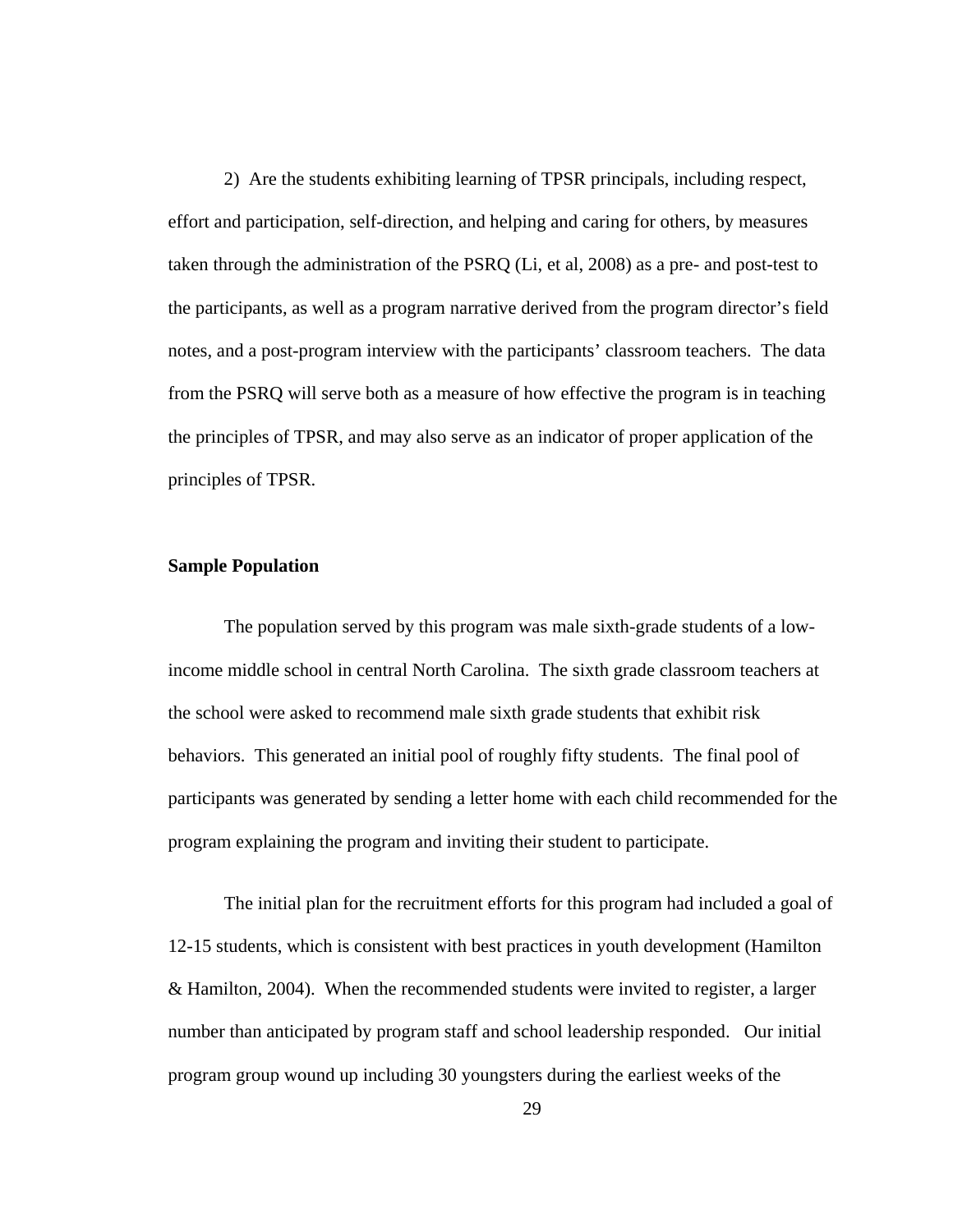2) Are the students exhibiting learning of TPSR principals, including respect, effort and participation, self-direction, and helping and caring for others, by measures taken through the administration of the PSRQ (Li, et al, 2008) as a pre- and post-test to the participants, as well as a program narrative derived from the program director's field notes, and a post-program interview with the participants' classroom teachers. The data from the PSRQ will serve both as a measure of how effective the program is in teaching the principles of TPSR, and may also serve as an indicator of proper application of the principles of TPSR.

**Sample Population**

The population served by this program was male sixth-grade students of a low-income middle school in central North Carolina. The sixth grade classroom teachers at the school were asked to recommend male sixth grade students that exhibit risk behaviors. This generated an initial pool of roughly fifty students. The final pool of participants was generated by sending a letter home with each child recommended for the program explaining the program and inviting their student to participate.

The initial plan for the recruitment efforts for this program had included a goal of 12-15 students, which is consistent with best practices in youth development (Hamilton & Hamilton, 2004). When the recommended students were invited to register, a larger number than anticipated by program staff and school leadership responded. Our initial program group wound up including 30 youngsters during the earliest weeks of the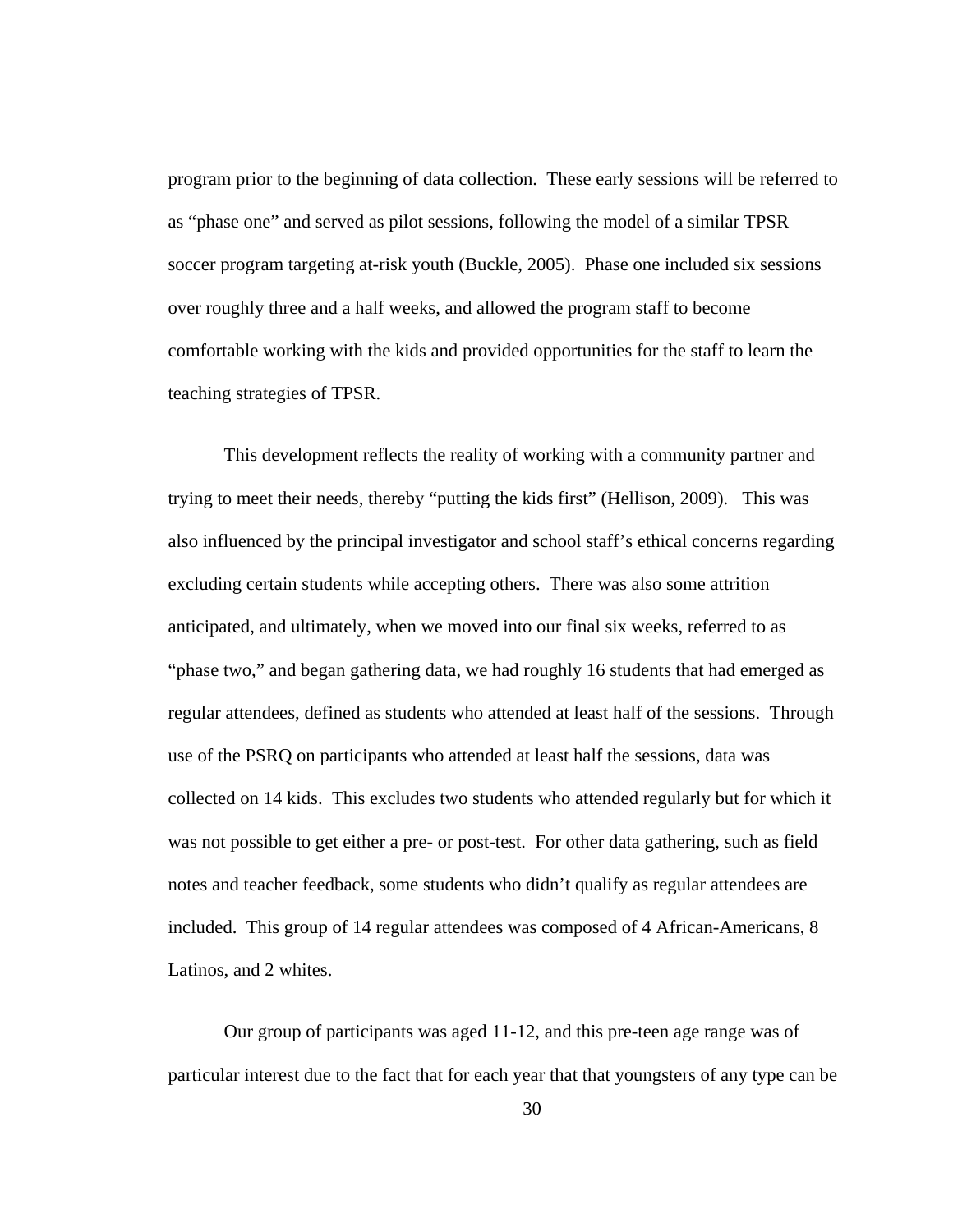program prior to the beginning of data collection. These early sessions will be referred to as "phase one" and served as pilot sessions, following the model of a similar TPSR soccer program targeting at-risk youth (Buckle, 2005). Phase one included six sessions over roughly three and a half weeks, and allowed the program staff to become comfortable working with the kids and provided opportunities for the staff to learn the teaching strategies of TPSR.

This development reflects the reality of working with a community partner and trying to meet their needs, thereby "putting the kids first" (Hellison, 2009). This was also influenced by the principal investigator and school staff's ethical concerns regarding excluding certain students while accepting others. There was also some attrition anticipated, and ultimately, when we moved into our final six weeks, referred to as "phase two," and began gathering data, we had roughly 16 students that had emerged as regular attendees, defined as students who attended at least half of the sessions. Through use of the PSRQ on participants who attended at least half the sessions, data was collected on 14 kids. This excludes two students who attended regularly but for which it was not possible to get either a pre- or post-test. For other data gathering, such as field notes and teacher feedback, some students who didn't qualify as regular attendees are included. This group of 14 regular attendees was composed of 4 African-Americans, 8 Latinos, and 2 whites.

Our group of participants was aged 11-12, and this pre-teen age range was of particular interest due to the fact that for each year that that youngsters of any type can be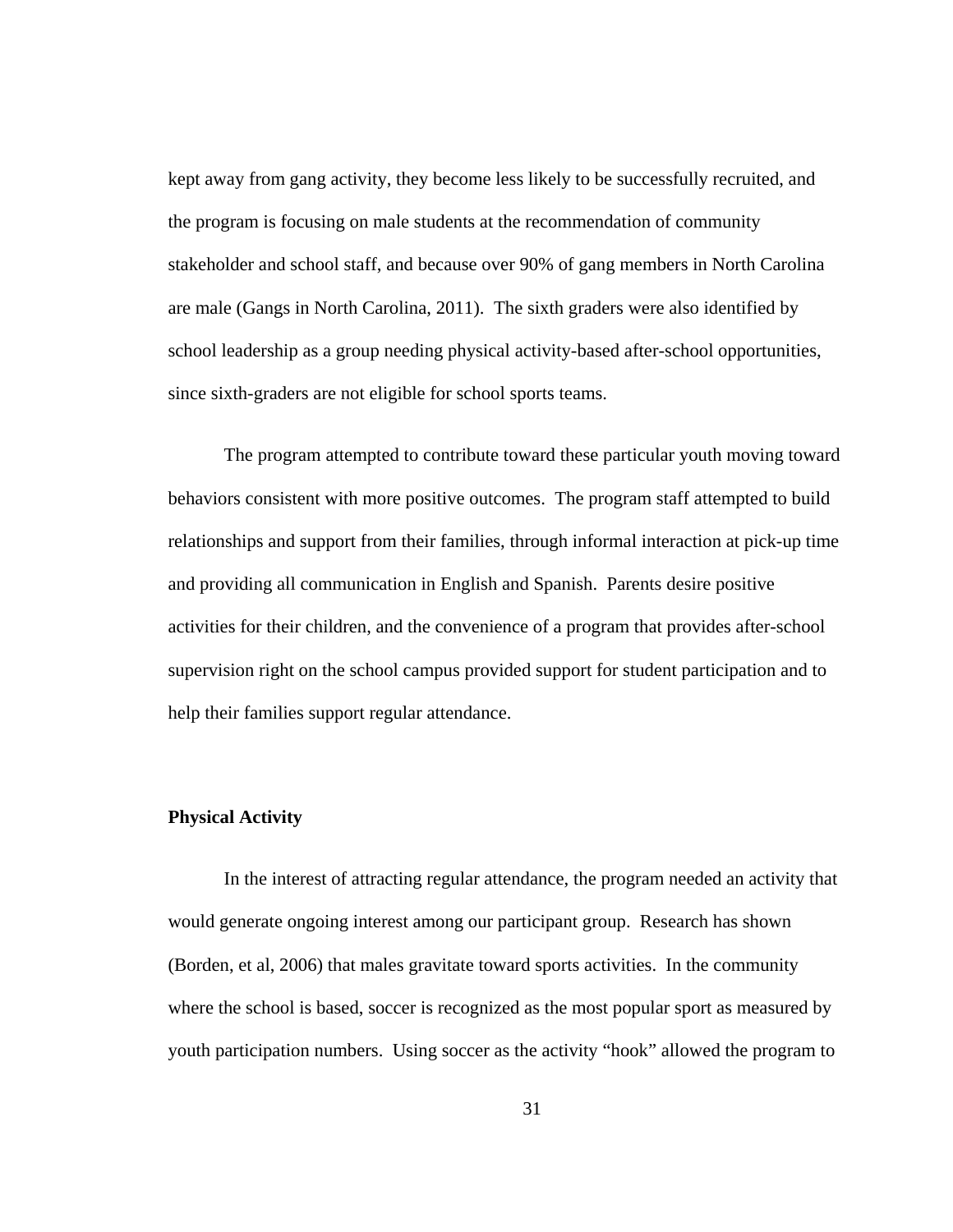kept away from gang activity, they become less likely to be successfully recruited, and the program is focusing on male students at the recommendation of community stakeholder and school staff, and because over 90% of gang members in North Carolina are male (Gangs in North Carolina, 2011). The sixth graders were also identified by school leadership as a group needing physical activity-based after-school opportunities, since sixth-graders are not eligible for school sports teams.

The program attempted to contribute toward these particular youth moving toward behaviors consistent with more positive outcomes. The program staff attempted to build relationships and support from their families, through informal interaction at pick-up time and providing all communication in English and Spanish. Parents desire positive activities for their children, and the convenience of a program that provides after-school supervision right on the school campus provided support for student participation and to help their families support regular attendance.

### Physical Activity

In the interest of attracting regular attendance, the program needed an activity that would generate ongoing interest among our participant group. Research has shown (Borden, et al, 2006) that males gravitate toward sports activities. In the community where the school is based, soccer is recognized as the most popular sport as measured by youth participation numbers. Using soccer as the activity "hook" allowed the program to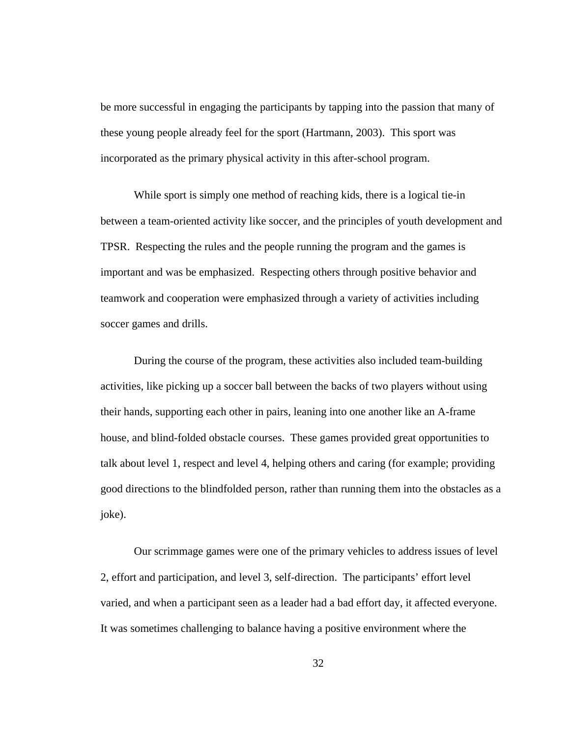be more successful in engaging the participants by tapping into the passion that many of these young people already feel for the sport (Hartmann, 2003). This sport was incorporated as the primary physical activity in this after-school program.

While sport is simply one method of reaching kids, there is a logical tie-in between a team-oriented activity like soccer, and the principles of youth development and TPSR. Respecting the rules and the people running the program and the games is important and was be emphasized. Respecting others through positive behavior and teamwork and cooperation were emphasized through a variety of activities including soccer games and drills.

During the course of the program, these activities also included team-building activities, like picking up a soccer ball between the backs of two players without using their hands, supporting each other in pairs, leaning into one another like an A-frame house, and blind-folded obstacle courses. These games provided great opportunities to talk about level 1, respect and level 4, helping others and caring (for example; providing good directions to the blindfolded person, rather than running them into the obstacles as a joke).

Our scrimmage games were one of the primary vehicles to address issues of level 2, effort and participation, and level 3, self-direction. The participants' effort level varied, and when a participant seen as a leader had a bad effort day, it affected everyone. It was sometimes challenging to balance having a positive environment where the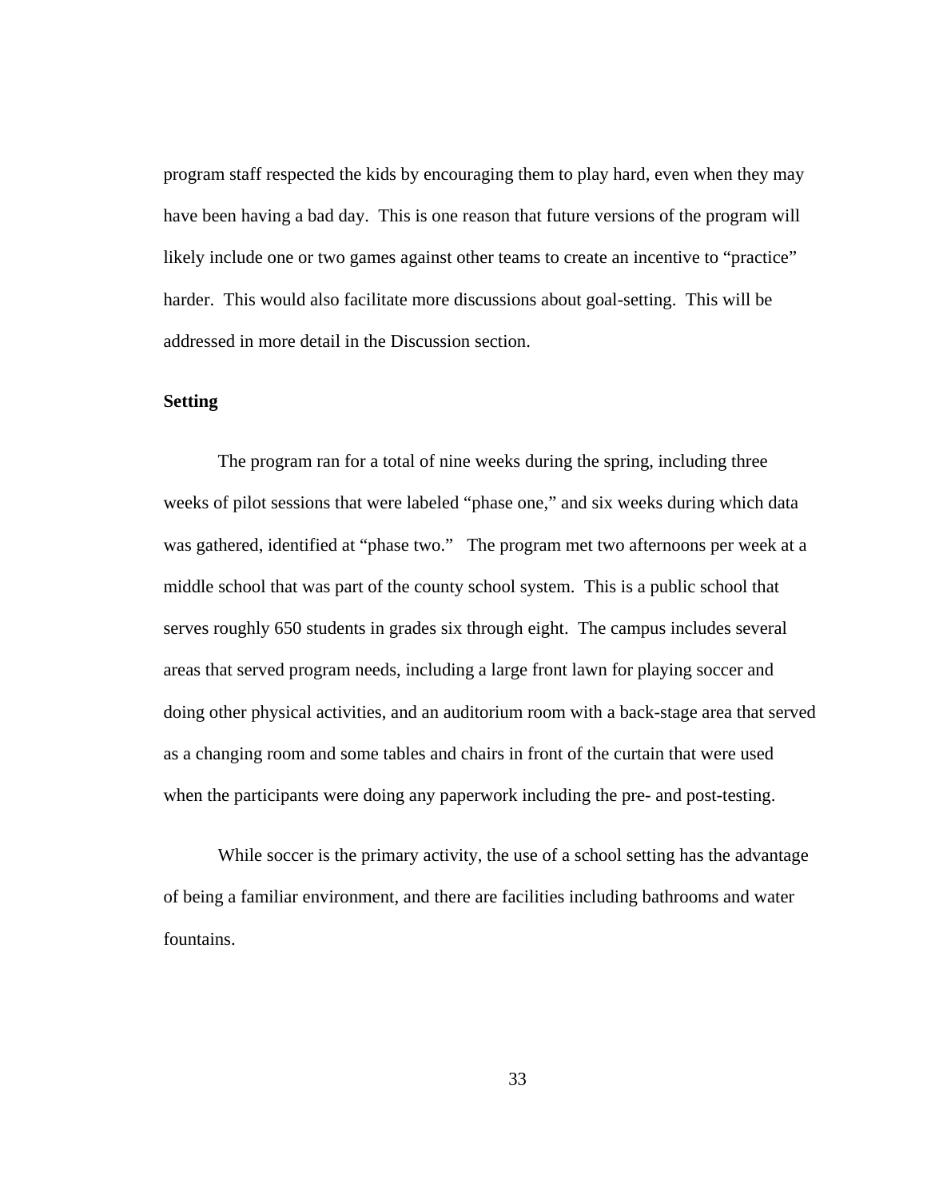program staff respected the kids by encouraging them to play hard, even when they may have been having a bad day. This is one reason that future versions of the program will likely include one or two games against other teams to create an incentive to "practice" harder. This would also facilitate more discussions about goal-setting. This will be addressed in more detail in the Discussion section.

**Setting**

The program ran for a total of nine weeks during the spring, including three weeks of pilot sessions that were labeled "phase one," and six weeks during which data was gathered, identified at "phase two." The program met two afternoons per week at a middle school that was part of the county school system. This is a public school that serves roughly 650 students in grades six through eight. The campus includes several areas that served program needs, including a large front lawn for playing soccer and doing other physical activities, and an auditorium room with a back-stage area that served as a changing room and some tables and chairs in front of the curtain that were used when the participants were doing any paperwork including the pre- and post-testing.

While soccer is the primary activity, the use of a school setting has the advantage of being a familiar environment, and there are facilities including bathrooms and water fountains.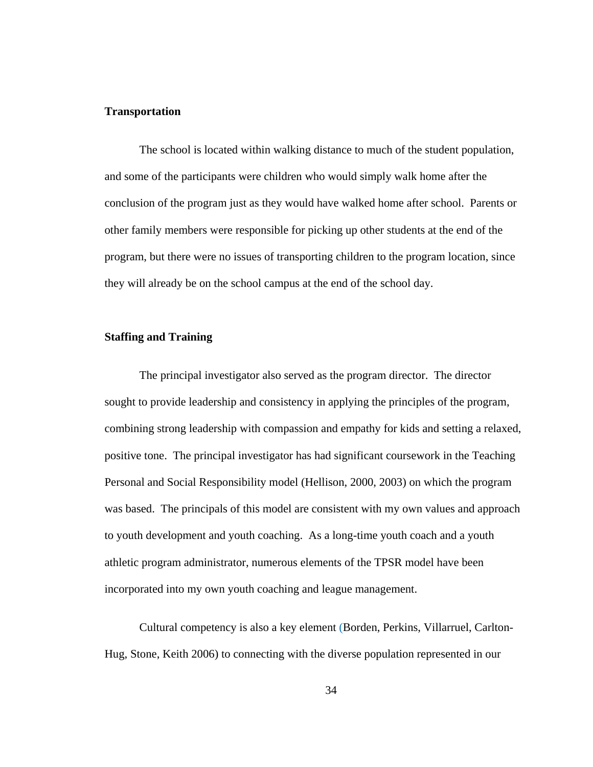**Transportation**

The school is located within walking distance to much of the student population, and some of the participants were children who would simply walk home after the conclusion of the program just as they would have walked home after school. Parents or other family members were responsible for picking up other students at the end of the program, but there were no issues of transporting children to the program location, since they will already be on the school campus at the end of the school day.

**Staffing and Training**

The principal investigator also served as the program director. The director sought to provide leadership and consistency in applying the principles of the program, combining strong leadership with compassion and empathy for kids and setting a relaxed, positive tone. The principal investigator has had significant coursework in the Teaching Personal and Social Responsibility model (Hellison, 2000, 2003) on which the program was based. The principals of this model are consistent with my own values and approach to youth development and youth coaching. As a long-time youth coach and a youth athletic program administrator, numerous elements of the TPSR model have been incorporated into my own youth coaching and league management.

Cultural competency is also a key element (Borden, Perkins, Villarruel, Carlton-Hug, Stone, Keith 2006) to connecting with the diverse population represented in our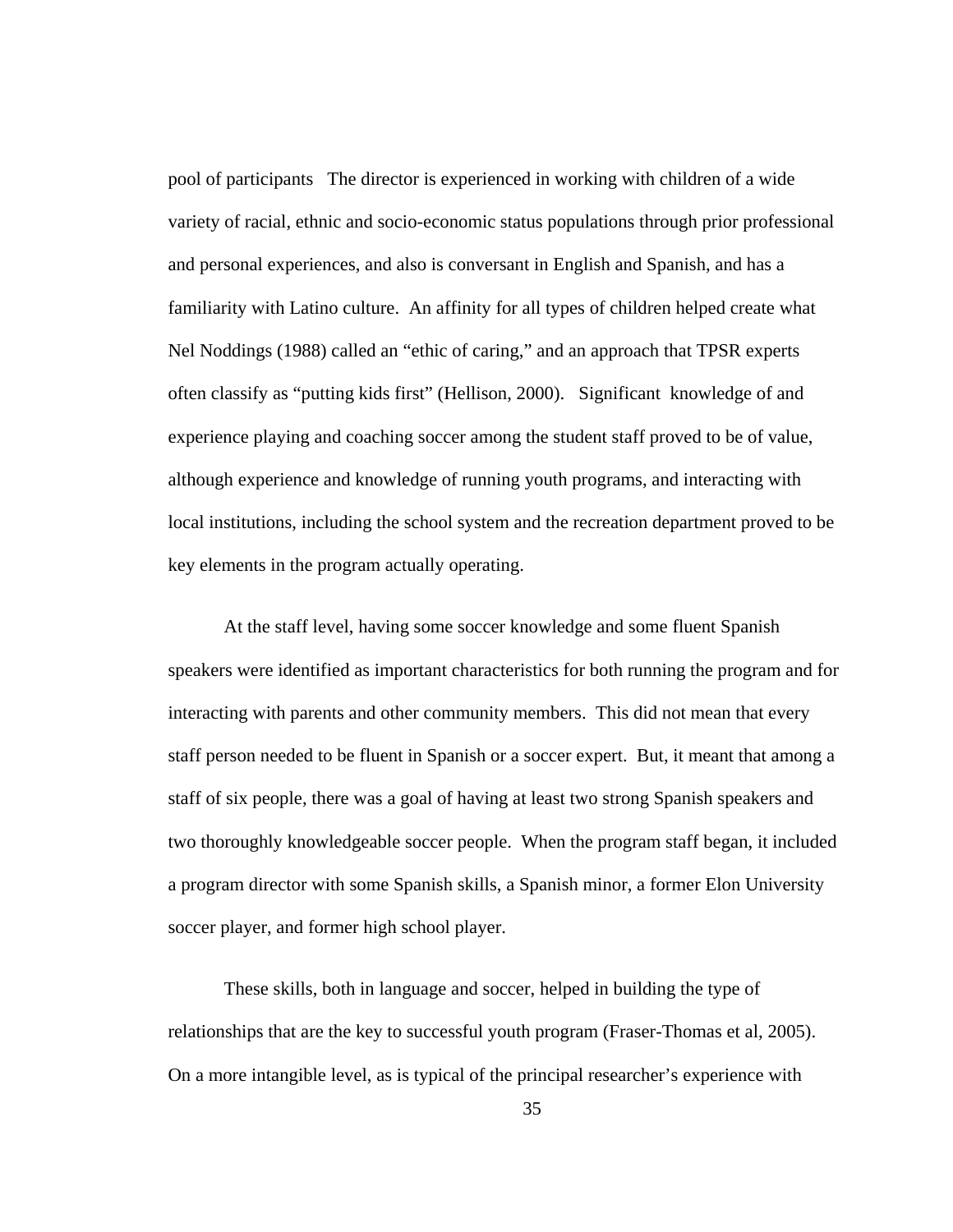pool of participants The director is experienced in working with children of a wide variety of racial, ethnic and socio-economic status populations through prior professional and personal experiences, and also is conversant in English and Spanish, and has a familiarity with Latino culture. An affinity for all types of children helped create what Nel Noddings (1988) called an "ethic of caring," and an approach that TPSR experts often classify as "putting kids first" (Hellison, 2000). Significant knowledge of and experience playing and coaching soccer among the student staff proved to be of value, although experience and knowledge of running youth programs, and interacting with local institutions, including the school system and the recreation department proved to be key elements in the program actually operating.

At the staff level, having some soccer knowledge and some fluent Spanish speakers were identified as important characteristics for both running the program and for interacting with parents and other community members. This did not mean that every staff person needed to be fluent in Spanish or a soccer expert. But, it meant that among a staff of six people, there was a goal of having at least two strong Spanish speakers and two thoroughly knowledgeable soccer people. When the program staff began, it included a program director with some Spanish skills, a Spanish minor, a former Elon University soccer player, and former high school player.

These skills, both in language and soccer, helped in building the type of relationships that are the key to successful youth program (Fraser-Thomas et al, 2005). On a more intangible level, as is typical of the principal researcher's experience with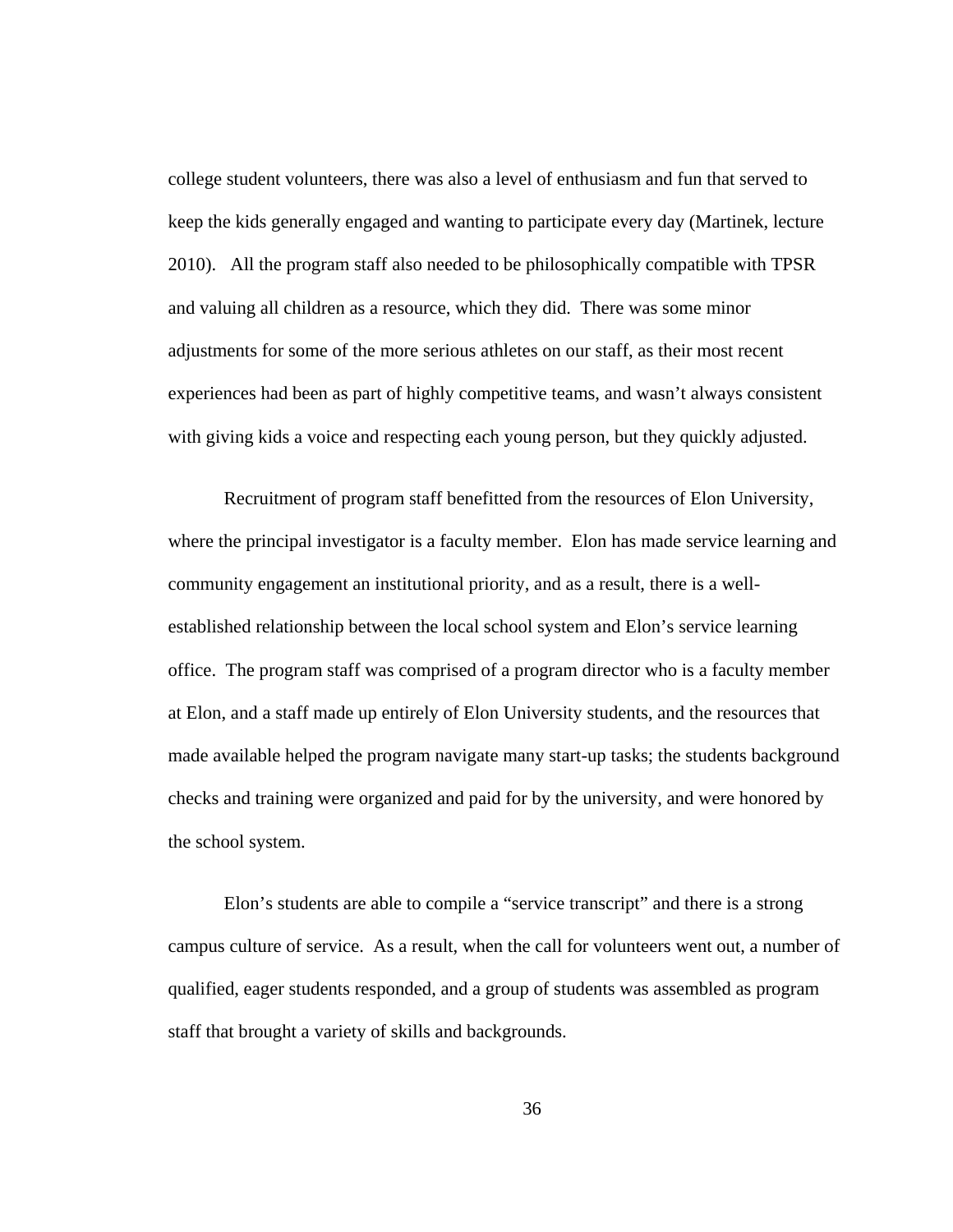college student volunteers, there was also a level of enthusiasm and fun that served to keep the kids generally engaged and wanting to participate every day (Martinek, lecture 2010). All the program staff also needed to be philosophically compatible with TPSR and valuing all children as a resource, which they did. There was some minor adjustments for some of the more serious athletes on our staff, as their most recent experiences had been as part of highly competitive teams, and wasn't always consistent with giving kids a voice and respecting each young person, but they quickly adjusted.

Recruitment of program staff benefitted from the resources of Elon University, where the principal investigator is a faculty member. Elon has made service learning and community engagement an institutional priority, and as a result, there is a well-established relationship between the local school system and Elon's service learning office. The program staff was comprised of a program director who is a faculty member at Elon, and a staff made up entirely of Elon University students, and the resources that made available helped the program navigate many start-up tasks; the students background checks and training were organized and paid for by the university, and were honored by the school system.

Elon's students are able to compile a "service transcript" and there is a strong campus culture of service. As a result, when the call for volunteers went out, a number of qualified, eager students responded, and a group of students was assembled as program staff that brought a variety of skills and backgrounds.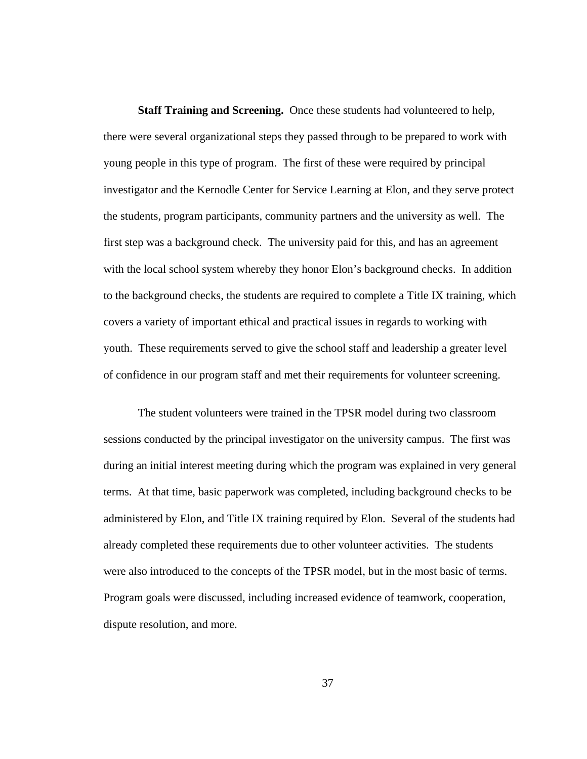**Staff Training and Screening.** Once these students had volunteered to help, there were several organizational steps they passed through to be prepared to work with young people in this type of program. The first of these were required by principal investigator and the Kernodle Center for Service Learning at Elon, and they serve protect the students, program participants, community partners and the university as well. The first step was a background check. The university paid for this, and has an agreement with the local school system whereby they honor Elon's background checks. In addition to the background checks, the students are required to complete a Title IX training, which covers a variety of important ethical and practical issues in regards to working with youth. These requirements served to give the school staff and leadership a greater level of confidence in our program staff and met their requirements for volunteer screening.

The student volunteers were trained in the TPSR model during two classroom sessions conducted by the principal investigator on the university campus. The first was during an initial interest meeting during which the program was explained in very general terms. At that time, basic paperwork was completed, including background checks to be administered by Elon, and Title IX training required by Elon. Several of the students had already completed these requirements due to other volunteer activities. The students were also introduced to the concepts of the TPSR model, but in the most basic of terms. Program goals were discussed, including increased evidence of teamwork, cooperation, dispute resolution, and more.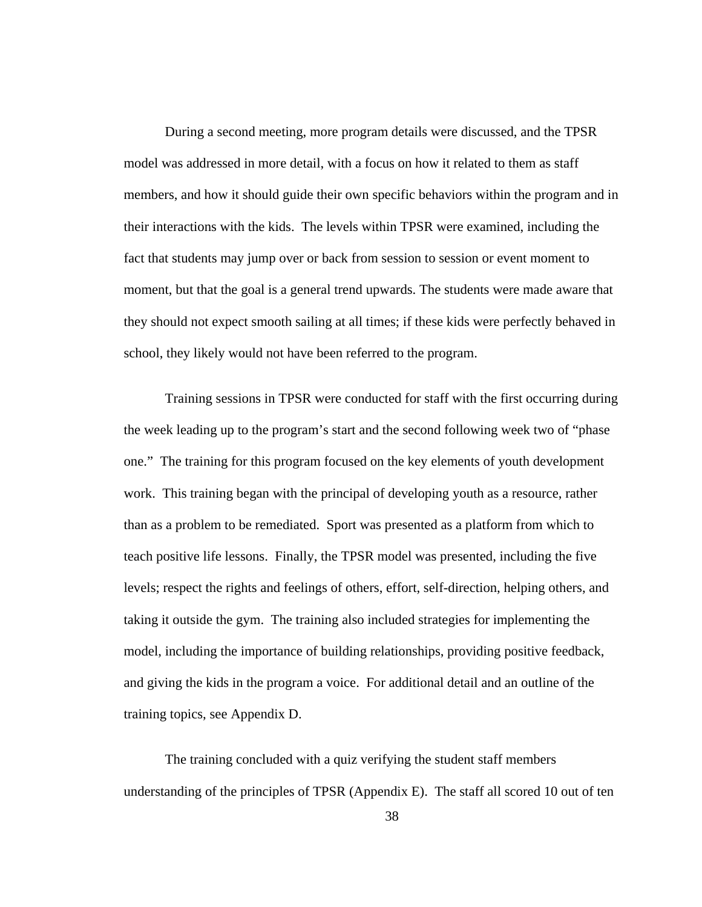During a second meeting, more program details were discussed, and the TPSR model was addressed in more detail, with a focus on how it related to them as staff members, and how it should guide their own specific behaviors within the program and in their interactions with the kids. The levels within TPSR were examined, including the fact that students may jump over or back from session to session or event moment to moment, but that the goal is a general trend upwards. The students were made aware that they should not expect smooth sailing at all times; if these kids were perfectly behaved in school, they likely would not have been referred to the program.

Training sessions in TPSR were conducted for staff with the first occurring during the week leading up to the program's start and the second following week two of "phase one." The training for this program focused on the key elements of youth development work. This training began with the principal of developing youth as a resource, rather than as a problem to be remediated. Sport was presented as a platform from which to teach positive life lessons. Finally, the TPSR model was presented, including the five levels; respect the rights and feelings of others, effort, self-direction, helping others, and taking it outside the gym. The training also included strategies for implementing the model, including the importance of building relationships, providing positive feedback, and giving the kids in the program a voice. For additional detail and an outline of the training topics, see Appendix D.

The training concluded with a quiz verifying the student staff members understanding of the principles of TPSR (Appendix E). The staff all scored 10 out of ten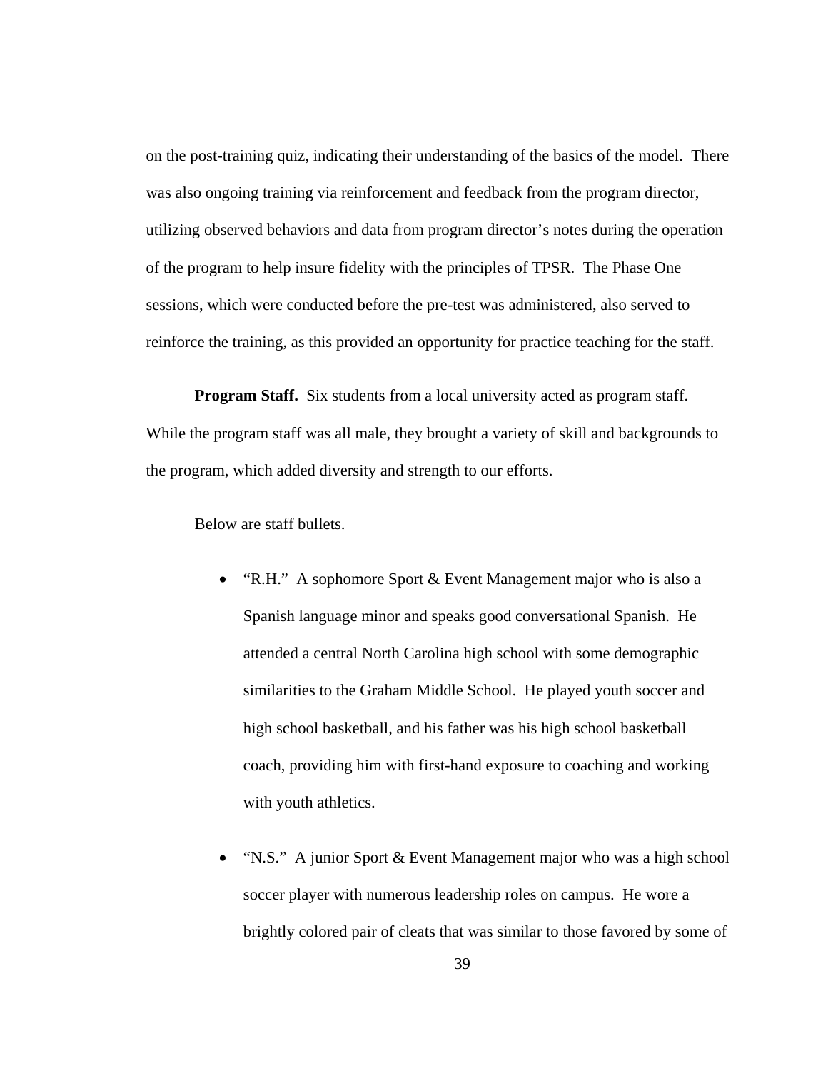on the post-training quiz, indicating their understanding of the basics of the model. There was also ongoing training via reinforcement and feedback from the program director, utilizing observed behaviors and data from program director's notes during the operation of the program to help insure fidelity with the principles of TPSR. The Phase One sessions, which were conducted before the pre-test was administered, also served to reinforce the training, as this provided an opportunity for practice teaching for the staff.

**Program Staff.** Six students from a local university acted as program staff. While the program staff was all male, they brought a variety of skill and backgrounds to the program, which added diversity and strength to our efforts.

Below are staff bullets.

- "R.H." A sophomore Sport & Event Management major who is also a Spanish language minor and speaks good conversational Spanish. He attended a central North Carolina high school with some demographic similarities to the Graham Middle School. He played youth soccer and high school basketball, and his father was his high school basketball coach, providing him with first-hand exposure to coaching and working with youth athletics.
- "N.S." A junior Sport & Event Management major who was a high school soccer player with numerous leadership roles on campus. He wore a brightly colored pair of cleats that was similar to those favored by some of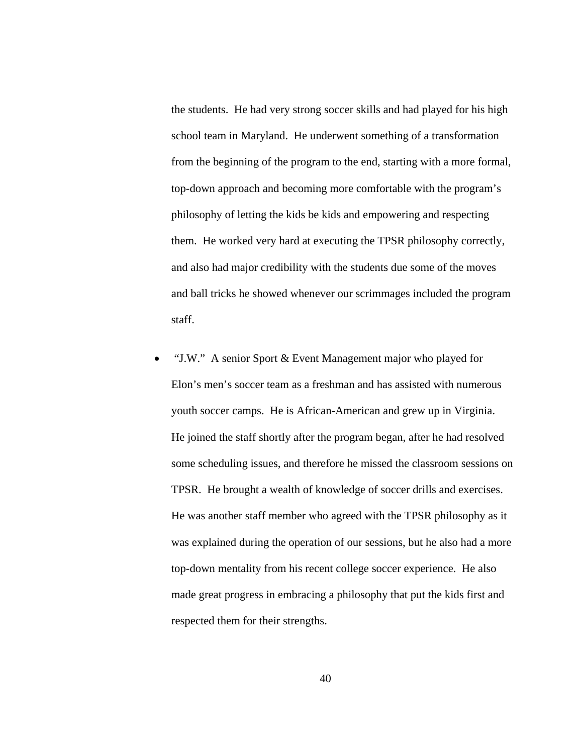the students. He had very strong soccer skills and had played for his high school team in Maryland. He underwent something of a transformation from the beginning of the program to the end, starting with a more formal, top-down approach and becoming more comfortable with the program's philosophy of letting the kids be kids and empowering and respecting them. He worked very hard at executing the TPSR philosophy correctly, and also had major credibility with the students due some of the moves and ball tricks he showed whenever our scrimmages included the program staff.

- "J.W." A senior Sport & Event Management major who played for Elon's men's soccer team as a freshman and has assisted with numerous youth soccer camps. He is African-American and grew up in Virginia. He joined the staff shortly after the program began, after he had resolved some scheduling issues, and therefore he missed the classroom sessions on TPSR. He brought a wealth of knowledge of soccer drills and exercises. He was another staff member who agreed with the TPSR philosophy as it was explained during the operation of our sessions, but he also had a more top-down mentality from his recent college soccer experience. He also made great progress in embracing a philosophy that put the kids first and respected them for their strengths.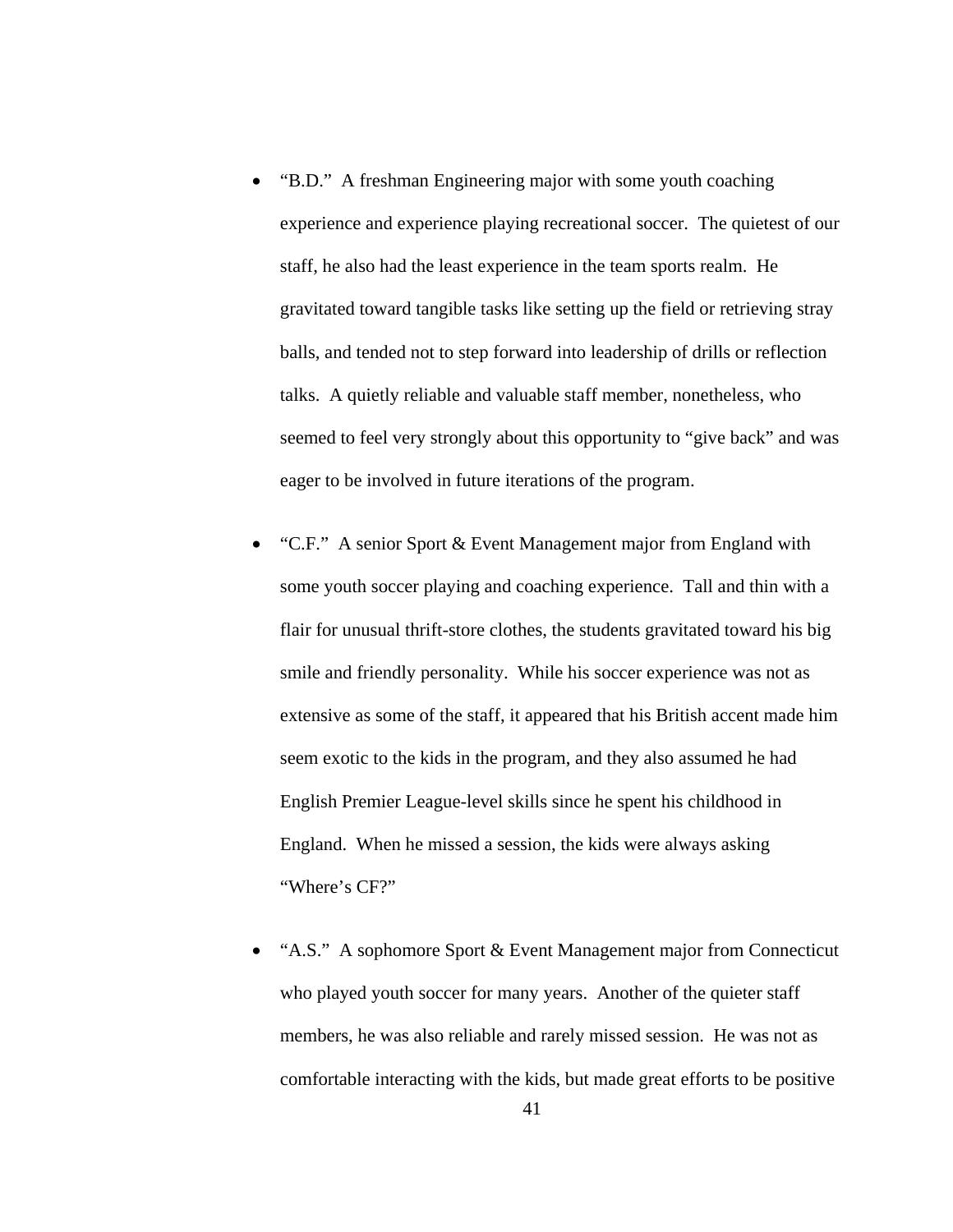- “B.D.” A freshman Engineering major with some youth coaching experience and experience playing recreational soccer. The quietest of our staff, he also had the least experience in the team sports realm. He gravitated toward tangible tasks like setting up the field or retrieving stray balls, and tended not to step forward into leadership of drills or reflection talks. A quietly reliable and valuable staff member, nonetheless, who seemed to feel very strongly about this opportunity to “give back” and was eager to be involved in future iterations of the program.

- “C.F.” A senior Sport & Event Management major from England with some youth soccer playing and coaching experience. Tall and thin with a flair for unusual thrift-store clothes, the students gravitated toward his big smile and friendly personality. While his soccer experience was not as extensive as some of the staff, it appeared that his British accent made him seem exotic to the kids in the program, and they also assumed he had English Premier League-level skills since he spent his childhood in England. When he missed a session, the kids were always asking “Where’s CF?”

- “A.S.” A sophomore Sport & Event Management major from Connecticut who played youth soccer for many years. Another of the quieter staff members, he was also reliable and rarely missed session. He was not as comfortable interacting with the kids, but made great efforts to be positive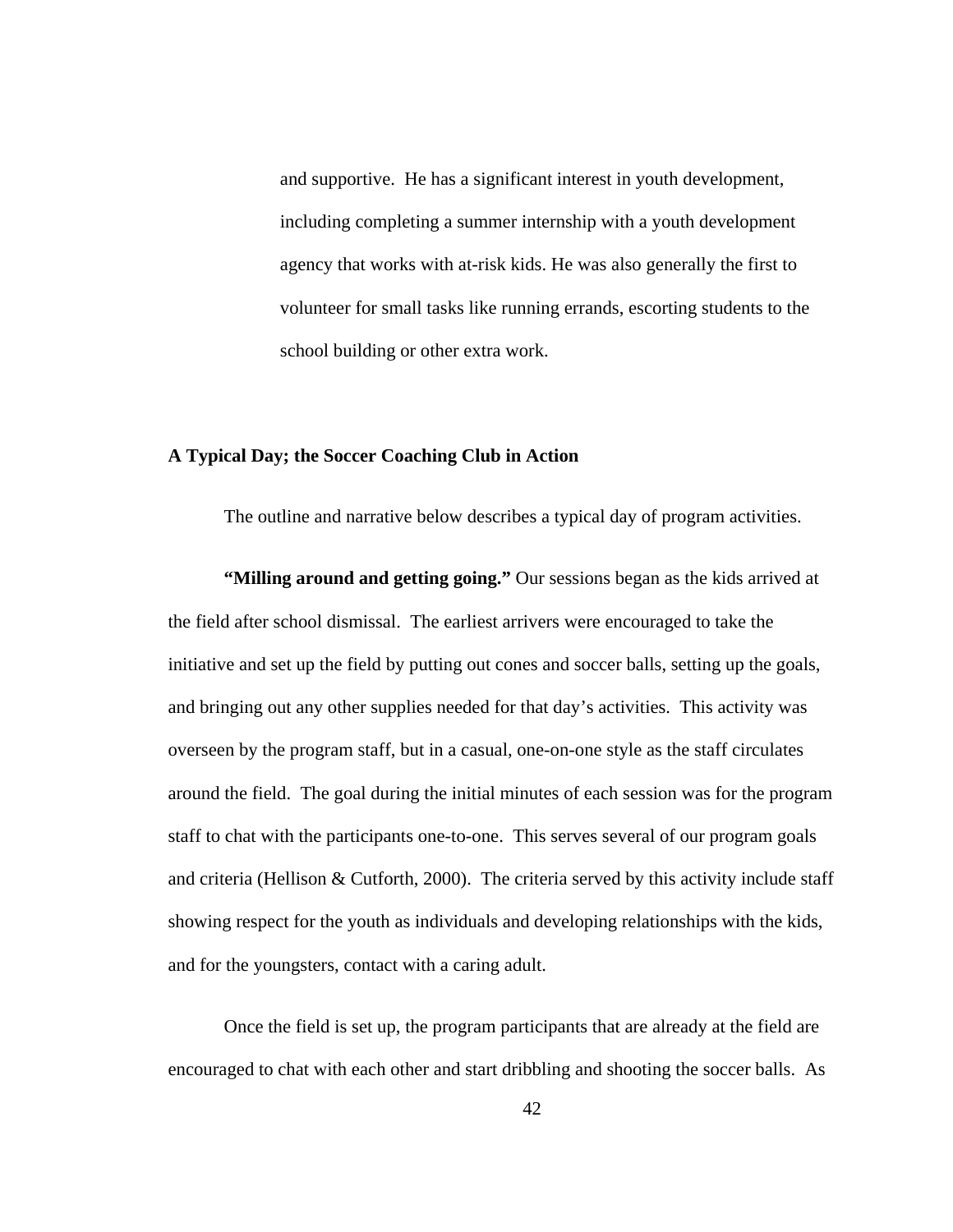and supportive. He has a significant interest in youth development, including completing a summer internship with a youth development agency that works with at-risk kids. He was also generally the first to volunteer for small tasks like running errands, escorting students to the school building or other extra work.

### A Typical Day; the Soccer Coaching Club in Action

The outline and narrative below describes a typical day of program activities.

**"Milling around and getting going."** Our sessions began as the kids arrived at the field after school dismissal. The earliest arrivers were encouraged to take the initiative and set up the field by putting out cones and soccer balls, setting up the goals, and bringing out any other supplies needed for that day's activities. This activity was overseen by the program staff, but in a casual, one-on-one style as the staff circulates around the field. The goal during the initial minutes of each session was for the program staff to chat with the participants one-to-one. This serves several of our program goals and criteria (Hellison & Cutforth, 2000). The criteria served by this activity include staff showing respect for the youth as individuals and developing relationships with the kids, and for the youngsters, contact with a caring adult.

Once the field is set up, the program participants that are already at the field are encouraged to chat with each other and start dribbling and shooting the soccer balls. As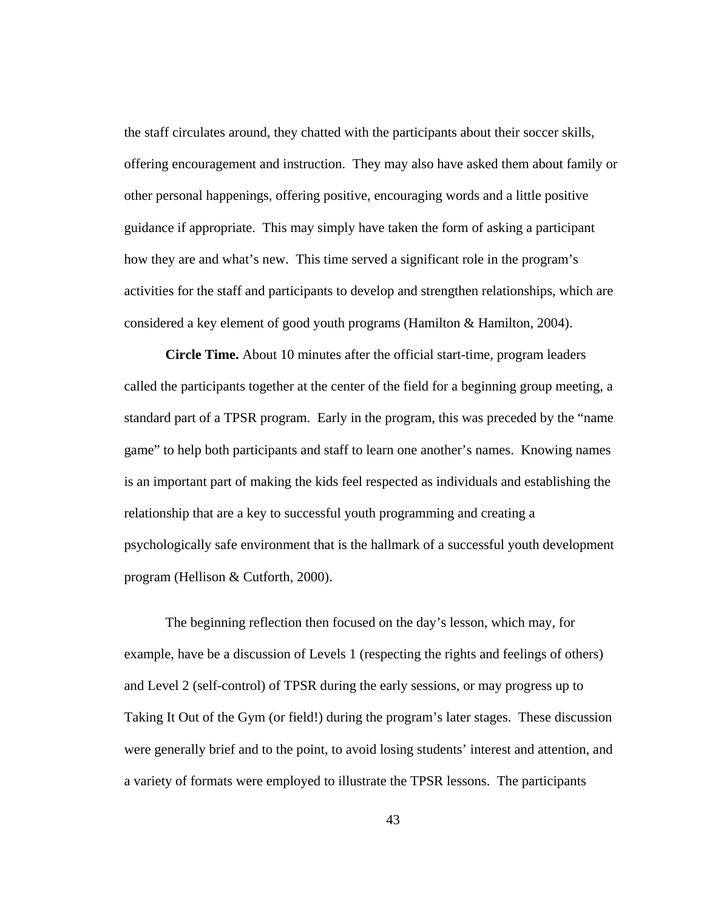the staff circulates around, they chatted with the participants about their soccer skills, offering encouragement and instruction. They may also have asked them about family or other personal happenings, offering positive, encouraging words and a little positive guidance if appropriate. This may simply have taken the form of asking a participant how they are and what's new. This time served a significant role in the program's activities for the staff and participants to develop and strengthen relationships, which are considered a key element of good youth programs (Hamilton & Hamilton, 2004).

**Circle Time.** About 10 minutes after the official start-time, program leaders called the participants together at the center of the field for a beginning group meeting, a standard part of a TPSR program. Early in the program, this was preceded by the "name game" to help both participants and staff to learn one another's names. Knowing names is an important part of making the kids feel respected as individuals and establishing the relationship that are a key to successful youth programming and creating a psychologically safe environment that is the hallmark of a successful youth development program (Hellison & Cutforth, 2000).

The beginning reflection then focused on the day's lesson, which may, for example, have be a discussion of Levels 1 (respecting the rights and feelings of others) and Level 2 (self-control) of TPSR during the early sessions, or may progress up to Taking It Out of the Gym (or field!) during the program's later stages. These discussion were generally brief and to the point, to avoid losing students' interest and attention, and a variety of formats were employed to illustrate the TPSR lessons. The participants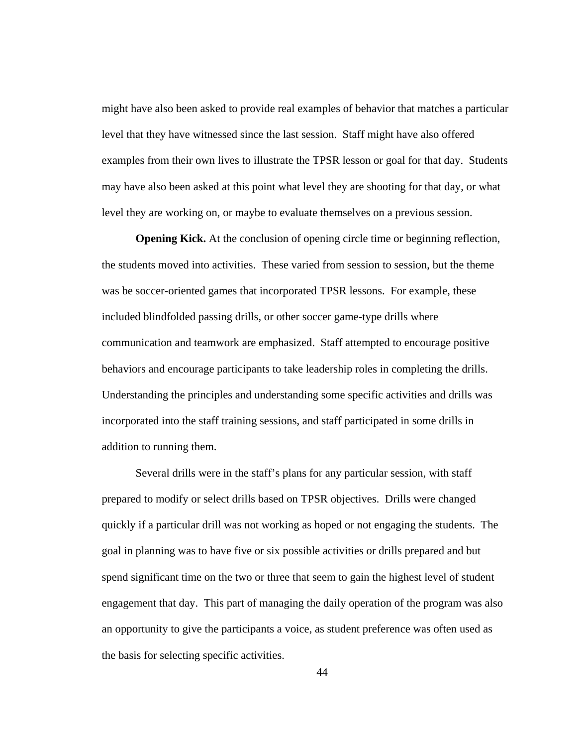might have also been asked to provide real examples of behavior that matches a particular level that they have witnessed since the last session. Staff might have also offered examples from their own lives to illustrate the TPSR lesson or goal for that day. Students may have also been asked at this point what level they are shooting for that day, or what level they are working on, or maybe to evaluate themselves on a previous session.

**Opening Kick.** At the conclusion of opening circle time or beginning reflection, the students moved into activities. These varied from session to session, but the theme was be soccer-oriented games that incorporated TPSR lessons. For example, these included blindfolded passing drills, or other soccer game-type drills where communication and teamwork are emphasized. Staff attempted to encourage positive behaviors and encourage participants to take leadership roles in completing the drills. Understanding the principles and understanding some specific activities and drills was incorporated into the staff training sessions, and staff participated in some drills in addition to running them.

Several drills were in the staff's plans for any particular session, with staff prepared to modify or select drills based on TPSR objectives. Drills were changed quickly if a particular drill was not working as hoped or not engaging the students. The goal in planning was to have five or six possible activities or drills prepared and but spend significant time on the two or three that seem to gain the highest level of student engagement that day. This part of managing the daily operation of the program was also an opportunity to give the participants a voice, as student preference was often used as the basis for selecting specific activities.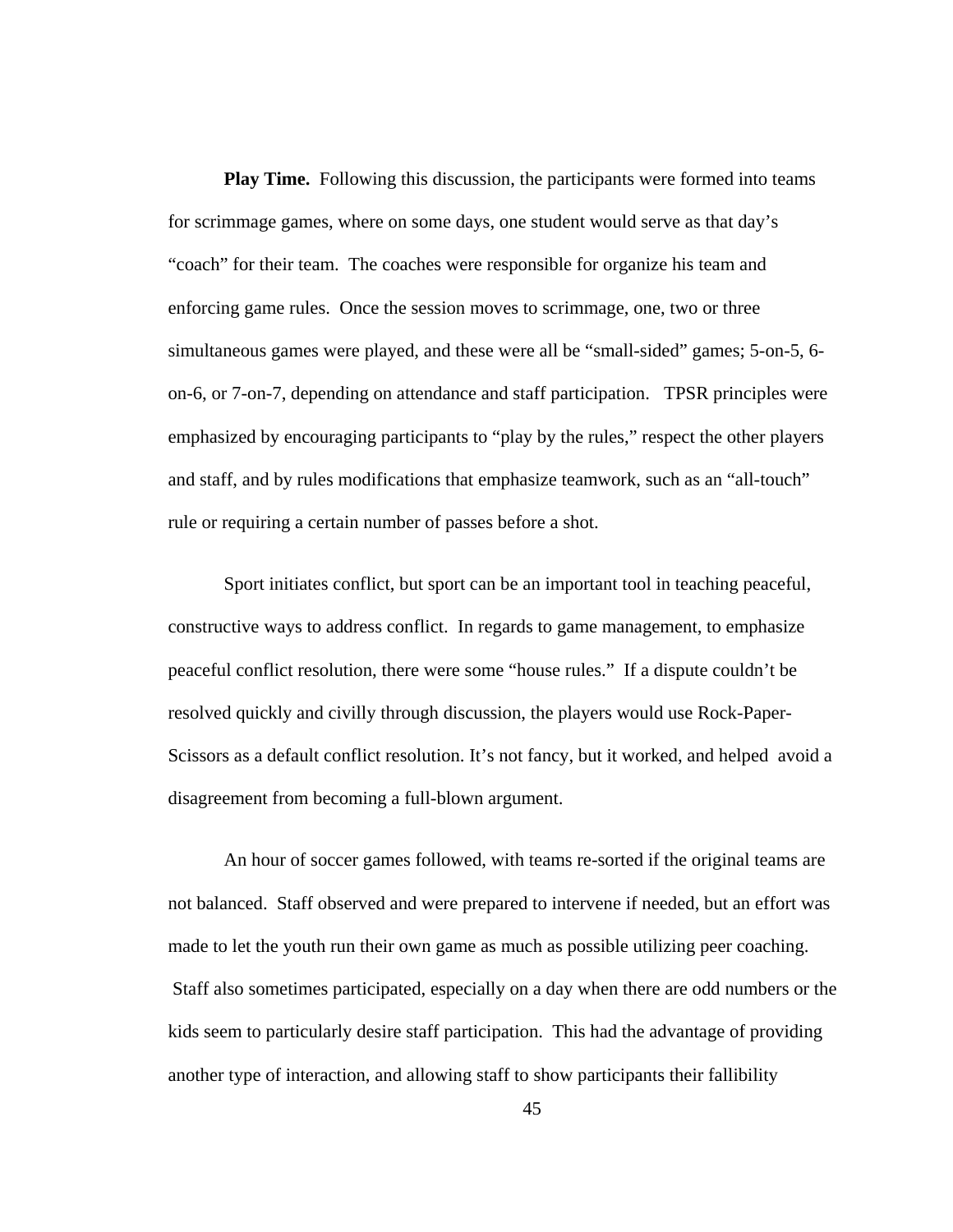**Play Time.** Following this discussion, the participants were formed into teams for scrimmage games, where on some days, one student would serve as that day's "coach" for their team. The coaches were responsible for organize his team and enforcing game rules. Once the session moves to scrimmage, one, two or three simultaneous games were played, and these were all be "small-sided" games; 5-on-5, 6-on-6, or 7-on-7, depending on attendance and staff participation. TPSR principles were emphasized by encouraging participants to "play by the rules," respect the other players and staff, and by rules modifications that emphasize teamwork, such as an "all-touch" rule or requiring a certain number of passes before a shot.

Sport initiates conflict, but sport can be an important tool in teaching peaceful, constructive ways to address conflict. In regards to game management, to emphasize peaceful conflict resolution, there were some "house rules." If a dispute couldn't be resolved quickly and civilly through discussion, the players would use Rock-Paper-Scissors as a default conflict resolution. It's not fancy, but it worked, and helped avoid a disagreement from becoming a full-blown argument.

An hour of soccer games followed, with teams re-sorted if the original teams are not balanced. Staff observed and were prepared to intervene if needed, but an effort was made to let the youth run their own game as much as possible utilizing peer coaching. Staff also sometimes participated, especially on a day when there are odd numbers or the kids seem to particularly desire staff participation. This had the advantage of providing another type of interaction, and allowing staff to show participants their fallibility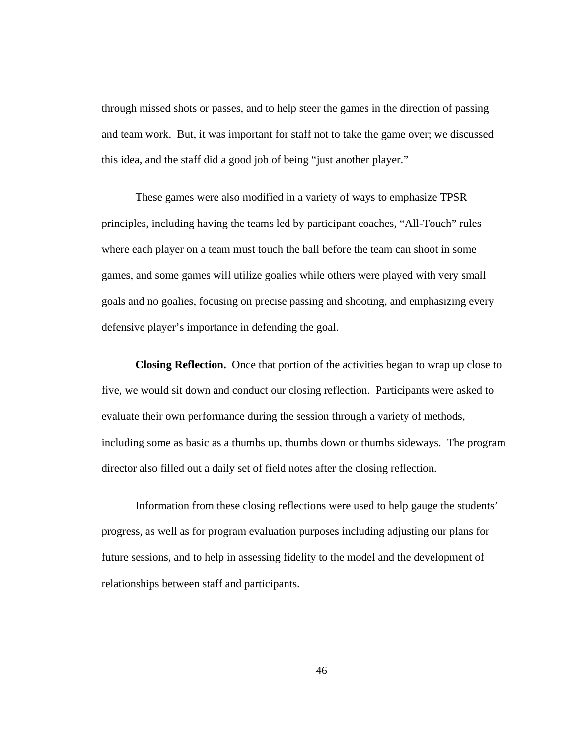through missed shots or passes, and to help steer the games in the direction of passing and team work. But, it was important for staff not to take the game over; we discussed this idea, and the staff did a good job of being "just another player."

These games were also modified in a variety of ways to emphasize TPSR principles, including having the teams led by participant coaches, "All-Touch" rules where each player on a team must touch the ball before the team can shoot in some games, and some games will utilize goalies while others were played with very small goals and no goalies, focusing on precise passing and shooting, and emphasizing every defensive player's importance in defending the goal.

**Closing Reflection.** Once that portion of the activities began to wrap up close to five, we would sit down and conduct our closing reflection. Participants were asked to evaluate their own performance during the session through a variety of methods, including some as basic as a thumbs up, thumbs down or thumbs sideways. The program director also filled out a daily set of field notes after the closing reflection.

Information from these closing reflections were used to help gauge the students' progress, as well as for program evaluation purposes including adjusting our plans for future sessions, and to help in assessing fidelity to the model and the development of relationships between staff and participants.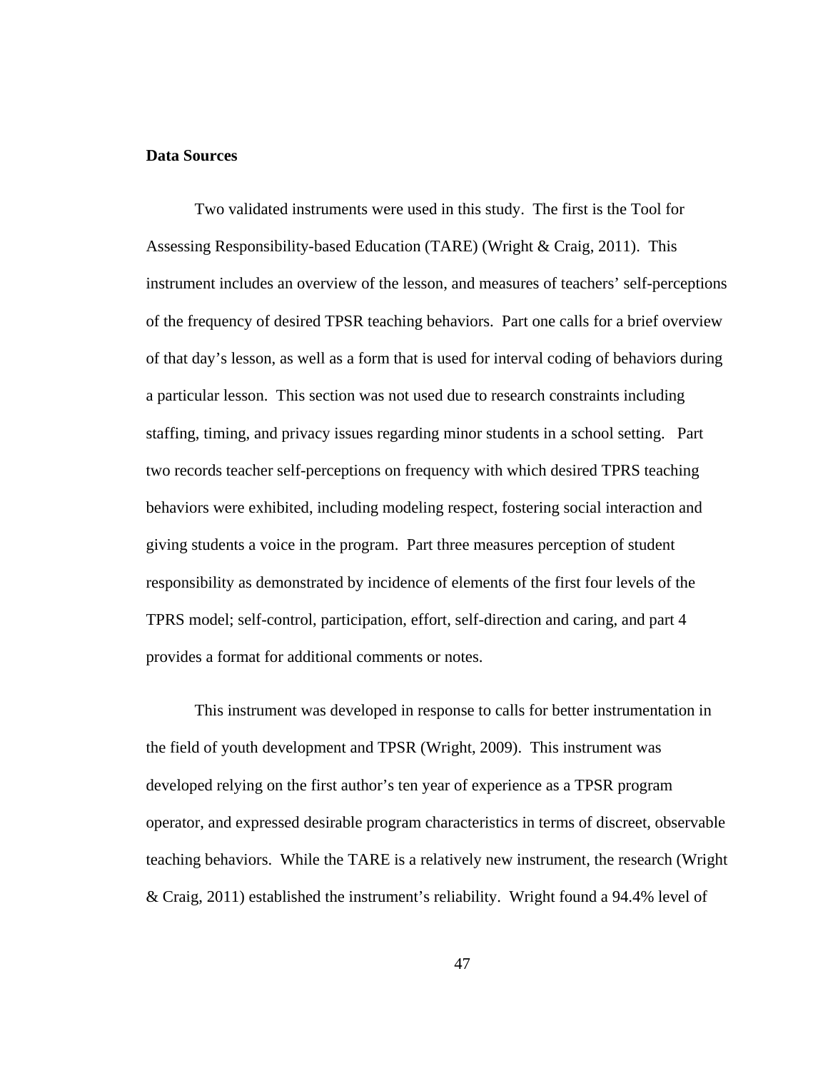**Data Sources**

Two validated instruments were used in this study. The first is the Tool for Assessing Responsibility-based Education (TARE) (Wright & Craig, 2011). This instrument includes an overview of the lesson, and measures of teachers' self-perceptions of the frequency of desired TPSR teaching behaviors. Part one calls for a brief overview of that day's lesson, as well as a form that is used for interval coding of behaviors during a particular lesson. This section was not used due to research constraints including staffing, timing, and privacy issues regarding minor students in a school setting. Part two records teacher self-perceptions on frequency with which desired TPRS teaching behaviors were exhibited, including modeling respect, fostering social interaction and giving students a voice in the program. Part three measures perception of student responsibility as demonstrated by incidence of elements of the first four levels of the TPRS model; self-control, participation, effort, self-direction and caring, and part 4 provides a format for additional comments or notes.

This instrument was developed in response to calls for better instrumentation in the field of youth development and TPSR (Wright, 2009). This instrument was developed relying on the first author's ten year of experience as a TPSR program operator, and expressed desirable program characteristics in terms of discreet, observable teaching behaviors. While the TARE is a relatively new instrument, the research (Wright & Craig, 2011) established the instrument's reliability. Wright found a 94.4% level of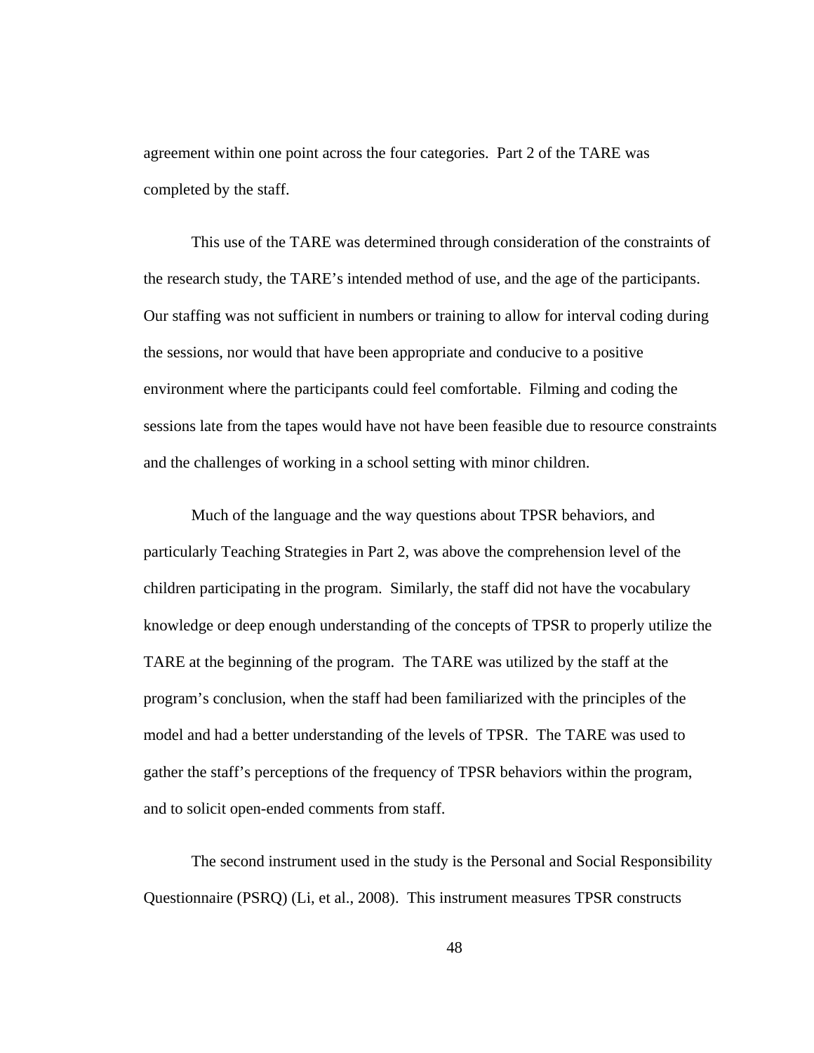agreement within one point across the four categories. Part 2 of the TARE was completed by the staff.

This use of the TARE was determined through consideration of the constraints of the research study, the TARE's intended method of use, and the age of the participants. Our staffing was not sufficient in numbers or training to allow for interval coding during the sessions, nor would that have been appropriate and conducive to a positive environment where the participants could feel comfortable. Filming and coding the sessions late from the tapes would have not have been feasible due to resource constraints and the challenges of working in a school setting with minor children.

Much of the language and the way questions about TPSR behaviors, and particularly Teaching Strategies in Part 2, was above the comprehension level of the children participating in the program. Similarly, the staff did not have the vocabulary knowledge or deep enough understanding of the concepts of TPSR to properly utilize the TARE at the beginning of the program. The TARE was utilized by the staff at the program's conclusion, when the staff had been familiarized with the principles of the model and had a better understanding of the levels of TPSR. The TARE was used to gather the staff's perceptions of the frequency of TPSR behaviors within the program, and to solicit open-ended comments from staff.

The second instrument used in the study is the Personal and Social Responsibility Questionnaire (PSRQ) (Li, et al., 2008). This instrument measures TPSR constructs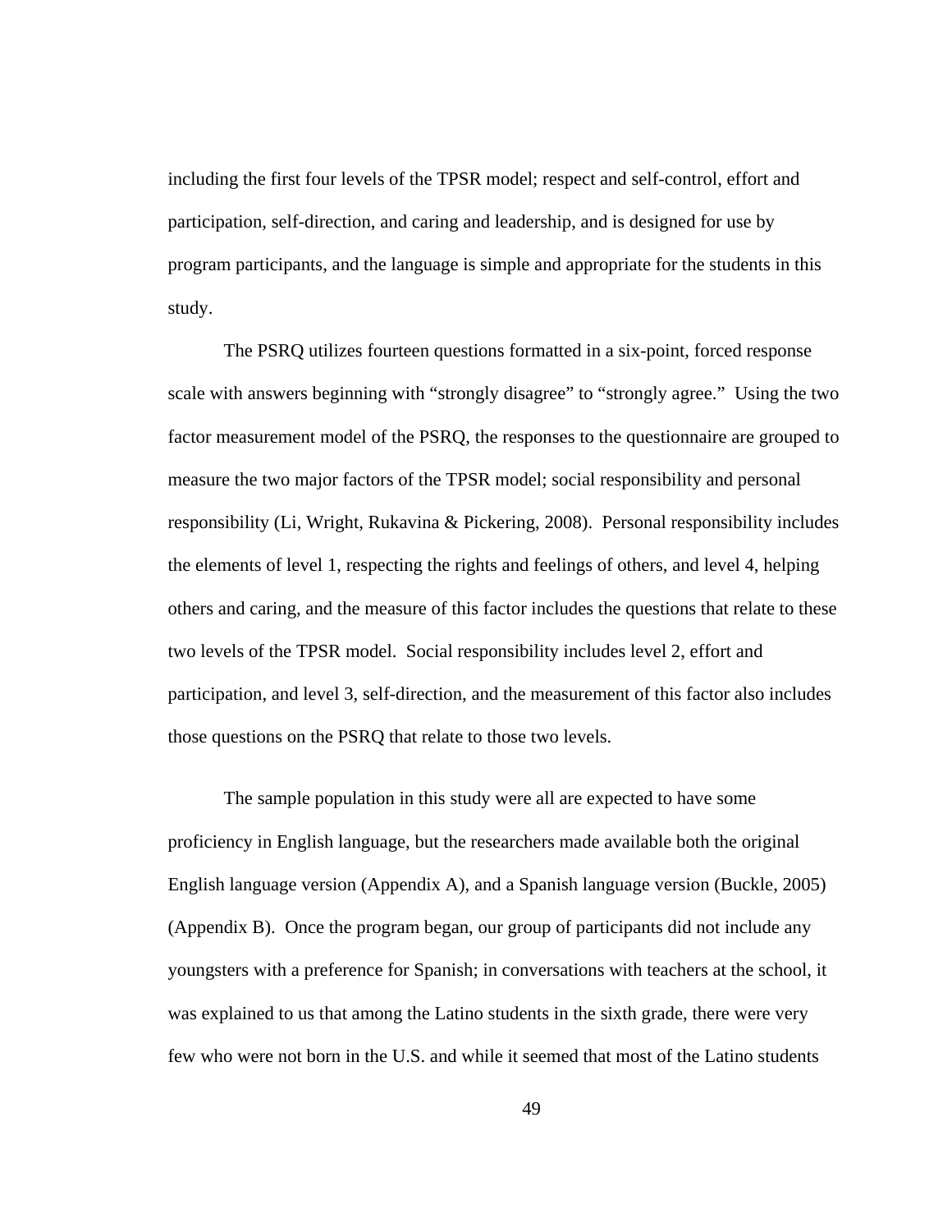including the first four levels of the TPSR model; respect and self-control, effort and participation, self-direction, and caring and leadership, and is designed for use by program participants, and the language is simple and appropriate for the students in this study.

The PSRQ utilizes fourteen questions formatted in a six-point, forced response scale with answers beginning with "strongly disagree" to "strongly agree." Using the two factor measurement model of the PSRQ, the responses to the questionnaire are grouped to measure the two major factors of the TPSR model; social responsibility and personal responsibility (Li, Wright, Rukavina & Pickering, 2008). Personal responsibility includes the elements of level 1, respecting the rights and feelings of others, and level 4, helping others and caring, and the measure of this factor includes the questions that relate to these two levels of the TPSR model. Social responsibility includes level 2, effort and participation, and level 3, self-direction, and the measurement of this factor also includes those questions on the PSRQ that relate to those two levels.

The sample population in this study were all are expected to have some proficiency in English language, but the researchers made available both the original English language version (Appendix A), and a Spanish language version (Buckle, 2005) (Appendix B). Once the program began, our group of participants did not include any youngsters with a preference for Spanish; in conversations with teachers at the school, it was explained to us that among the Latino students in the sixth grade, there were very few who were not born in the U.S. and while it seemed that most of the Latino students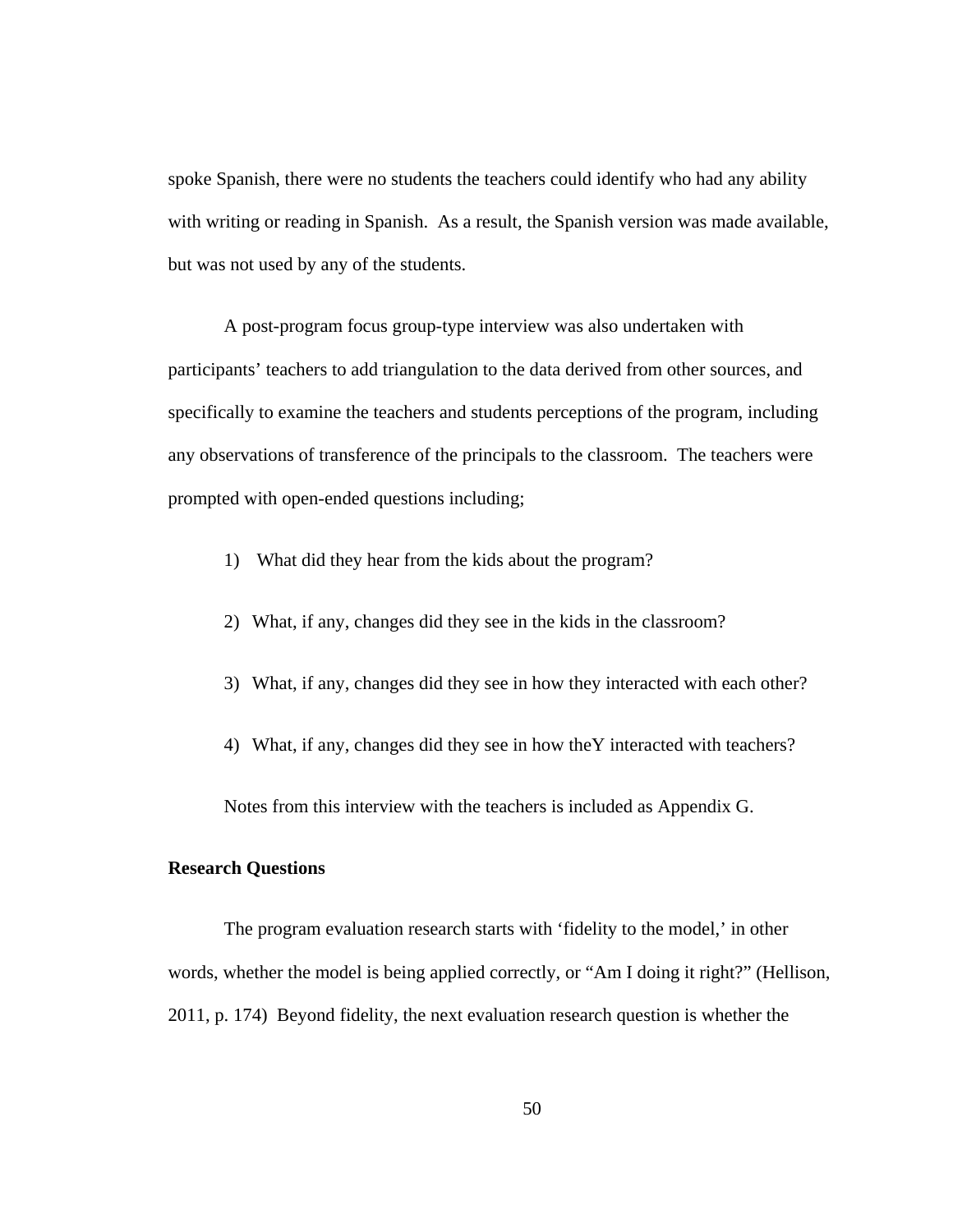spoke Spanish, there were no students the teachers could identify who had any ability with writing or reading in Spanish. As a result, the Spanish version was made available, but was not used by any of the students.

A post-program focus group-type interview was also undertaken with participants' teachers to add triangulation to the data derived from other sources, and specifically to examine the teachers and students perceptions of the program, including any observations of transference of the principals to the classroom. The teachers were prompted with open-ended questions including;

1) What did they hear from the kids about the program?

2) What, if any, changes did they see in the kids in the classroom?

3) What, if any, changes did they see in how they interacted with each other?

4) What, if any, changes did they see in how theY interacted with teachers?

Notes from this interview with the teachers is included as Appendix G.

**Research Questions**

The program evaluation research starts with 'fidelity to the model,' in other words, whether the model is being applied correctly, or "Am I doing it right?" (Hellison, 2011, p. 174) Beyond fidelity, the next evaluation research question is whether the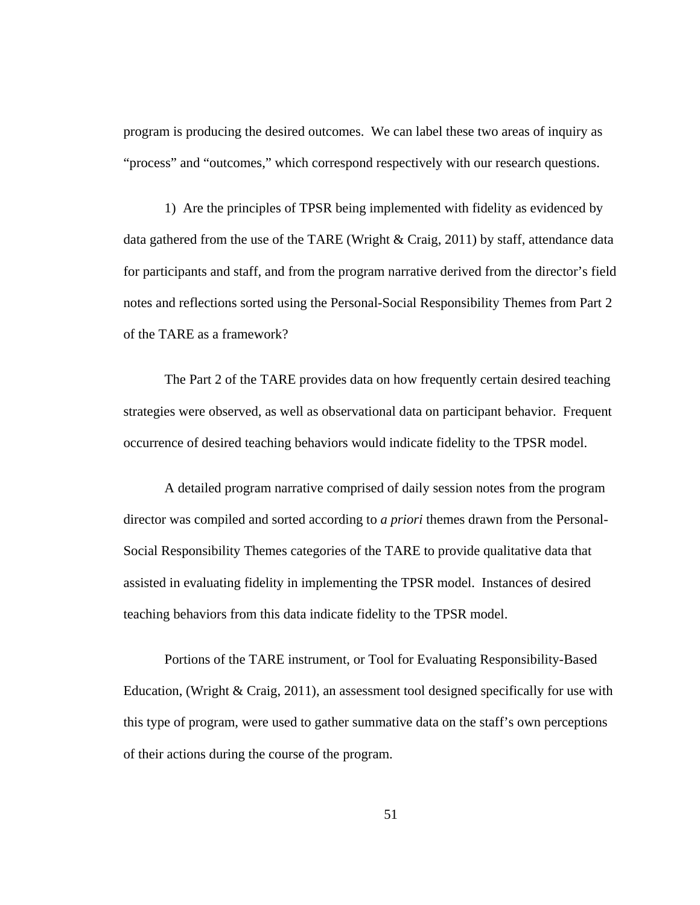program is producing the desired outcomes. We can label these two areas of inquiry as "process" and "outcomes," which correspond respectively with our research questions.

1) Are the principles of TPSR being implemented with fidelity as evidenced by data gathered from the use of the TARE (Wright & Craig, 2011) by staff, attendance data for participants and staff, and from the program narrative derived from the director's field notes and reflections sorted using the Personal-Social Responsibility Themes from Part 2 of the TARE as a framework?

The Part 2 of the TARE provides data on how frequently certain desired teaching strategies were observed, as well as observational data on participant behavior. Frequent occurrence of desired teaching behaviors would indicate fidelity to the TPSR model.

A detailed program narrative comprised of daily session notes from the program director was compiled and sorted according to *a priori* themes drawn from the Personal-Social Responsibility Themes categories of the TARE to provide qualitative data that assisted in evaluating fidelity in implementing the TPSR model. Instances of desired teaching behaviors from this data indicate fidelity to the TPSR model.

Portions of the TARE instrument, or Tool for Evaluating Responsibility-Based Education, (Wright & Craig, 2011), an assessment tool designed specifically for use with this type of program, were used to gather summative data on the staff's own perceptions of their actions during the course of the program.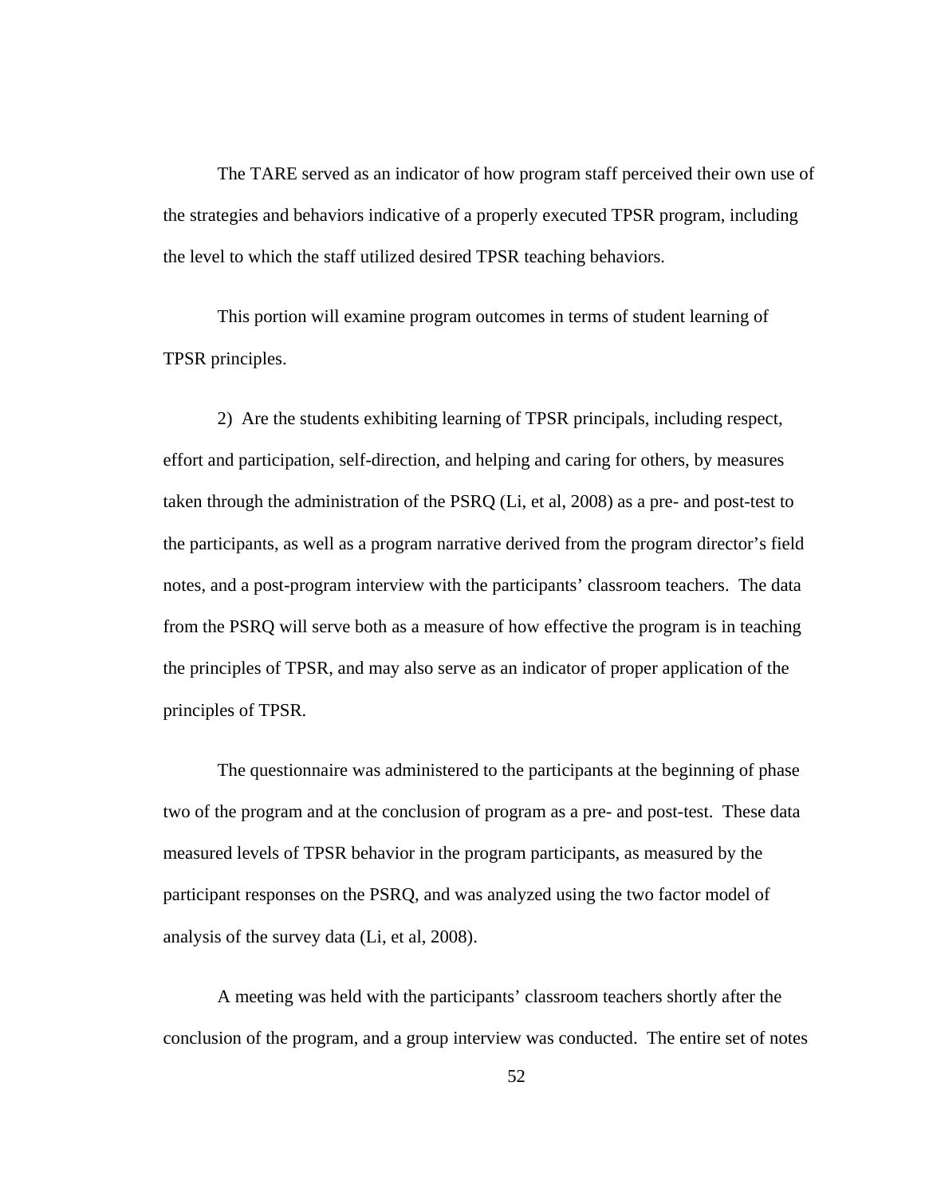The TARE served as an indicator of how program staff perceived their own use of the strategies and behaviors indicative of a properly executed TPSR program, including the level to which the staff utilized desired TPSR teaching behaviors.

This portion will examine program outcomes in terms of student learning of TPSR principles.

2) Are the students exhibiting learning of TPSR principals, including respect, effort and participation, self-direction, and helping and caring for others, by measures taken through the administration of the PSRQ (Li, et al, 2008) as a pre- and post-test to the participants, as well as a program narrative derived from the program director's field notes, and a post-program interview with the participants' classroom teachers. The data from the PSRQ will serve both as a measure of how effective the program is in teaching the principles of TPSR, and may also serve as an indicator of proper application of the principles of TPSR.

The questionnaire was administered to the participants at the beginning of phase two of the program and at the conclusion of program as a pre- and post-test. These data measured levels of TPSR behavior in the program participants, as measured by the participant responses on the PSRQ, and was analyzed using the two factor model of analysis of the survey data (Li, et al, 2008).

A meeting was held with the participants' classroom teachers shortly after the conclusion of the program, and a group interview was conducted. The entire set of notes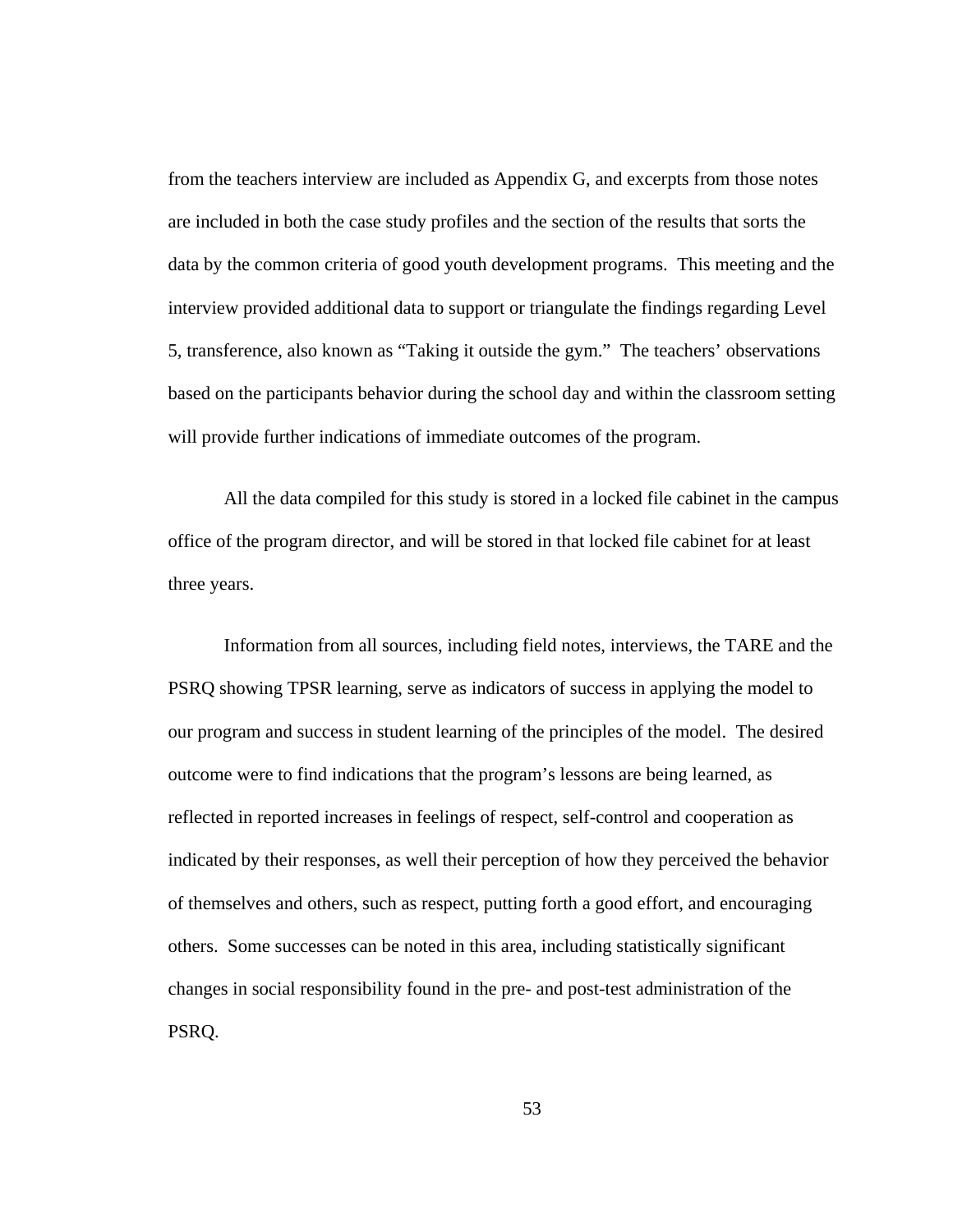from the teachers interview are included as Appendix G, and excerpts from those notes are included in both the case study profiles and the section of the results that sorts the data by the common criteria of good youth development programs. This meeting and the interview provided additional data to support or triangulate the findings regarding Level 5, transference, also known as “Taking it outside the gym.” The teachers’ observations based on the participants behavior during the school day and within the classroom setting will provide further indications of immediate outcomes of the program.

All the data compiled for this study is stored in a locked file cabinet in the campus office of the program director, and will be stored in that locked file cabinet for at least three years.

Information from all sources, including field notes, interviews, the TARE and the PSRQ showing TPSR learning, serve as indicators of success in applying the model to our program and success in student learning of the principles of the model. The desired outcome were to find indications that the program’s lessons are being learned, as reflected in reported increases in feelings of respect, self-control and cooperation as indicated by their responses, as well their perception of how they perceived the behavior of themselves and others, such as respect, putting forth a good effort, and encouraging others. Some successes can be noted in this area, including statistically significant changes in social responsibility found in the pre- and post-test administration of the PSRQ.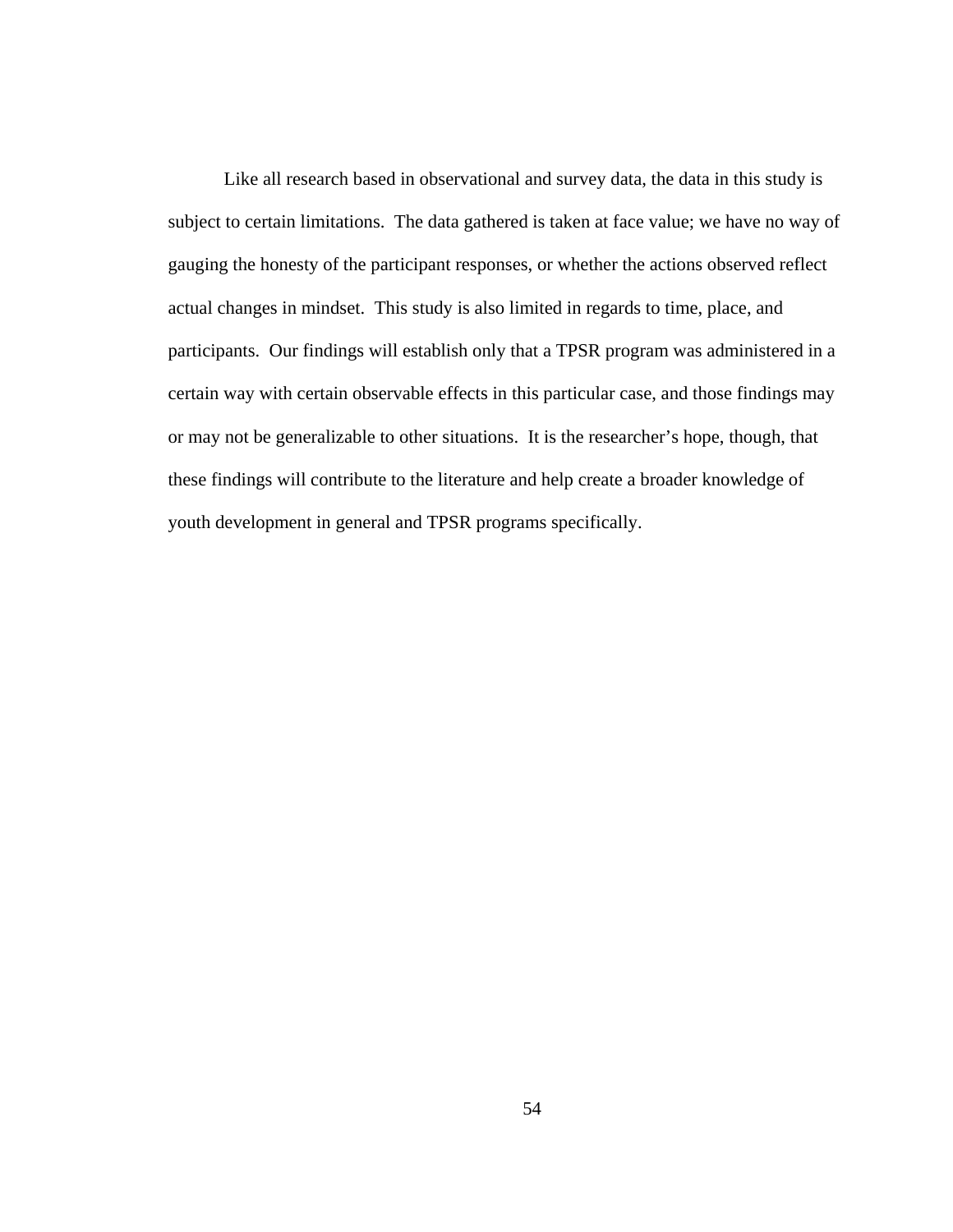Like all research based in observational and survey data, the data in this study is subject to certain limitations.  The data gathered is taken at face value; we have no way of gauging the honesty of the participant responses, or whether the actions observed reflect actual changes in mindset.  This study is also limited in regards to time, place, and participants.  Our findings will establish only that a TPSR program was administered in a certain way with certain observable effects in this particular case, and those findings may or may not be generalizable to other situations.  It is the researcher's hope, though, that these findings will contribute to the literature and help create a broader knowledge of youth development in general and TPSR programs specifically.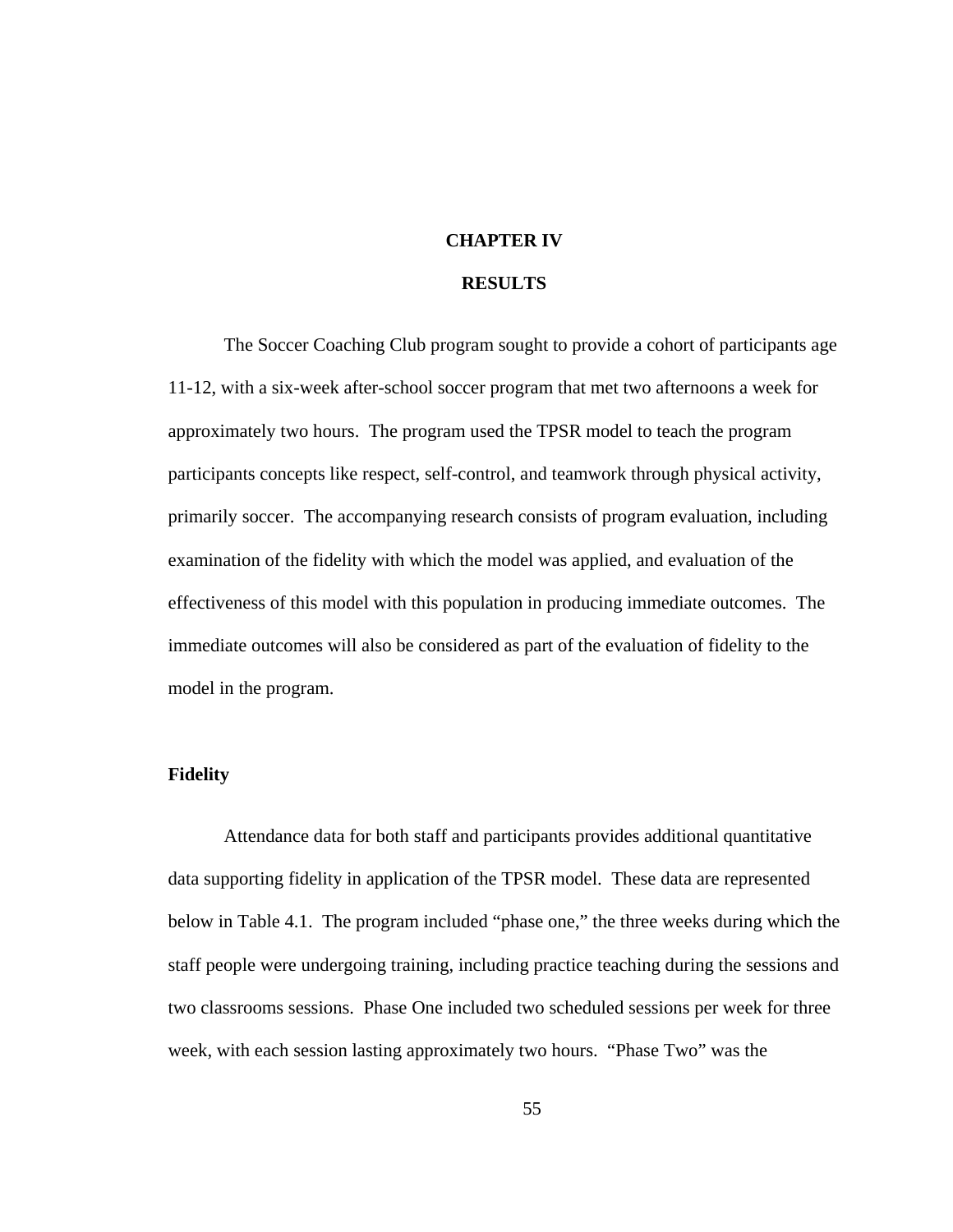# CHAPTER IV

# RESULTS

The Soccer Coaching Club program sought to provide a cohort of participants age 11-12, with a six-week after-school soccer program that met two afternoons a week for approximately two hours. The program used the TPSR model to teach the program participants concepts like respect, self-control, and teamwork through physical activity, primarily soccer. The accompanying research consists of program evaluation, including examination of the fidelity with which the model was applied, and evaluation of the effectiveness of this model with this population in producing immediate outcomes. The immediate outcomes will also be considered as part of the evaluation of fidelity to the model in the program.

## Fidelity

Attendance data for both staff and participants provides additional quantitative data supporting fidelity in application of the TPSR model. These data are represented below in Table 4.1. The program included "phase one," the three weeks during which the staff people were undergoing training, including practice teaching during the sessions and two classrooms sessions. Phase One included two scheduled sessions per week for three week, with each session lasting approximately two hours. "Phase Two" was the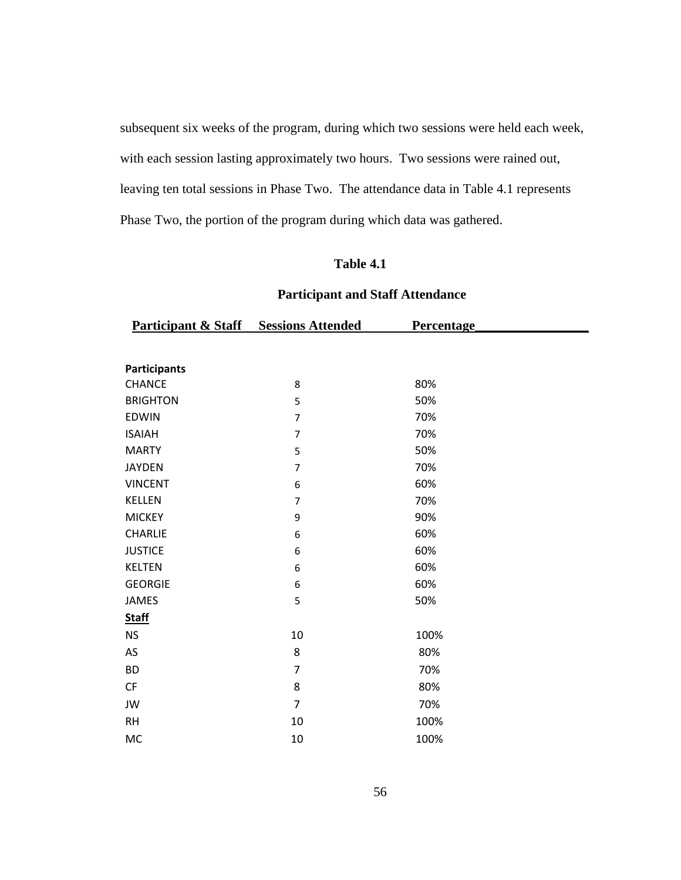subsequent six weeks of the program, during which two sessions were held each week, with each session lasting approximately two hours. Two sessions were rained out, leaving ten total sessions in Phase Two. The attendance data in Table 4.1 represents Phase Two, the portion of the program during which data was gathered.

**Table 4.1**

**Participant and Staff Attendance**

| Participant & Staff | Sessions Attended | Percentage |
|---|---|---|
| **Participants** | | |
| CHANCE | 8 | 80% |
| BRIGHTON | 5 | 50% |
| EDWIN | 7 | 70% |
| ISAIAH | 7 | 70% |
| MARTY | 5 | 50% |
| JAYDEN | 7 | 70% |
| VINCENT | 6 | 60% |
| KELLEN | 7 | 70% |
| MICKEY | 9 | 90% |
| CHARLIE | 6 | 60% |
| JUSTICE | 6 | 60% |
| KELTEN | 6 | 60% |
| GEORGIE | 6 | 60% |
| JAMES | 5 | 50% |
| **Staff** | | |
| NS | 10 | 100% |
| AS | 8 | 80% |
| BD | 7 | 70% |
| CF | 8 | 80% |
| JW | 7 | 70% |
| RH | 10 | 100% |
| MC | 10 | 100% |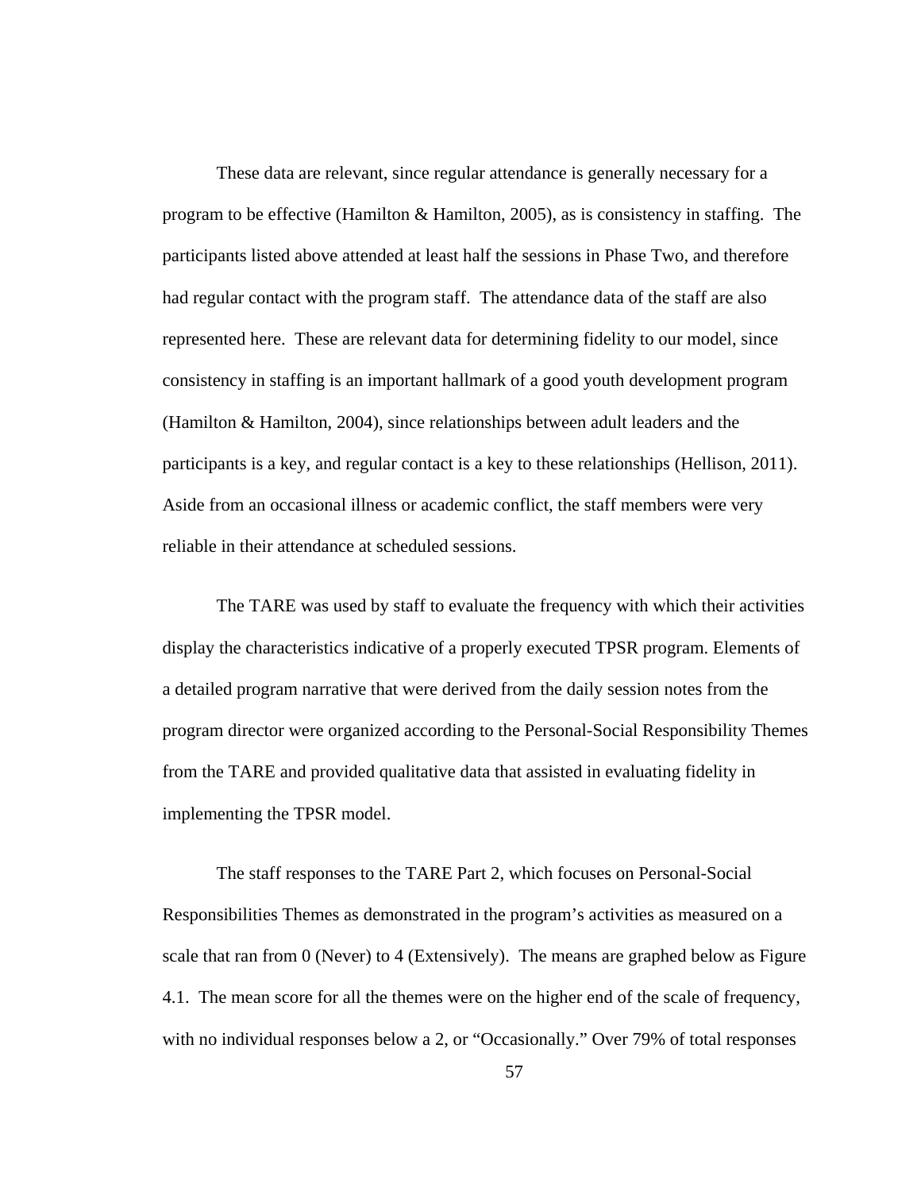These data are relevant, since regular attendance is generally necessary for a program to be effective (Hamilton & Hamilton, 2005), as is consistency in staffing. The participants listed above attended at least half the sessions in Phase Two, and therefore had regular contact with the program staff. The attendance data of the staff are also represented here. These are relevant data for determining fidelity to our model, since consistency in staffing is an important hallmark of a good youth development program (Hamilton & Hamilton, 2004), since relationships between adult leaders and the participants is a key, and regular contact is a key to these relationships (Hellison, 2011). Aside from an occasional illness or academic conflict, the staff members were very reliable in their attendance at scheduled sessions.

The TARE was used by staff to evaluate the frequency with which their activities display the characteristics indicative of a properly executed TPSR program. Elements of a detailed program narrative that were derived from the daily session notes from the program director were organized according to the Personal-Social Responsibility Themes from the TARE and provided qualitative data that assisted in evaluating fidelity in implementing the TPSR model.

The staff responses to the TARE Part 2, which focuses on Personal-Social Responsibilities Themes as demonstrated in the program's activities as measured on a scale that ran from 0 (Never) to 4 (Extensively). The means are graphed below as Figure 4.1. The mean score for all the themes were on the higher end of the scale of frequency, with no individual responses below a 2, or "Occasionally." Over 79% of total responses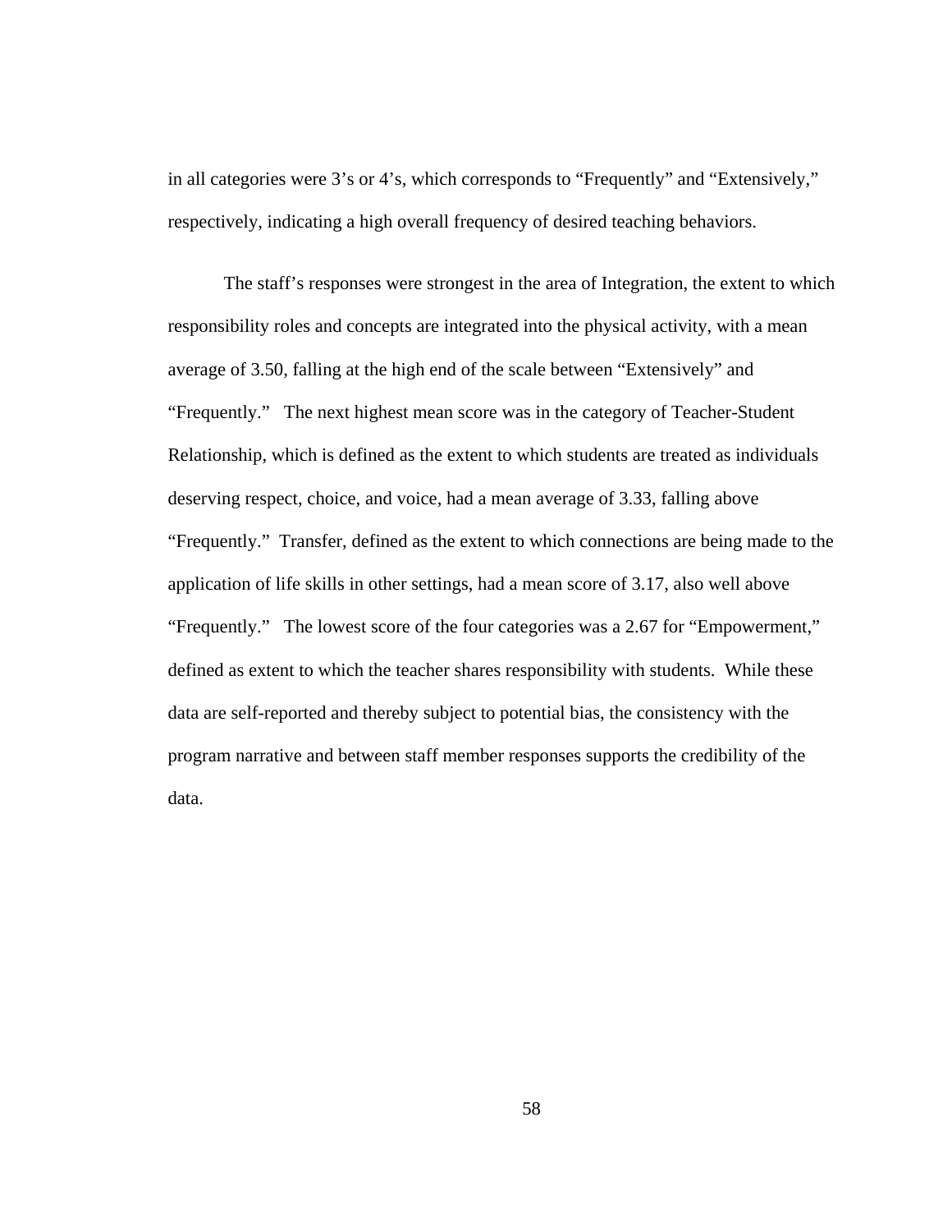in all categories were 3's or 4's, which corresponds to "Frequently" and "Extensively," respectively, indicating a high overall frequency of desired teaching behaviors.

The staff's responses were strongest in the area of Integration, the extent to which responsibility roles and concepts are integrated into the physical activity, with a mean average of 3.50, falling at the high end of the scale between "Extensively" and "Frequently." The next highest mean score was in the category of Teacher-Student Relationship, which is defined as the extent to which students are treated as individuals deserving respect, choice, and voice, had a mean average of 3.33, falling above "Frequently." Transfer, defined as the extent to which connections are being made to the application of life skills in other settings, had a mean score of 3.17, also well above "Frequently." The lowest score of the four categories was a 2.67 for "Empowerment," defined as extent to which the teacher shares responsibility with students. While these data are self-reported and thereby subject to potential bias, the consistency with the program narrative and between staff member responses supports the credibility of the data.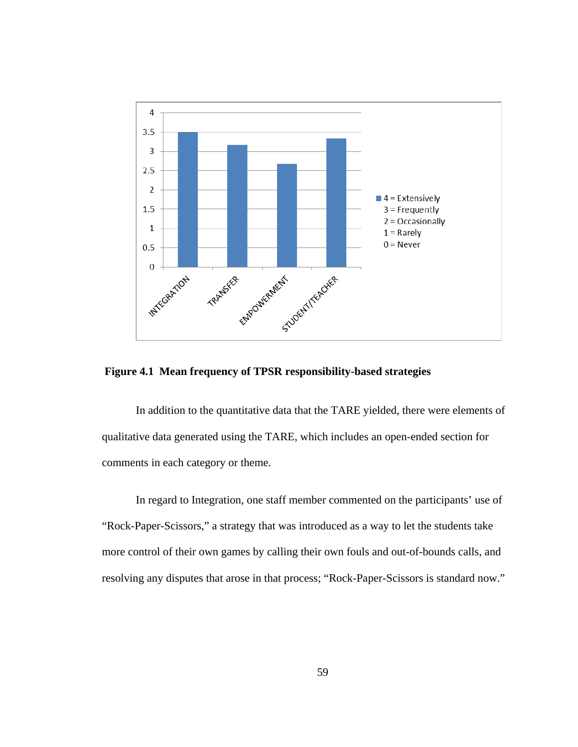**Figure 4.1 Mean frequency of TPSR responsibility-based strategies**

In addition to the quantitative data that the TARE yielded, there were elements of qualitative data generated using the TARE, which includes an open-ended section for comments in each category or theme.

In regard to Integration, one staff member commented on the participants' use of "Rock-Paper-Scissors," a strategy that was introduced as a way to let the students take more control of their own games by calling their own fouls and out-of-bounds calls, and resolving any disputes that arose in that process; "Rock-Paper-Scissors is standard now."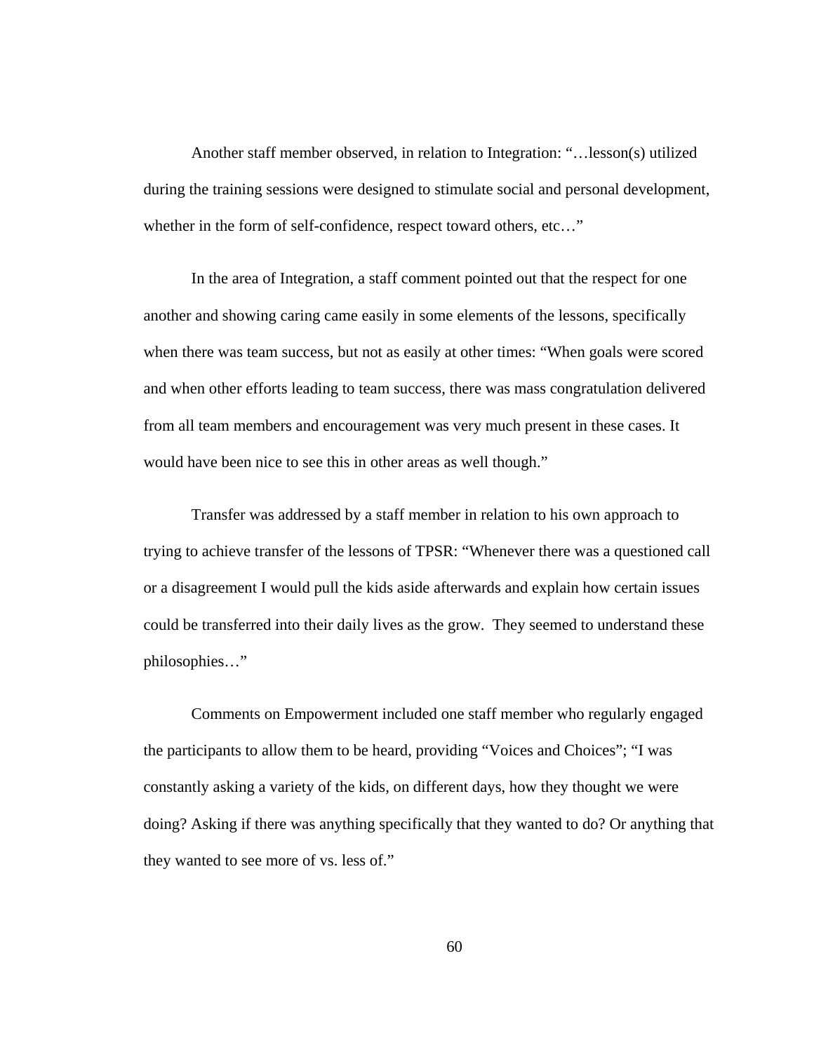Another staff member observed, in relation to Integration: "…lesson(s) utilized during the training sessions were designed to stimulate social and personal development, whether in the form of self-confidence, respect toward others, etc…"

In the area of Integration, a staff comment pointed out that the respect for one another and showing caring came easily in some elements of the lessons, specifically when there was team success, but not as easily at other times: "When goals were scored and when other efforts leading to team success, there was mass congratulation delivered from all team members and encouragement was very much present in these cases. It would have been nice to see this in other areas as well though."

Transfer was addressed by a staff member in relation to his own approach to trying to achieve transfer of the lessons of TPSR: "Whenever there was a questioned call or a disagreement I would pull the kids aside afterwards and explain how certain issues could be transferred into their daily lives as the grow. They seemed to understand these philosophies…"

Comments on Empowerment included one staff member who regularly engaged the participants to allow them to be heard, providing "Voices and Choices"; "I was constantly asking a variety of the kids, on different days, how they thought we were doing? Asking if there was anything specifically that they wanted to do? Or anything that they wanted to see more of vs. less of."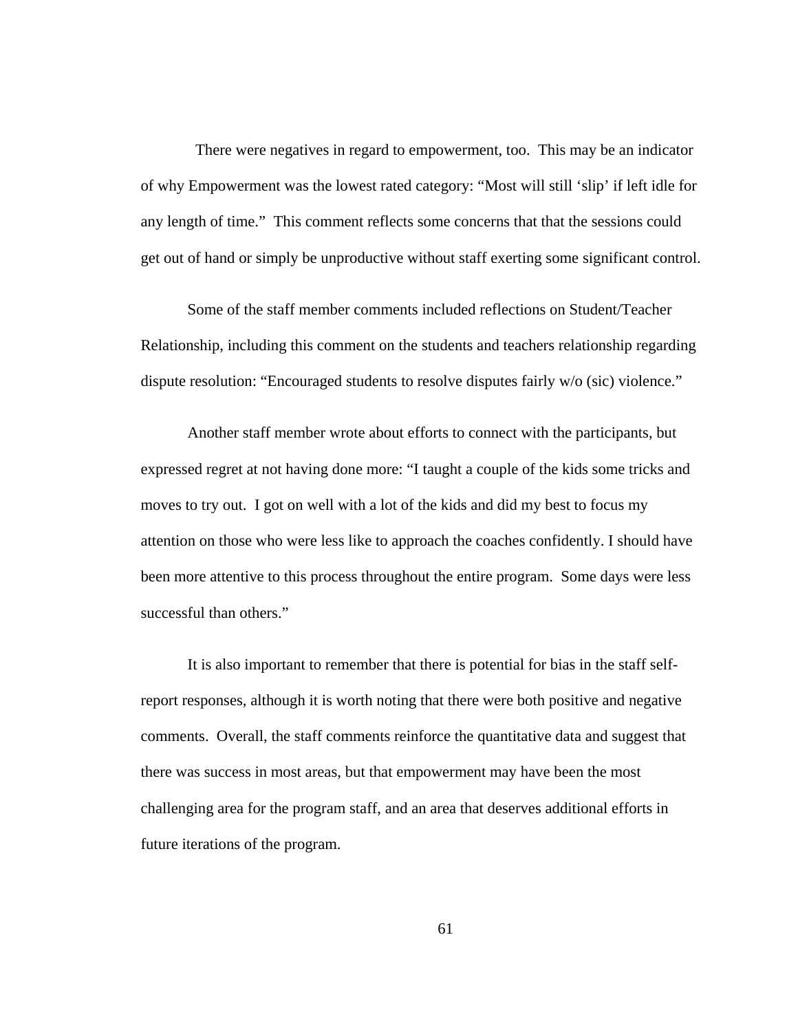There were negatives in regard to empowerment, too. This may be an indicator of why Empowerment was the lowest rated category: "Most will still 'slip' if left idle for any length of time." This comment reflects some concerns that that the sessions could get out of hand or simply be unproductive without staff exerting some significant control.

Some of the staff member comments included reflections on Student/Teacher Relationship, including this comment on the students and teachers relationship regarding dispute resolution: "Encouraged students to resolve disputes fairly w/o (sic) violence."

Another staff member wrote about efforts to connect with the participants, but expressed regret at not having done more: "I taught a couple of the kids some tricks and moves to try out. I got on well with a lot of the kids and did my best to focus my attention on those who were less like to approach the coaches confidently. I should have been more attentive to this process throughout the entire program. Some days were less successful than others."

It is also important to remember that there is potential for bias in the staff self-report responses, although it is worth noting that there were both positive and negative comments. Overall, the staff comments reinforce the quantitative data and suggest that there was success in most areas, but that empowerment may have been the most challenging area for the program staff, and an area that deserves additional efforts in future iterations of the program.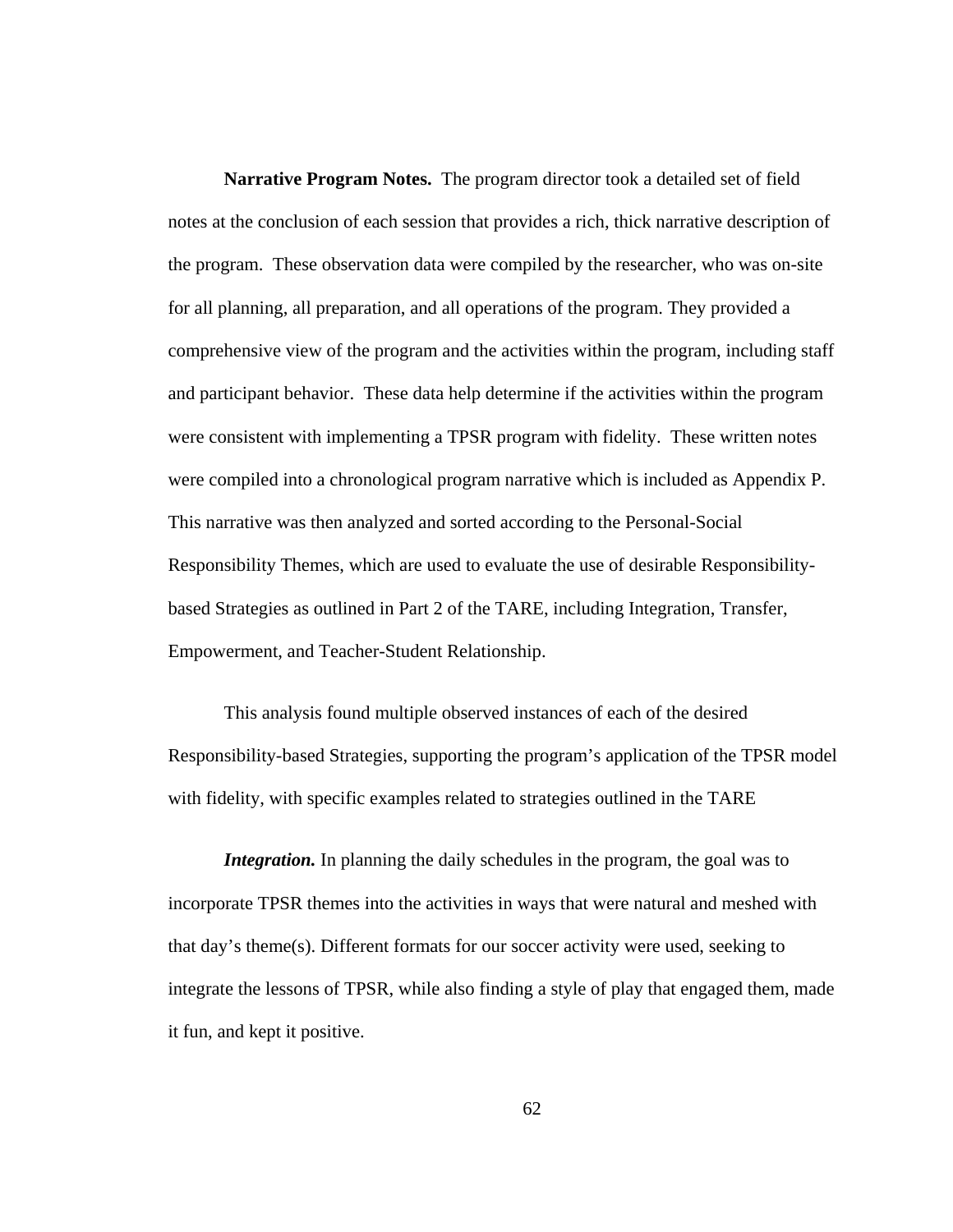**Narrative Program Notes.** The program director took a detailed set of field notes at the conclusion of each session that provides a rich, thick narrative description of the program. These observation data were compiled by the researcher, who was on-site for all planning, all preparation, and all operations of the program. They provided a comprehensive view of the program and the activities within the program, including staff and participant behavior. These data help determine if the activities within the program were consistent with implementing a TPSR program with fidelity. These written notes were compiled into a chronological program narrative which is included as Appendix P. This narrative was then analyzed and sorted according to the Personal-Social Responsibility Themes, which are used to evaluate the use of desirable Responsibility-based Strategies as outlined in Part 2 of the TARE, including Integration, Transfer, Empowerment, and Teacher-Student Relationship.

This analysis found multiple observed instances of each of the desired Responsibility-based Strategies, supporting the program's application of the TPSR model with fidelity, with specific examples related to strategies outlined in the TARE

***Integration.*** In planning the daily schedules in the program, the goal was to incorporate TPSR themes into the activities in ways that were natural and meshed with that day's theme(s). Different formats for our soccer activity were used, seeking to integrate the lessons of TPSR, while also finding a style of play that engaged them, made it fun, and kept it positive.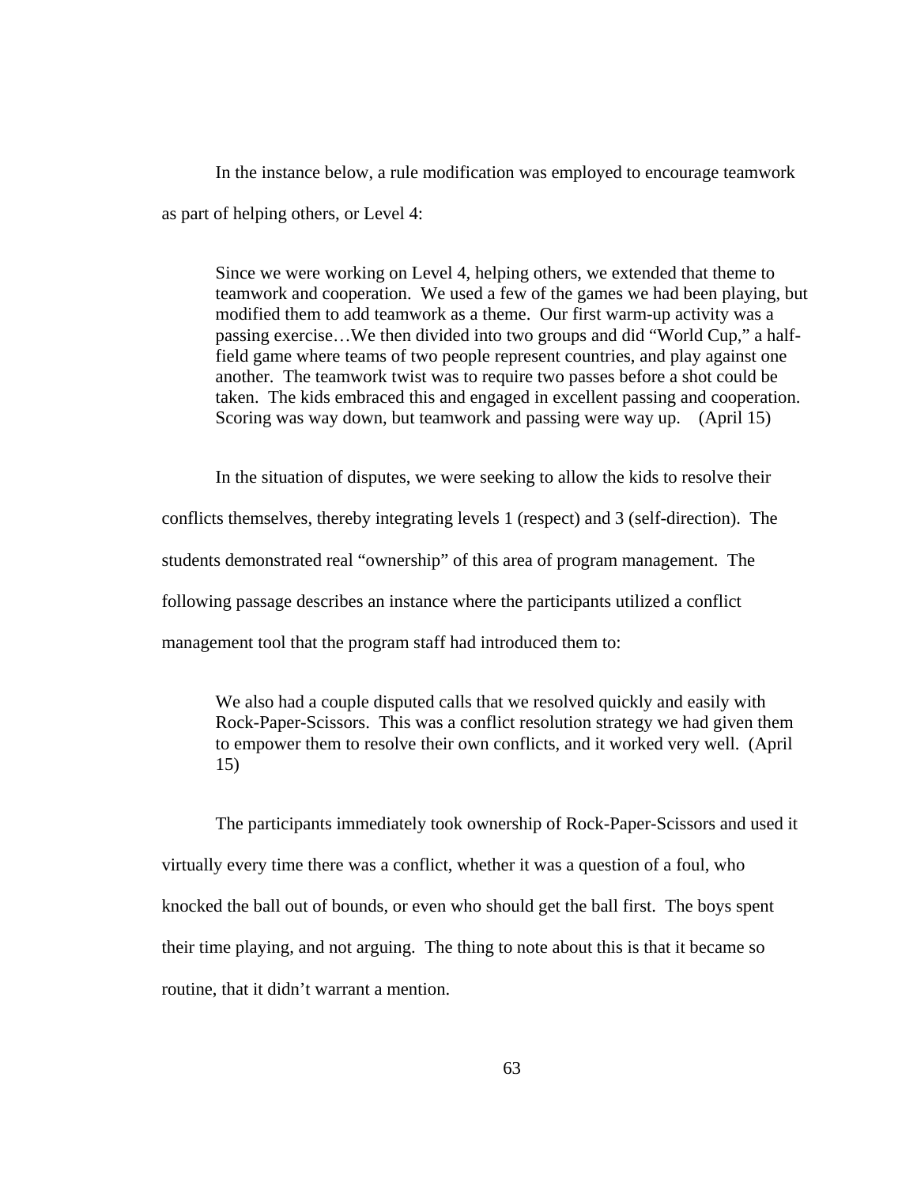In the instance below, a rule modification was employed to encourage teamwork as part of helping others, or Level 4:

> Since we were working on Level 4, helping others, we extended that theme to teamwork and cooperation. We used a few of the games we had been playing, but modified them to add teamwork as a theme. Our first warm-up activity was a passing exercise…We then divided into two groups and did "World Cup," a half-field game where teams of two people represent countries, and play against one another. The teamwork twist was to require two passes before a shot could be taken. The kids embraced this and engaged in excellent passing and cooperation. Scoring was way down, but teamwork and passing were way up. (April 15)

In the situation of disputes, we were seeking to allow the kids to resolve their conflicts themselves, thereby integrating levels 1 (respect) and 3 (self-direction). The students demonstrated real "ownership" of this area of program management. The following passage describes an instance where the participants utilized a conflict management tool that the program staff had introduced them to:

> We also had a couple disputed calls that we resolved quickly and easily with Rock-Paper-Scissors. This was a conflict resolution strategy we had given them to empower them to resolve their own conflicts, and it worked very well. (April 15)

The participants immediately took ownership of Rock-Paper-Scissors and used it virtually every time there was a conflict, whether it was a question of a foul, who knocked the ball out of bounds, or even who should get the ball first. The boys spent their time playing, and not arguing. The thing to note about this is that it became so routine, that it didn't warrant a mention.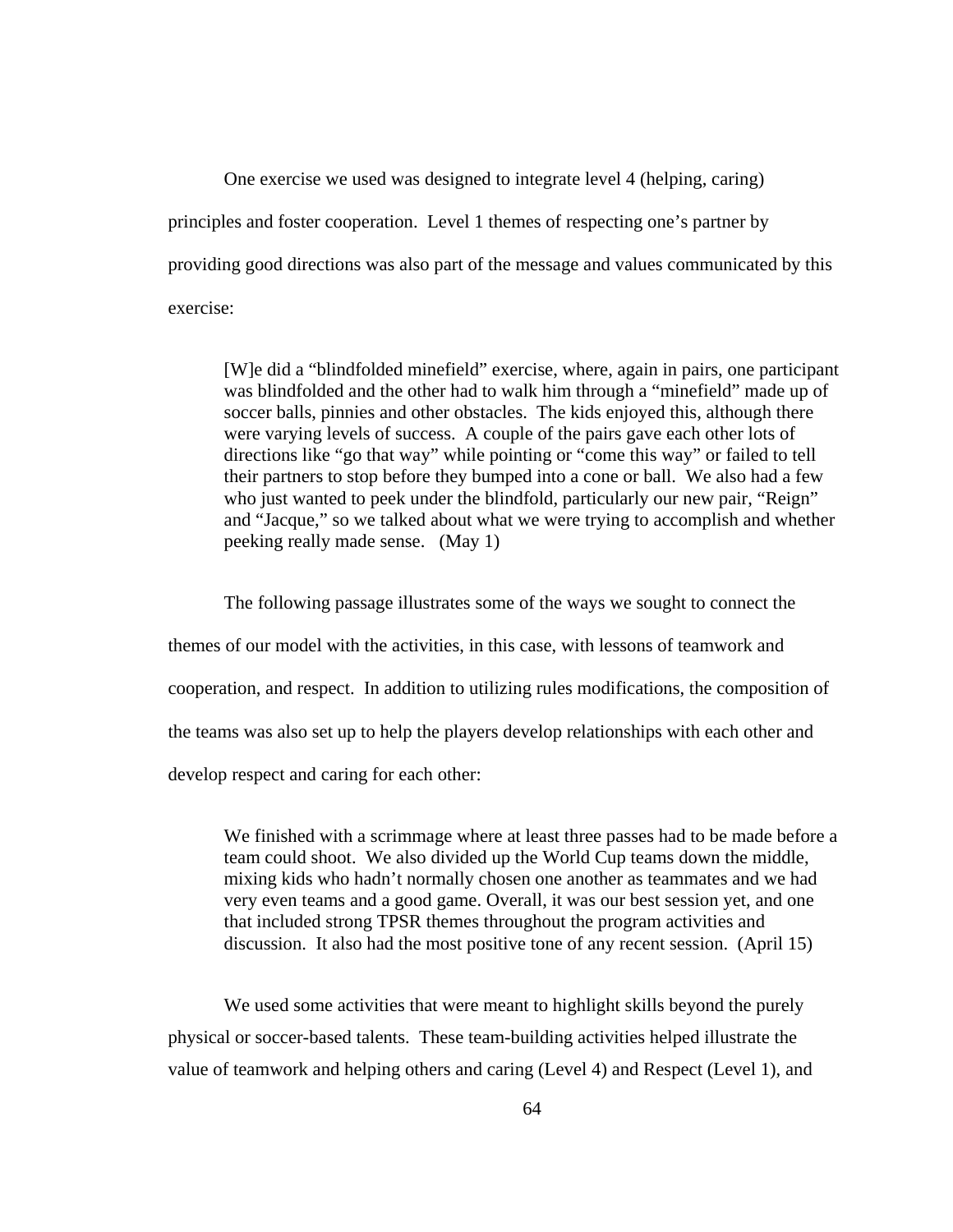One exercise we used was designed to integrate level 4 (helping, caring) principles and foster cooperation. Level 1 themes of respecting one's partner by providing good directions was also part of the message and values communicated by this exercise:

> [W]e did a "blindfolded minefield" exercise, where, again in pairs, one participant was blindfolded and the other had to walk him through a "minefield" made up of soccer balls, pinnies and other obstacles. The kids enjoyed this, although there were varying levels of success. A couple of the pairs gave each other lots of directions like "go that way" while pointing or "come this way" or failed to tell their partners to stop before they bumped into a cone or ball. We also had a few who just wanted to peek under the blindfold, particularly our new pair, "Reign" and "Jacque," so we talked about what we were trying to accomplish and whether peeking really made sense. (May 1)

The following passage illustrates some of the ways we sought to connect the themes of our model with the activities, in this case, with lessons of teamwork and cooperation, and respect. In addition to utilizing rules modifications, the composition of the teams was also set up to help the players develop relationships with each other and develop respect and caring for each other:

> We finished with a scrimmage where at least three passes had to be made before a team could shoot. We also divided up the World Cup teams down the middle, mixing kids who hadn't normally chosen one another as teammates and we had very even teams and a good game. Overall, it was our best session yet, and one that included strong TPSR themes throughout the program activities and discussion. It also had the most positive tone of any recent session. (April 15)

We used some activities that were meant to highlight skills beyond the purely physical or soccer-based talents. These team-building activities helped illustrate the value of teamwork and helping others and caring (Level 4) and Respect (Level 1), and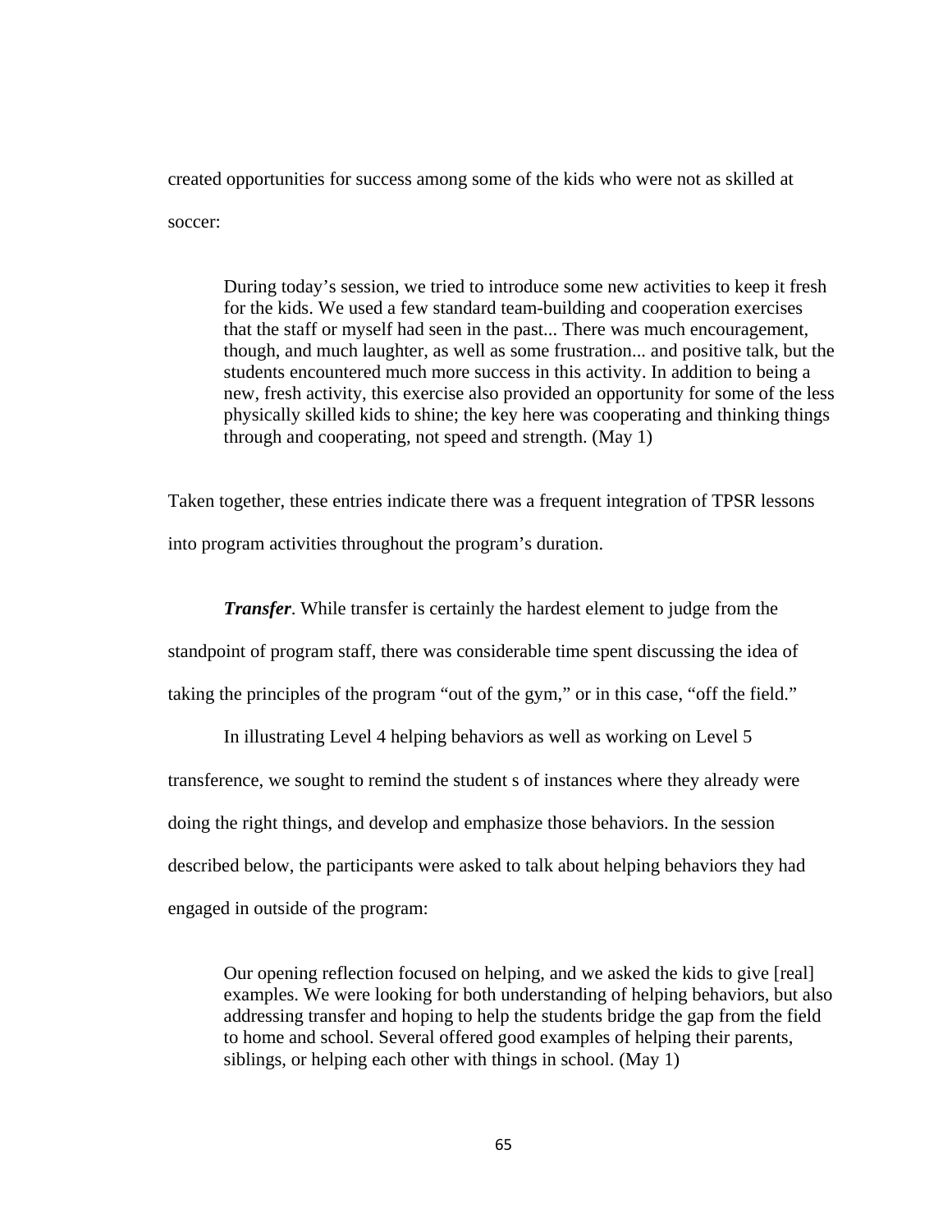created opportunities for success among some of the kids who were not as skilled at soccer:

> During today's session, we tried to introduce some new activities to keep it fresh for the kids. We used a few standard team-building and cooperation exercises that the staff or myself had seen in the past... There was much encouragement, though, and much laughter, as well as some frustration... and positive talk, but the students encountered much more success in this activity. In addition to being a new, fresh activity, this exercise also provided an opportunity for some of the less physically skilled kids to shine; the key here was cooperating and thinking things through and cooperating, not speed and strength. (May 1)

Taken together, these entries indicate there was a frequent integration of TPSR lessons into program activities throughout the program's duration.

***Transfer***. While transfer is certainly the hardest element to judge from the standpoint of program staff, there was considerable time spent discussing the idea of taking the principles of the program "out of the gym," or in this case, "off the field."

In illustrating Level 4 helping behaviors as well as working on Level 5 transference, we sought to remind the student s of instances where they already were doing the right things, and develop and emphasize those behaviors. In the session described below, the participants were asked to talk about helping behaviors they had engaged in outside of the program:

> Our opening reflection focused on helping, and we asked the kids to give [real] examples. We were looking for both understanding of helping behaviors, but also addressing transfer and hoping to help the students bridge the gap from the field to home and school. Several offered good examples of helping their parents, siblings, or helping each other with things in school. (May 1)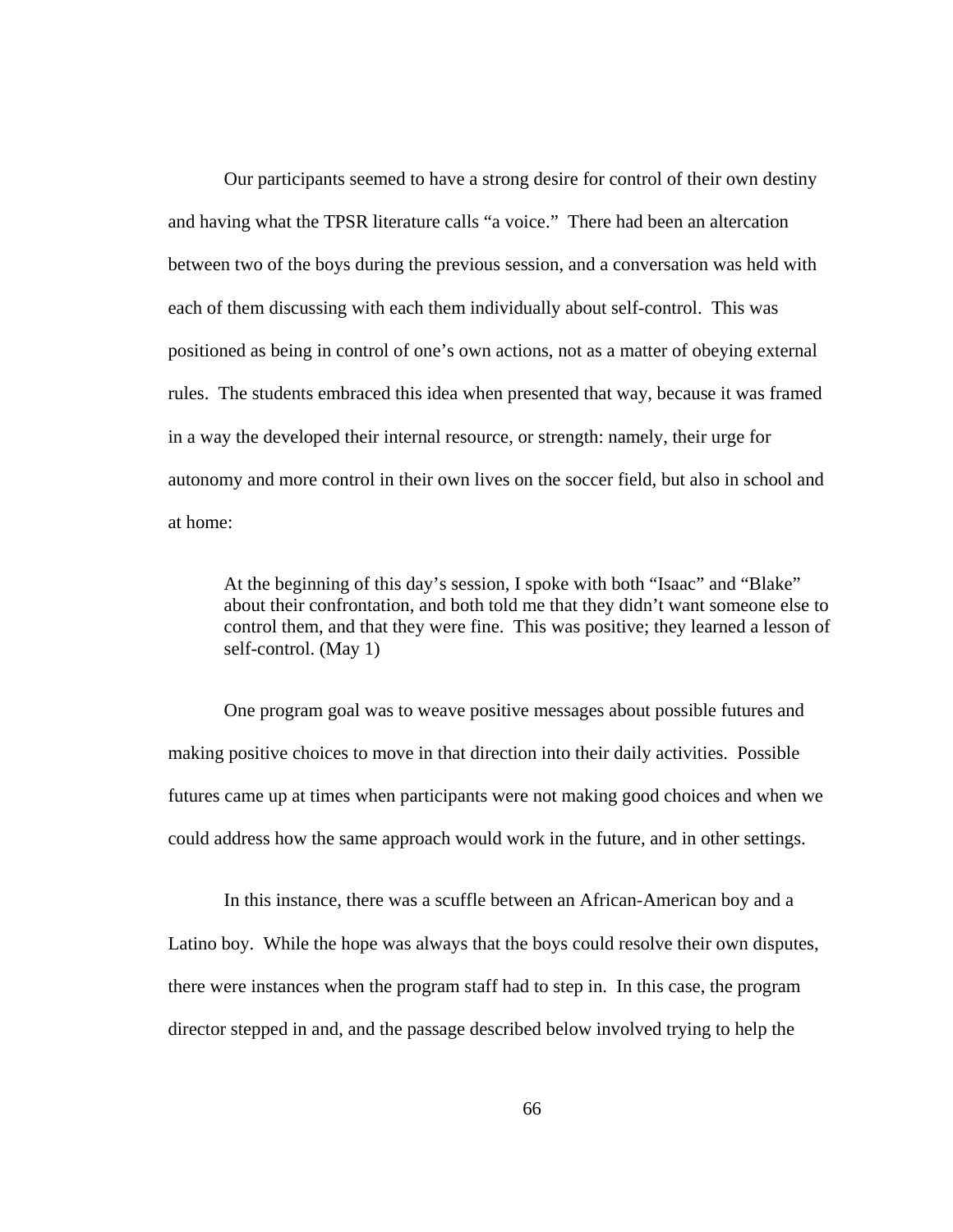Our participants seemed to have a strong desire for control of their own destiny and having what the TPSR literature calls "a voice." There had been an altercation between two of the boys during the previous session, and a conversation was held with each of them discussing with each them individually about self-control. This was positioned as being in control of one's own actions, not as a matter of obeying external rules. The students embraced this idea when presented that way, because it was framed in a way the developed their internal resource, or strength: namely, their urge for autonomy and more control in their own lives on the soccer field, but also in school and at home:

> At the beginning of this day's session, I spoke with both "Isaac" and "Blake" about their confrontation, and both told me that they didn't want someone else to control them, and that they were fine. This was positive; they learned a lesson of self-control. (May 1)

One program goal was to weave positive messages about possible futures and making positive choices to move in that direction into their daily activities. Possible futures came up at times when participants were not making good choices and when we could address how the same approach would work in the future, and in other settings.

In this instance, there was a scuffle between an African-American boy and a Latino boy. While the hope was always that the boys could resolve their own disputes, there were instances when the program staff had to step in. In this case, the program director stepped in and, and the passage described below involved trying to help the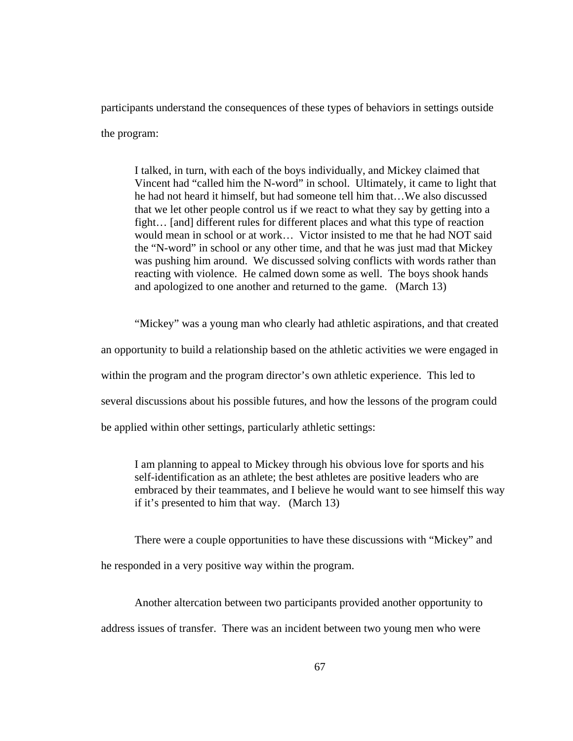participants understand the consequences of these types of behaviors in settings outside the program:

> I talked, in turn, with each of the boys individually, and Mickey claimed that Vincent had "called him the N-word" in school. Ultimately, it came to light that he had not heard it himself, but had someone tell him that…We also discussed that we let other people control us if we react to what they say by getting into a fight… [and] different rules for different places and what this type of reaction would mean in school or at work… Victor insisted to me that he had NOT said the "N-word" in school or any other time, and that he was just mad that Mickey was pushing him around. We discussed solving conflicts with words rather than reacting with violence. He calmed down some as well. The boys shook hands and apologized to one another and returned to the game. (March 13)

"Mickey" was a young man who clearly had athletic aspirations, and that created an opportunity to build a relationship based on the athletic activities we were engaged in within the program and the program director's own athletic experience. This led to several discussions about his possible futures, and how the lessons of the program could be applied within other settings, particularly athletic settings:

> I am planning to appeal to Mickey through his obvious love for sports and his self-identification as an athlete; the best athletes are positive leaders who are embraced by their teammates, and I believe he would want to see himself this way if it's presented to him that way. (March 13)

There were a couple opportunities to have these discussions with "Mickey" and he responded in a very positive way within the program.

Another altercation between two participants provided another opportunity to address issues of transfer. There was an incident between two young men who were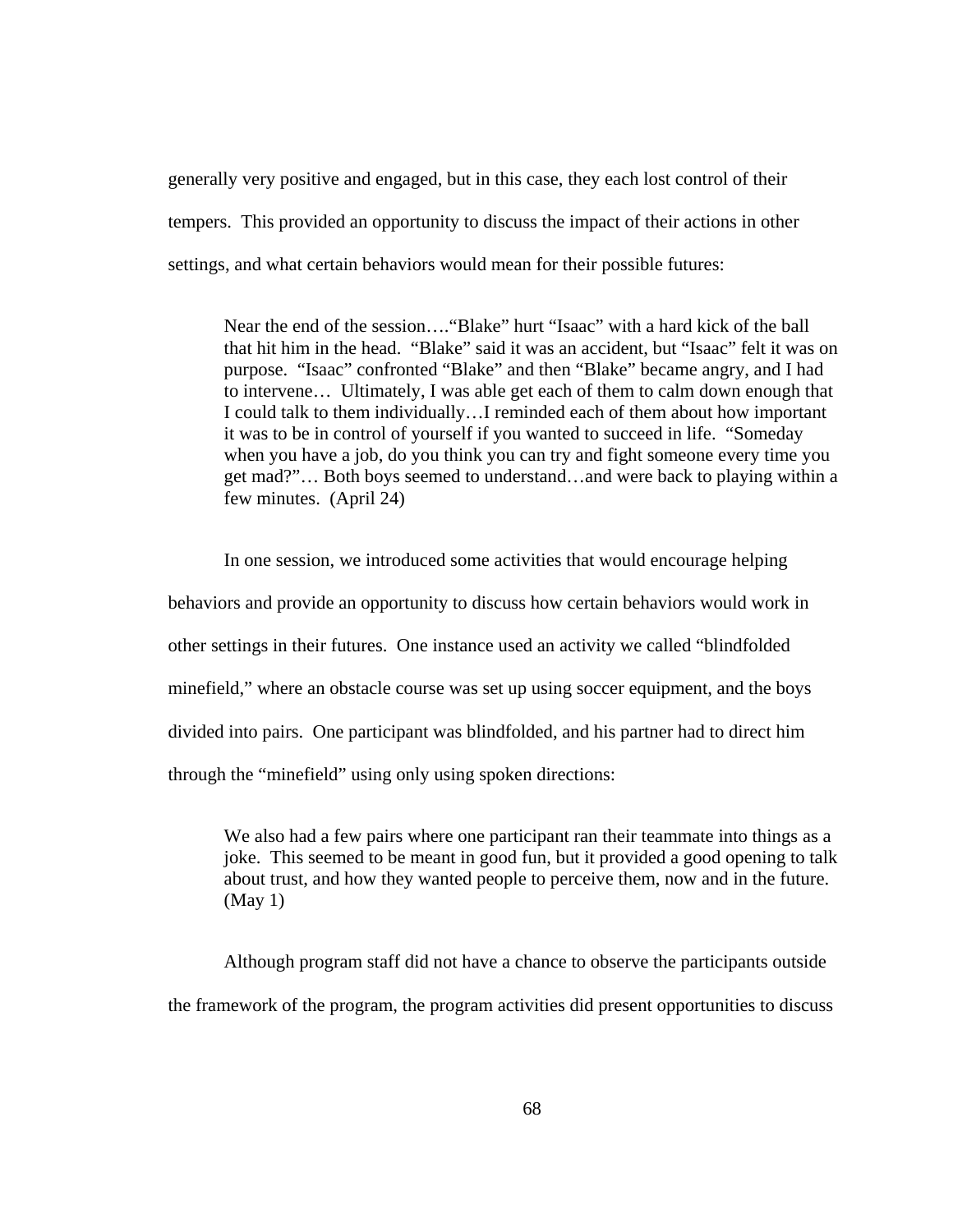generally very positive and engaged, but in this case, they each lost control of their tempers. This provided an opportunity to discuss the impact of their actions in other settings, and what certain behaviors would mean for their possible futures:

> Near the end of the session….“Blake” hurt “Isaac” with a hard kick of the ball that hit him in the head. “Blake” said it was an accident, but “Isaac” felt it was on purpose. “Isaac” confronted “Blake” and then “Blake” became angry, and I had to intervene… Ultimately, I was able get each of them to calm down enough that I could talk to them individually…I reminded each of them about how important it was to be in control of yourself if you wanted to succeed in life. “Someday when you have a job, do you think you can try and fight someone every time you get mad?”… Both boys seemed to understand…and were back to playing within a few minutes. (April 24)

In one session, we introduced some activities that would encourage helping behaviors and provide an opportunity to discuss how certain behaviors would work in other settings in their futures. One instance used an activity we called “blindfolded minefield,” where an obstacle course was set up using soccer equipment, and the boys divided into pairs. One participant was blindfolded, and his partner had to direct him through the “minefield” using only using spoken directions:

> We also had a few pairs where one participant ran their teammate into things as a joke. This seemed to be meant in good fun, but it provided a good opening to talk about trust, and how they wanted people to perceive them, now and in the future. (May 1)

Although program staff did not have a chance to observe the participants outside the framework of the program, the program activities did present opportunities to discuss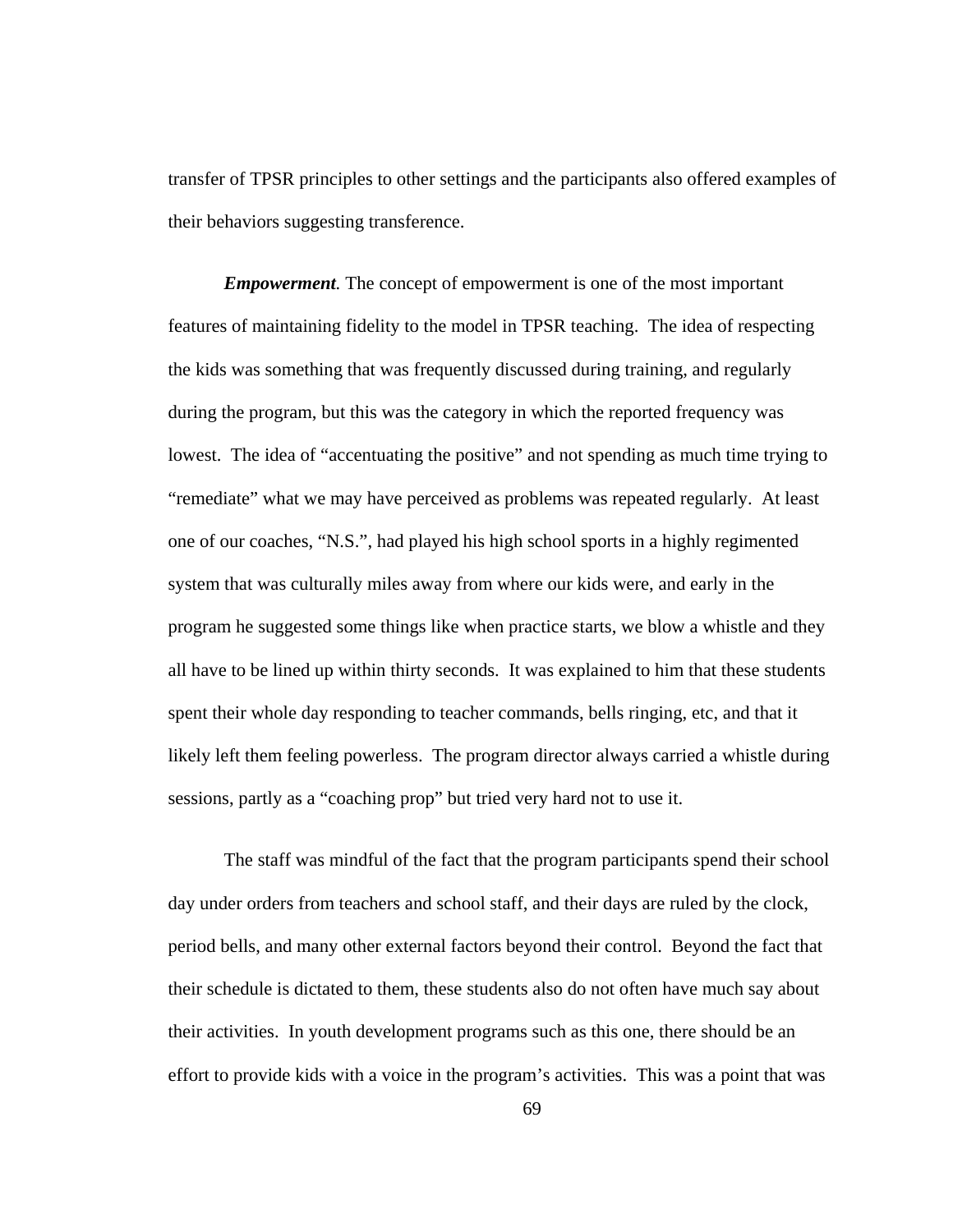transfer of TPSR principles to other settings and the participants also offered examples of their behaviors suggesting transference.

***Empowerment.*** The concept of empowerment is one of the most important features of maintaining fidelity to the model in TPSR teaching. The idea of respecting the kids was something that was frequently discussed during training, and regularly during the program, but this was the category in which the reported frequency was lowest. The idea of "accentuating the positive" and not spending as much time trying to "remediate" what we may have perceived as problems was repeated regularly. At least one of our coaches, "N.S.", had played his high school sports in a highly regimented system that was culturally miles away from where our kids were, and early in the program he suggested some things like when practice starts, we blow a whistle and they all have to be lined up within thirty seconds. It was explained to him that these students spent their whole day responding to teacher commands, bells ringing, etc, and that it likely left them feeling powerless. The program director always carried a whistle during sessions, partly as a "coaching prop" but tried very hard not to use it.

The staff was mindful of the fact that the program participants spend their school day under orders from teachers and school staff, and their days are ruled by the clock, period bells, and many other external factors beyond their control. Beyond the fact that their schedule is dictated to them, these students also do not often have much say about their activities. In youth development programs such as this one, there should be an effort to provide kids with a voice in the program's activities. This was a point that was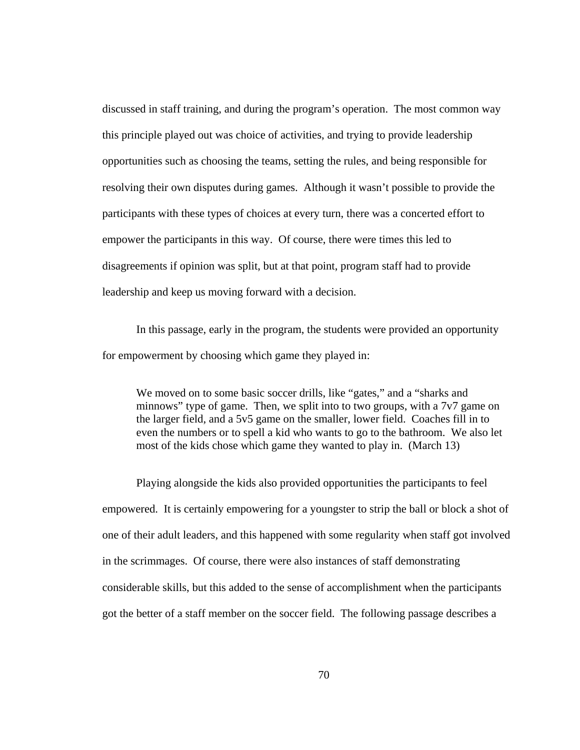discussed in staff training, and during the program's operation. The most common way this principle played out was choice of activities, and trying to provide leadership opportunities such as choosing the teams, setting the rules, and being responsible for resolving their own disputes during games. Although it wasn't possible to provide the participants with these types of choices at every turn, there was a concerted effort to empower the participants in this way. Of course, there were times this led to disagreements if opinion was split, but at that point, program staff had to provide leadership and keep us moving forward with a decision.

In this passage, early in the program, the students were provided an opportunity for empowerment by choosing which game they played in:

> We moved on to some basic soccer drills, like "gates," and a "sharks and minnows" type of game. Then, we split into to two groups, with a 7v7 game on the larger field, and a 5v5 game on the smaller, lower field. Coaches fill in to even the numbers or to spell a kid who wants to go to the bathroom. We also let most of the kids chose which game they wanted to play in. (March 13)

Playing alongside the kids also provided opportunities the participants to feel empowered. It is certainly empowering for a youngster to strip the ball or block a shot of one of their adult leaders, and this happened with some regularity when staff got involved in the scrimmages. Of course, there were also instances of staff demonstrating considerable skills, but this added to the sense of accomplishment when the participants got the better of a staff member on the soccer field. The following passage describes a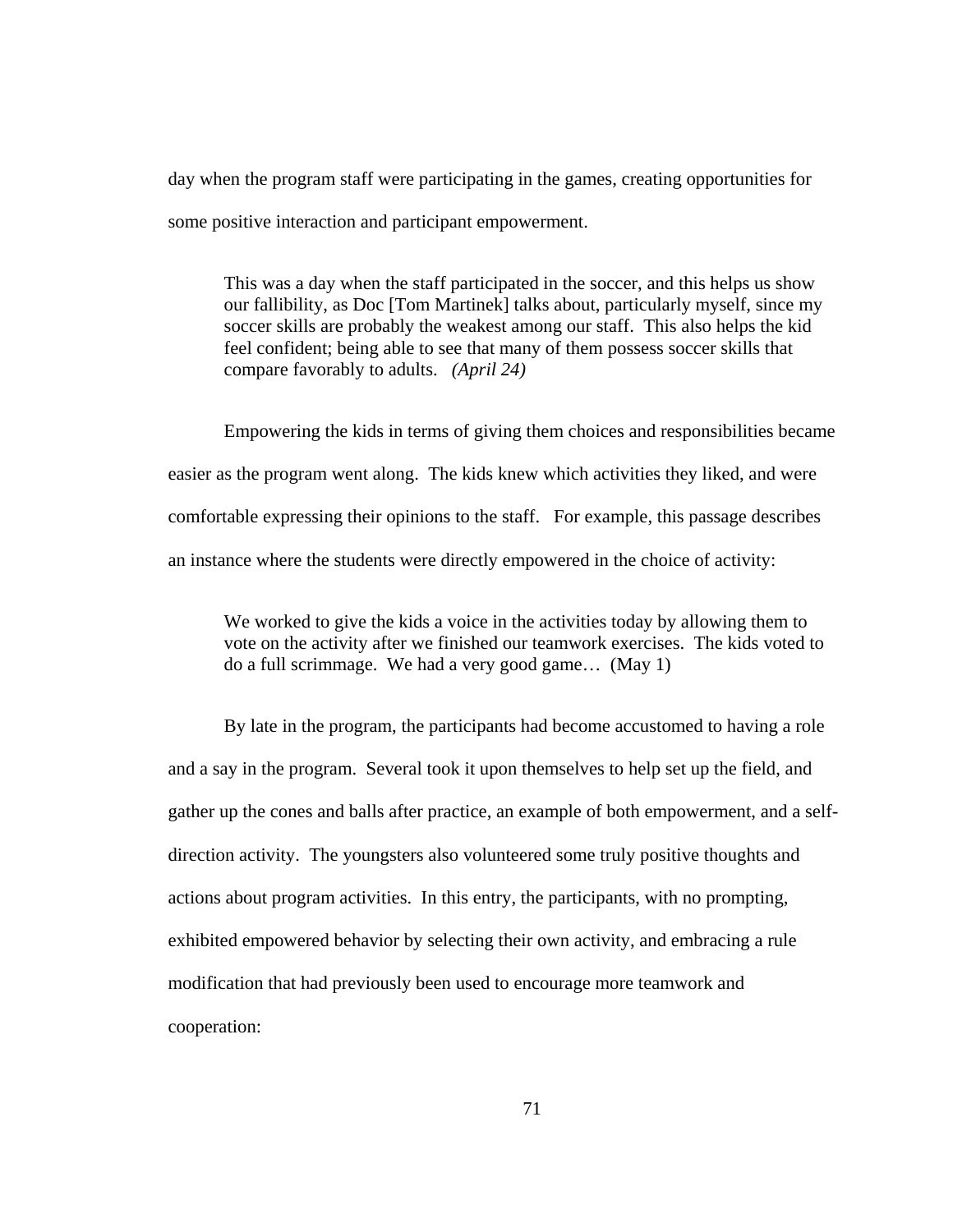day when the program staff were participating in the games, creating opportunities for some positive interaction and participant empowerment.

> This was a day when the staff participated in the soccer, and this helps us show our fallibility, as Doc [Tom Martinek] talks about, particularly myself, since my soccer skills are probably the weakest among our staff. This also helps the kid feel confident; being able to see that many of them possess soccer skills that compare favorably to adults. *(April 24)*

Empowering the kids in terms of giving them choices and responsibilities became easier as the program went along. The kids knew which activities they liked, and were comfortable expressing their opinions to the staff. For example, this passage describes an instance where the students were directly empowered in the choice of activity:

> We worked to give the kids a voice in the activities today by allowing them to vote on the activity after we finished our teamwork exercises. The kids voted to do a full scrimmage. We had a very good game… (May 1)

By late in the program, the participants had become accustomed to having a role and a say in the program. Several took it upon themselves to help set up the field, and gather up the cones and balls after practice, an example of both empowerment, and a self-direction activity. The youngsters also volunteered some truly positive thoughts and actions about program activities. In this entry, the participants, with no prompting, exhibited empowered behavior by selecting their own activity, and embracing a rule modification that had previously been used to encourage more teamwork and cooperation: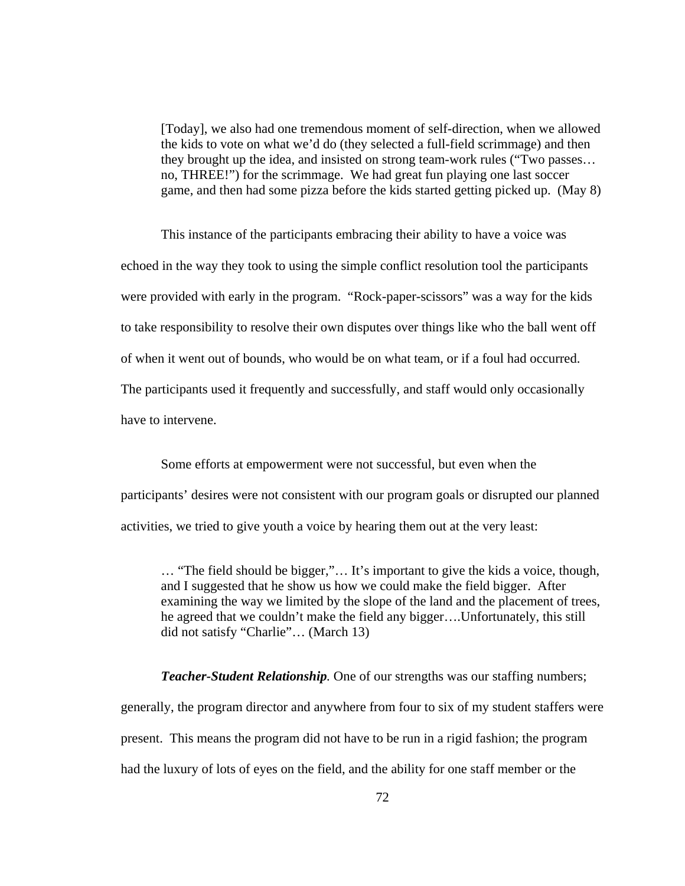> [Today], we also had one tremendous moment of self-direction, when we allowed the kids to vote on what we'd do (they selected a full-field scrimmage) and then they brought up the idea, and insisted on strong team-work rules ("Two passes… no, THREE!") for the scrimmage. We had great fun playing one last soccer game, and then had some pizza before the kids started getting picked up. (May 8)

This instance of the participants embracing their ability to have a voice was echoed in the way they took to using the simple conflict resolution tool the participants were provided with early in the program. "Rock-paper-scissors" was a way for the kids to take responsibility to resolve their own disputes over things like who the ball went off of when it went out of bounds, who would be on what team, or if a foul had occurred. The participants used it frequently and successfully, and staff would only occasionally have to intervene.

Some efforts at empowerment were not successful, but even when the participants' desires were not consistent with our program goals or disrupted our planned activities, we tried to give youth a voice by hearing them out at the very least:

> … "The field should be bigger,"… It's important to give the kids a voice, though, and I suggested that he show us how we could make the field bigger. After examining the way we limited by the slope of the land and the placement of trees, he agreed that we couldn't make the field any bigger….Unfortunately, this still did not satisfy "Charlie"… (March 13)

***Teacher-Student Relationship***. One of our strengths was our staffing numbers; generally, the program director and anywhere from four to six of my student staffers were present. This means the program did not have to be run in a rigid fashion; the program had the luxury of lots of eyes on the field, and the ability for one staff member or the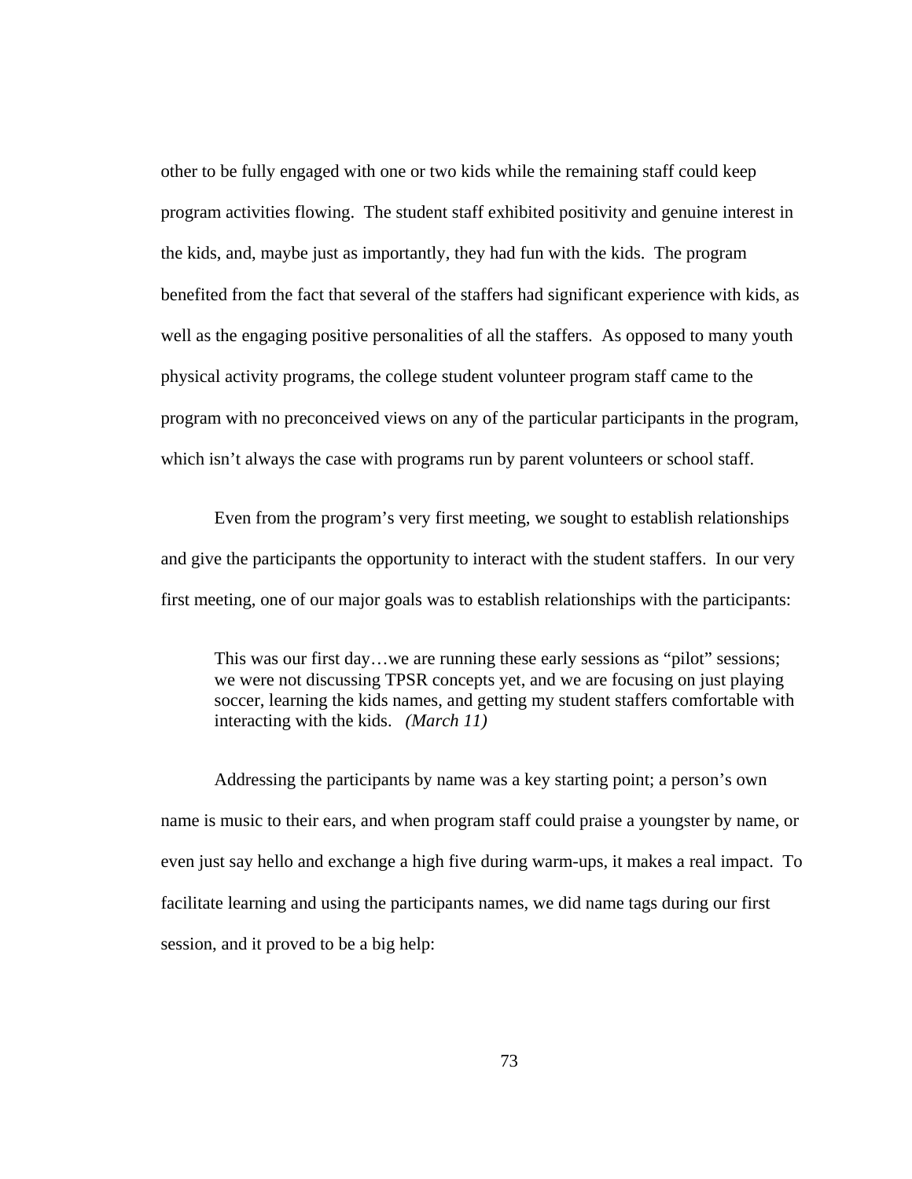other to be fully engaged with one or two kids while the remaining staff could keep program activities flowing. The student staff exhibited positivity and genuine interest in the kids, and, maybe just as importantly, they had fun with the kids. The program benefited from the fact that several of the staffers had significant experience with kids, as well as the engaging positive personalities of all the staffers. As opposed to many youth physical activity programs, the college student volunteer program staff came to the program with no preconceived views on any of the particular participants in the program, which isn't always the case with programs run by parent volunteers or school staff.

Even from the program's very first meeting, we sought to establish relationships and give the participants the opportunity to interact with the student staffers. In our very first meeting, one of our major goals was to establish relationships with the participants:

> This was our first day…we are running these early sessions as "pilot" sessions; we were not discussing TPSR concepts yet, and we are focusing on just playing soccer, learning the kids names, and getting my student staffers comfortable with interacting with the kids. *(March 11)*

Addressing the participants by name was a key starting point; a person's own name is music to their ears, and when program staff could praise a youngster by name, or even just say hello and exchange a high five during warm-ups, it makes a real impact. To facilitate learning and using the participants names, we did name tags during our first session, and it proved to be a big help: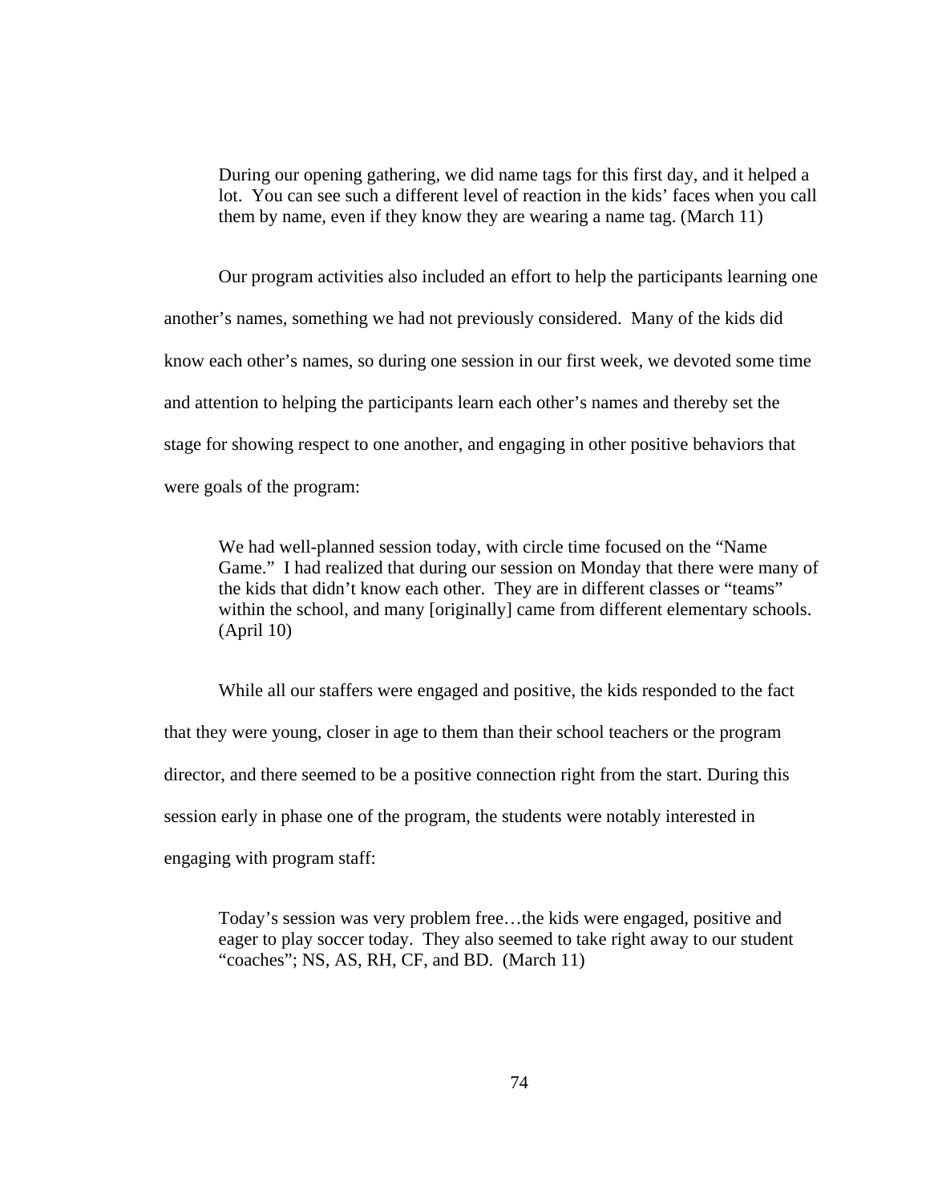> During our opening gathering, we did name tags for this first day, and it helped a lot. You can see such a different level of reaction in the kids' faces when you call them by name, even if they know they are wearing a name tag. (March 11)

Our program activities also included an effort to help the participants learning one another's names, something we had not previously considered. Many of the kids did know each other's names, so during one session in our first week, we devoted some time and attention to helping the participants learn each other's names and thereby set the stage for showing respect to one another, and engaging in other positive behaviors that were goals of the program:

> We had well-planned session today, with circle time focused on the "Name Game." I had realized that during our session on Monday that there were many of the kids that didn't know each other. They are in different classes or "teams" within the school, and many [originally] came from different elementary schools. (April 10)

While all our staffers were engaged and positive, the kids responded to the fact that they were young, closer in age to them than their school teachers or the program director, and there seemed to be a positive connection right from the start. During this session early in phase one of the program, the students were notably interested in engaging with program staff:

> Today's session was very problem free…the kids were engaged, positive and eager to play soccer today. They also seemed to take right away to our student "coaches"; NS, AS, RH, CF, and BD. (March 11)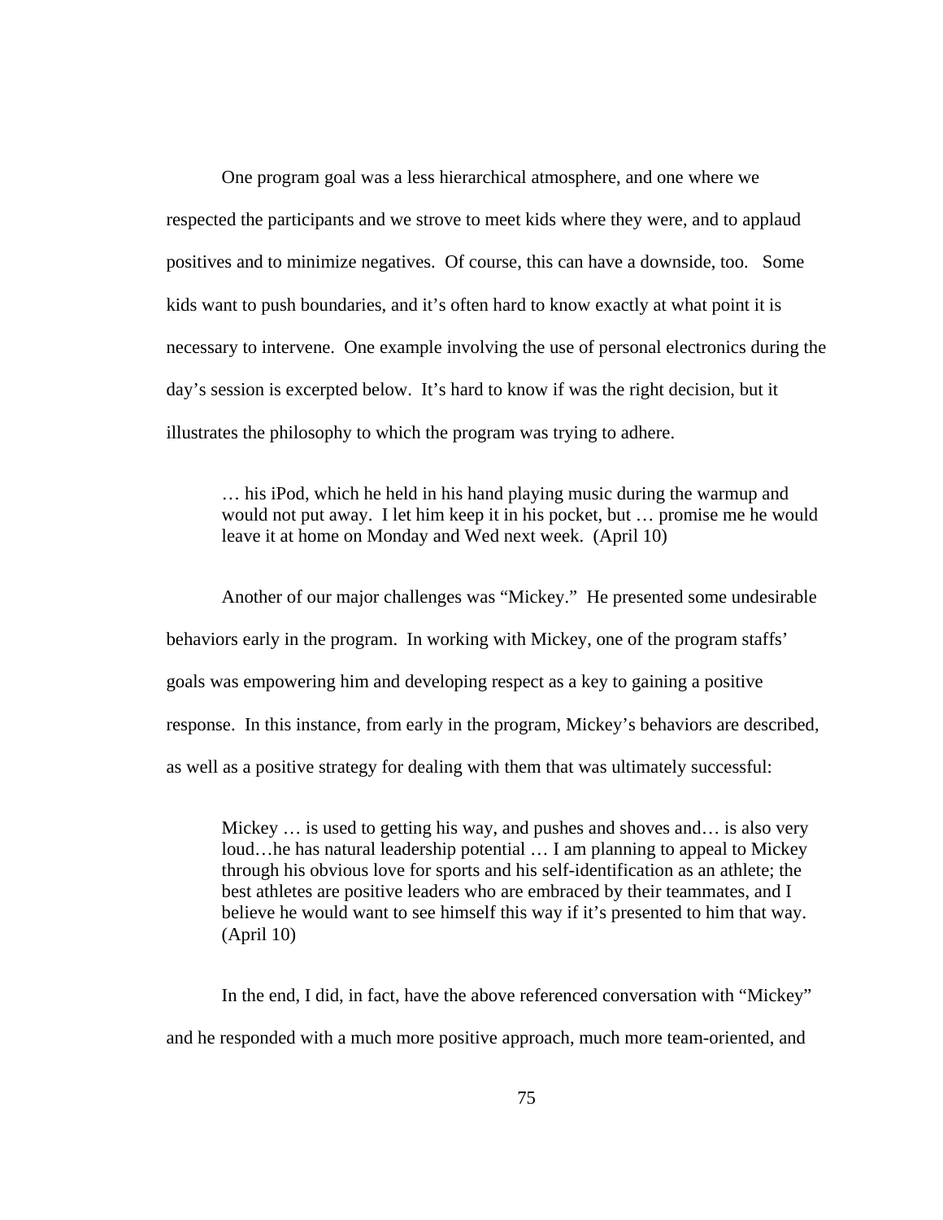One program goal was a less hierarchical atmosphere, and one where we respected the participants and we strove to meet kids where they were, and to applaud positives and to minimize negatives. Of course, this can have a downside, too. Some kids want to push boundaries, and it's often hard to know exactly at what point it is necessary to intervene. One example involving the use of personal electronics during the day's session is excerpted below. It's hard to know if was the right decision, but it illustrates the philosophy to which the program was trying to adhere.

> … his iPod, which he held in his hand playing music during the warmup and would not put away. I let him keep it in his pocket, but … promise me he would leave it at home on Monday and Wed next week. (April 10)

Another of our major challenges was "Mickey." He presented some undesirable behaviors early in the program. In working with Mickey, one of the program staffs' goals was empowering him and developing respect as a key to gaining a positive response. In this instance, from early in the program, Mickey's behaviors are described, as well as a positive strategy for dealing with them that was ultimately successful:

> Mickey … is used to getting his way, and pushes and shoves and… is also very loud…he has natural leadership potential … I am planning to appeal to Mickey through his obvious love for sports and his self-identification as an athlete; the best athletes are positive leaders who are embraced by their teammates, and I believe he would want to see himself this way if it's presented to him that way. (April 10)

In the end, I did, in fact, have the above referenced conversation with "Mickey" and he responded with a much more positive approach, much more team-oriented, and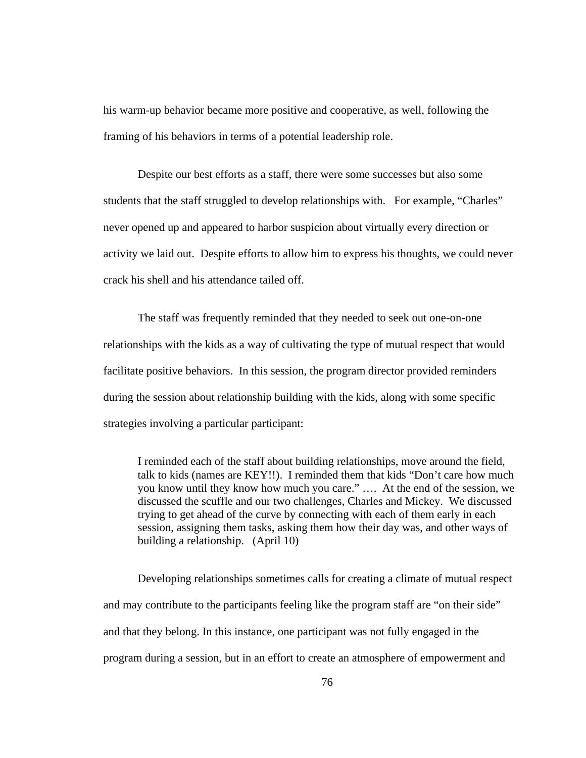his warm-up behavior became more positive and cooperative, as well, following the framing of his behaviors in terms of a potential leadership role.

Despite our best efforts as a staff, there were some successes but also some students that the staff struggled to develop relationships with. For example, “Charles” never opened up and appeared to harbor suspicion about virtually every direction or activity we laid out. Despite efforts to allow him to express his thoughts, we could never crack his shell and his attendance tailed off.

The staff was frequently reminded that they needed to seek out one-on-one relationships with the kids as a way of cultivating the type of mutual respect that would facilitate positive behaviors. In this session, the program director provided reminders during the session about relationship building with the kids, along with some specific strategies involving a particular participant:

> I reminded each of the staff about building relationships, move around the field, talk to kids (names are KEY!!). I reminded them that kids “Don’t care how much you know until they know how much you care.” …. At the end of the session, we discussed the scuffle and our two challenges, Charles and Mickey. We discussed trying to get ahead of the curve by connecting with each of them early in each session, assigning them tasks, asking them how their day was, and other ways of building a relationship. (April 10)

Developing relationships sometimes calls for creating a climate of mutual respect and may contribute to the participants feeling like the program staff are “on their side” and that they belong. In this instance, one participant was not fully engaged in the program during a session, but in an effort to create an atmosphere of empowerment and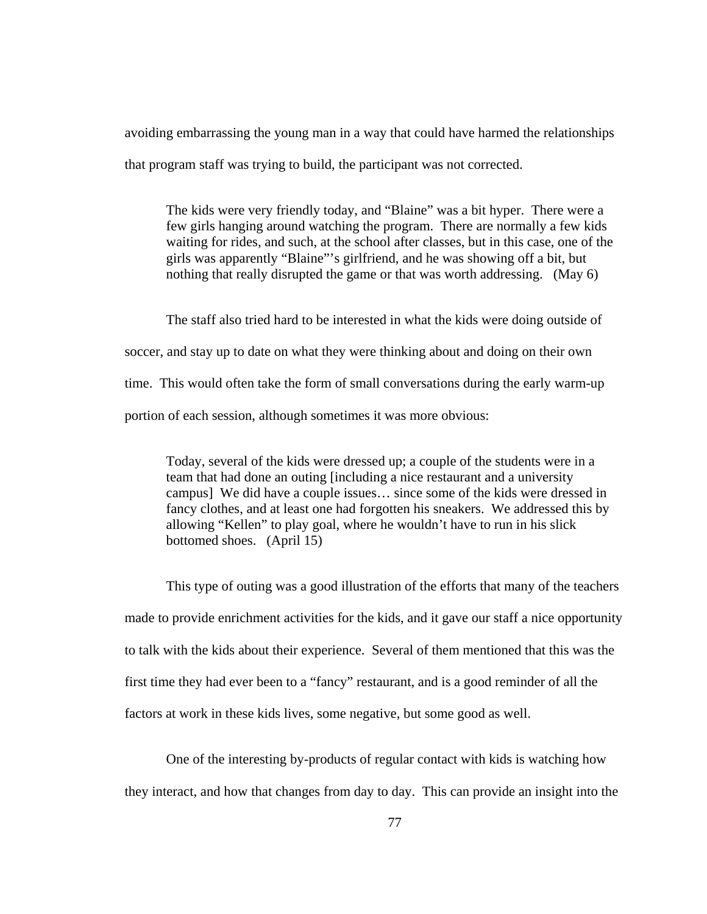avoiding embarrassing the young man in a way that could have harmed the relationships that program staff was trying to build, the participant was not corrected.

> The kids were very friendly today, and "Blaine" was a bit hyper. There were a few girls hanging around watching the program. There are normally a few kids waiting for rides, and such, at the school after classes, but in this case, one of the girls was apparently "Blaine"'s girlfriend, and he was showing off a bit, but nothing that really disrupted the game or that was worth addressing. (May 6)

The staff also tried hard to be interested in what the kids were doing outside of soccer, and stay up to date on what they were thinking about and doing on their own time. This would often take the form of small conversations during the early warm-up portion of each session, although sometimes it was more obvious:

> Today, several of the kids were dressed up; a couple of the students were in a team that had done an outing [including a nice restaurant and a university campus] We did have a couple issues… since some of the kids were dressed in fancy clothes, and at least one had forgotten his sneakers. We addressed this by allowing "Kellen" to play goal, where he wouldn't have to run in his slick bottomed shoes. (April 15)

This type of outing was a good illustration of the efforts that many of the teachers made to provide enrichment activities for the kids, and it gave our staff a nice opportunity to talk with the kids about their experience. Several of them mentioned that this was the first time they had ever been to a "fancy" restaurant, and is a good reminder of all the factors at work in these kids lives, some negative, but some good as well.

One of the interesting by-products of regular contact with kids is watching how they interact, and how that changes from day to day. This can provide an insight into the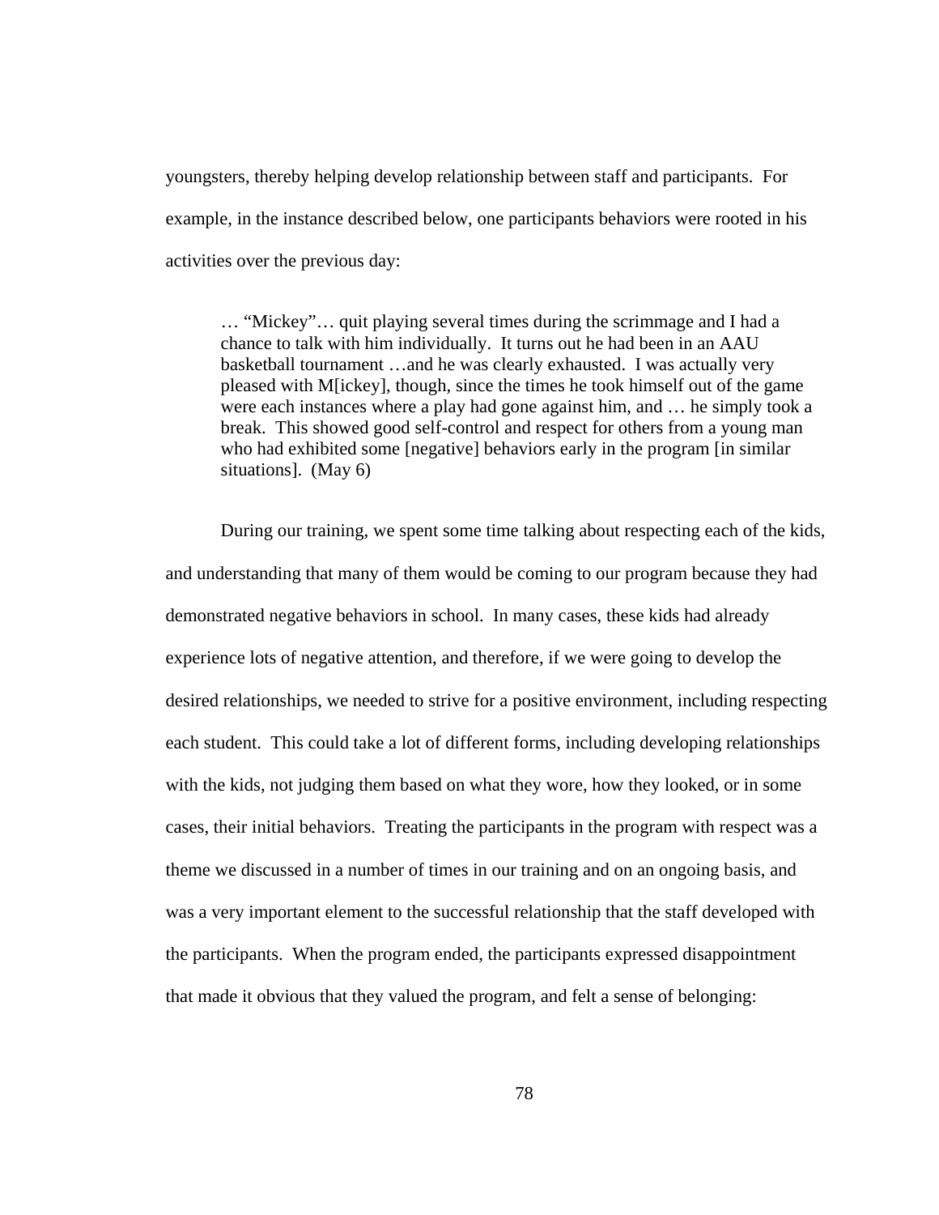youngsters, thereby helping develop relationship between staff and participants. For example, in the instance described below, one participants behaviors were rooted in his activities over the previous day:

> … "Mickey"… quit playing several times during the scrimmage and I had a chance to talk with him individually. It turns out he had been in an AAU basketball tournament …and he was clearly exhausted. I was actually very pleased with M[ickey], though, since the times he took himself out of the game were each instances where a play had gone against him, and … he simply took a break. This showed good self-control and respect for others from a young man who had exhibited some [negative] behaviors early in the program [in similar situations]. (May 6)

During our training, we spent some time talking about respecting each of the kids, and understanding that many of them would be coming to our program because they had demonstrated negative behaviors in school. In many cases, these kids had already experience lots of negative attention, and therefore, if we were going to develop the desired relationships, we needed to strive for a positive environment, including respecting each student. This could take a lot of different forms, including developing relationships with the kids, not judging them based on what they wore, how they looked, or in some cases, their initial behaviors. Treating the participants in the program with respect was a theme we discussed in a number of times in our training and on an ongoing basis, and was a very important element to the successful relationship that the staff developed with the participants. When the program ended, the participants expressed disappointment that made it obvious that they valued the program, and felt a sense of belonging: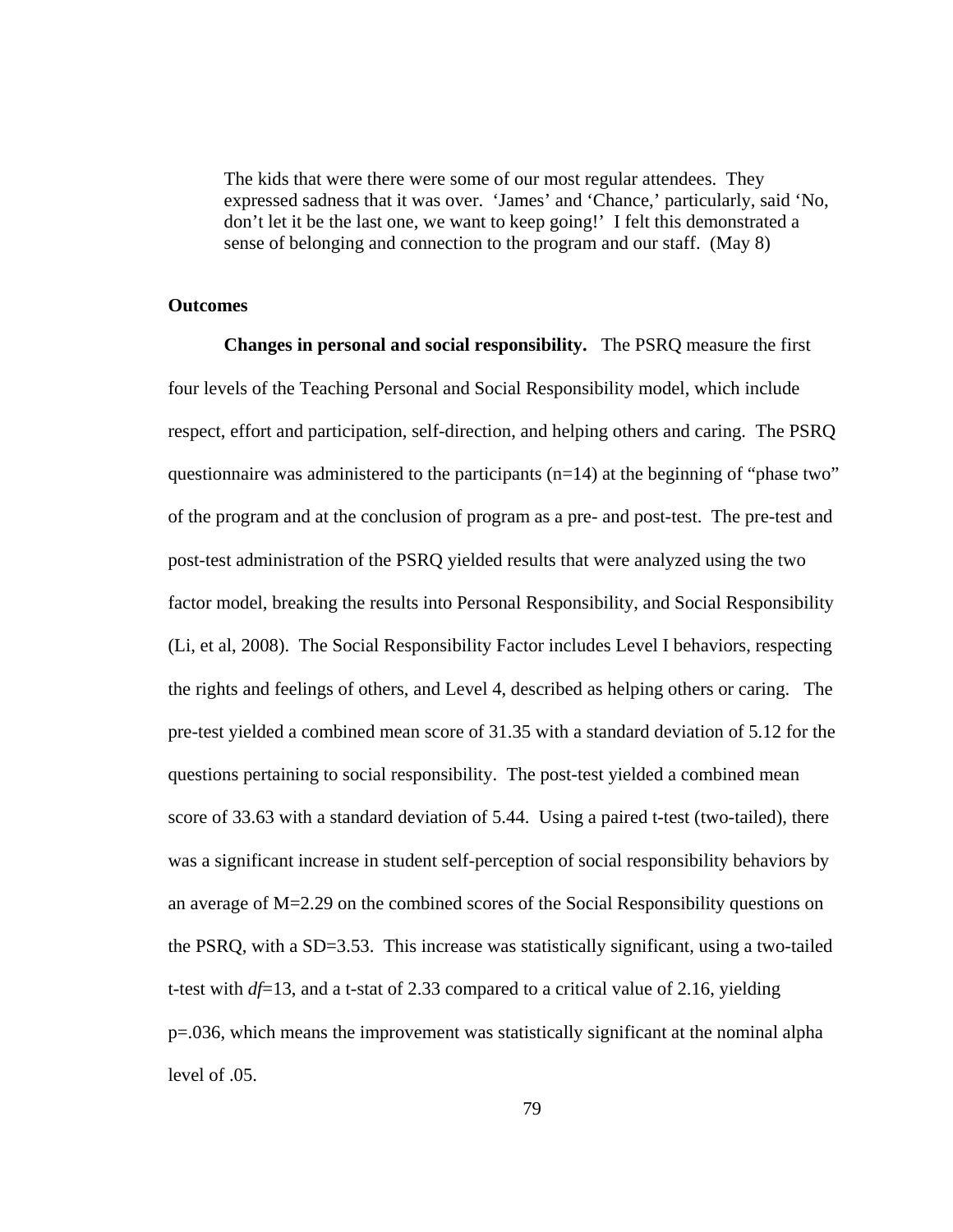> The kids that were there were some of our most regular attendees. They expressed sadness that it was over. 'James' and 'Chance,' particularly, said 'No, don't let it be the last one, we want to keep going!' I felt this demonstrated a sense of belonging and connection to the program and our staff. (May 8)

**Outcomes**

**Changes in personal and social responsibility.** The PSRQ measure the first four levels of the Teaching Personal and Social Responsibility model, which include respect, effort and participation, self-direction, and helping others and caring. The PSRQ questionnaire was administered to the participants (n=14) at the beginning of "phase two" of the program and at the conclusion of program as a pre- and post-test. The pre-test and post-test administration of the PSRQ yielded results that were analyzed using the two factor model, breaking the results into Personal Responsibility, and Social Responsibility (Li, et al, 2008). The Social Responsibility Factor includes Level I behaviors, respecting the rights and feelings of others, and Level 4, described as helping others or caring. The pre-test yielded a combined mean score of 31.35 with a standard deviation of 5.12 for the questions pertaining to social responsibility. The post-test yielded a combined mean score of 33.63 with a standard deviation of 5.44. Using a paired t-test (two-tailed), there was a significant increase in student self-perception of social responsibility behaviors by an average of M=2.29 on the combined scores of the Social Responsibility questions on the PSRQ, with a SD=3.53. This increase was statistically significant, using a two-tailed t-test with *df*=13, and a t-stat of 2.33 compared to a critical value of 2.16, yielding p=.036, which means the improvement was statistically significant at the nominal alpha level of .05.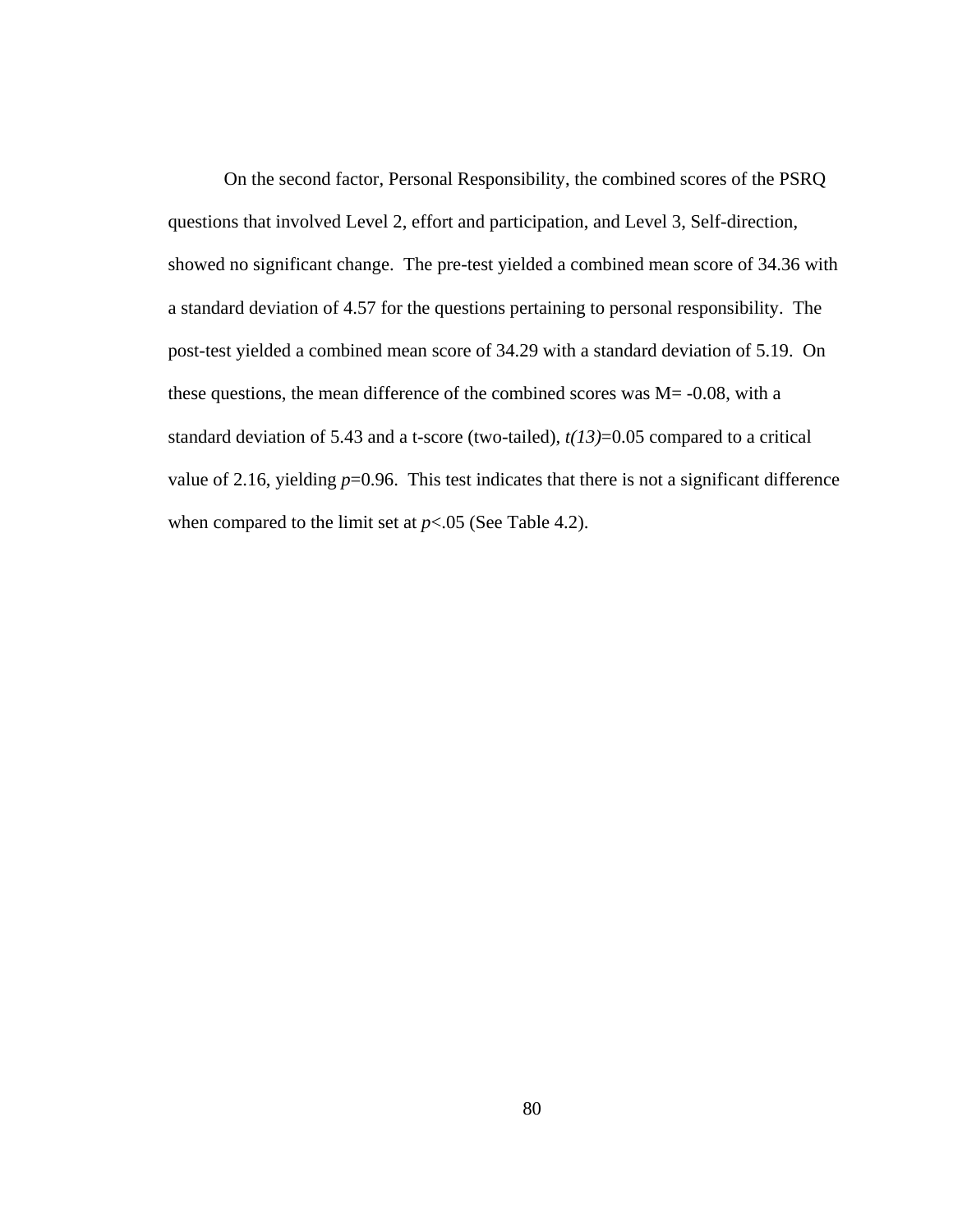On the second factor, Personal Responsibility, the combined scores of the PSRQ questions that involved Level 2, effort and participation, and Level 3, Self-direction, showed no significant change. The pre-test yielded a combined mean score of 34.36 with a standard deviation of 4.57 for the questions pertaining to personal responsibility. The post-test yielded a combined mean score of 34.29 with a standard deviation of 5.19. On these questions, the mean difference of the combined scores was M= -0.08, with a standard deviation of 5.43 and a t-score (two-tailed), $t(13)=0.05$ compared to a critical value of 2.16, yielding $p=0.96$. This test indicates that there is not a significant difference when compared to the limit set at $p<.05$ (See Table 4.2).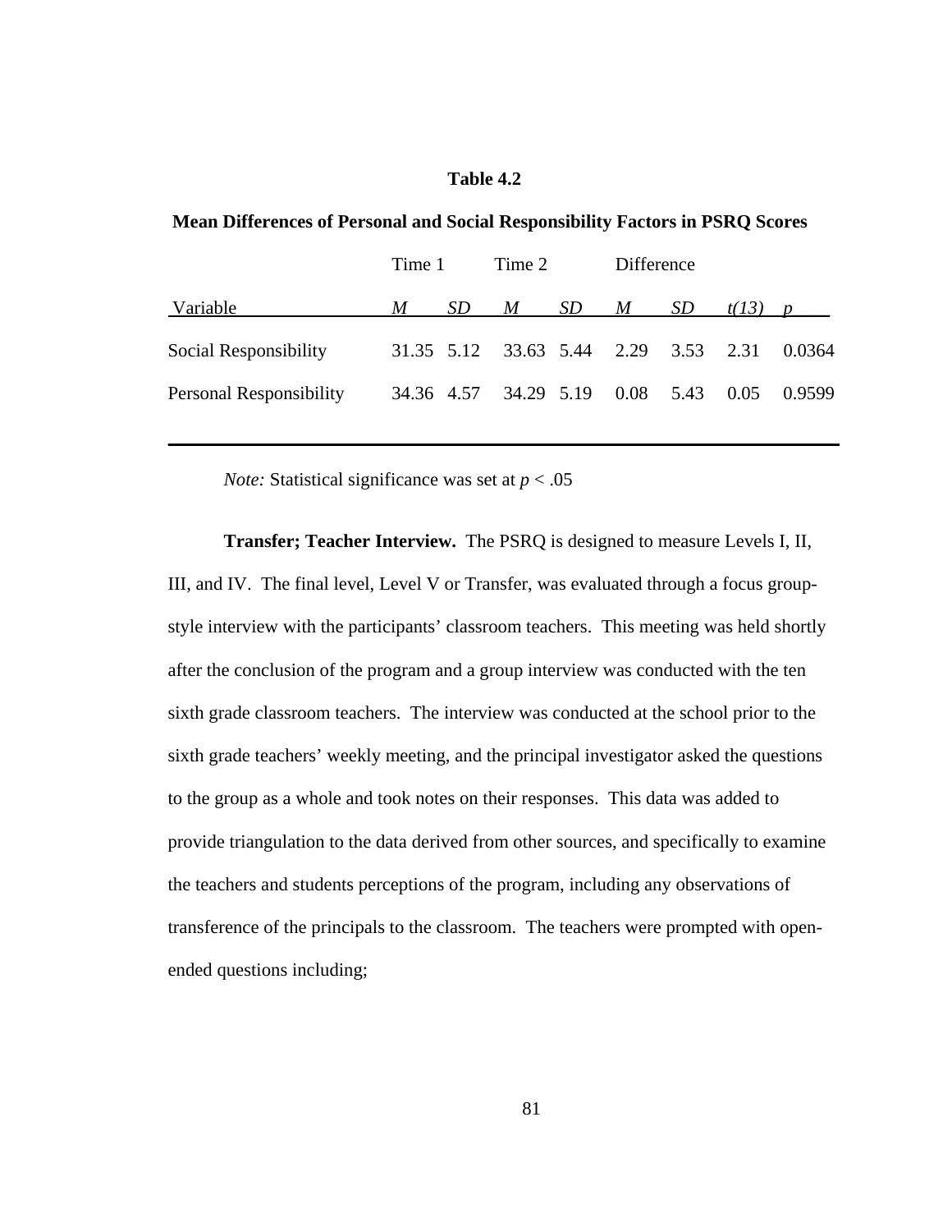**Table 4.2**

**Mean Differences of Personal and Social Responsibility Factors in PSRQ Scores**

| | Time 1 | | Time 2 | | Difference | | | |
|---|---|---|---|---|---|---|---|---|
| Variable | *M* | *SD* | *M* | *SD* | *M* | *SD* | *t(13)* | *p* |
| Social Responsibility | 31.35 | 5.12 | 33.63 | 5.44 | 2.29 | 3.53 | 2.31 | 0.0364 |
| Personal Responsibility | 34.36 | 4.57 | 34.29 | 5.19 | 0.08 | 5.43 | 0.05 | 0.9599 |

*Note:* Statistical significance was set at $p < .05$

**Transfer; Teacher Interview.** The PSRQ is designed to measure Levels I, II, III, and IV. The final level, Level V or Transfer, was evaluated through a focus group-style interview with the participants' classroom teachers. This meeting was held shortly after the conclusion of the program and a group interview was conducted with the ten sixth grade classroom teachers. The interview was conducted at the school prior to the sixth grade teachers' weekly meeting, and the principal investigator asked the questions to the group as a whole and took notes on their responses. This data was added to provide triangulation to the data derived from other sources, and specifically to examine the teachers and students perceptions of the program, including any observations of transference of the principals to the classroom. The teachers were prompted with open-ended questions including;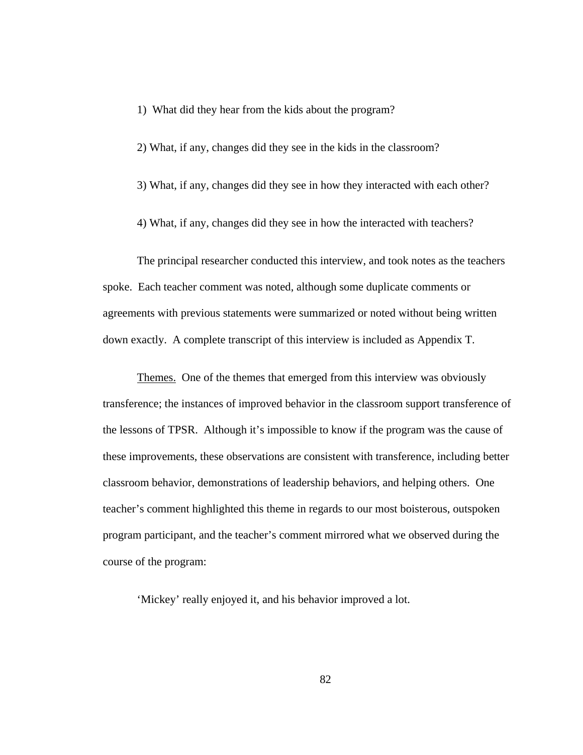1) What did they hear from the kids about the program?

2) What, if any, changes did they see in the kids in the classroom?

3) What, if any, changes did they see in how they interacted with each other?

4) What, if any, changes did they see in how the interacted with teachers?

The principal researcher conducted this interview, and took notes as the teachers spoke. Each teacher comment was noted, although some duplicate comments or agreements with previous statements were summarized or noted without being written down exactly. A complete transcript of this interview is included as Appendix T.

Themes. One of the themes that emerged from this interview was obviously transference; the instances of improved behavior in the classroom support transference of the lessons of TPSR. Although it's impossible to know if the program was the cause of these improvements, these observations are consistent with transference, including better classroom behavior, demonstrations of leadership behaviors, and helping others. One teacher's comment highlighted this theme in regards to our most boisterous, outspoken program participant, and the teacher's comment mirrored what we observed during the course of the program:

> 'Mickey' really enjoyed it, and his behavior improved a lot.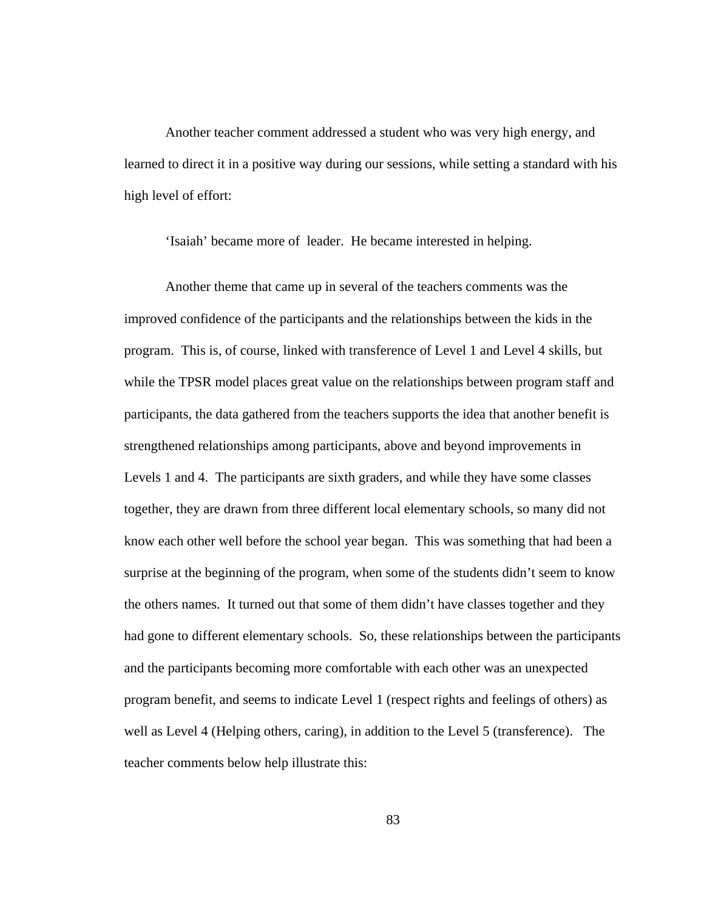Another teacher comment addressed a student who was very high energy, and learned to direct it in a positive way during our sessions, while setting a standard with his high level of effort:

> 'Isaiah' became more of  leader.  He became interested in helping.

Another theme that came up in several of the teachers comments was the improved confidence of the participants and the relationships between the kids in the program.  This is, of course, linked with transference of Level 1 and Level 4 skills, but while the TPSR model places great value on the relationships between program staff and participants, the data gathered from the teachers supports the idea that another benefit is strengthened relationships among participants, above and beyond improvements in Levels 1 and 4.  The participants are sixth graders, and while they have some classes together, they are drawn from three different local elementary schools, so many did not know each other well before the school year began.  This was something that had been a surprise at the beginning of the program, when some of the students didn't seem to know the others names.  It turned out that some of them didn't have classes together and they had gone to different elementary schools.  So, these relationships between the participants and the participants becoming more comfortable with each other was an unexpected program benefit, and seems to indicate Level 1 (respect rights and feelings of others) as well as Level 4 (Helping others, caring), in addition to the Level 5 (transference).   The teacher comments below help illustrate this: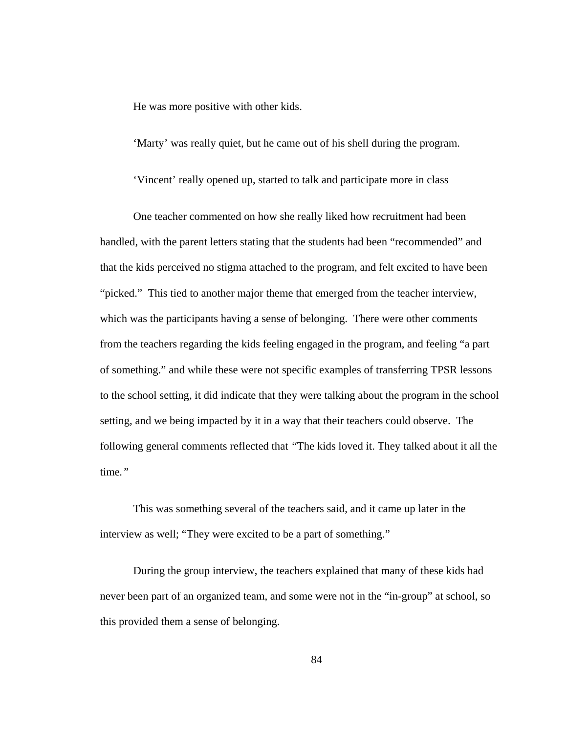He was more positive with other kids.

'Marty' was really quiet, but he came out of his shell during the program.

'Vincent' really opened up, started to talk and participate more in class

One teacher commented on how she really liked how recruitment had been handled, with the parent letters stating that the students had been "recommended" and that the kids perceived no stigma attached to the program, and felt excited to have been "picked." This tied to another major theme that emerged from the teacher interview, which was the participants having a sense of belonging. There were other comments from the teachers regarding the kids feeling engaged in the program, and feeling "a part of something." and while these were not specific examples of transferring TPSR lessons to the school setting, it did indicate that they were talking about the program in the school setting, and we being impacted by it in a way that their teachers could observe. The following general comments reflected that *"The kids loved it. They talked about it all the time."*

This was something several of the teachers said, and it came up later in the interview as well; "They were excited to be a part of something."

During the group interview, the teachers explained that many of these kids had never been part of an organized team, and some were not in the "in-group" at school, so this provided them a sense of belonging.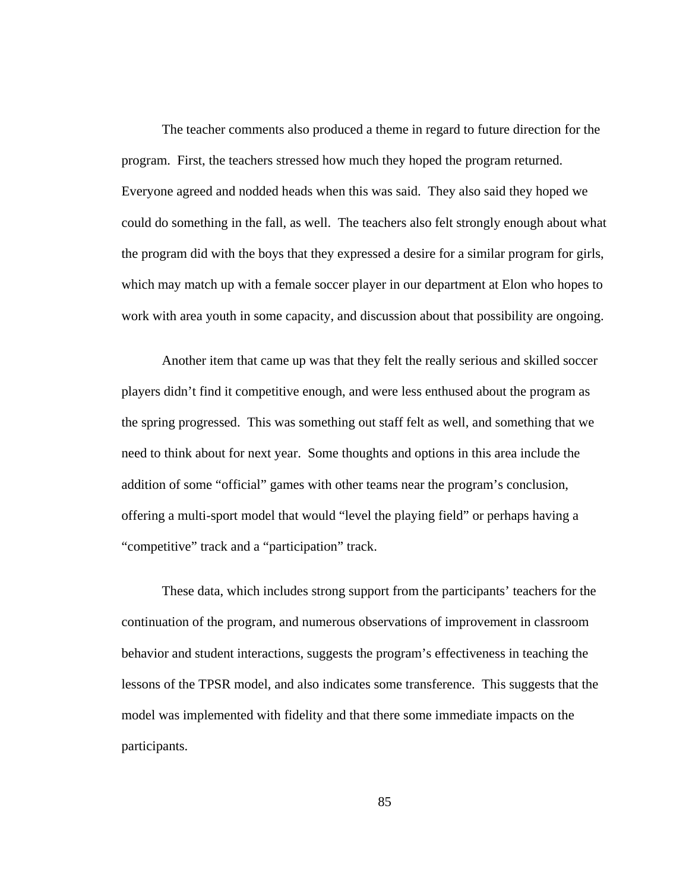The teacher comments also produced a theme in regard to future direction for the program. First, the teachers stressed how much they hoped the program returned. Everyone agreed and nodded heads when this was said. They also said they hoped we could do something in the fall, as well. The teachers also felt strongly enough about what the program did with the boys that they expressed a desire for a similar program for girls, which may match up with a female soccer player in our department at Elon who hopes to work with area youth in some capacity, and discussion about that possibility are ongoing.

Another item that came up was that they felt the really serious and skilled soccer players didn't find it competitive enough, and were less enthused about the program as the spring progressed. This was something out staff felt as well, and something that we need to think about for next year. Some thoughts and options in this area include the addition of some "official" games with other teams near the program's conclusion, offering a multi-sport model that would "level the playing field" or perhaps having a "competitive" track and a "participation" track.

These data, which includes strong support from the participants' teachers for the continuation of the program, and numerous observations of improvement in classroom behavior and student interactions, suggests the program's effectiveness in teaching the lessons of the TPSR model, and also indicates some transference. This suggests that the model was implemented with fidelity and that there some immediate impacts on the participants.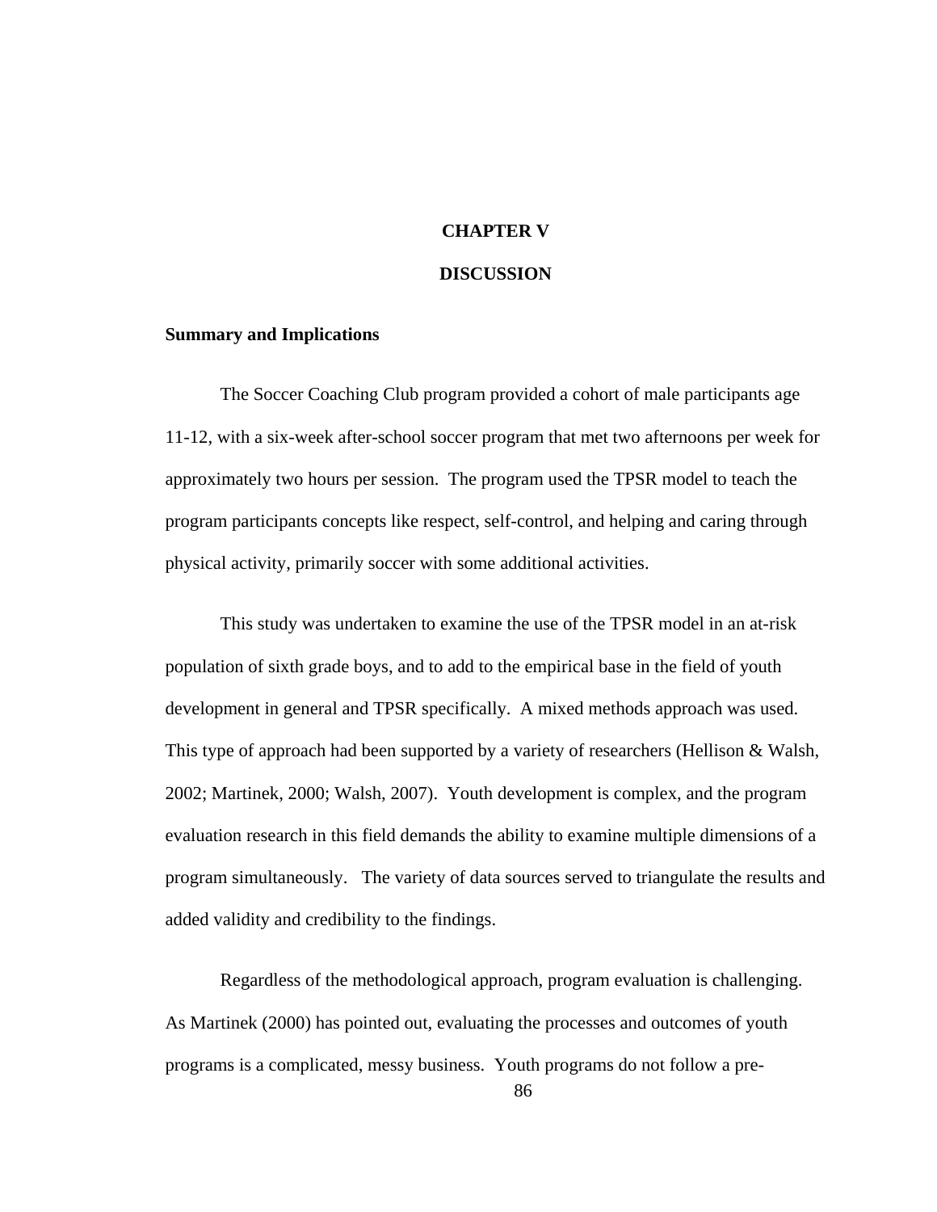# CHAPTER V

# DISCUSSION

## Summary and Implications

The Soccer Coaching Club program provided a cohort of male participants age 11-12, with a six-week after-school soccer program that met two afternoons per week for approximately two hours per session. The program used the TPSR model to teach the program participants concepts like respect, self-control, and helping and caring through physical activity, primarily soccer with some additional activities.

This study was undertaken to examine the use of the TPSR model in an at-risk population of sixth grade boys, and to add to the empirical base in the field of youth development in general and TPSR specifically. A mixed methods approach was used. This type of approach had been supported by a variety of researchers (Hellison & Walsh, 2002; Martinek, 2000; Walsh, 2007). Youth development is complex, and the program evaluation research in this field demands the ability to examine multiple dimensions of a program simultaneously. The variety of data sources served to triangulate the results and added validity and credibility to the findings.

Regardless of the methodological approach, program evaluation is challenging. As Martinek (2000) has pointed out, evaluating the processes and outcomes of youth programs is a complicated, messy business. Youth programs do not follow a pre-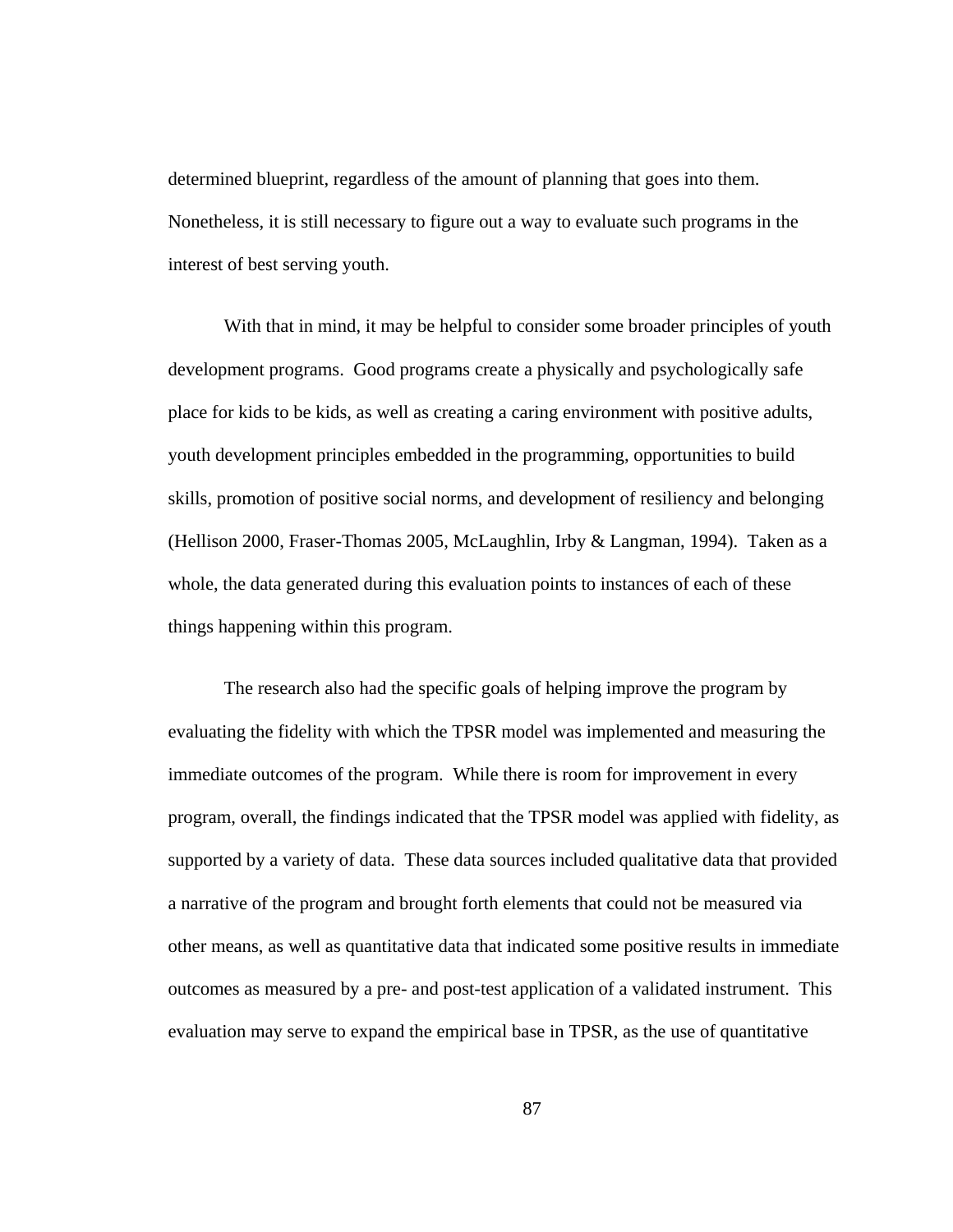determined blueprint, regardless of the amount of planning that goes into them. Nonetheless, it is still necessary to figure out a way to evaluate such programs in the interest of best serving youth.

With that in mind, it may be helpful to consider some broader principles of youth development programs. Good programs create a physically and psychologically safe place for kids to be kids, as well as creating a caring environment with positive adults, youth development principles embedded in the programming, opportunities to build skills, promotion of positive social norms, and development of resiliency and belonging (Hellison 2000, Fraser-Thomas 2005, McLaughlin, Irby & Langman, 1994). Taken as a whole, the data generated during this evaluation points to instances of each of these things happening within this program.

The research also had the specific goals of helping improve the program by evaluating the fidelity with which the TPSR model was implemented and measuring the immediate outcomes of the program. While there is room for improvement in every program, overall, the findings indicated that the TPSR model was applied with fidelity, as supported by a variety of data. These data sources included qualitative data that provided a narrative of the program and brought forth elements that could not be measured via other means, as well as quantitative data that indicated some positive results in immediate outcomes as measured by a pre- and post-test application of a validated instrument. This evaluation may serve to expand the empirical base in TPSR, as the use of quantitative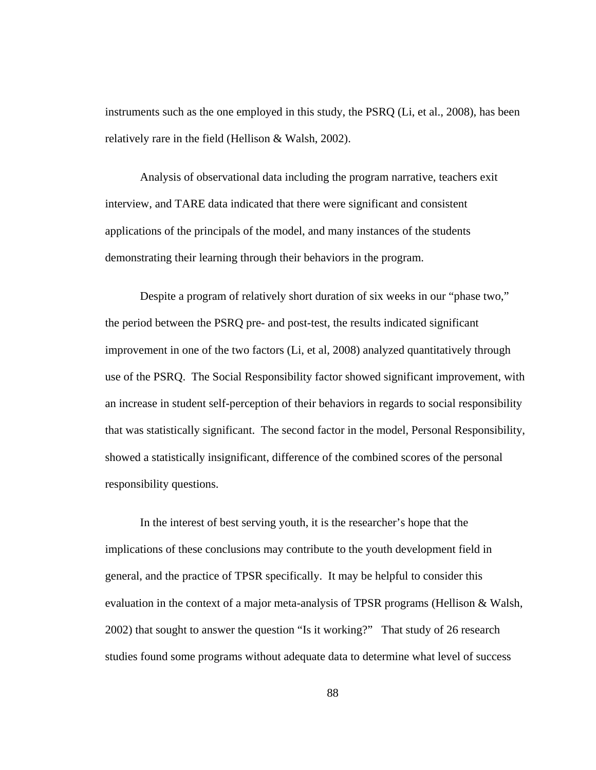instruments such as the one employed in this study, the PSRQ (Li, et al., 2008), has been relatively rare in the field (Hellison & Walsh, 2002).

Analysis of observational data including the program narrative, teachers exit interview, and TARE data indicated that there were significant and consistent applications of the principals of the model, and many instances of the students demonstrating their learning through their behaviors in the program.

Despite a program of relatively short duration of six weeks in our "phase two," the period between the PSRQ pre- and post-test, the results indicated significant improvement in one of the two factors (Li, et al, 2008) analyzed quantitatively through use of the PSRQ. The Social Responsibility factor showed significant improvement, with an increase in student self-perception of their behaviors in regards to social responsibility that was statistically significant. The second factor in the model, Personal Responsibility, showed a statistically insignificant, difference of the combined scores of the personal responsibility questions.

In the interest of best serving youth, it is the researcher's hope that the implications of these conclusions may contribute to the youth development field in general, and the practice of TPSR specifically. It may be helpful to consider this evaluation in the context of a major meta-analysis of TPSR programs (Hellison & Walsh, 2002) that sought to answer the question "Is it working?" That study of 26 research studies found some programs without adequate data to determine what level of success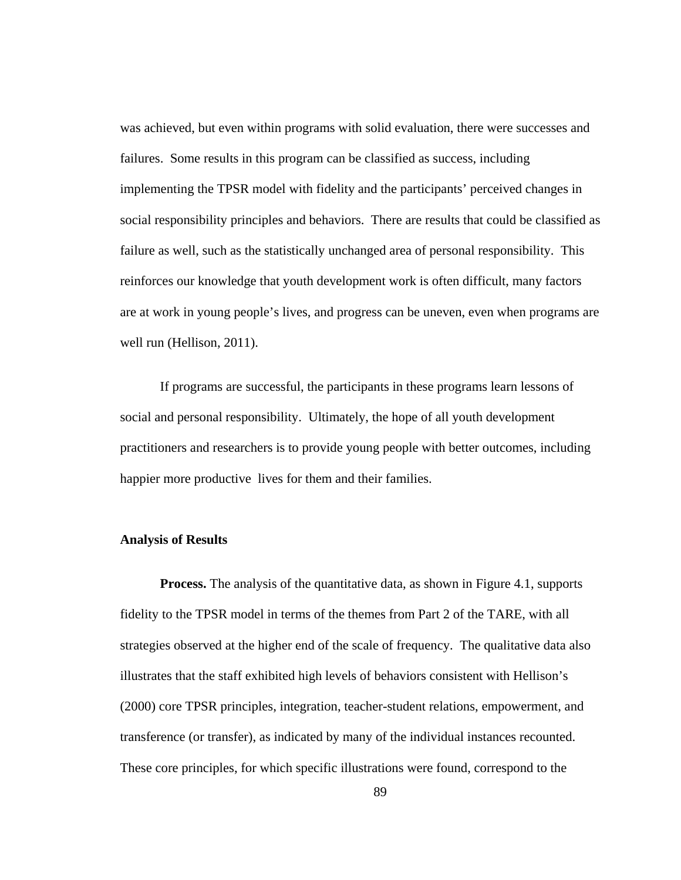was achieved, but even within programs with solid evaluation, there were successes and failures. Some results in this program can be classified as success, including implementing the TPSR model with fidelity and the participants' perceived changes in social responsibility principles and behaviors. There are results that could be classified as failure as well, such as the statistically unchanged area of personal responsibility. This reinforces our knowledge that youth development work is often difficult, many factors are at work in young people's lives, and progress can be uneven, even when programs are well run (Hellison, 2011).

If programs are successful, the participants in these programs learn lessons of social and personal responsibility. Ultimately, the hope of all youth development practitioners and researchers is to provide young people with better outcomes, including happier more productive lives for them and their families.

### Analysis of Results

**Process.** The analysis of the quantitative data, as shown in Figure 4.1, supports fidelity to the TPSR model in terms of the themes from Part 2 of the TARE, with all strategies observed at the higher end of the scale of frequency. The qualitative data also illustrates that the staff exhibited high levels of behaviors consistent with Hellison's (2000) core TPSR principles, integration, teacher-student relations, empowerment, and transference (or transfer), as indicated by many of the individual instances recounted. These core principles, for which specific illustrations were found, correspond to the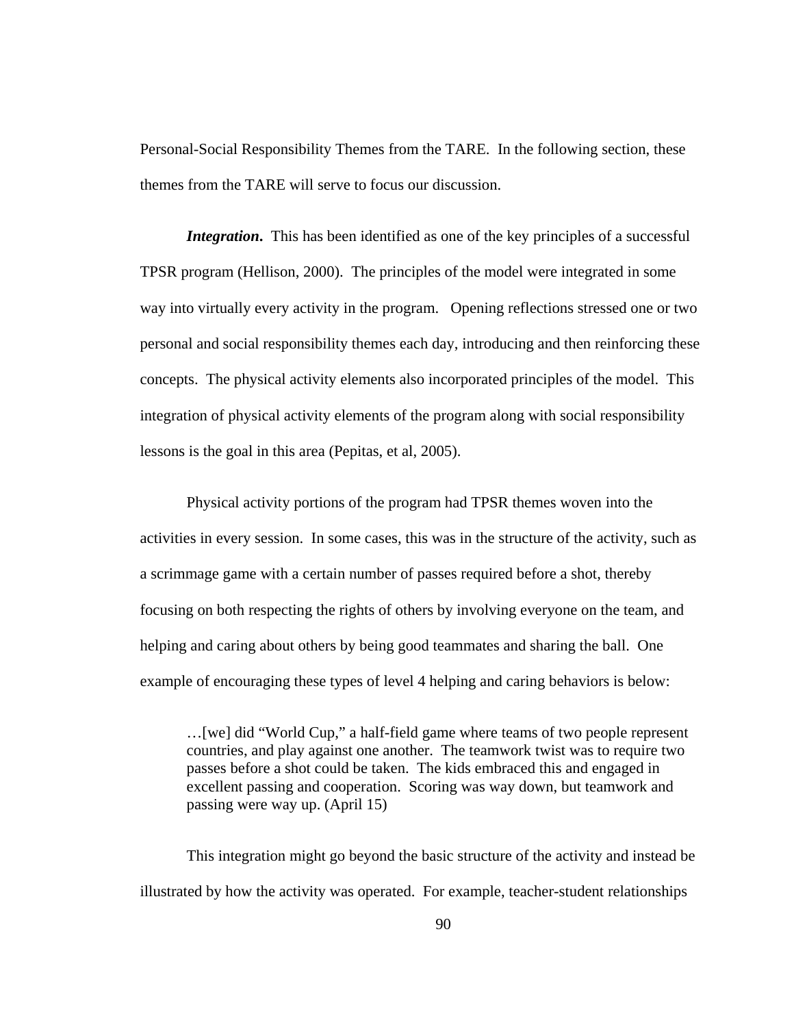Personal-Social Responsibility Themes from the TARE. In the following section, these themes from the TARE will serve to focus our discussion.

***Integration*.** This has been identified as one of the key principles of a successful TPSR program (Hellison, 2000). The principles of the model were integrated in some way into virtually every activity in the program. Opening reflections stressed one or two personal and social responsibility themes each day, introducing and then reinforcing these concepts. The physical activity elements also incorporated principles of the model. This integration of physical activity elements of the program along with social responsibility lessons is the goal in this area (Pepitas, et al, 2005).

Physical activity portions of the program had TPSR themes woven into the activities in every session. In some cases, this was in the structure of the activity, such as a scrimmage game with a certain number of passes required before a shot, thereby focusing on both respecting the rights of others by involving everyone on the team, and helping and caring about others by being good teammates and sharing the ball. One example of encouraging these types of level 4 helping and caring behaviors is below:

> …[we] did "World Cup," a half-field game where teams of two people represent countries, and play against one another. The teamwork twist was to require two passes before a shot could be taken. The kids embraced this and engaged in excellent passing and cooperation. Scoring was way down, but teamwork and passing were way up. (April 15)

This integration might go beyond the basic structure of the activity and instead be illustrated by how the activity was operated. For example, teacher-student relationships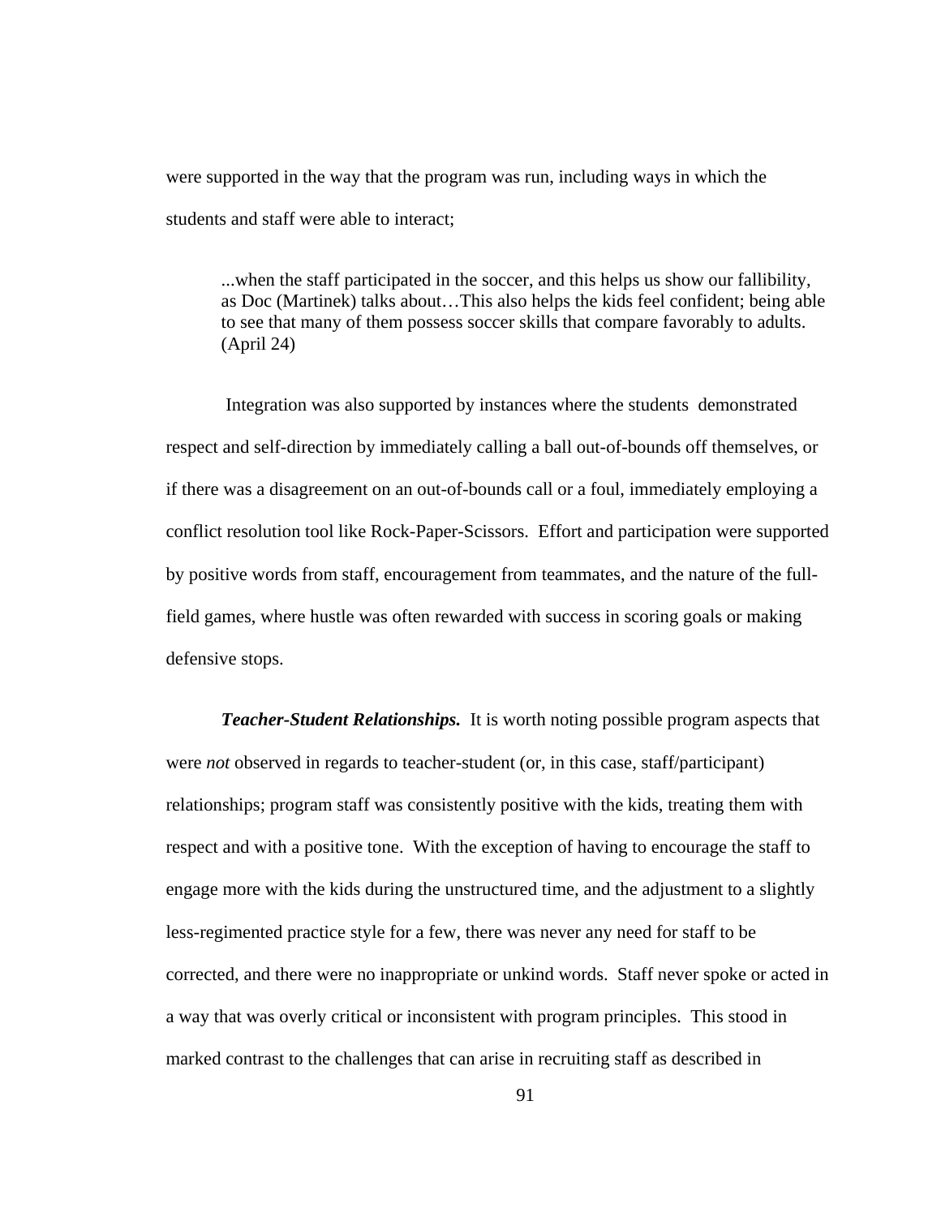were supported in the way that the program was run, including ways in which the students and staff were able to interact;

> ...when the staff participated in the soccer, and this helps us show our fallibility, as Doc (Martinek) talks about…This also helps the kids feel confident; being able to see that many of them possess soccer skills that compare favorably to adults. (April 24)

Integration was also supported by instances where the students demonstrated respect and self-direction by immediately calling a ball out-of-bounds off themselves, or if there was a disagreement on an out-of-bounds call or a foul, immediately employing a conflict resolution tool like Rock-Paper-Scissors. Effort and participation were supported by positive words from staff, encouragement from teammates, and the nature of the full-field games, where hustle was often rewarded with success in scoring goals or making defensive stops.

***Teacher-Student Relationships.*** It is worth noting possible program aspects that were *not* observed in regards to teacher-student (or, in this case, staff/participant) relationships; program staff was consistently positive with the kids, treating them with respect and with a positive tone. With the exception of having to encourage the staff to engage more with the kids during the unstructured time, and the adjustment to a slightly less-regimented practice style for a few, there was never any need for staff to be corrected, and there were no inappropriate or unkind words. Staff never spoke or acted in a way that was overly critical or inconsistent with program principles. This stood in marked contrast to the challenges that can arise in recruiting staff as described in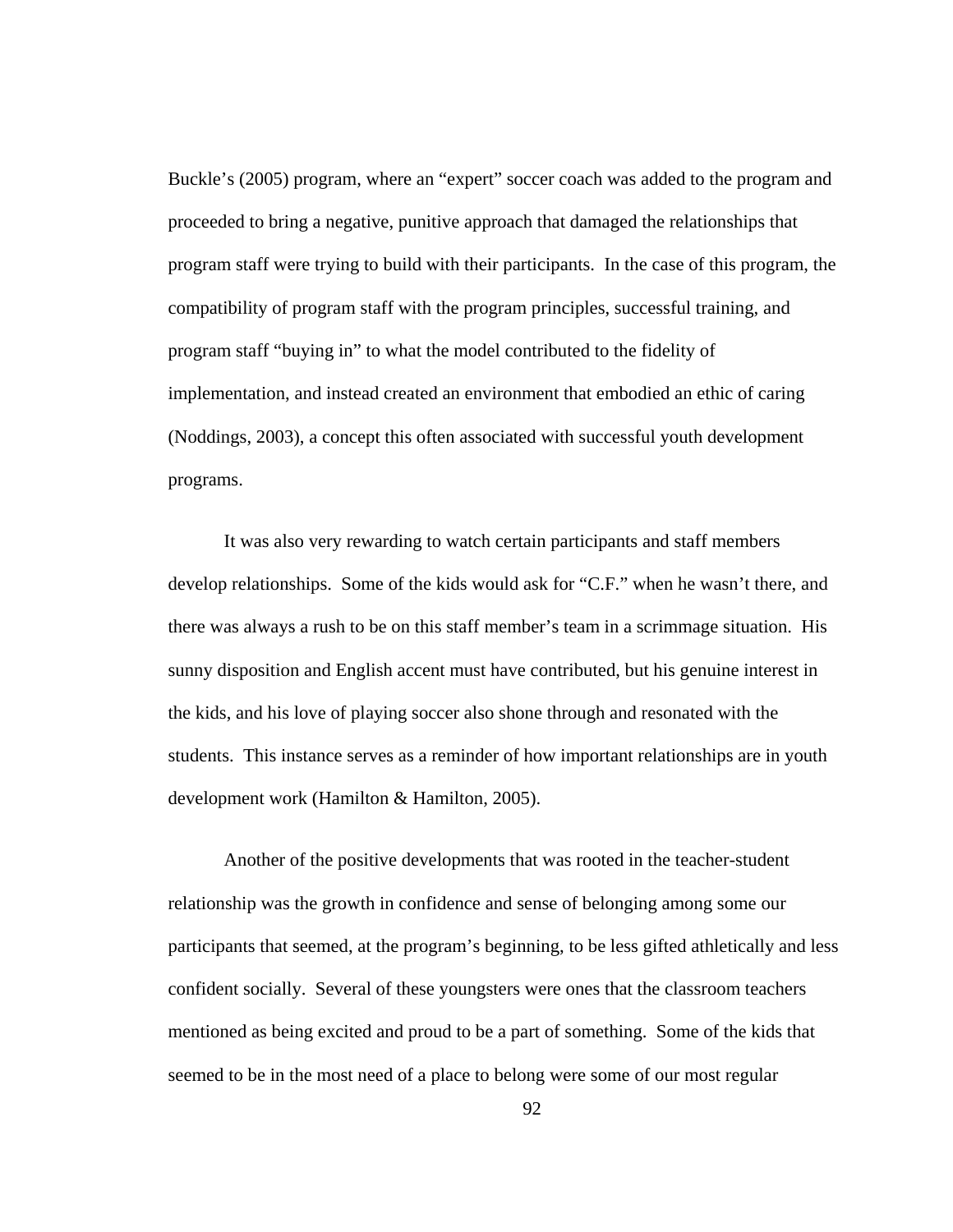Buckle's (2005) program, where an "expert" soccer coach was added to the program and proceeded to bring a negative, punitive approach that damaged the relationships that program staff were trying to build with their participants. In the case of this program, the compatibility of program staff with the program principles, successful training, and program staff "buying in" to what the model contributed to the fidelity of implementation, and instead created an environment that embodied an ethic of caring (Noddings, 2003), a concept this often associated with successful youth development programs.

It was also very rewarding to watch certain participants and staff members develop relationships. Some of the kids would ask for "C.F." when he wasn't there, and there was always a rush to be on this staff member's team in a scrimmage situation. His sunny disposition and English accent must have contributed, but his genuine interest in the kids, and his love of playing soccer also shone through and resonated with the students. This instance serves as a reminder of how important relationships are in youth development work (Hamilton & Hamilton, 2005).

Another of the positive developments that was rooted in the teacher-student relationship was the growth in confidence and sense of belonging among some our participants that seemed, at the program's beginning, to be less gifted athletically and less confident socially. Several of these youngsters were ones that the classroom teachers mentioned as being excited and proud to be a part of something. Some of the kids that seemed to be in the most need of a place to belong were some of our most regular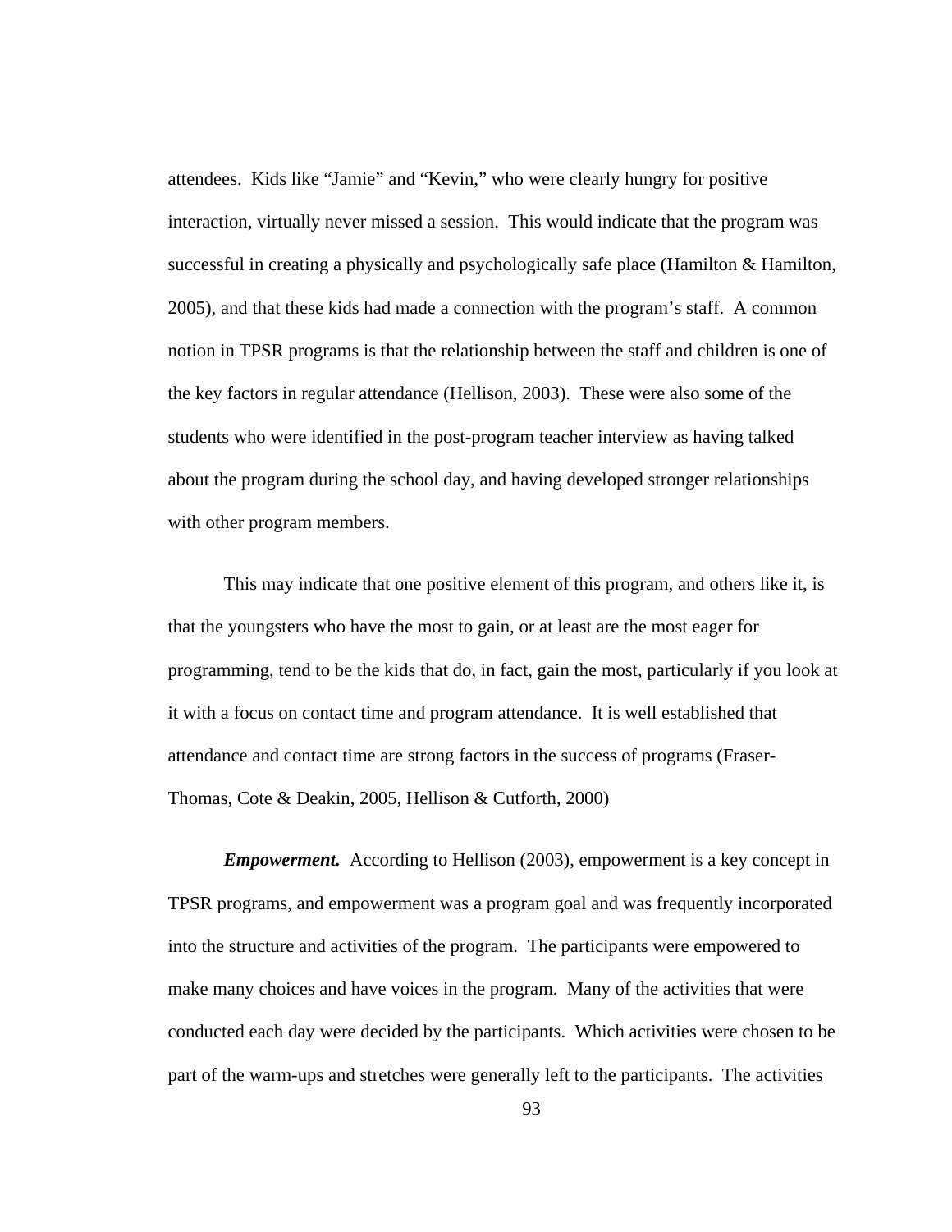attendees. Kids like "Jamie" and "Kevin," who were clearly hungry for positive interaction, virtually never missed a session. This would indicate that the program was successful in creating a physically and psychologically safe place (Hamilton & Hamilton, 2005), and that these kids had made a connection with the program's staff. A common notion in TPSR programs is that the relationship between the staff and children is one of the key factors in regular attendance (Hellison, 2003). These were also some of the students who were identified in the post-program teacher interview as having talked about the program during the school day, and having developed stronger relationships with other program members.

This may indicate that one positive element of this program, and others like it, is that the youngsters who have the most to gain, or at least are the most eager for programming, tend to be the kids that do, in fact, gain the most, particularly if you look at it with a focus on contact time and program attendance. It is well established that attendance and contact time are strong factors in the success of programs (Fraser-Thomas, Cote & Deakin, 2005, Hellison & Cutforth, 2000)

***Empowerment.*** According to Hellison (2003), empowerment is a key concept in TPSR programs, and empowerment was a program goal and was frequently incorporated into the structure and activities of the program. The participants were empowered to make many choices and have voices in the program. Many of the activities that were conducted each day were decided by the participants. Which activities were chosen to be part of the warm-ups and stretches were generally left to the participants. The activities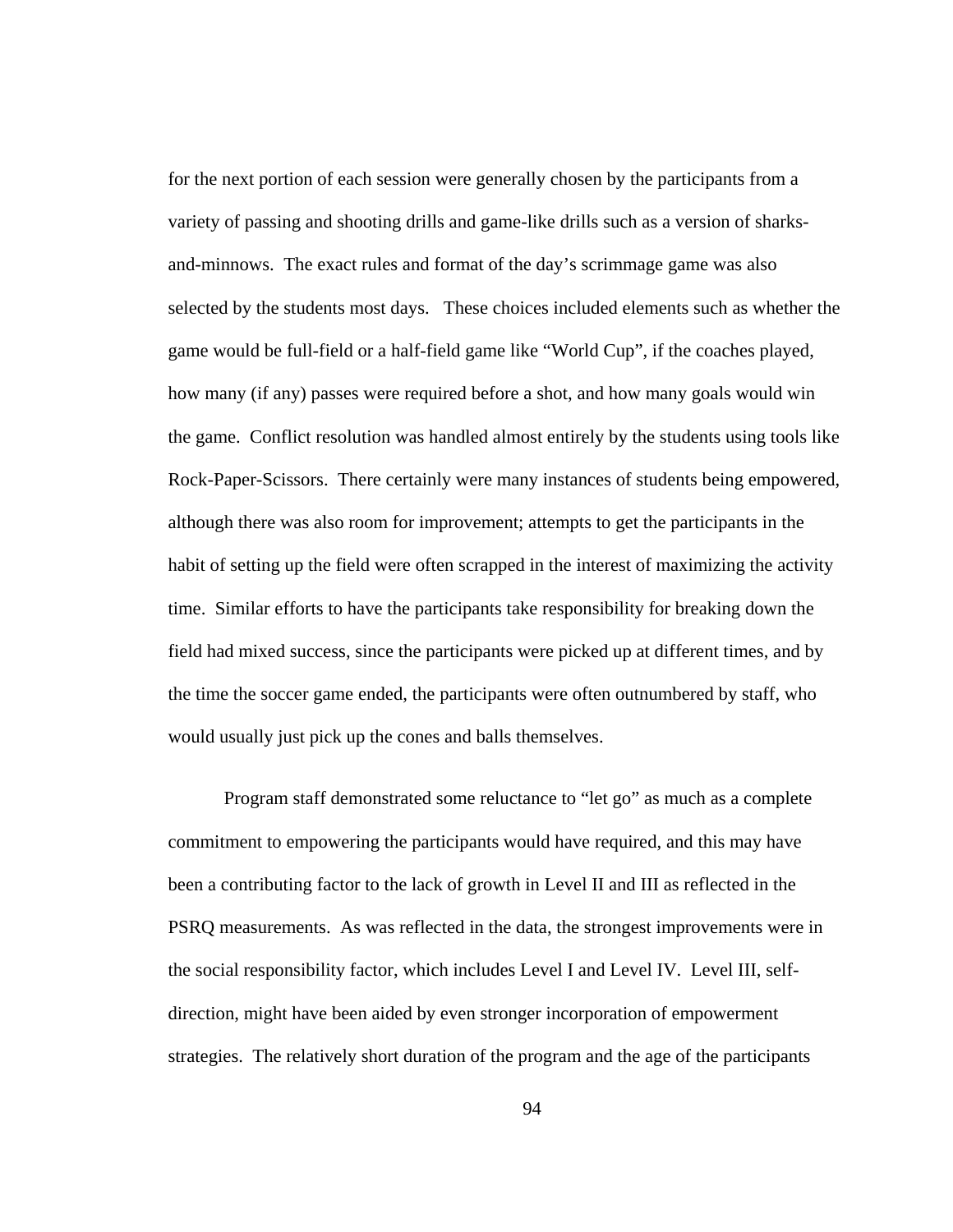for the next portion of each session were generally chosen by the participants from a variety of passing and shooting drills and game-like drills such as a version of sharks-and-minnows. The exact rules and format of the day's scrimmage game was also selected by the students most days. These choices included elements such as whether the game would be full-field or a half-field game like "World Cup", if the coaches played, how many (if any) passes were required before a shot, and how many goals would win the game. Conflict resolution was handled almost entirely by the students using tools like Rock-Paper-Scissors. There certainly were many instances of students being empowered, although there was also room for improvement; attempts to get the participants in the habit of setting up the field were often scrapped in the interest of maximizing the activity time. Similar efforts to have the participants take responsibility for breaking down the field had mixed success, since the participants were picked up at different times, and by the time the soccer game ended, the participants were often outnumbered by staff, who would usually just pick up the cones and balls themselves.

Program staff demonstrated some reluctance to "let go" as much as a complete commitment to empowering the participants would have required, and this may have been a contributing factor to the lack of growth in Level II and III as reflected in the PSRQ measurements. As was reflected in the data, the strongest improvements were in the social responsibility factor, which includes Level I and Level IV. Level III, self-direction, might have been aided by even stronger incorporation of empowerment strategies. The relatively short duration of the program and the age of the participants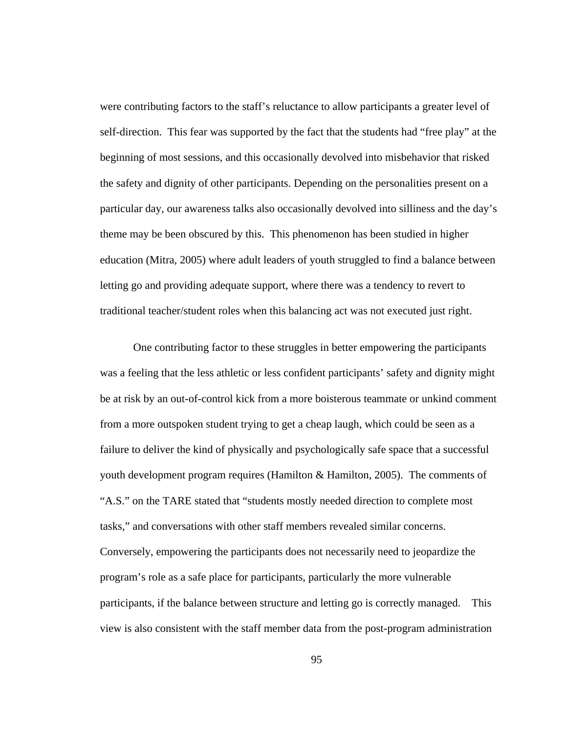were contributing factors to the staff's reluctance to allow participants a greater level of self-direction. This fear was supported by the fact that the students had "free play" at the beginning of most sessions, and this occasionally devolved into misbehavior that risked the safety and dignity of other participants. Depending on the personalities present on a particular day, our awareness talks also occasionally devolved into silliness and the day's theme may be been obscured by this. This phenomenon has been studied in higher education (Mitra, 2005) where adult leaders of youth struggled to find a balance between letting go and providing adequate support, where there was a tendency to revert to traditional teacher/student roles when this balancing act was not executed just right.

One contributing factor to these struggles in better empowering the participants was a feeling that the less athletic or less confident participants' safety and dignity might be at risk by an out-of-control kick from a more boisterous teammate or unkind comment from a more outspoken student trying to get a cheap laugh, which could be seen as a failure to deliver the kind of physically and psychologically safe space that a successful youth development program requires (Hamilton & Hamilton, 2005). The comments of "A.S." on the TARE stated that "students mostly needed direction to complete most tasks," and conversations with other staff members revealed similar concerns. Conversely, empowering the participants does not necessarily need to jeopardize the program's role as a safe place for participants, particularly the more vulnerable participants, if the balance between structure and letting go is correctly managed. This view is also consistent with the staff member data from the post-program administration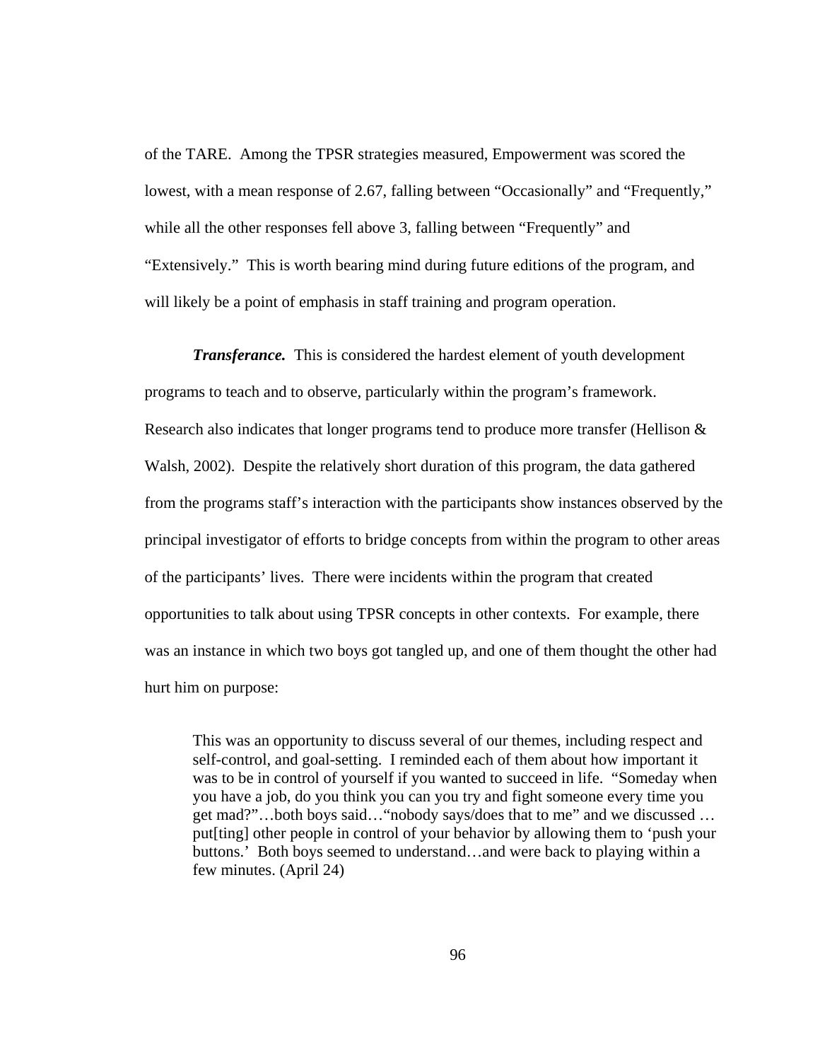of the TARE. Among the TPSR strategies measured, Empowerment was scored the lowest, with a mean response of 2.67, falling between "Occasionally" and "Frequently," while all the other responses fell above 3, falling between "Frequently" and "Extensively." This is worth bearing mind during future editions of the program, and will likely be a point of emphasis in staff training and program operation.

***Transferance.*** This is considered the hardest element of youth development programs to teach and to observe, particularly within the program's framework. Research also indicates that longer programs tend to produce more transfer (Hellison & Walsh, 2002). Despite the relatively short duration of this program, the data gathered from the programs staff's interaction with the participants show instances observed by the principal investigator of efforts to bridge concepts from within the program to other areas of the participants' lives. There were incidents within the program that created opportunities to talk about using TPSR concepts in other contexts. For example, there was an instance in which two boys got tangled up, and one of them thought the other had hurt him on purpose:

> This was an opportunity to discuss several of our themes, including respect and self-control, and goal-setting. I reminded each of them about how important it was to be in control of yourself if you wanted to succeed in life. "Someday when you have a job, do you think you can you try and fight someone every time you get mad?"…both boys said…"nobody says/does that to me" and we discussed … put[ting] other people in control of your behavior by allowing them to 'push your buttons.' Both boys seemed to understand…and were back to playing within a few minutes. (April 24)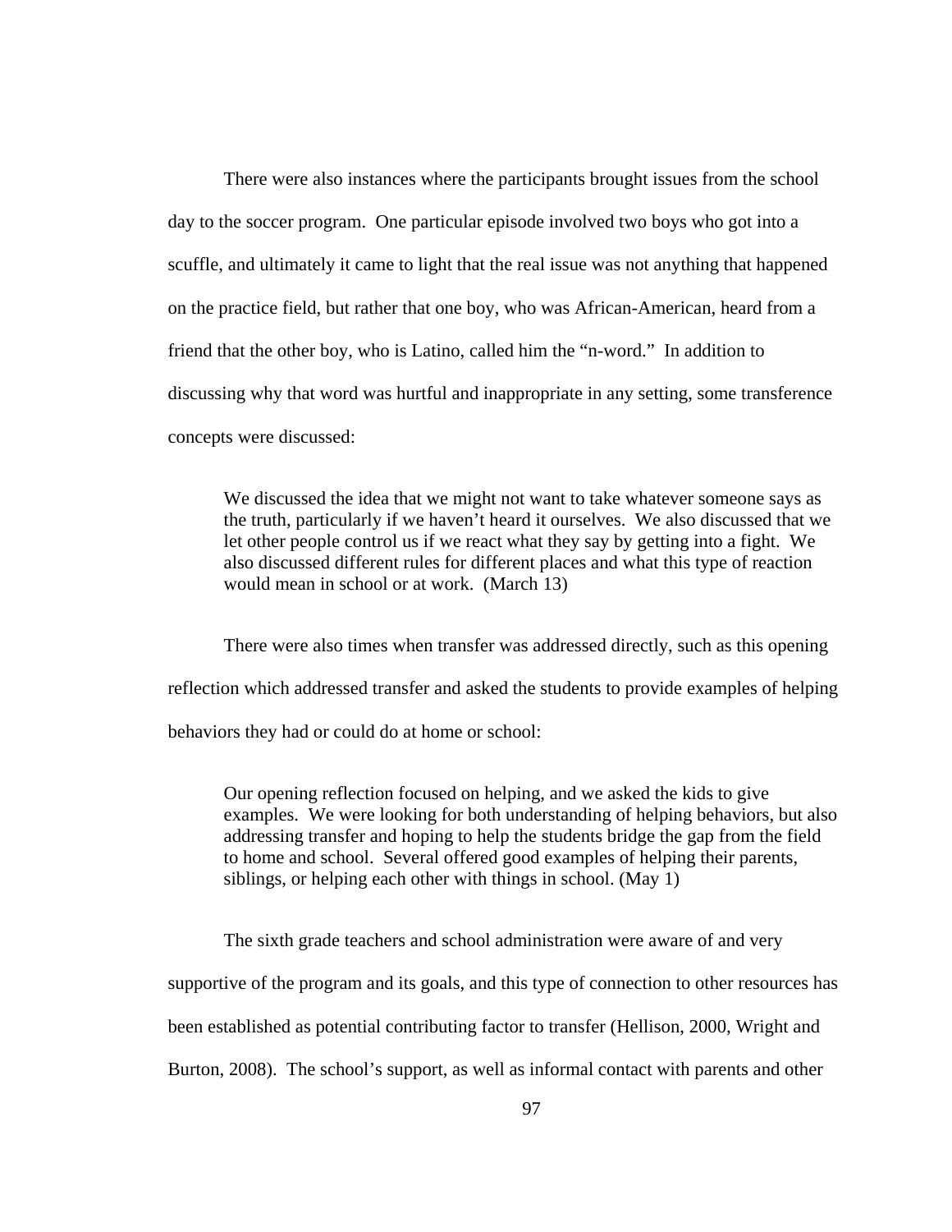There were also instances where the participants brought issues from the school day to the soccer program. One particular episode involved two boys who got into a scuffle, and ultimately it came to light that the real issue was not anything that happened on the practice field, but rather that one boy, who was African-American, heard from a friend that the other boy, who is Latino, called him the "n-word." In addition to discussing why that word was hurtful and inappropriate in any setting, some transference concepts were discussed:

> We discussed the idea that we might not want to take whatever someone says as the truth, particularly if we haven't heard it ourselves. We also discussed that we let other people control us if we react what they say by getting into a fight. We also discussed different rules for different places and what this type of reaction would mean in school or at work. (March 13)

There were also times when transfer was addressed directly, such as this opening reflection which addressed transfer and asked the students to provide examples of helping behaviors they had or could do at home or school:

> Our opening reflection focused on helping, and we asked the kids to give examples. We were looking for both understanding of helping behaviors, but also addressing transfer and hoping to help the students bridge the gap from the field to home and school. Several offered good examples of helping their parents, siblings, or helping each other with things in school. (May 1)

The sixth grade teachers and school administration were aware of and very supportive of the program and its goals, and this type of connection to other resources has been established as potential contributing factor to transfer (Hellison, 2000, Wright and Burton, 2008). The school's support, as well as informal contact with parents and other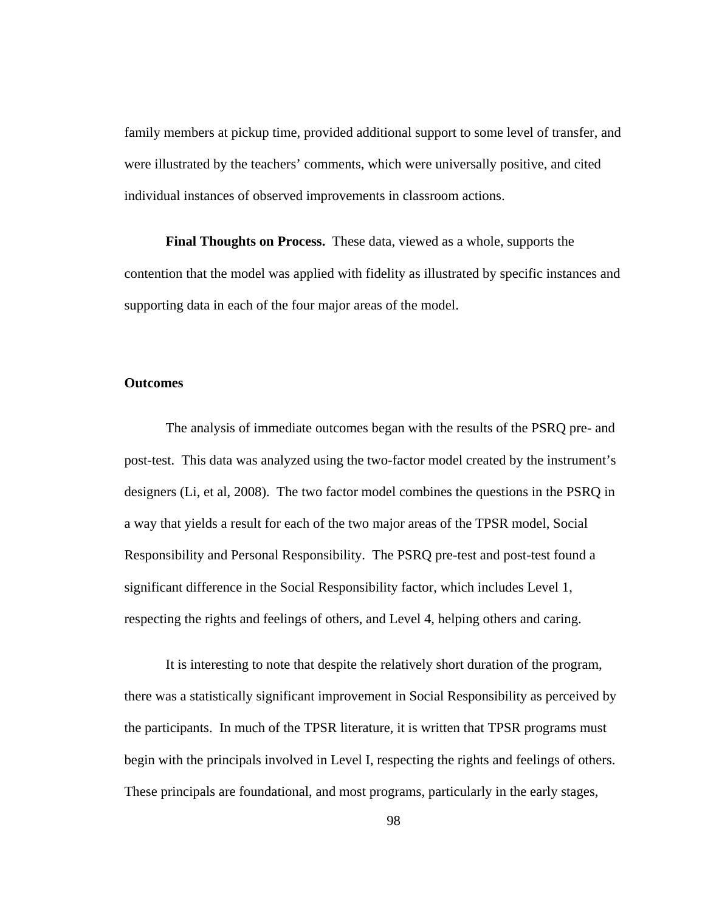family members at pickup time, provided additional support to some level of transfer, and were illustrated by the teachers' comments, which were universally positive, and cited individual instances of observed improvements in classroom actions.

**Final Thoughts on Process.** These data, viewed as a whole, supports the contention that the model was applied with fidelity as illustrated by specific instances and supporting data in each of the four major areas of the model.

### Outcomes

The analysis of immediate outcomes began with the results of the PSRQ pre- and post-test. This data was analyzed using the two-factor model created by the instrument's designers (Li, et al, 2008). The two factor model combines the questions in the PSRQ in a way that yields a result for each of the two major areas of the TPSR model, Social Responsibility and Personal Responsibility. The PSRQ pre-test and post-test found a significant difference in the Social Responsibility factor, which includes Level 1, respecting the rights and feelings of others, and Level 4, helping others and caring.

It is interesting to note that despite the relatively short duration of the program, there was a statistically significant improvement in Social Responsibility as perceived by the participants. In much of the TPSR literature, it is written that TPSR programs must begin with the principals involved in Level I, respecting the rights and feelings of others. These principals are foundational, and most programs, particularly in the early stages,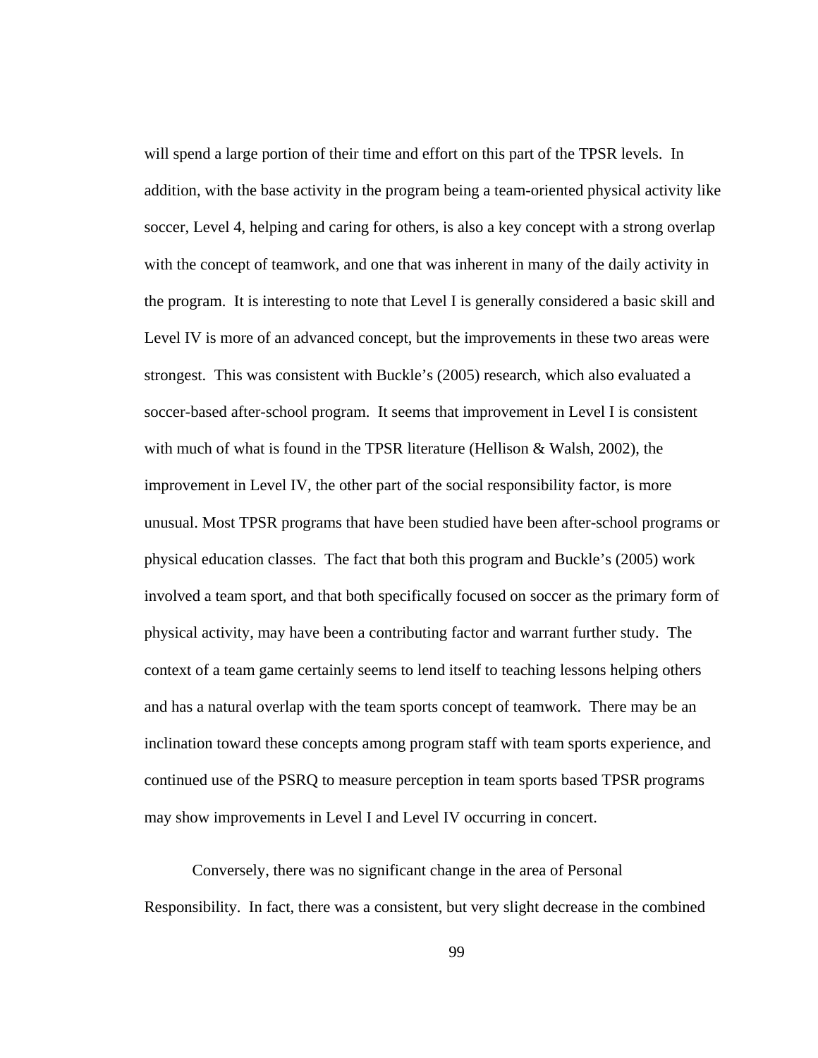will spend a large portion of their time and effort on this part of the TPSR levels. In addition, with the base activity in the program being a team-oriented physical activity like soccer, Level 4, helping and caring for others, is also a key concept with a strong overlap with the concept of teamwork, and one that was inherent in many of the daily activity in the program. It is interesting to note that Level I is generally considered a basic skill and Level IV is more of an advanced concept, but the improvements in these two areas were strongest. This was consistent with Buckle's (2005) research, which also evaluated a soccer-based after-school program. It seems that improvement in Level I is consistent with much of what is found in the TPSR literature (Hellison & Walsh, 2002), the improvement in Level IV, the other part of the social responsibility factor, is more unusual. Most TPSR programs that have been studied have been after-school programs or physical education classes. The fact that both this program and Buckle's (2005) work involved a team sport, and that both specifically focused on soccer as the primary form of physical activity, may have been a contributing factor and warrant further study. The context of a team game certainly seems to lend itself to teaching lessons helping others and has a natural overlap with the team sports concept of teamwork. There may be an inclination toward these concepts among program staff with team sports experience, and continued use of the PSRQ to measure perception in team sports based TPSR programs may show improvements in Level I and Level IV occurring in concert.

Conversely, there was no significant change in the area of Personal Responsibility. In fact, there was a consistent, but very slight decrease in the combined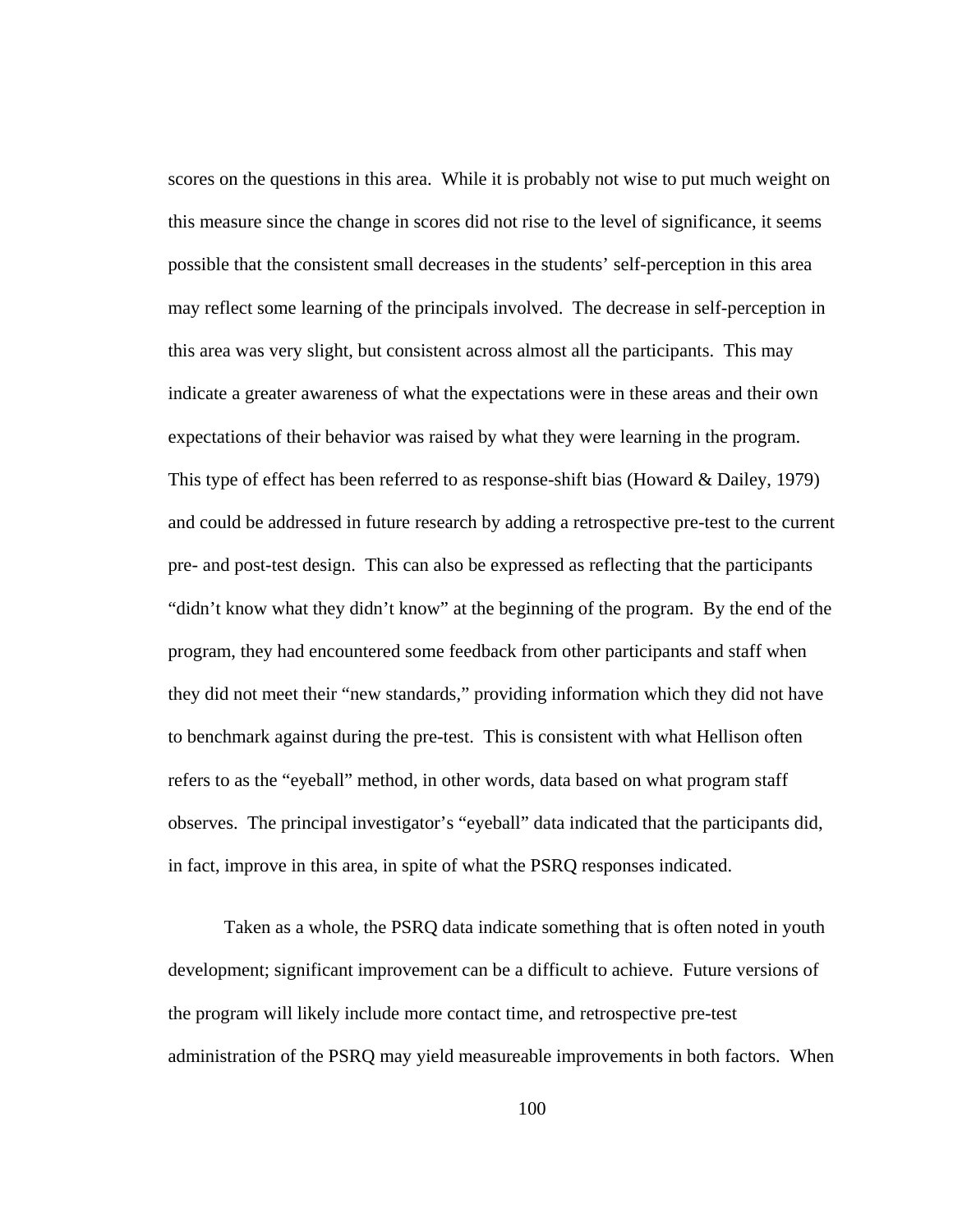scores on the questions in this area. While it is probably not wise to put much weight on this measure since the change in scores did not rise to the level of significance, it seems possible that the consistent small decreases in the students' self-perception in this area may reflect some learning of the principals involved. The decrease in self-perception in this area was very slight, but consistent across almost all the participants. This may indicate a greater awareness of what the expectations were in these areas and their own expectations of their behavior was raised by what they were learning in the program. This type of effect has been referred to as response-shift bias (Howard & Dailey, 1979) and could be addressed in future research by adding a retrospective pre-test to the current pre- and post-test design. This can also be expressed as reflecting that the participants "didn't know what they didn't know" at the beginning of the program. By the end of the program, they had encountered some feedback from other participants and staff when they did not meet their "new standards," providing information which they did not have to benchmark against during the pre-test. This is consistent with what Hellison often refers to as the "eyeball" method, in other words, data based on what program staff observes. The principal investigator's "eyeball" data indicated that the participants did, in fact, improve in this area, in spite of what the PSRQ responses indicated.

Taken as a whole, the PSRQ data indicate something that is often noted in youth development; significant improvement can be a difficult to achieve. Future versions of the program will likely include more contact time, and retrospective pre-test administration of the PSRQ may yield measureable improvements in both factors. When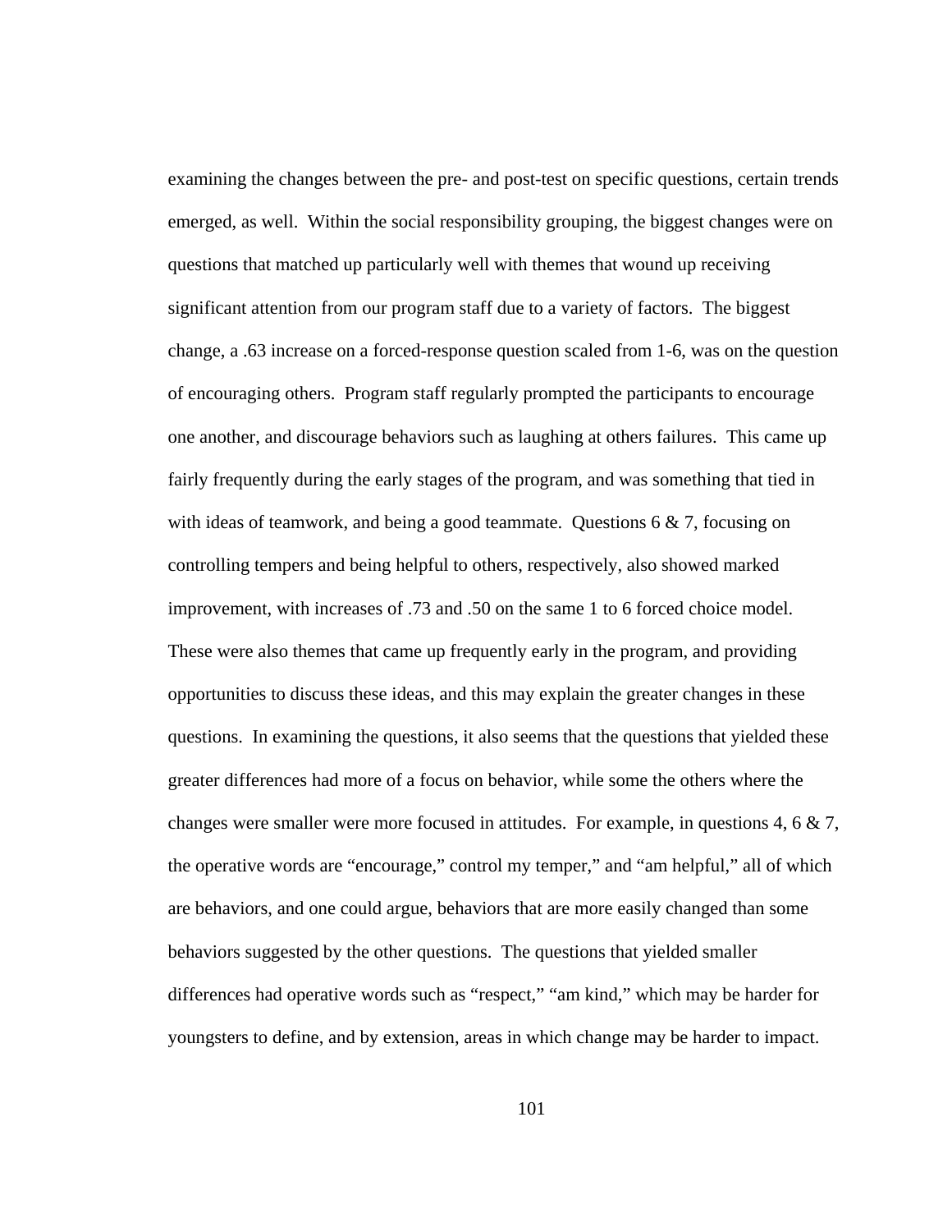examining the changes between the pre- and post-test on specific questions, certain trends emerged, as well. Within the social responsibility grouping, the biggest changes were on questions that matched up particularly well with themes that wound up receiving significant attention from our program staff due to a variety of factors. The biggest change, a .63 increase on a forced-response question scaled from 1-6, was on the question of encouraging others. Program staff regularly prompted the participants to encourage one another, and discourage behaviors such as laughing at others failures. This came up fairly frequently during the early stages of the program, and was something that tied in with ideas of teamwork, and being a good teammate. Questions 6 & 7, focusing on controlling tempers and being helpful to others, respectively, also showed marked improvement, with increases of .73 and .50 on the same 1 to 6 forced choice model. These were also themes that came up frequently early in the program, and providing opportunities to discuss these ideas, and this may explain the greater changes in these questions. In examining the questions, it also seems that the questions that yielded these greater differences had more of a focus on behavior, while some the others where the changes were smaller were more focused in attitudes. For example, in questions 4, 6 & 7, the operative words are "encourage," control my temper," and "am helpful," all of which are behaviors, and one could argue, behaviors that are more easily changed than some behaviors suggested by the other questions. The questions that yielded smaller differences had operative words such as "respect," "am kind," which may be harder for youngsters to define, and by extension, areas in which change may be harder to impact.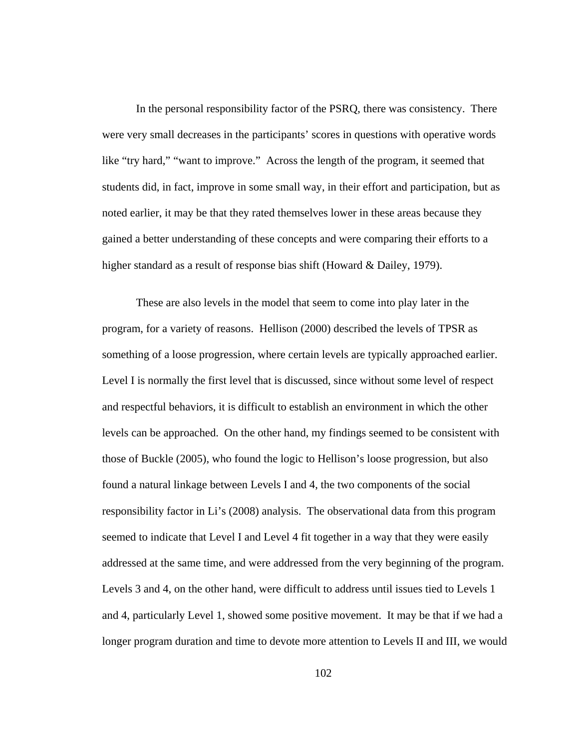In the personal responsibility factor of the PSRQ, there was consistency. There were very small decreases in the participants' scores in questions with operative words like "try hard," "want to improve." Across the length of the program, it seemed that students did, in fact, improve in some small way, in their effort and participation, but as noted earlier, it may be that they rated themselves lower in these areas because they gained a better understanding of these concepts and were comparing their efforts to a higher standard as a result of response bias shift (Howard & Dailey, 1979).

These are also levels in the model that seem to come into play later in the program, for a variety of reasons. Hellison (2000) described the levels of TPSR as something of a loose progression, where certain levels are typically approached earlier. Level I is normally the first level that is discussed, since without some level of respect and respectful behaviors, it is difficult to establish an environment in which the other levels can be approached. On the other hand, my findings seemed to be consistent with those of Buckle (2005), who found the logic to Hellison's loose progression, but also found a natural linkage between Levels I and 4, the two components of the social responsibility factor in Li's (2008) analysis. The observational data from this program seemed to indicate that Level I and Level 4 fit together in a way that they were easily addressed at the same time, and were addressed from the very beginning of the program. Levels 3 and 4, on the other hand, were difficult to address until issues tied to Levels 1 and 4, particularly Level 1, showed some positive movement. It may be that if we had a longer program duration and time to devote more attention to Levels II and III, we would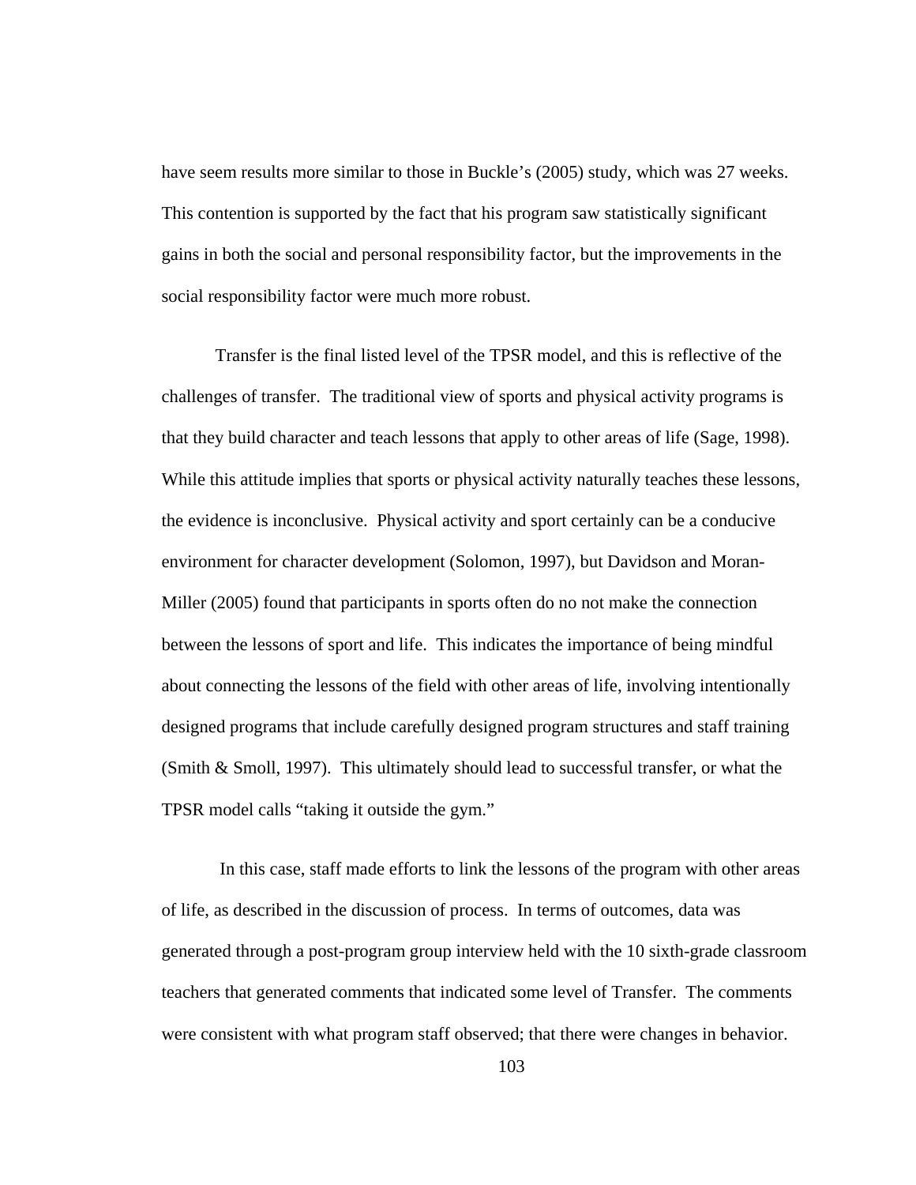have seem results more similar to those in Buckle's (2005) study, which was 27 weeks. This contention is supported by the fact that his program saw statistically significant gains in both the social and personal responsibility factor, but the improvements in the social responsibility factor were much more robust.

Transfer is the final listed level of the TPSR model, and this is reflective of the challenges of transfer. The traditional view of sports and physical activity programs is that they build character and teach lessons that apply to other areas of life (Sage, 1998). While this attitude implies that sports or physical activity naturally teaches these lessons, the evidence is inconclusive. Physical activity and sport certainly can be a conducive environment for character development (Solomon, 1997), but Davidson and Moran-Miller (2005) found that participants in sports often do no not make the connection between the lessons of sport and life. This indicates the importance of being mindful about connecting the lessons of the field with other areas of life, involving intentionally designed programs that include carefully designed program structures and staff training (Smith & Smoll, 1997). This ultimately should lead to successful transfer, or what the TPSR model calls "taking it outside the gym."

In this case, staff made efforts to link the lessons of the program with other areas of life, as described in the discussion of process. In terms of outcomes, data was generated through a post-program group interview held with the 10 sixth-grade classroom teachers that generated comments that indicated some level of Transfer. The comments were consistent with what program staff observed; that there were changes in behavior.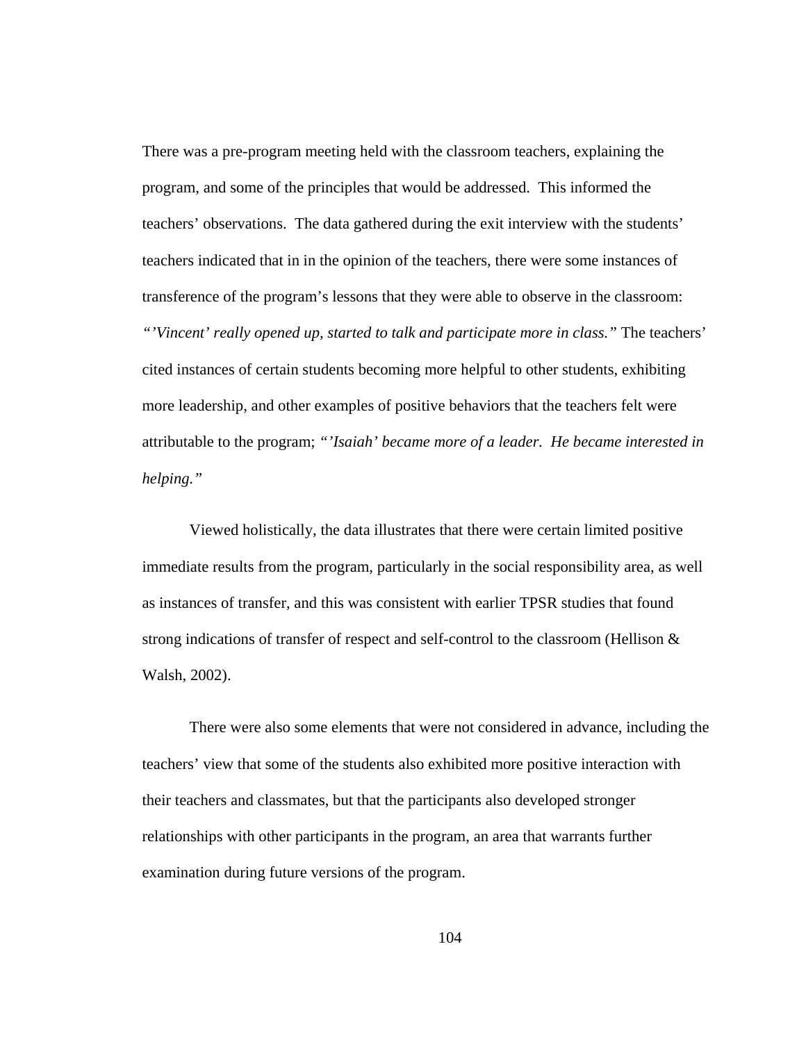There was a pre-program meeting held with the classroom teachers, explaining the program, and some of the principles that would be addressed. This informed the teachers' observations. The data gathered during the exit interview with the students' teachers indicated that in in the opinion of the teachers, there were some instances of transference of the program's lessons that they were able to observe in the classroom: *"'Vincent' really opened up, started to talk and participate more in class."* The teachers' cited instances of certain students becoming more helpful to other students, exhibiting more leadership, and other examples of positive behaviors that the teachers felt were attributable to the program; *"'Isaiah' became more of a leader. He became interested in helping."*

Viewed holistically, the data illustrates that there were certain limited positive immediate results from the program, particularly in the social responsibility area, as well as instances of transfer, and this was consistent with earlier TPSR studies that found strong indications of transfer of respect and self-control to the classroom (Hellison & Walsh, 2002).

There were also some elements that were not considered in advance, including the teachers' view that some of the students also exhibited more positive interaction with their teachers and classmates, but that the participants also developed stronger relationships with other participants in the program, an area that warrants further examination during future versions of the program.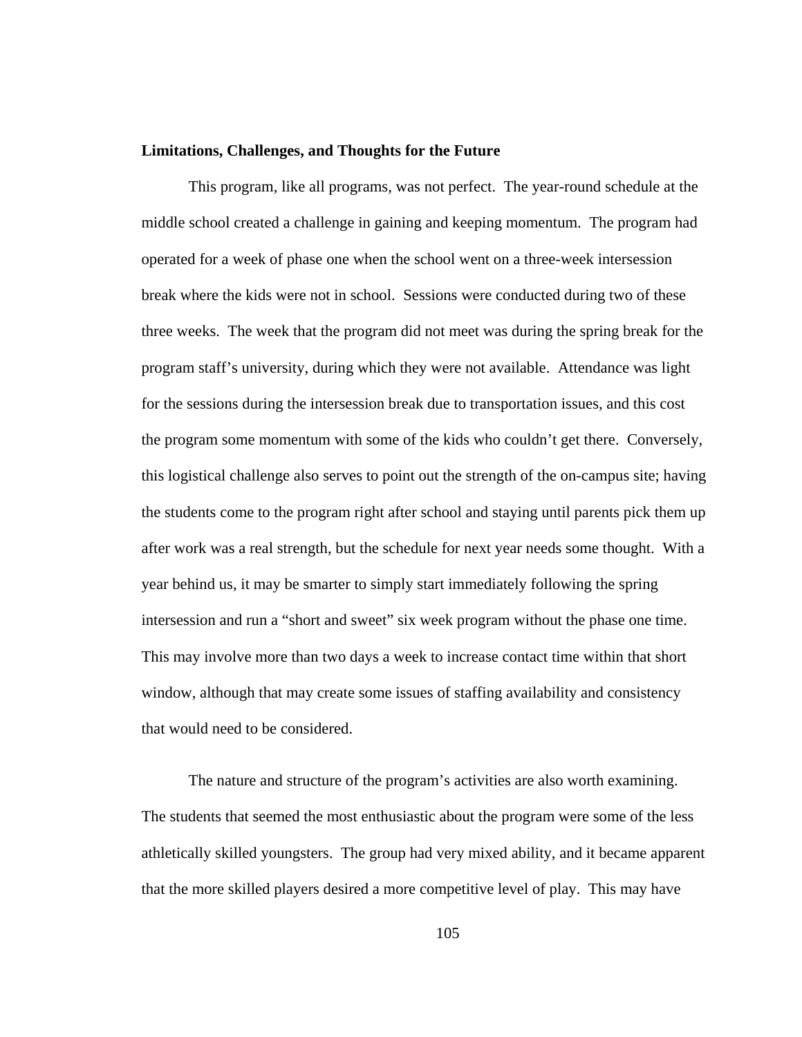**Limitations, Challenges, and Thoughts for the Future**

This program, like all programs, was not perfect. The year-round schedule at the middle school created a challenge in gaining and keeping momentum. The program had operated for a week of phase one when the school went on a three-week intersession break where the kids were not in school. Sessions were conducted during two of these three weeks. The week that the program did not meet was during the spring break for the program staff's university, during which they were not available. Attendance was light for the sessions during the intersession break due to transportation issues, and this cost the program some momentum with some of the kids who couldn't get there. Conversely, this logistical challenge also serves to point out the strength of the on-campus site; having the students come to the program right after school and staying until parents pick them up after work was a real strength, but the schedule for next year needs some thought. With a year behind us, it may be smarter to simply start immediately following the spring intersession and run a "short and sweet" six week program without the phase one time. This may involve more than two days a week to increase contact time within that short window, although that may create some issues of staffing availability and consistency that would need to be considered.

The nature and structure of the program's activities are also worth examining. The students that seemed the most enthusiastic about the program were some of the less athletically skilled youngsters. The group had very mixed ability, and it became apparent that the more skilled players desired a more competitive level of play. This may have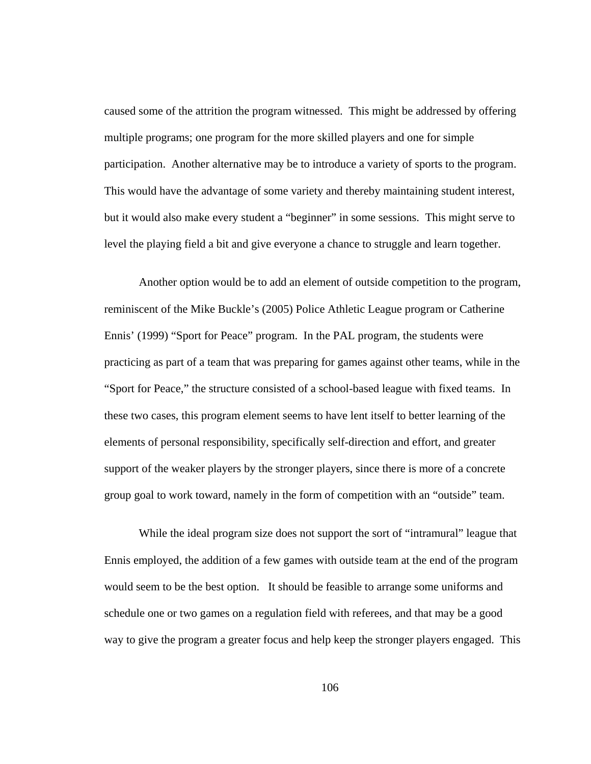caused some of the attrition the program witnessed. This might be addressed by offering multiple programs; one program for the more skilled players and one for simple participation. Another alternative may be to introduce a variety of sports to the program. This would have the advantage of some variety and thereby maintaining student interest, but it would also make every student a "beginner" in some sessions. This might serve to level the playing field a bit and give everyone a chance to struggle and learn together.

Another option would be to add an element of outside competition to the program, reminiscent of the Mike Buckle's (2005) Police Athletic League program or Catherine Ennis' (1999) "Sport for Peace" program. In the PAL program, the students were practicing as part of a team that was preparing for games against other teams, while in the "Sport for Peace," the structure consisted of a school-based league with fixed teams. In these two cases, this program element seems to have lent itself to better learning of the elements of personal responsibility, specifically self-direction and effort, and greater support of the weaker players by the stronger players, since there is more of a concrete group goal to work toward, namely in the form of competition with an "outside" team.

While the ideal program size does not support the sort of "intramural" league that Ennis employed, the addition of a few games with outside team at the end of the program would seem to be the best option. It should be feasible to arrange some uniforms and schedule one or two games on a regulation field with referees, and that may be a good way to give the program a greater focus and help keep the stronger players engaged. This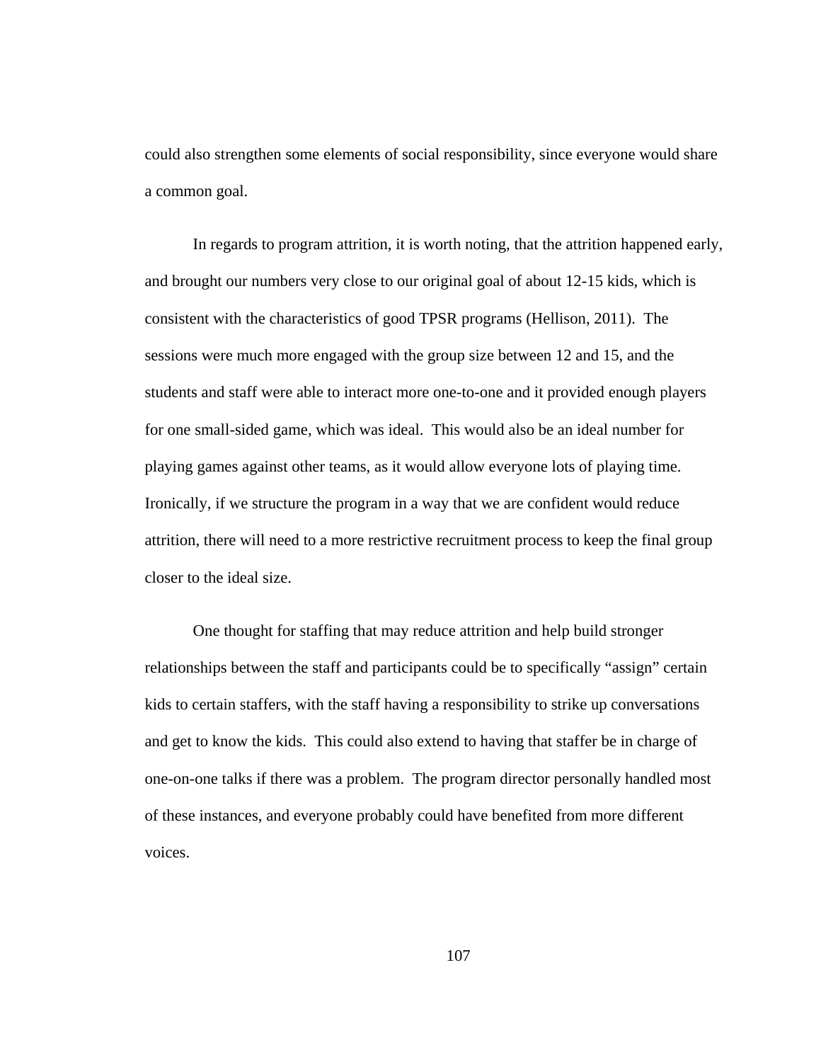could also strengthen some elements of social responsibility, since everyone would share a common goal.

In regards to program attrition, it is worth noting, that the attrition happened early, and brought our numbers very close to our original goal of about 12-15 kids, which is consistent with the characteristics of good TPSR programs (Hellison, 2011). The sessions were much more engaged with the group size between 12 and 15, and the students and staff were able to interact more one-to-one and it provided enough players for one small-sided game, which was ideal. This would also be an ideal number for playing games against other teams, as it would allow everyone lots of playing time. Ironically, if we structure the program in a way that we are confident would reduce attrition, there will need to a more restrictive recruitment process to keep the final group closer to the ideal size.

One thought for staffing that may reduce attrition and help build stronger relationships between the staff and participants could be to specifically "assign" certain kids to certain staffers, with the staff having a responsibility to strike up conversations and get to know the kids. This could also extend to having that staffer be in charge of one-on-one talks if there was a problem. The program director personally handled most of these instances, and everyone probably could have benefited from more different voices.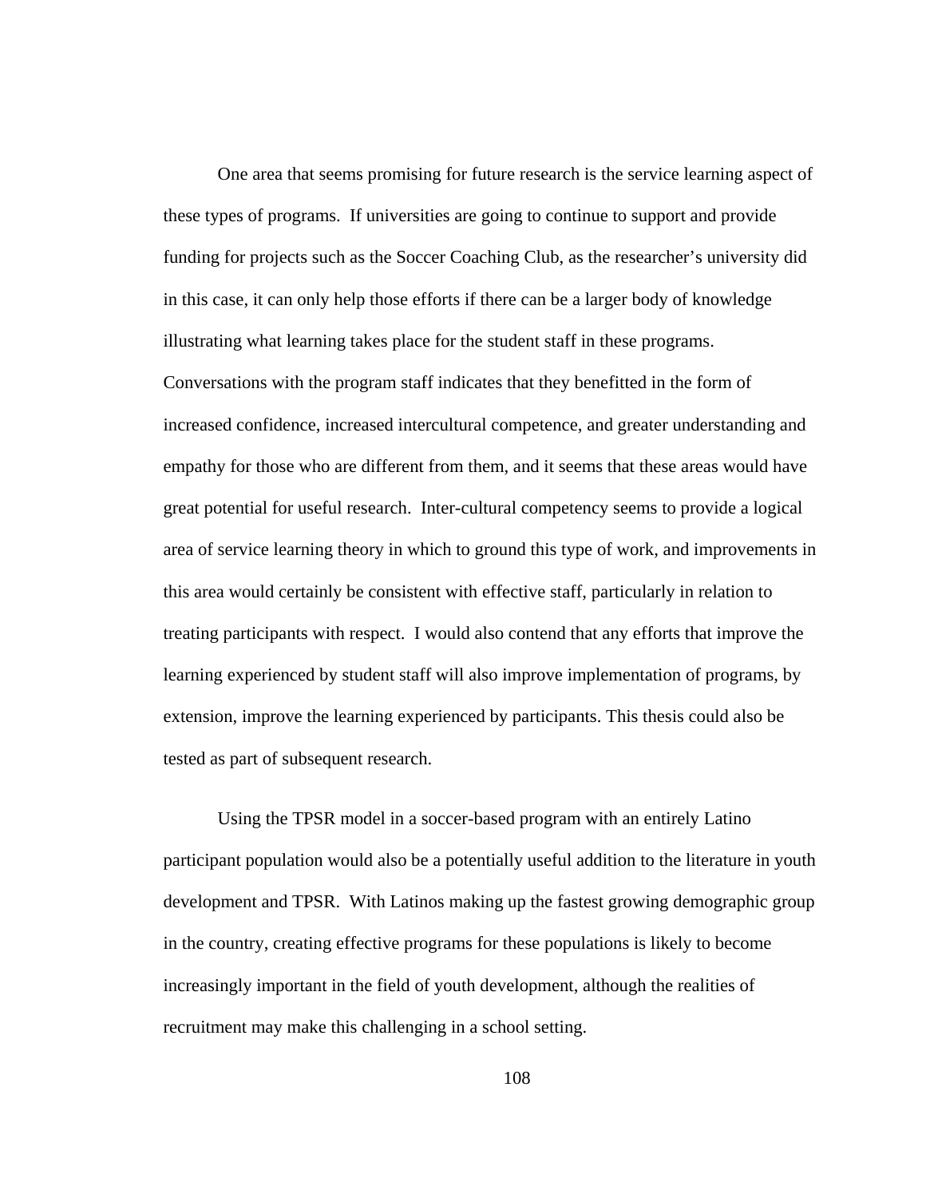One area that seems promising for future research is the service learning aspect of these types of programs. If universities are going to continue to support and provide funding for projects such as the Soccer Coaching Club, as the researcher's university did in this case, it can only help those efforts if there can be a larger body of knowledge illustrating what learning takes place for the student staff in these programs. Conversations with the program staff indicates that they benefitted in the form of increased confidence, increased intercultural competence, and greater understanding and empathy for those who are different from them, and it seems that these areas would have great potential for useful research. Inter-cultural competency seems to provide a logical area of service learning theory in which to ground this type of work, and improvements in this area would certainly be consistent with effective staff, particularly in relation to treating participants with respect. I would also contend that any efforts that improve the learning experienced by student staff will also improve implementation of programs, by extension, improve the learning experienced by participants. This thesis could also be tested as part of subsequent research.

Using the TPSR model in a soccer-based program with an entirely Latino participant population would also be a potentially useful addition to the literature in youth development and TPSR. With Latinos making up the fastest growing demographic group in the country, creating effective programs for these populations is likely to become increasingly important in the field of youth development, although the realities of recruitment may make this challenging in a school setting.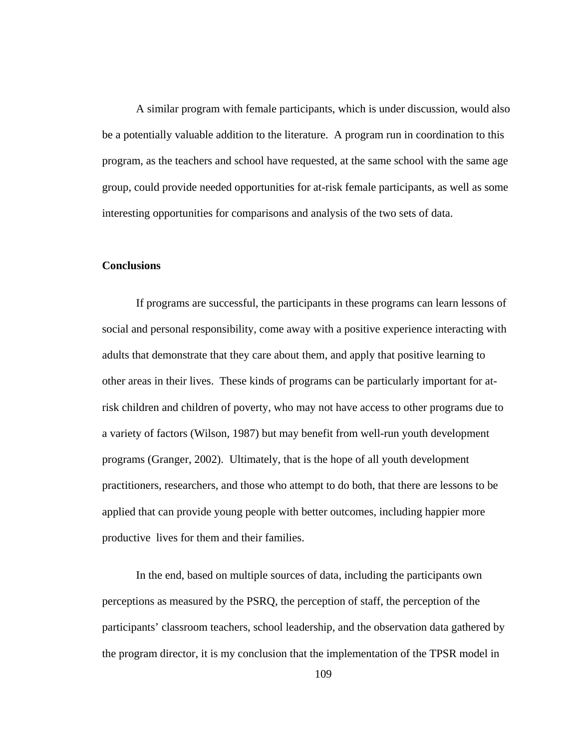A similar program with female participants, which is under discussion, would also be a potentially valuable addition to the literature. A program run in coordination to this program, as the teachers and school have requested, at the same school with the same age group, could provide needed opportunities for at-risk female participants, as well as some interesting opportunities for comparisons and analysis of the two sets of data.

**Conclusions**

If programs are successful, the participants in these programs can learn lessons of social and personal responsibility, come away with a positive experience interacting with adults that demonstrate that they care about them, and apply that positive learning to other areas in their lives. These kinds of programs can be particularly important for at-risk children and children of poverty, who may not have access to other programs due to a variety of factors (Wilson, 1987) but may benefit from well-run youth development programs (Granger, 2002). Ultimately, that is the hope of all youth development practitioners, researchers, and those who attempt to do both, that there are lessons to be applied that can provide young people with better outcomes, including happier more productive lives for them and their families.

In the end, based on multiple sources of data, including the participants own perceptions as measured by the PSRQ, the perception of staff, the perception of the participants' classroom teachers, school leadership, and the observation data gathered by the program director, it is my conclusion that the implementation of the TPSR model in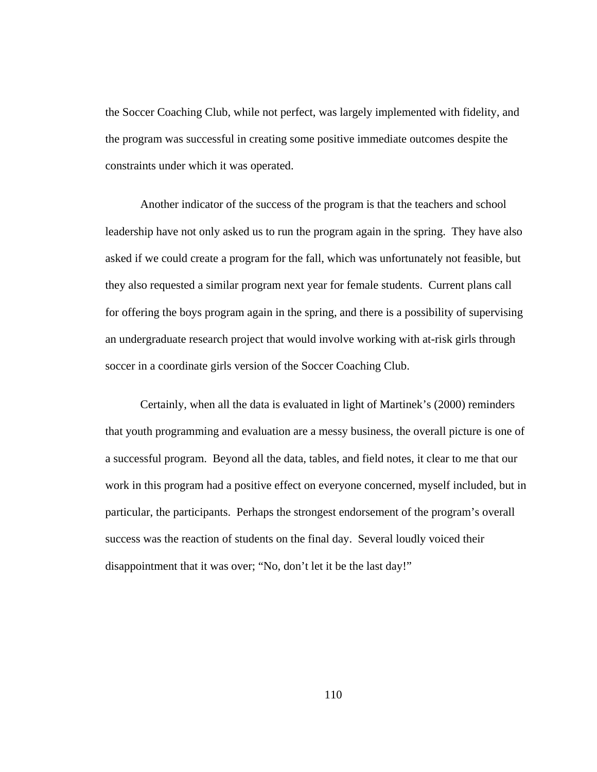the Soccer Coaching Club, while not perfect, was largely implemented with fidelity, and the program was successful in creating some positive immediate outcomes despite the constraints under which it was operated.

Another indicator of the success of the program is that the teachers and school leadership have not only asked us to run the program again in the spring. They have also asked if we could create a program for the fall, which was unfortunately not feasible, but they also requested a similar program next year for female students. Current plans call for offering the boys program again in the spring, and there is a possibility of supervising an undergraduate research project that would involve working with at-risk girls through soccer in a coordinate girls version of the Soccer Coaching Club.

Certainly, when all the data is evaluated in light of Martinek's (2000) reminders that youth programming and evaluation are a messy business, the overall picture is one of a successful program. Beyond all the data, tables, and field notes, it clear to me that our work in this program had a positive effect on everyone concerned, myself included, but in particular, the participants. Perhaps the strongest endorsement of the program's overall success was the reaction of students on the final day. Several loudly voiced their disappointment that it was over; "No, don't let it be the last day!"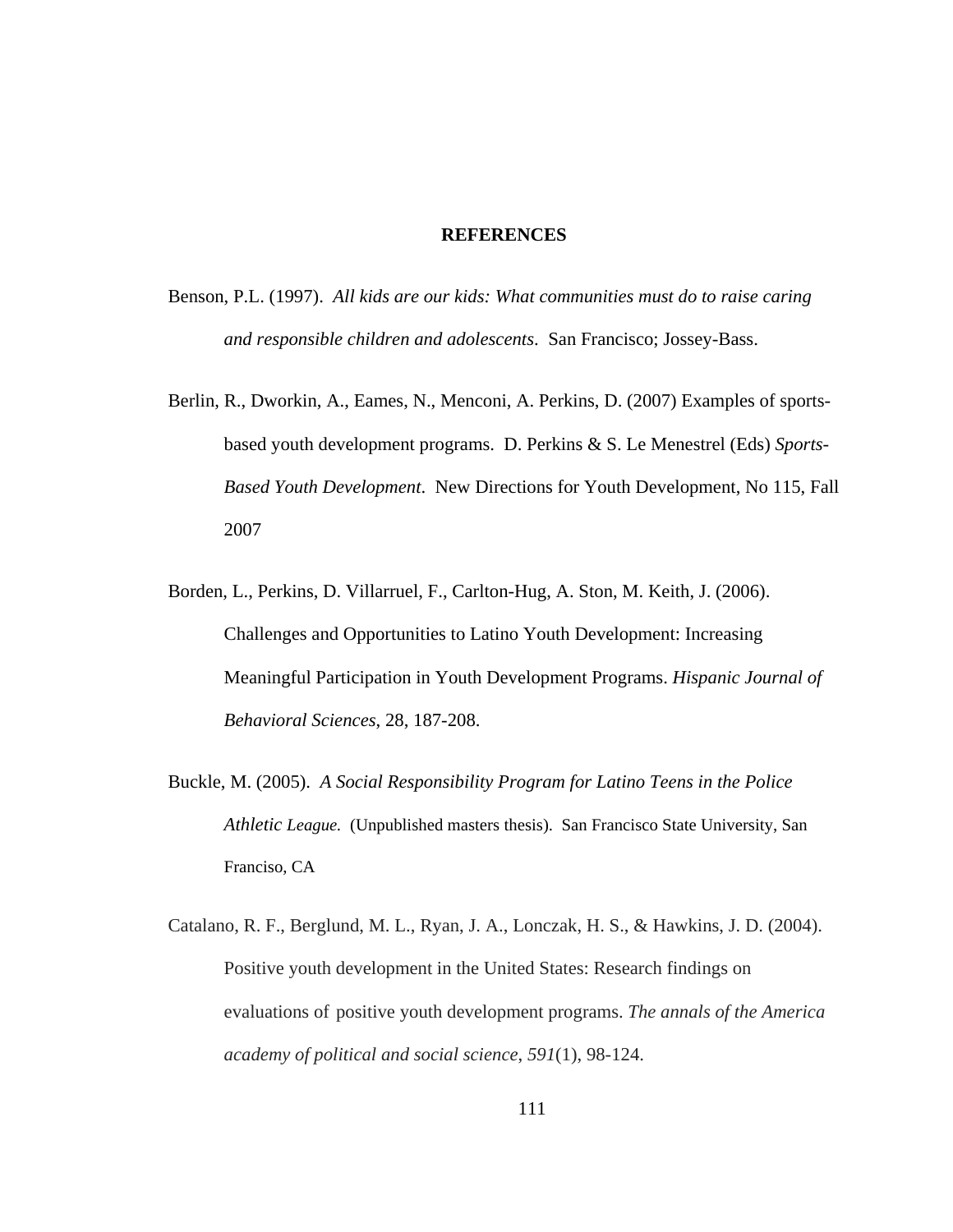# REFERENCES

Benson, P.L. (1997). *All kids are our kids: What communities must do to raise caring and responsible children and adolescents*. San Francisco; Jossey-Bass.

Berlin, R., Dworkin, A., Eames, N., Menconi, A. Perkins, D. (2007) Examples of sports-based youth development programs. D. Perkins & S. Le Menestrel (Eds) *Sports-Based Youth Development*. New Directions for Youth Development, No 115, Fall 2007

Borden, L., Perkins, D. Villarruel, F., Carlton-Hug, A. Ston, M. Keith, J. (2006). Challenges and Opportunities to Latino Youth Development: Increasing Meaningful Participation in Youth Development Programs. *Hispanic Journal of Behavioral Sciences*, 28, 187-208.

Buckle, M. (2005). *A Social Responsibility Program for Latino Teens in the Police Athletic League.* (Unpublished masters thesis). San Francisco State University, San Franciso, CA

Catalano, R. F., Berglund, M. L., Ryan, J. A., Lonczak, H. S., & Hawkins, J. D. (2004). Positive youth development in the United States: Research findings on evaluations of positive youth development programs. *The annals of the America academy of political and social science*, *591*(1), 98-124.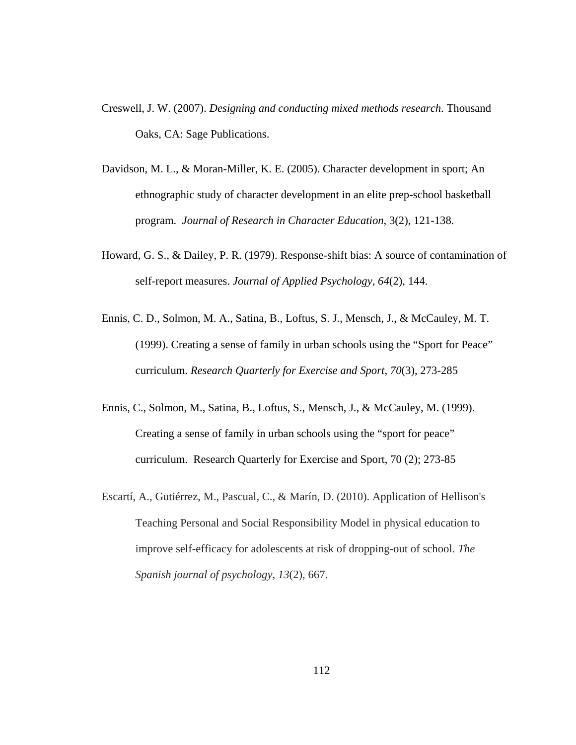Creswell, J. W. (2007). *Designing and conducting mixed methods research*. Thousand Oaks, CA: Sage Publications.

Davidson, M. L., & Moran-Miller, K. E. (2005). Character development in sport; An ethnographic study of character development in an elite prep-school basketball program. *Journal of Research in Character Education*, 3(2), 121-138.

Howard, G. S., & Dailey, P. R. (1979). Response-shift bias: A source of contamination of self-report measures. *Journal of Applied Psychology*, *64*(2), 144.

Ennis, C. D., Solmon, M. A., Satina, B., Loftus, S. J., Mensch, J., & McCauley, M. T. (1999). Creating a sense of family in urban schools using the "Sport for Peace" curriculum. *Research Quarterly for Exercise and Sport*, *70*(3), 273-285

Ennis, C., Solmon, M., Satina, B., Loftus, S., Mensch, J., & McCauley, M. (1999). Creating a sense of family in urban schools using the "sport for peace" curriculum. Research Quarterly for Exercise and Sport, 70 (2); 273-85

Escartí, A., Gutiérrez, M., Pascual, C., & Marín, D. (2010). Application of Hellison's Teaching Personal and Social Responsibility Model in physical education to improve self-efficacy for adolescents at risk of dropping-out of school. *The Spanish journal of psychology*, *13*(2), 667.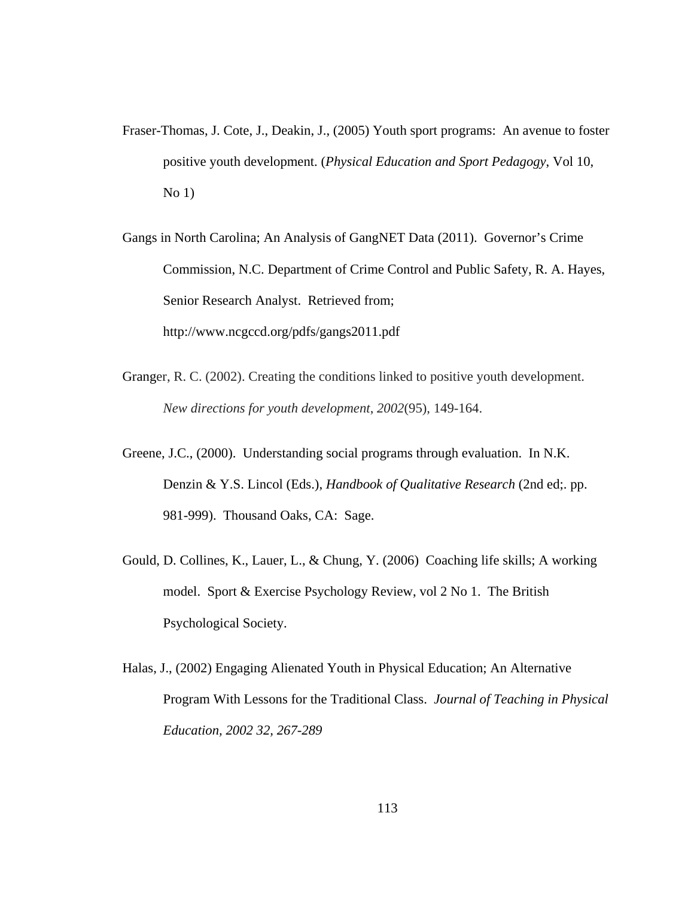Fraser-Thomas, J. Cote, J., Deakin, J., (2005) Youth sport programs: An avenue to foster positive youth development. (*Physical Education and Sport Pedagogy*, Vol 10, No 1)

Gangs in North Carolina; An Analysis of GangNET Data (2011). Governor's Crime Commission, N.C. Department of Crime Control and Public Safety, R. A. Hayes, Senior Research Analyst. Retrieved from; http://www.ncgccd.org/pdfs/gangs2011.pdf

Granger, R. C. (2002). Creating the conditions linked to positive youth development. *New directions for youth development*, *2002*(95), 149-164.

Greene, J.C., (2000). Understanding social programs through evaluation. In N.K. Denzin & Y.S. Lincol (Eds.), *Handbook of Qualitative Research* (2nd ed;. pp. 981-999). Thousand Oaks, CA: Sage.

Gould, D. Collines, K., Lauer, L., & Chung, Y. (2006) Coaching life skills; A working model. Sport & Exercise Psychology Review, vol 2 No 1. The British Psychological Society.

Halas, J., (2002) Engaging Alienated Youth in Physical Education; An Alternative Program With Lessons for the Traditional Class. *Journal of Teaching in Physical Education, 2002 32, 267-289*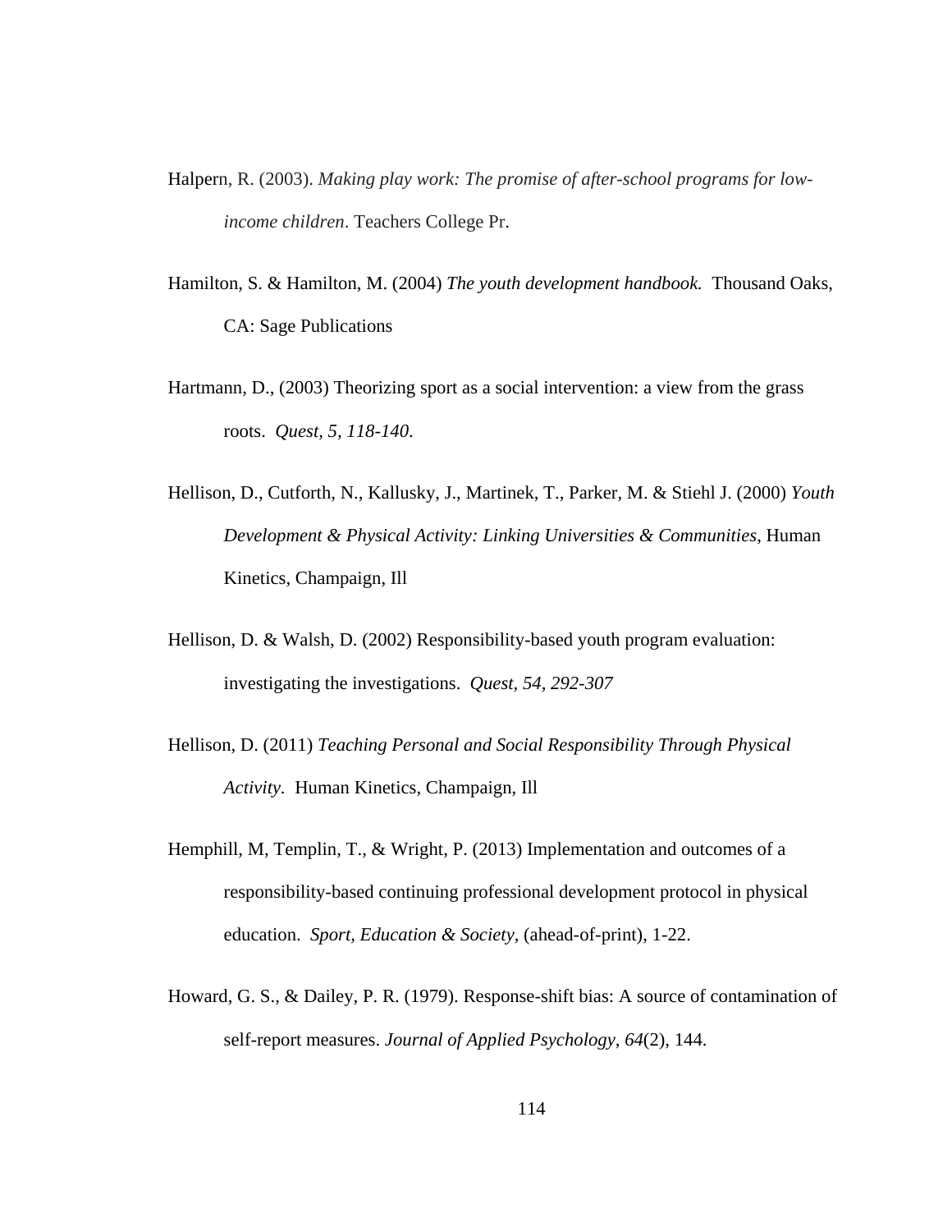Halpern, R. (2003). *Making play work: The promise of after-school programs for low-income children*. Teachers College Pr.

Hamilton, S. & Hamilton, M. (2004) *The youth development handbook.* Thousand Oaks, CA: Sage Publications

Hartmann, D., (2003) Theorizing sport as a social intervention: a view from the grass roots. *Quest, 5, 118-140*.

Hellison, D., Cutforth, N., Kallusky, J., Martinek, T., Parker, M. & Stiehl J. (2000) *Youth Development & Physical Activity: Linking Universities & Communities*, Human Kinetics, Champaign, Ill

Hellison, D. & Walsh, D. (2002) Responsibility-based youth program evaluation: investigating the investigations. *Quest, 54, 292-307*

Hellison, D. (2011) *Teaching Personal and Social Responsibility Through Physical Activity*. Human Kinetics, Champaign, Ill

Hemphill, M, Templin, T., & Wright, P. (2013) Implementation and outcomes of a responsibility-based continuing professional development protocol in physical education. *Sport, Education & Society*, (ahead-of-print), 1-22.

Howard, G. S., & Dailey, P. R. (1979). Response-shift bias: A source of contamination of self-report measures. *Journal of Applied Psychology*, *64*(2), 144.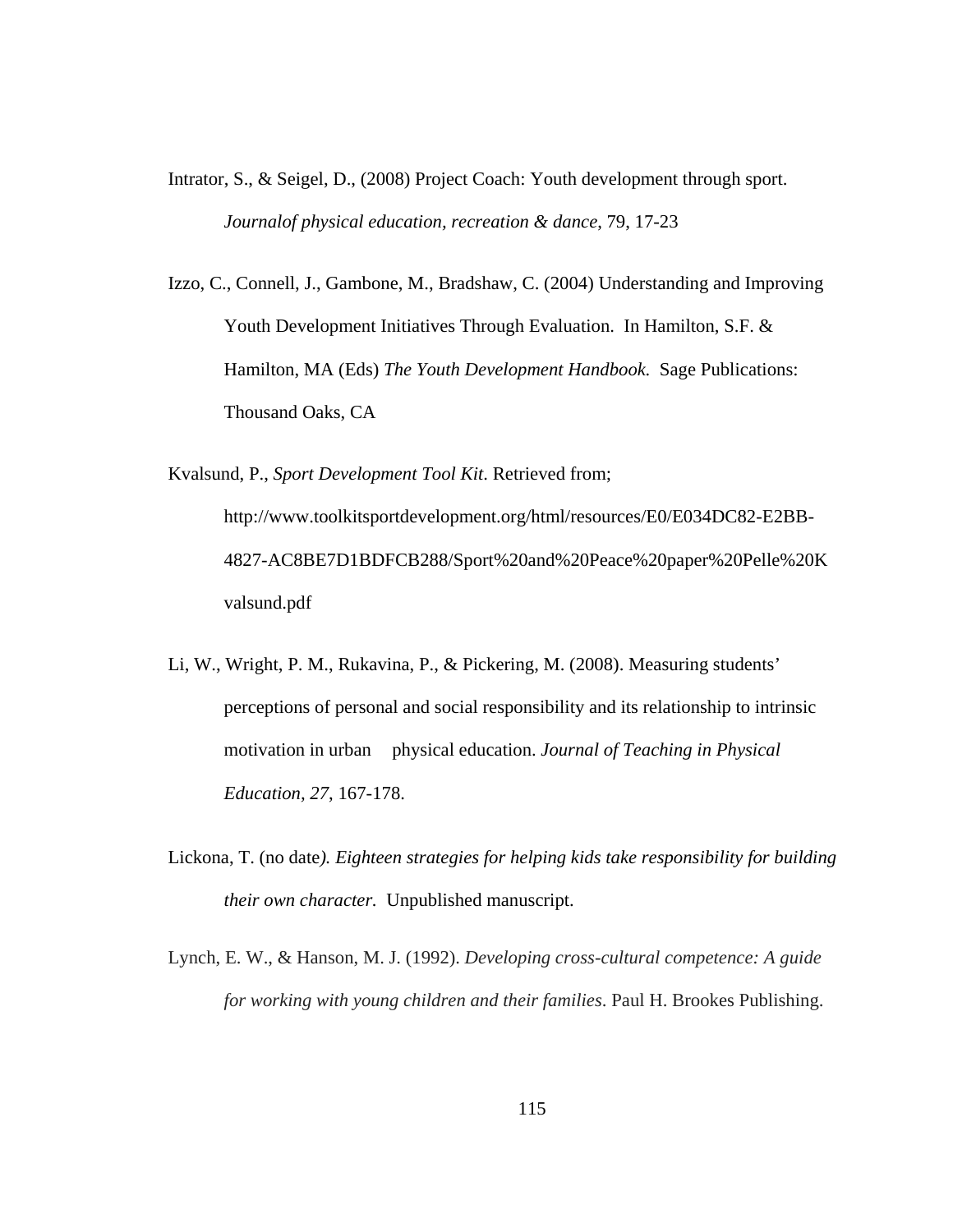Intrator, S., & Seigel, D., (2008) Project Coach: Youth development through sport. *Journalof physical education, recreation & dance*, 79, 17-23

Izzo, C., Connell, J., Gambone, M., Bradshaw, C. (2004) Understanding and Improving Youth Development Initiatives Through Evaluation. In Hamilton, S.F. & Hamilton, MA (Eds) *The Youth Development Handbook.* Sage Publications: Thousand Oaks, CA

Kvalsund, P., *Sport Development Tool Kit*. Retrieved from; http://www.toolkitsportdevelopment.org/html/resources/E0/E034DC82-E2BB-4827-AC8BE7D1BDFCB288/Sport%20and%20Peace%20paper%20Pelle%20Kvalsund.pdf

Li, W., Wright, P. M., Rukavina, P., & Pickering, M. (2008). Measuring students' perceptions of personal and social responsibility and its relationship to intrinsic motivation in urban physical education. *Journal of Teaching in Physical Education, 27*, 167-178.

Lickona, T. (no date*). Eighteen strategies for helping kids take responsibility for building their own character.* Unpublished manuscript.

Lynch, E. W., & Hanson, M. J. (1992). *Developing cross-cultural competence: A guide for working with young children and their families*. Paul H. Brookes Publishing.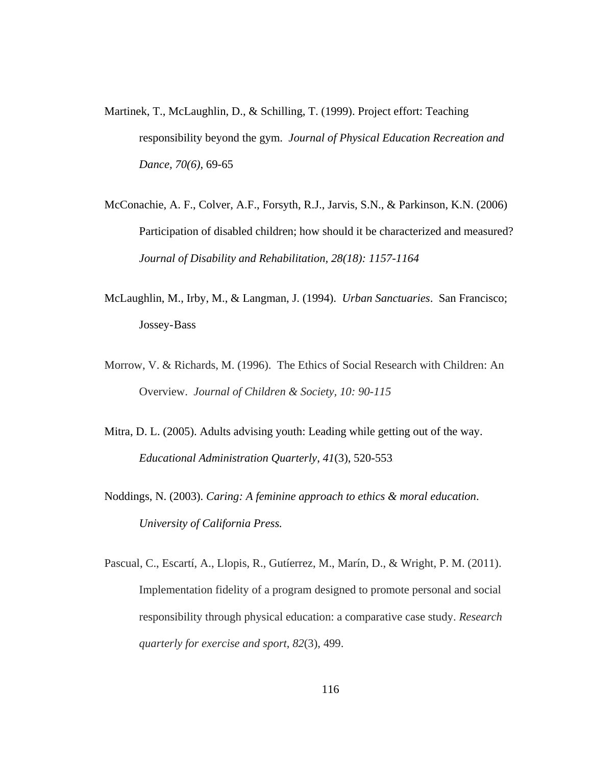Martinek, T., McLaughlin, D., & Schilling, T. (1999). Project effort: Teaching responsibility beyond the gym. *Journal of Physical Education Recreation and Dance, 70(6)*, 69-65

McConachie, A. F., Colver, A.F., Forsyth, R.J., Jarvis, S.N., & Parkinson, K.N. (2006) Participation of disabled children; how should it be characterized and measured? *Journal of Disability and Rehabilitation, 28(18): 1157-1164*

McLaughlin, M., Irby, M., & Langman, J. (1994). *Urban Sanctuaries*. San Francisco; Jossey-Bass

Morrow, V. & Richards, M. (1996). The Ethics of Social Research with Children: An Overview. *Journal of Children & Society, 10: 90-115*

Mitra, D. L. (2005). Adults advising youth: Leading while getting out of the way. *Educational Administration Quarterly*, *41*(3), 520-553

Noddings, N. (2003). *Caring: A feminine approach to ethics & moral education*. *University of California Press.*

Pascual, C., Escartí, A., Llopis, R., Gutíerrez, M., Marín, D., & Wright, P. M. (2011). Implementation fidelity of a program designed to promote personal and social responsibility through physical education: a comparative case study. *Research quarterly for exercise and sport*, *82*(3), 499.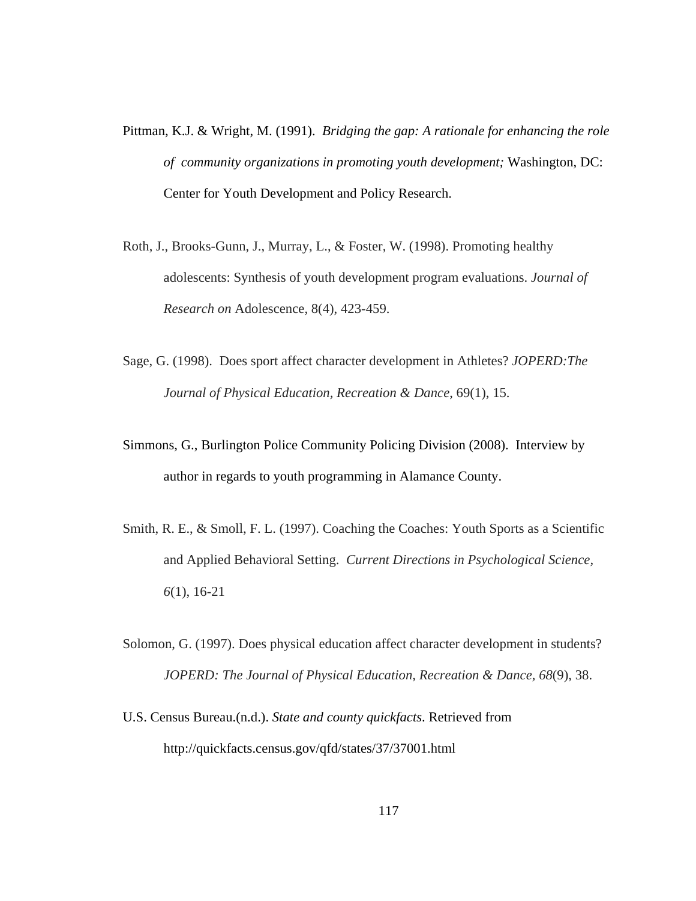Pittman, K.J. & Wright, M. (1991). *Bridging the gap: A rationale for enhancing the role of community organizations in promoting youth development;* Washington, DC: Center for Youth Development and Policy Research.

Roth, J., Brooks-Gunn, J., Murray, L., & Foster, W. (1998). Promoting healthy adolescents: Synthesis of youth development program evaluations. *Journal of Research on* Adolescence, 8(4), 423-459.

Sage, G. (1998). Does sport affect character development in Athletes? *JOPERD:The Journal of Physical Education, Recreation & Dance*, 69(1), 15.

Simmons, G., Burlington Police Community Policing Division (2008). Interview by author in regards to youth programming in Alamance County.

Smith, R. E., & Smoll, F. L. (1997). Coaching the Coaches: Youth Sports as a Scientific and Applied Behavioral Setting. *Current Directions in Psychological Science, 6*(1), 16-21

Solomon, G. (1997). Does physical education affect character development in students? *JOPERD: The Journal of Physical Education, Recreation & Dance, 68*(9), 38.

U.S. Census Bureau.(n.d.). *State and county quickfacts*. Retrieved from http://quickfacts.census.gov/qfd/states/37/37001.html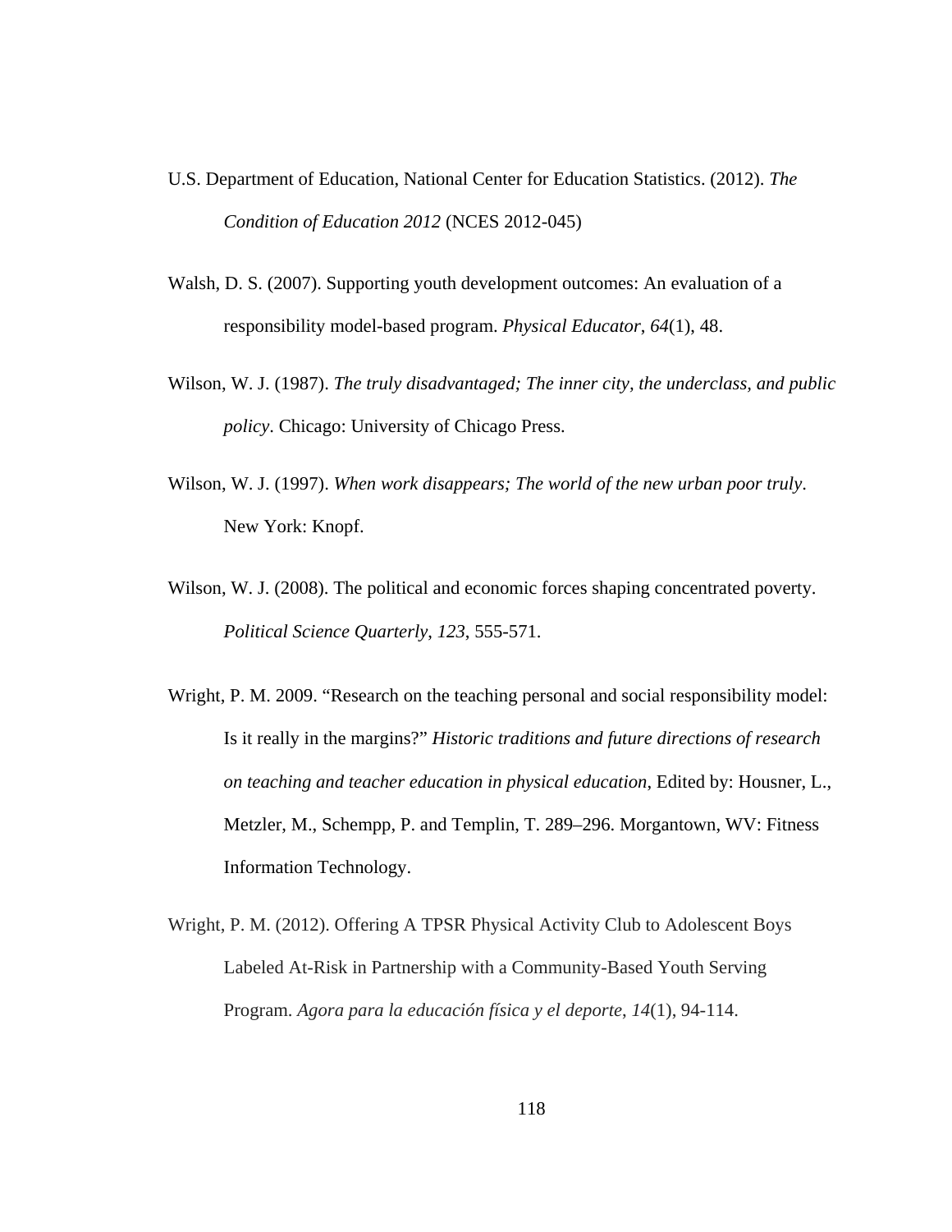U.S. Department of Education, National Center for Education Statistics. (2012). *The Condition of Education 2012* (NCES 2012-045)

Walsh, D. S. (2007). Supporting youth development outcomes: An evaluation of a responsibility model-based program. *Physical Educator*, *64*(1), 48.

Wilson, W. J. (1987). *The truly disadvantaged; The inner city, the underclass, and public policy*. Chicago: University of Chicago Press.

Wilson, W. J. (1997). *When work disappears; The world of the new urban poor truly*. New York: Knopf.

Wilson, W. J. (2008). The political and economic forces shaping concentrated poverty. *Political Science Quarterly*, *123*, 555-571.

Wright, P. M. 2009. "Research on the teaching personal and social responsibility model: Is it really in the margins?" *Historic traditions and future directions of research on teaching and teacher education in physical education*, Edited by: Housner, L., Metzler, M., Schempp, P. and Templin, T. 289–296. Morgantown, WV: Fitness Information Technology.

Wright, P. M. (2012). Offering A TPSR Physical Activity Club to Adolescent Boys Labeled At-Risk in Partnership with a Community-Based Youth Serving Program. *Agora para la educación física y el deporte*, *14*(1), 94-114.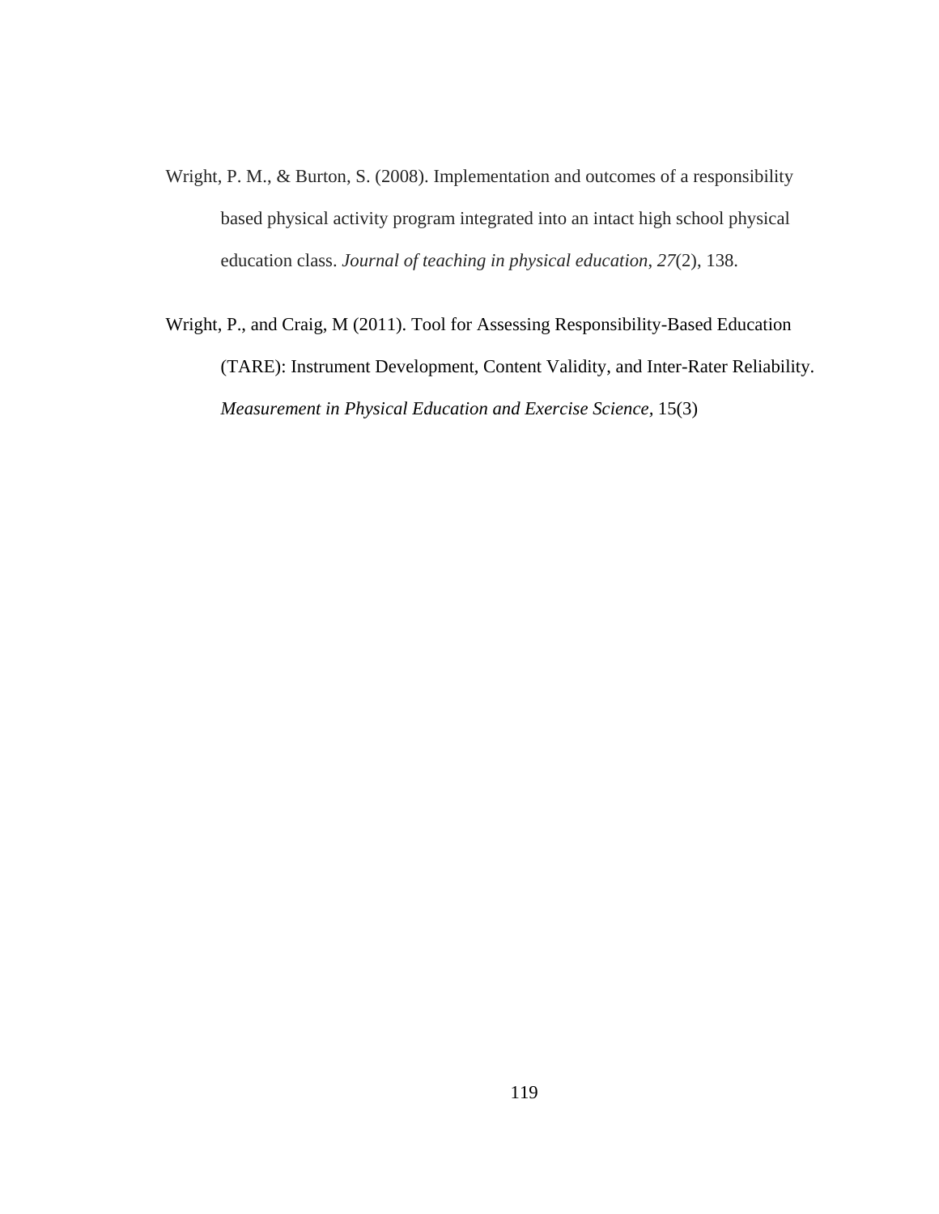Wright, P. M., & Burton, S. (2008). Implementation and outcomes of a responsibility based physical activity program integrated into an intact high school physical education class. *Journal of teaching in physical education*, *27*(2), 138.

Wright, P., and Craig, M (2011). Tool for Assessing Responsibility-Based Education (TARE): Instrument Development, Content Validity, and Inter-Rater Reliability. *Measurement in Physical Education and Exercise Science*, 15(3)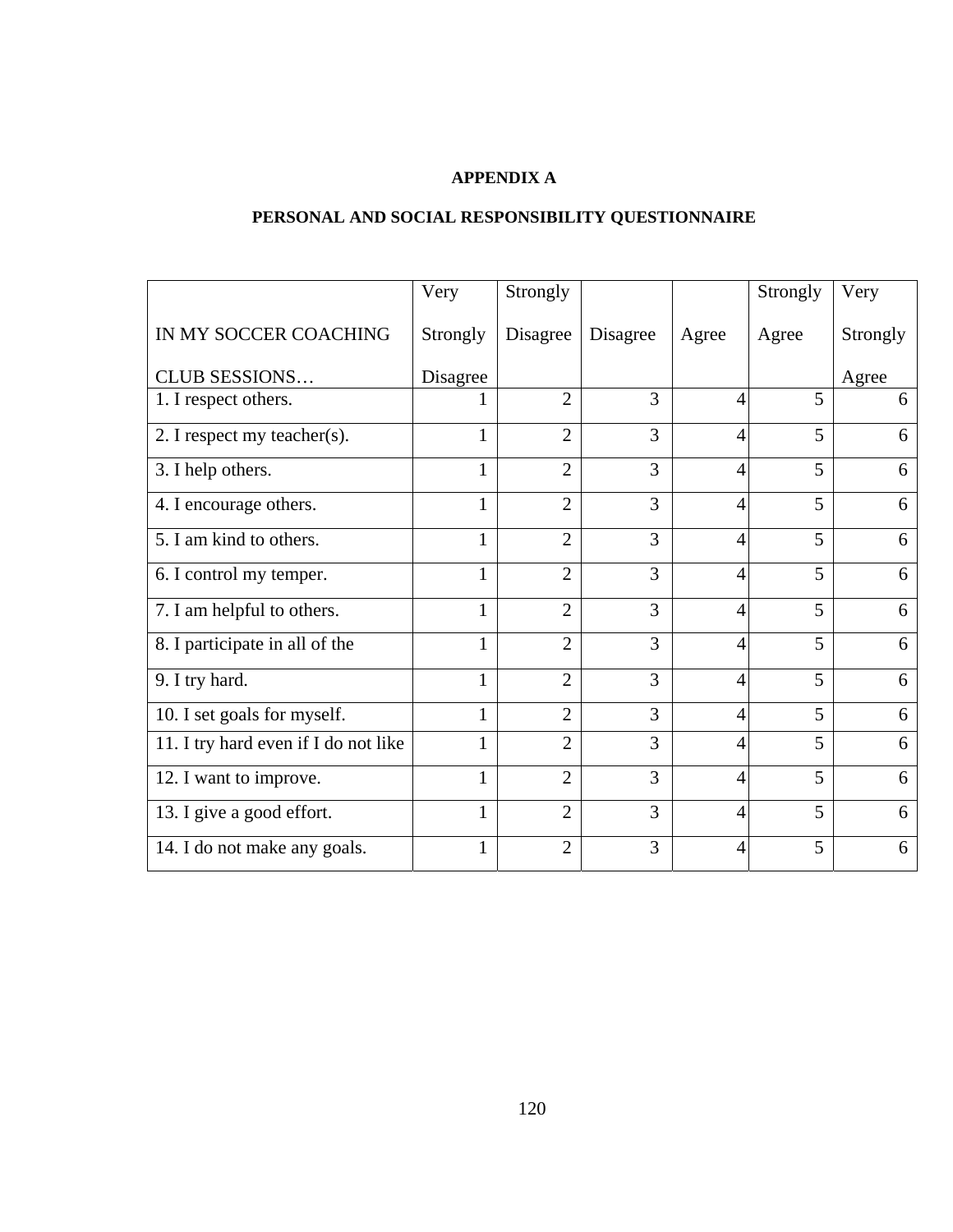# APPENDIX A

## PERSONAL AND SOCIAL RESPONSIBILITY QUESTIONNAIRE

| IN MY SOCCER COACHING CLUB SESSIONS… | Very Strongly Disagree | Strongly Disagree | Disagree | Agree | Strongly Agree | Very Strongly Agree |
|---|---|---|---|---|---|---|
| 1. I respect others. | 1 | 2 | 3 | 4 | 5 | 6 |
| 2. I respect my teacher(s). | 1 | 2 | 3 | 4 | 5 | 6 |
| 3. I help others. | 1 | 2 | 3 | 4 | 5 | 6 |
| 4. I encourage others. | 1 | 2 | 3 | 4 | 5 | 6 |
| 5. I am kind to others. | 1 | 2 | 3 | 4 | 5 | 6 |
| 6. I control my temper. | 1 | 2 | 3 | 4 | 5 | 6 |
| 7. I am helpful to others. | 1 | 2 | 3 | 4 | 5 | 6 |
| 8. I participate in all of the | 1 | 2 | 3 | 4 | 5 | 6 |
| 9. I try hard. | 1 | 2 | 3 | 4 | 5 | 6 |
| 10. I set goals for myself. | 1 | 2 | 3 | 4 | 5 | 6 |
| 11. I try hard even if I do not like | 1 | 2 | 3 | 4 | 5 | 6 |
| 12. I want to improve. | 1 | 2 | 3 | 4 | 5 | 6 |
| 13. I give a good effort. | 1 | 2 | 3 | 4 | 5 | 6 |
| 14. I do not make any goals. | 1 | 2 | 3 | 4 | 5 | 6 |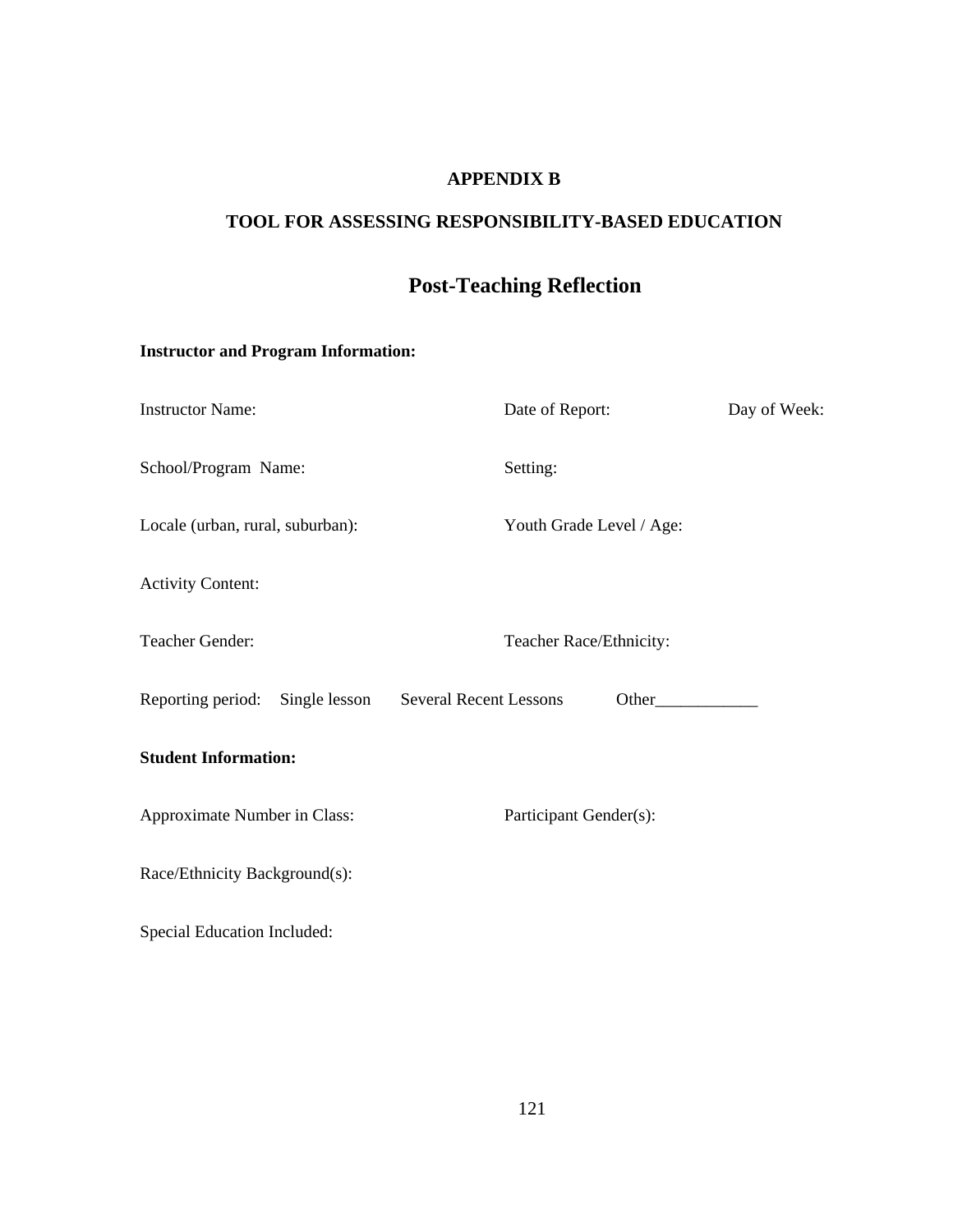# APPENDIX B

## TOOL FOR ASSESSING RESPONSIBILITY-BASED EDUCATION

## Post-Teaching Reflection

**Instructor and Program Information:**

Instructor Name: Date of Report: Day of Week:

School/Program Name: Setting:

Locale (urban, rural, suburban): Youth Grade Level / Age:

Activity Content:

Teacher Gender: Teacher Race/Ethnicity:

Reporting period: Single lesson Several Recent Lessons Other____________

**Student Information:**

Approximate Number in Class: Participant Gender(s):

Race/Ethnicity Background(s):

Special Education Included: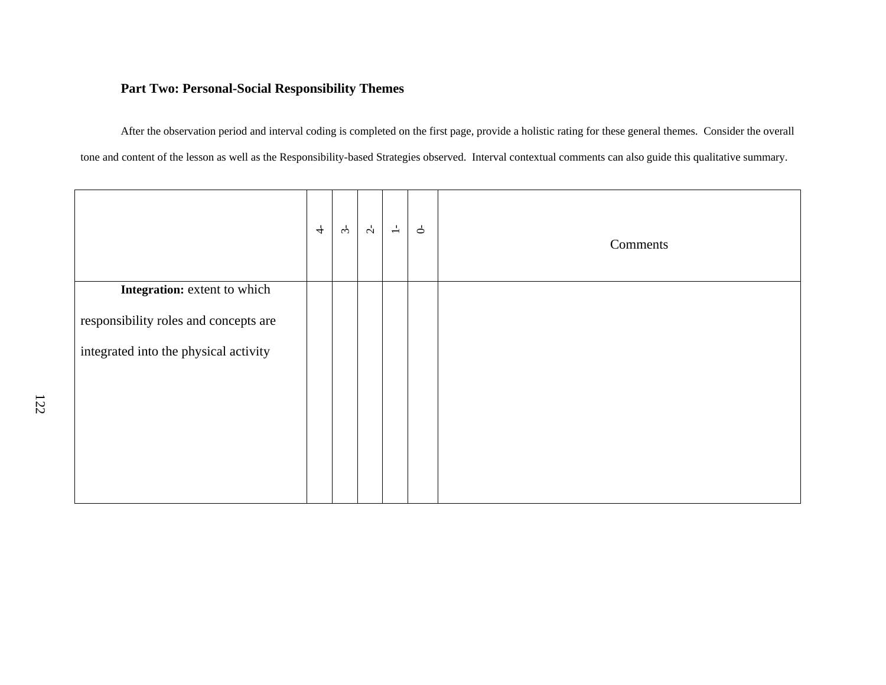**Part Two: Personal-Social Responsibility Themes**

After the observation period and interval coding is completed on the first page, provide a holistic rating for these general themes. Consider the overall tone and content of the lesson as well as the Responsibility-based Strategies observed. Interval contextual comments can also guide this qualitative summary.

| | 4- | 3- | 2- | 1- | 0- | Comments |
|---|---|---|---|---|---|---|
| **Integration:** extent to which responsibility roles and concepts are integrated into the physical activity | | | | | | |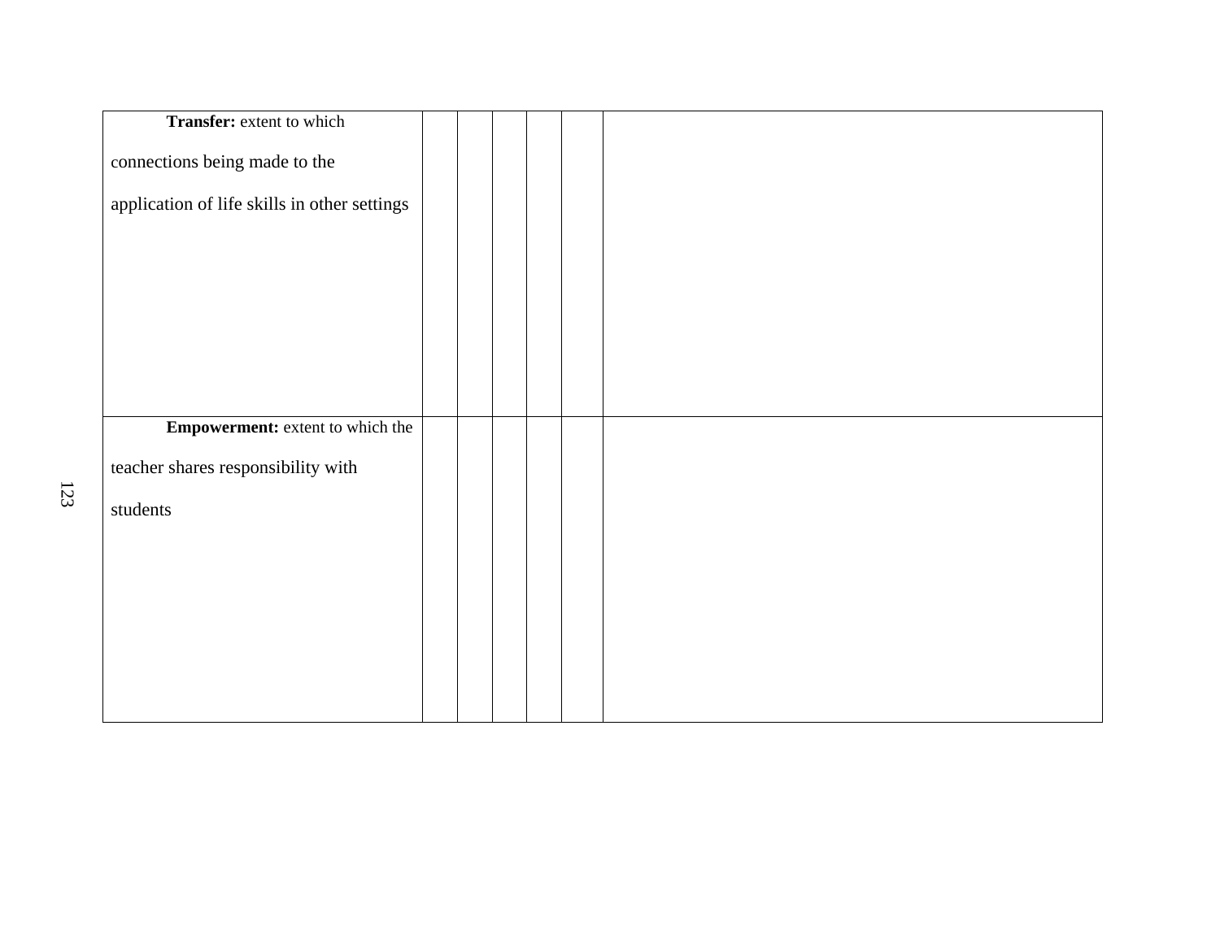| | | | | | | |
|---|---|---|---|---|---|---|
| **Transfer:** extent to which connections being made to the application of life skills in other settings | | | | | | |
| **Empowerment:** extent to which the teacher shares responsibility with students | | | | | | |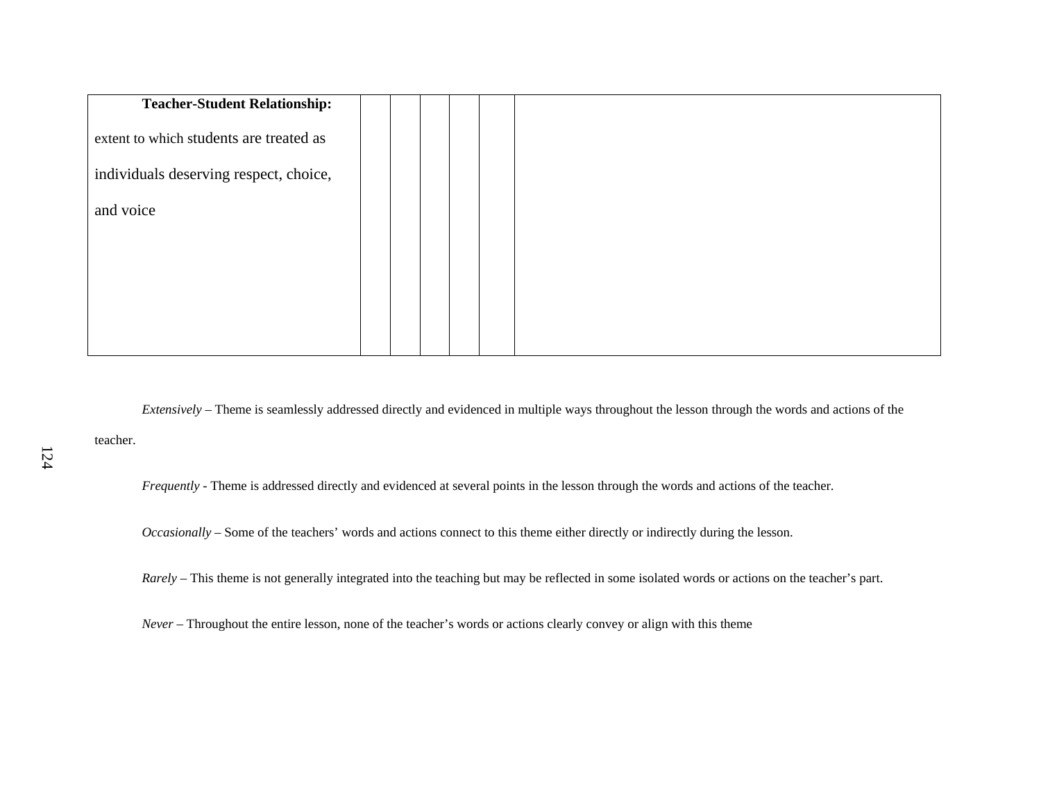| **Teacher-Student Relationship:** extent to which students are treated as individuals deserving respect, choice, and voice | | | | | | |
|---|---|---|---|---|---|---|

*Extensively* – Theme is seamlessly addressed directly and evidenced in multiple ways throughout the lesson through the words and actions of the teacher.

*Frequently* - Theme is addressed directly and evidenced at several points in the lesson through the words and actions of the teacher.

*Occasionally* – Some of the teachers' words and actions connect to this theme either directly or indirectly during the lesson.

*Rarely* – This theme is not generally integrated into the teaching but may be reflected in some isolated words or actions on the teacher's part.

*Never* – Throughout the entire lesson, none of the teacher's words or actions clearly convey or align with this theme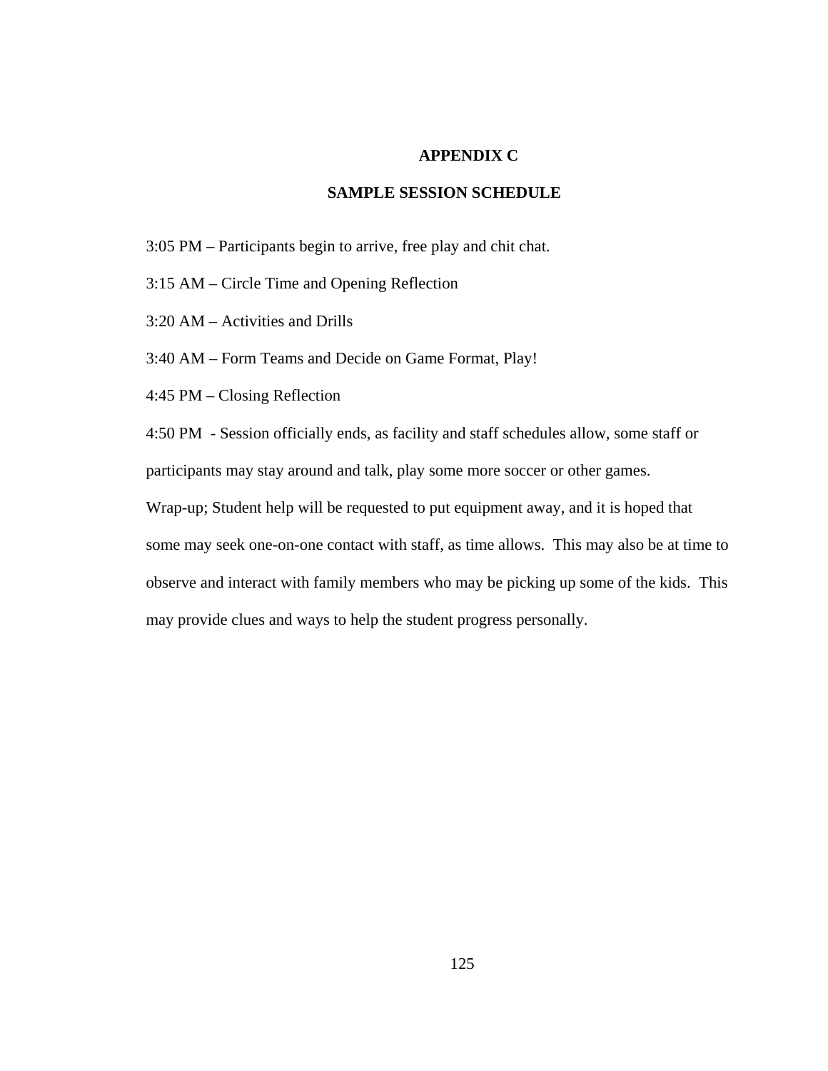## APPENDIX C

## SAMPLE SESSION SCHEDULE

3:05 PM – Participants begin to arrive, free play and chit chat.

3:15 AM – Circle Time and Opening Reflection

3:20 AM – Activities and Drills

3:40 AM – Form Teams and Decide on Game Format, Play!

4:45 PM – Closing Reflection

4:50 PM - Session officially ends, as facility and staff schedules allow, some staff or participants may stay around and talk, play some more soccer or other games.

Wrap-up; Student help will be requested to put equipment away, and it is hoped that some may seek one-on-one contact with staff, as time allows. This may also be at time to observe and interact with family members who may be picking up some of the kids. This may provide clues and ways to help the student progress personally.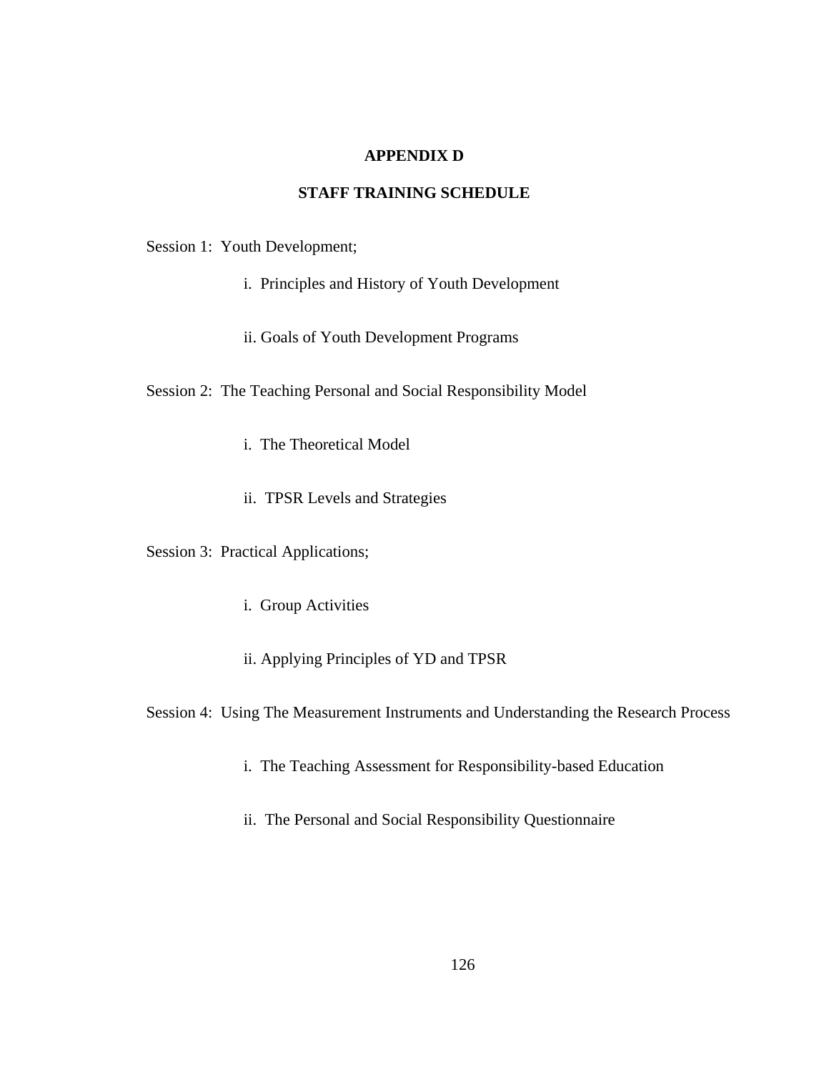# APPENDIX D

## STAFF TRAINING SCHEDULE

Session 1: Youth Development;

- i. Principles and History of Youth Development
- ii. Goals of Youth Development Programs

Session 2: The Teaching Personal and Social Responsibility Model

- i. The Theoretical Model
- ii. TPSR Levels and Strategies

Session 3: Practical Applications;

- i. Group Activities
- ii. Applying Principles of YD and TPSR

Session 4: Using The Measurement Instruments and Understanding the Research Process

- i. The Teaching Assessment for Responsibility-based Education
- ii. The Personal and Social Responsibility Questionnaire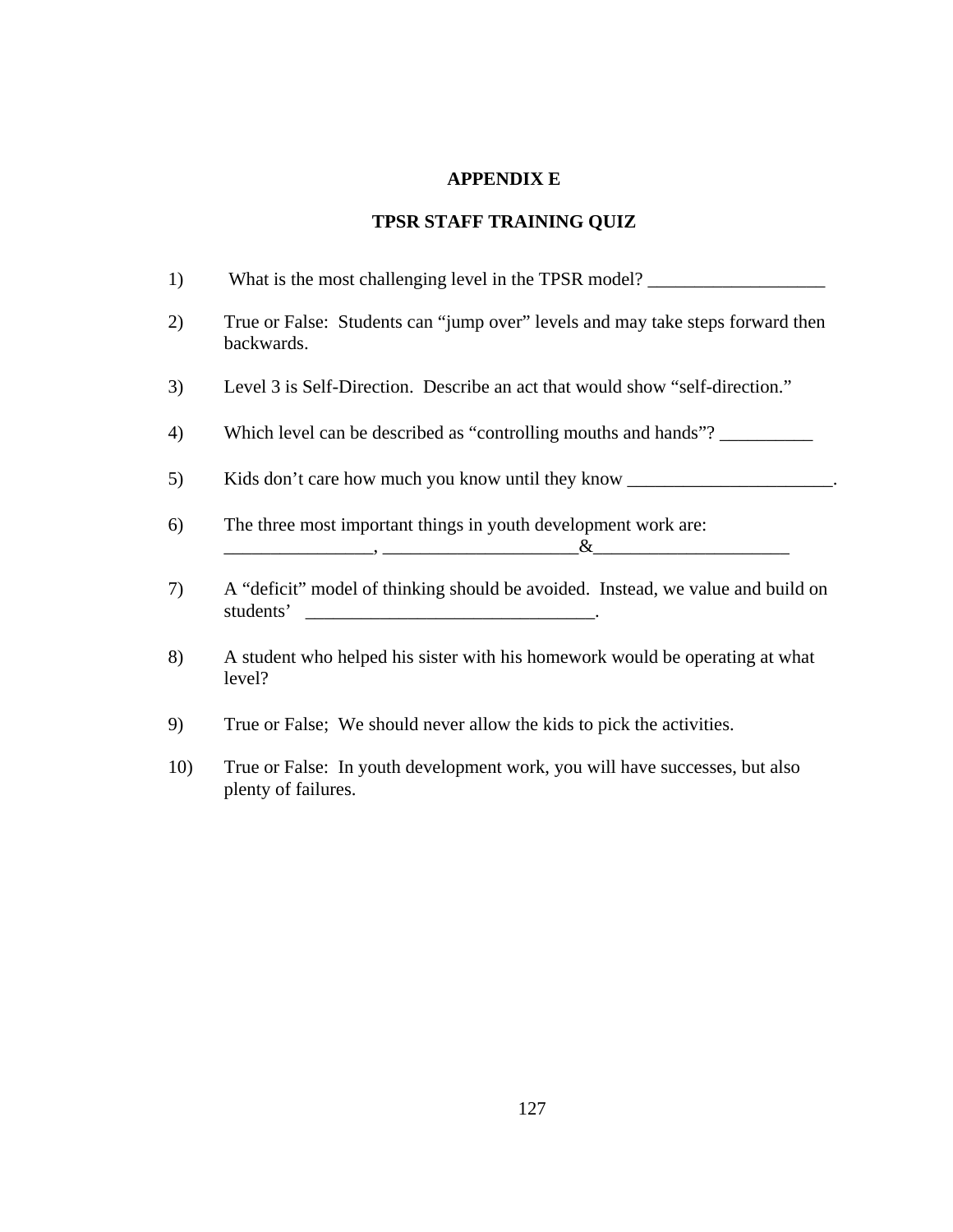## APPENDIX E

## TPSR STAFF TRAINING QUIZ

1) What is the most challenging level in the TPSR model? ___________________

2) True or False: Students can "jump over" levels and may take steps forward then backwards.

3) Level 3 is Self-Direction. Describe an act that would show "self-direction."

4) Which level can be described as "controlling mouths and hands"? __________

5) Kids don't care how much you know until they know ______________________.

6) The three most important things in youth development work are: ________________, _____________________&_____________________

7) A "deficit" model of thinking should be avoided. Instead, we value and build on students' _______________________________.

8) A student who helped his sister with his homework would be operating at what level?

9) True or False; We should never allow the kids to pick the activities.

10) True or False: In youth development work, you will have successes, but also plenty of failures.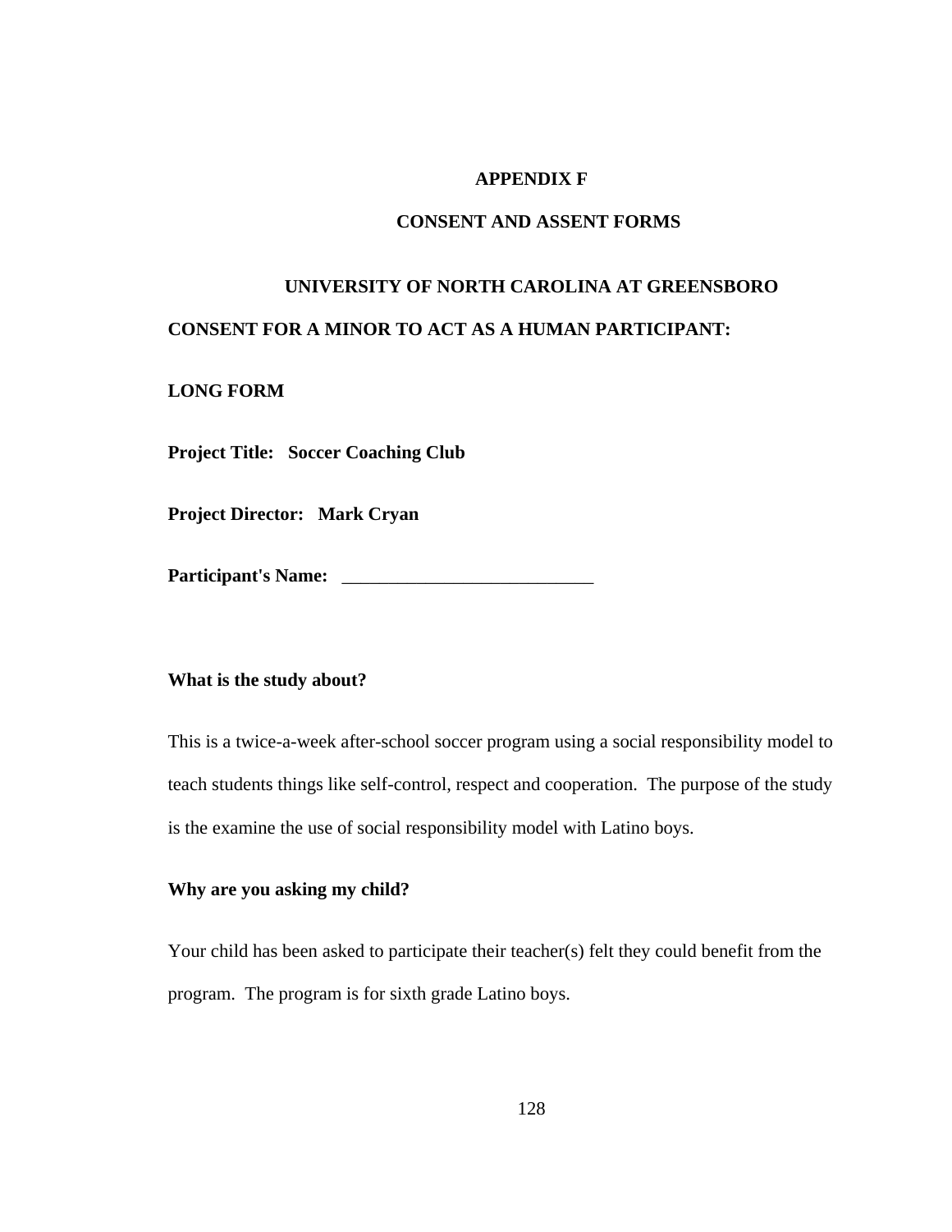# APPENDIX F

# CONSENT AND ASSENT FORMS

## UNIVERSITY OF NORTH CAROLINA AT GREENSBORO

**CONSENT FOR A MINOR TO ACT AS A HUMAN PARTICIPANT:**

**LONG FORM**

**Project Title: Soccer Coaching Club**

**Project Director: Mark Cryan**

**Participant's Name:** ___________________________

**What is the study about?**

This is a twice-a-week after-school soccer program using a social responsibility model to teach students things like self-control, respect and cooperation. The purpose of the study is the examine the use of social responsibility model with Latino boys.

**Why are you asking my child?**

Your child has been asked to participate their teacher(s) felt they could benefit from the program. The program is for sixth grade Latino boys.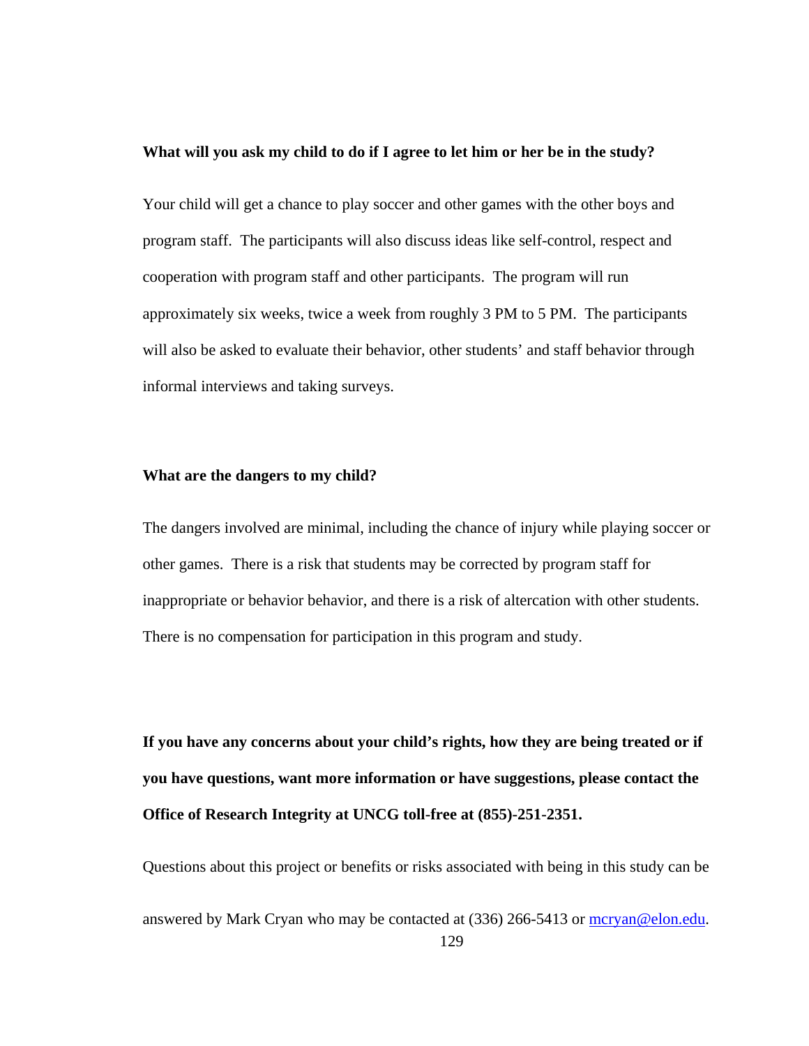**What will you ask my child to do if I agree to let him or her be in the study?**

Your child will get a chance to play soccer and other games with the other boys and program staff. The participants will also discuss ideas like self-control, respect and cooperation with program staff and other participants. The program will run approximately six weeks, twice a week from roughly 3 PM to 5 PM. The participants will also be asked to evaluate their behavior, other students' and staff behavior through informal interviews and taking surveys.

**What are the dangers to my child?**

The dangers involved are minimal, including the chance of injury while playing soccer or other games. There is a risk that students may be corrected by program staff for inappropriate or behavior behavior, and there is a risk of altercation with other students. There is no compensation for participation in this program and study.

**If you have any concerns about your child's rights, how they are being treated or if you have questions, want more information or have suggestions, please contact the Office of Research Integrity at UNCG toll-free at (855)-251-2351.**

Questions about this project or benefits or risks associated with being in this study can be answered by Mark Cryan who may be contacted at (336) 266-5413 or mcryan@elon.edu.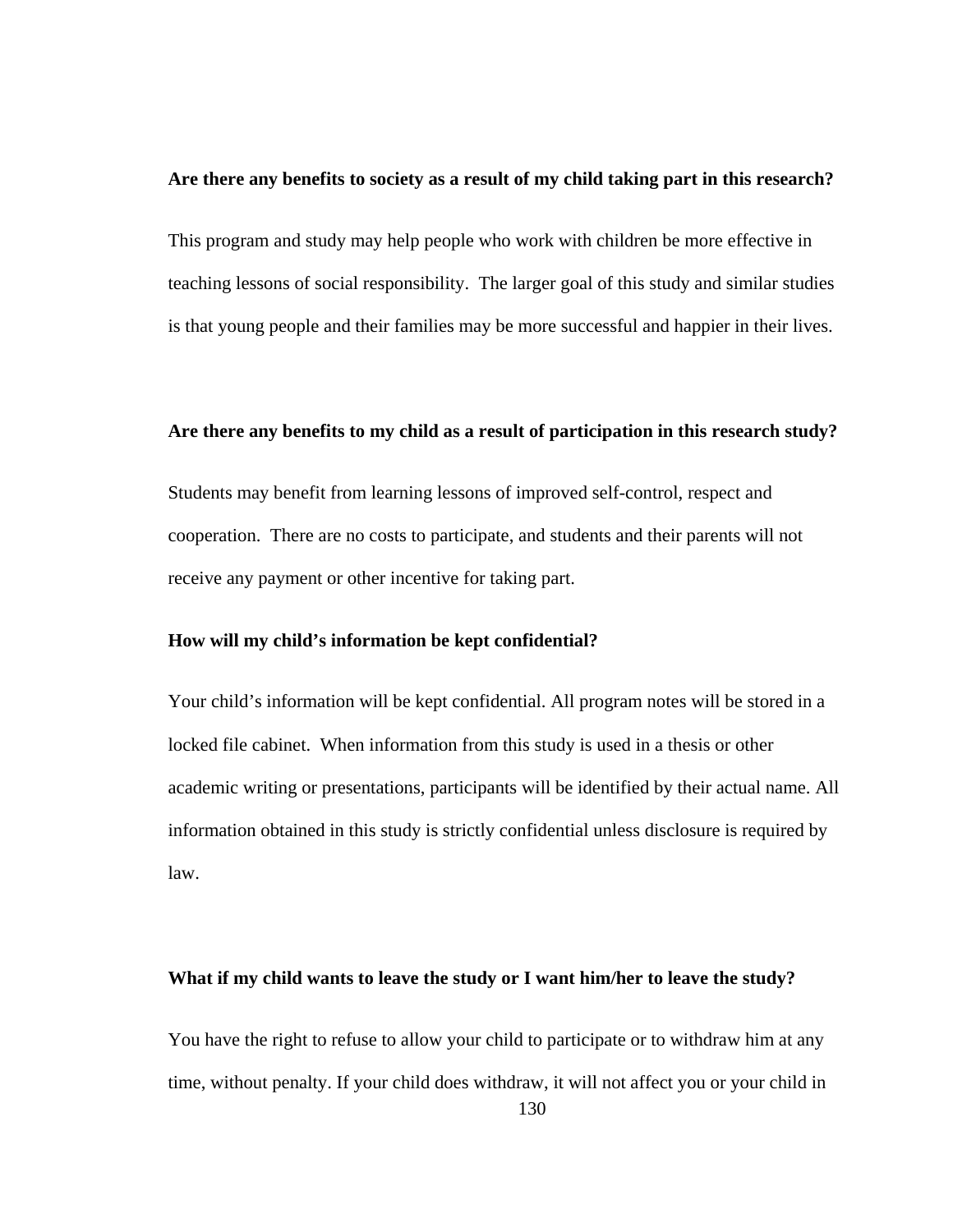**Are there any benefits to society as a result of my child taking part in this research?**

This program and study may help people who work with children be more effective in teaching lessons of social responsibility. The larger goal of this study and similar studies is that young people and their families may be more successful and happier in their lives.

**Are there any benefits to my child as a result of participation in this research study?**

Students may benefit from learning lessons of improved self-control, respect and cooperation. There are no costs to participate, and students and their parents will not receive any payment or other incentive for taking part.

**How will my child's information be kept confidential?**

Your child's information will be kept confidential. All program notes will be stored in a locked file cabinet. When information from this study is used in a thesis or other academic writing or presentations, participants will be identified by their actual name. All information obtained in this study is strictly confidential unless disclosure is required by law.

**What if my child wants to leave the study or I want him/her to leave the study?**

You have the right to refuse to allow your child to participate or to withdraw him at any time, without penalty. If your child does withdraw, it will not affect you or your child in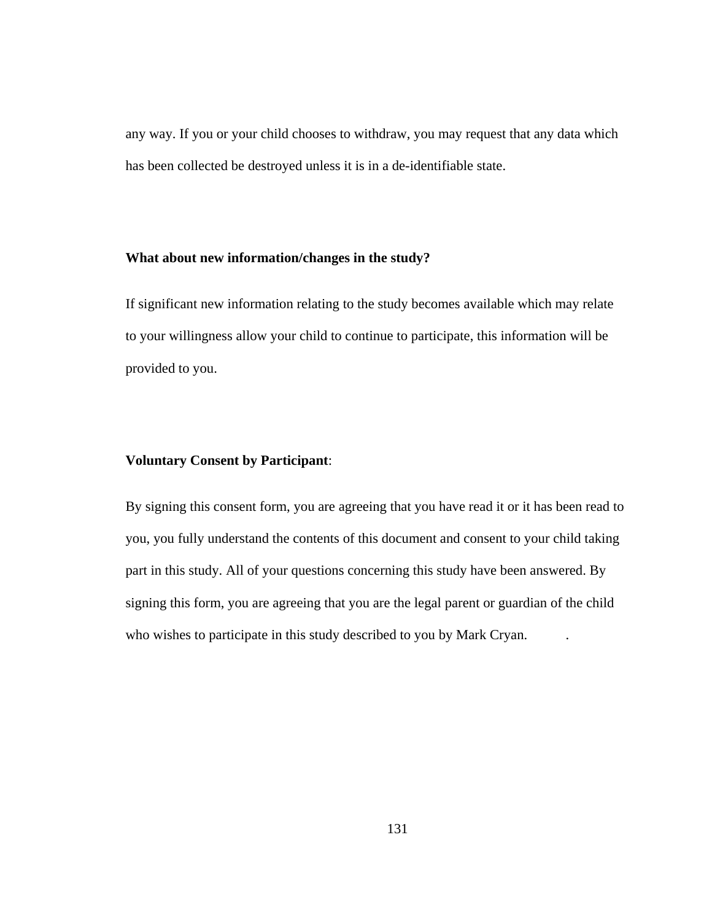any way. If you or your child chooses to withdraw, you may request that any data which has been collected be destroyed unless it is in a de-identifiable state.

**What about new information/changes in the study?**

If significant new information relating to the study becomes available which may relate to your willingness allow your child to continue to participate, this information will be provided to you.

**Voluntary Consent by Participant**:

By signing this consent form, you are agreeing that you have read it or it has been read to you, you fully understand the contents of this document and consent to your child taking part in this study. All of your questions concerning this study have been answered. By signing this form, you are agreeing that you are the legal parent or guardian of the child who wishes to participate in this study described to you by Mark Cryan. .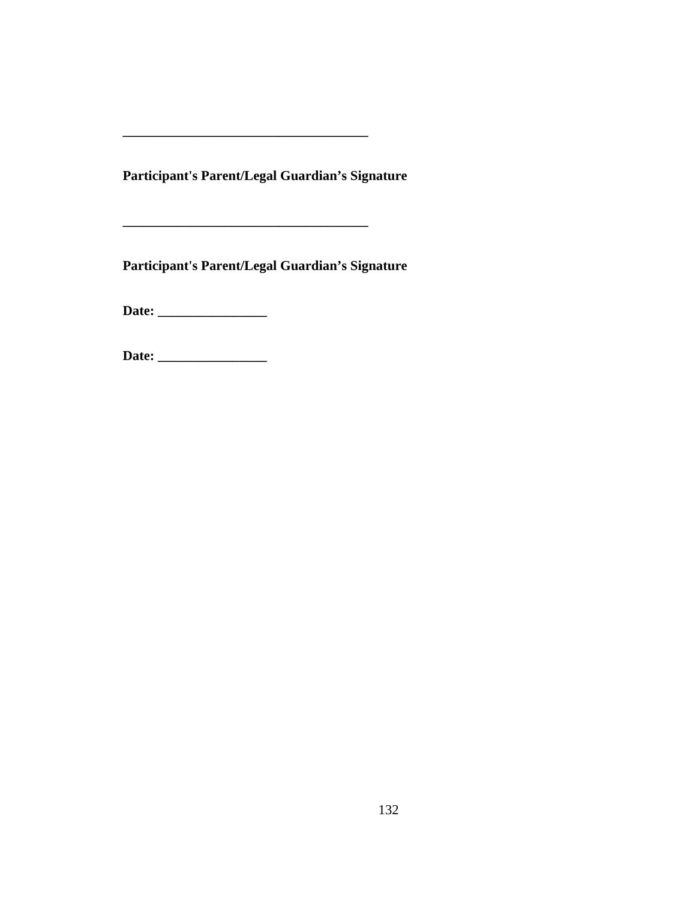____________________________________

**Participant's Parent/Legal Guardian's Signature**

____________________________________

**Participant's Parent/Legal Guardian's Signature**

**Date: ________________**

**Date: ________________**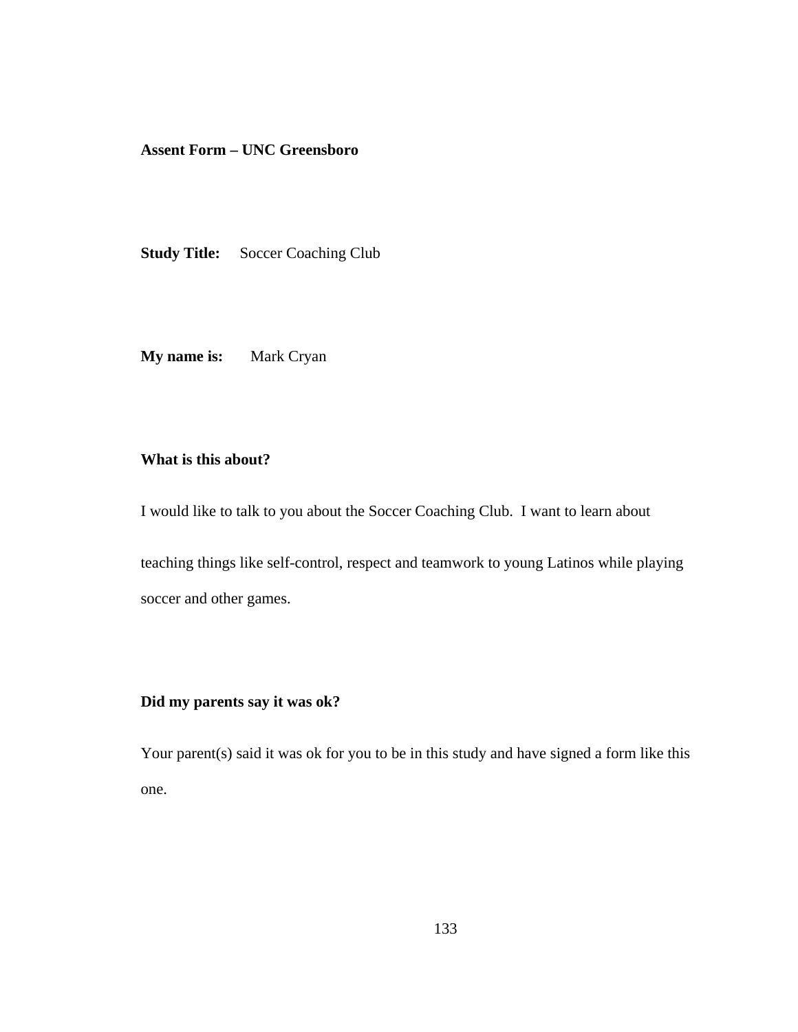**Assent Form – UNC Greensboro**

**Study Title:** Soccer Coaching Club

**My name is:** Mark Cryan

**What is this about?**

I would like to talk to you about the Soccer Coaching Club. I want to learn about teaching things like self-control, respect and teamwork to young Latinos while playing soccer and other games.

**Did my parents say it was ok?**

Your parent(s) said it was ok for you to be in this study and have signed a form like this one.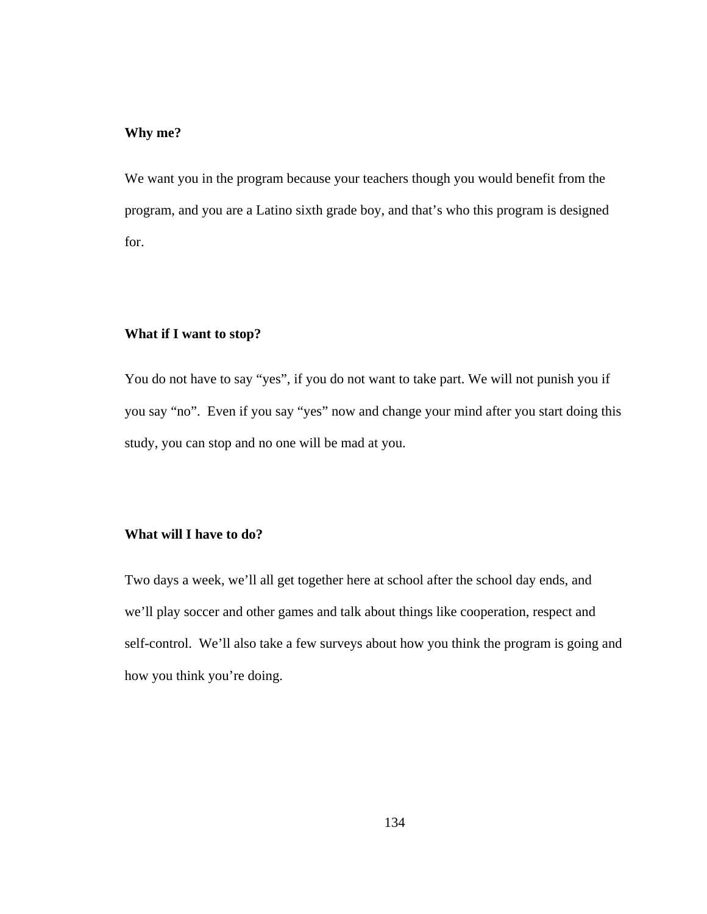**Why me?**

We want you in the program because your teachers though you would benefit from the program, and you are a Latino sixth grade boy, and that’s who this program is designed for.

**What if I want to stop?**

You do not have to say “yes”, if you do not want to take part. We will not punish you if you say “no”. Even if you say “yes” now and change your mind after you start doing this study, you can stop and no one will be mad at you.

**What will I have to do?**

Two days a week, we’ll all get together here at school after the school day ends, and we’ll play soccer and other games and talk about things like cooperation, respect and self-control. We’ll also take a few surveys about how you think the program is going and how you think you’re doing.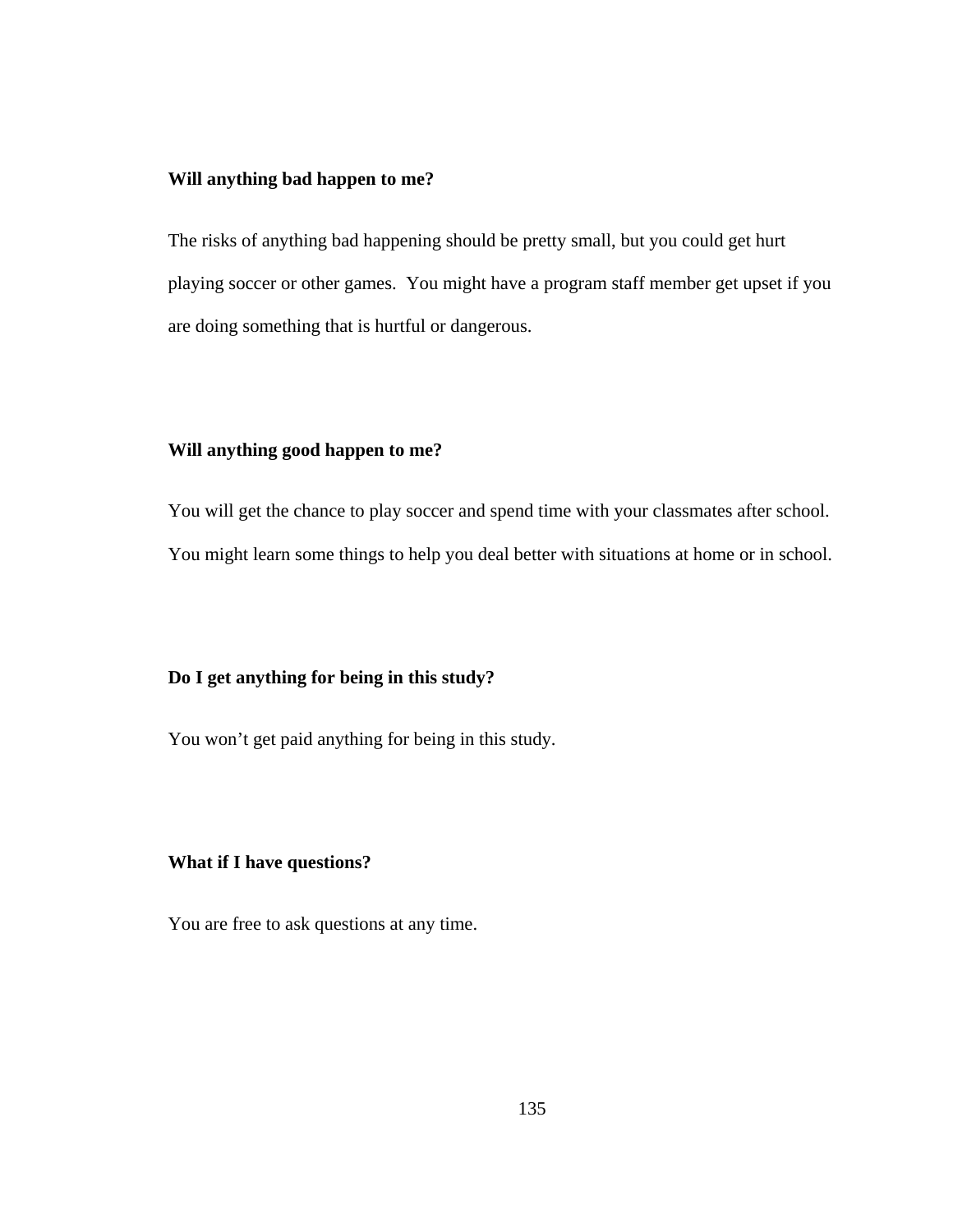**Will anything bad happen to me?**

The risks of anything bad happening should be pretty small, but you could get hurt playing soccer or other games. You might have a program staff member get upset if you are doing something that is hurtful or dangerous.

**Will anything good happen to me?**

You will get the chance to play soccer and spend time with your classmates after school. You might learn some things to help you deal better with situations at home or in school.

**Do I get anything for being in this study?**

You won't get paid anything for being in this study.

**What if I have questions?**

You are free to ask questions at any time.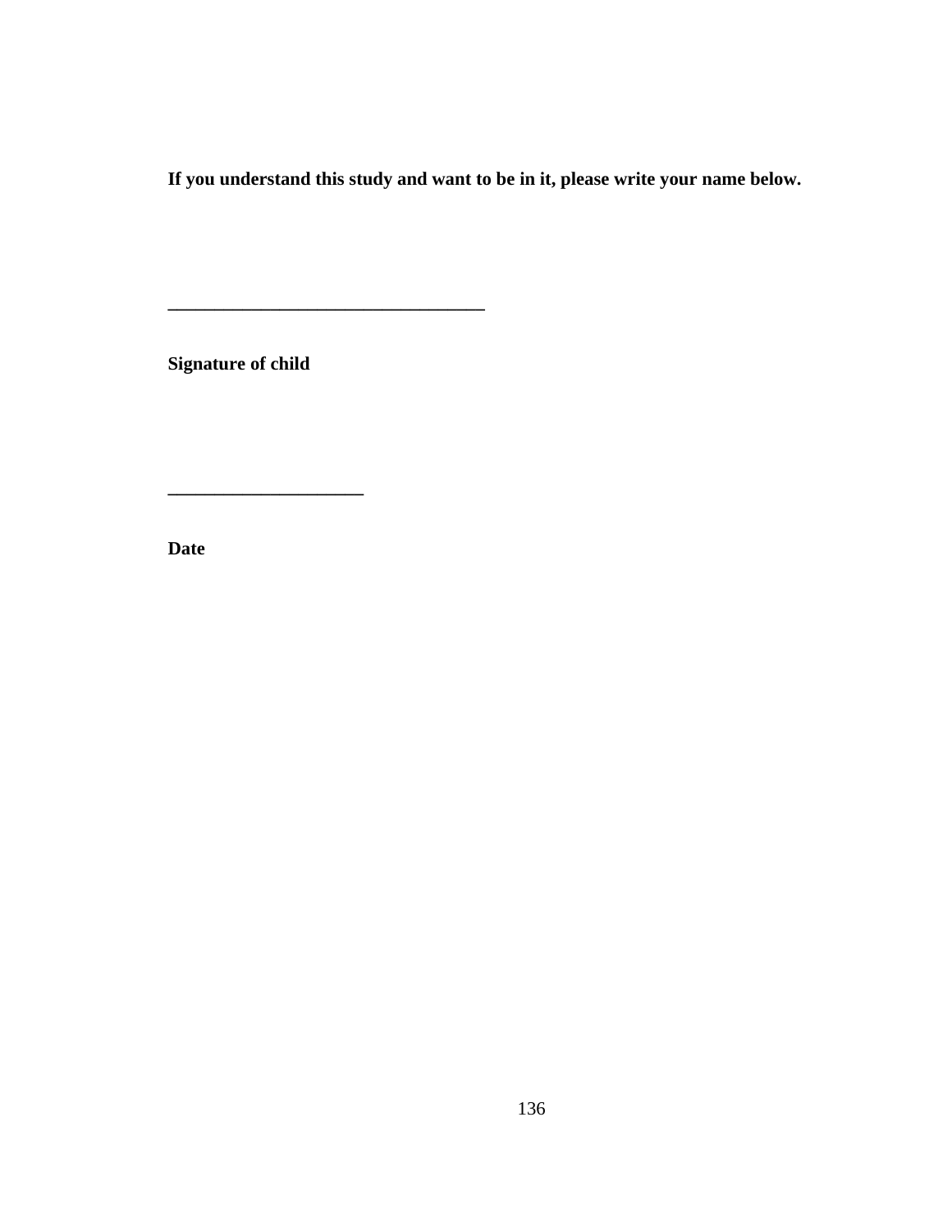**If you understand this study and want to be in it, please write your name below.**

___________________________________

**Signature of child**

_____________________

**Date**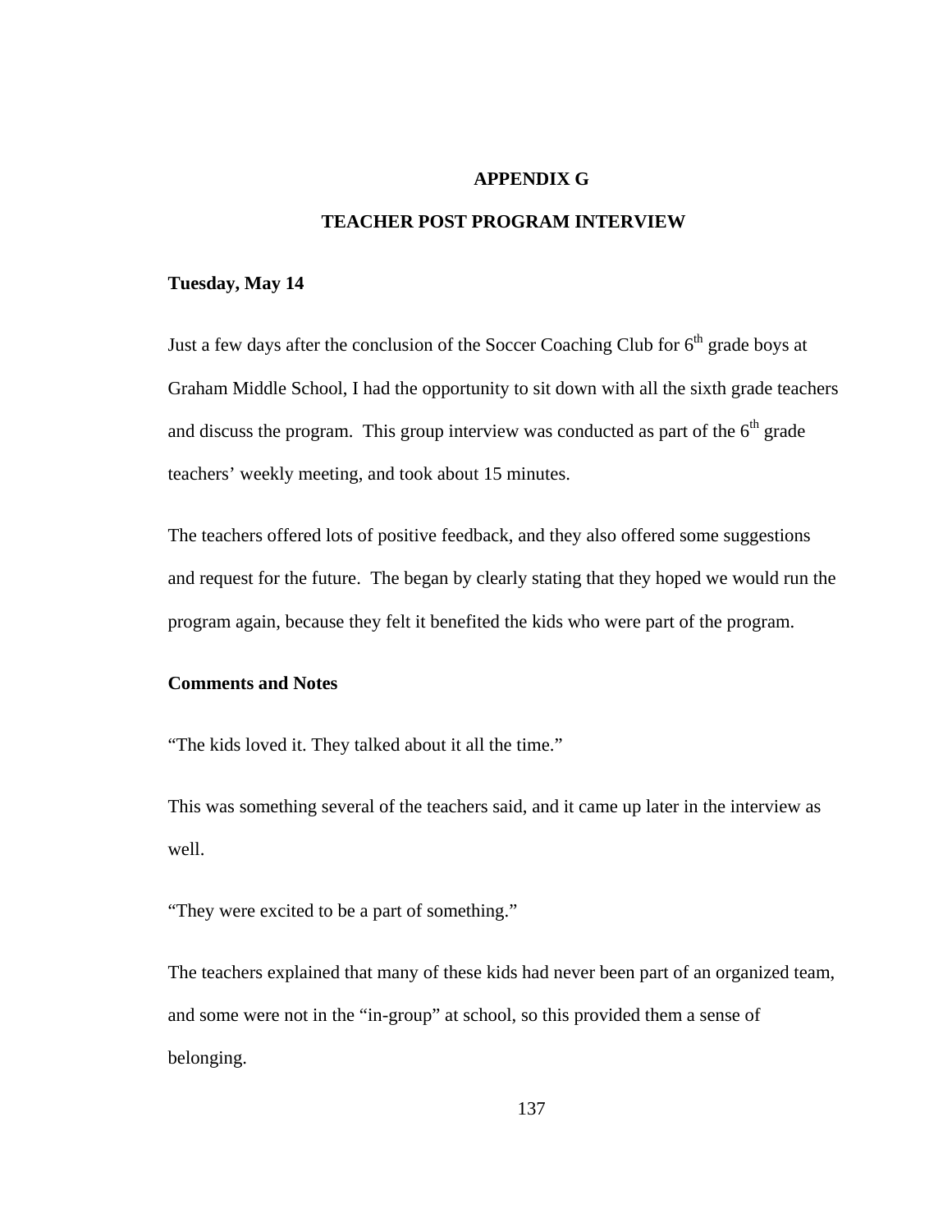# APPENDIX G

## TEACHER POST PROGRAM INTERVIEW

**Tuesday, May 14**

Just a few days after the conclusion of the Soccer Coaching Club for 6th grade boys at Graham Middle School, I had the opportunity to sit down with all the sixth grade teachers and discuss the program. This group interview was conducted as part of the 6th grade teachers' weekly meeting, and took about 15 minutes.

The teachers offered lots of positive feedback, and they also offered some suggestions and request for the future. The began by clearly stating that they hoped we would run the program again, because they felt it benefited the kids who were part of the program.

**Comments and Notes**

"The kids loved it. They talked about it all the time."

This was something several of the teachers said, and it came up later in the interview as well.

"They were excited to be a part of something."

The teachers explained that many of these kids had never been part of an organized team, and some were not in the "in-group" at school, so this provided them a sense of belonging.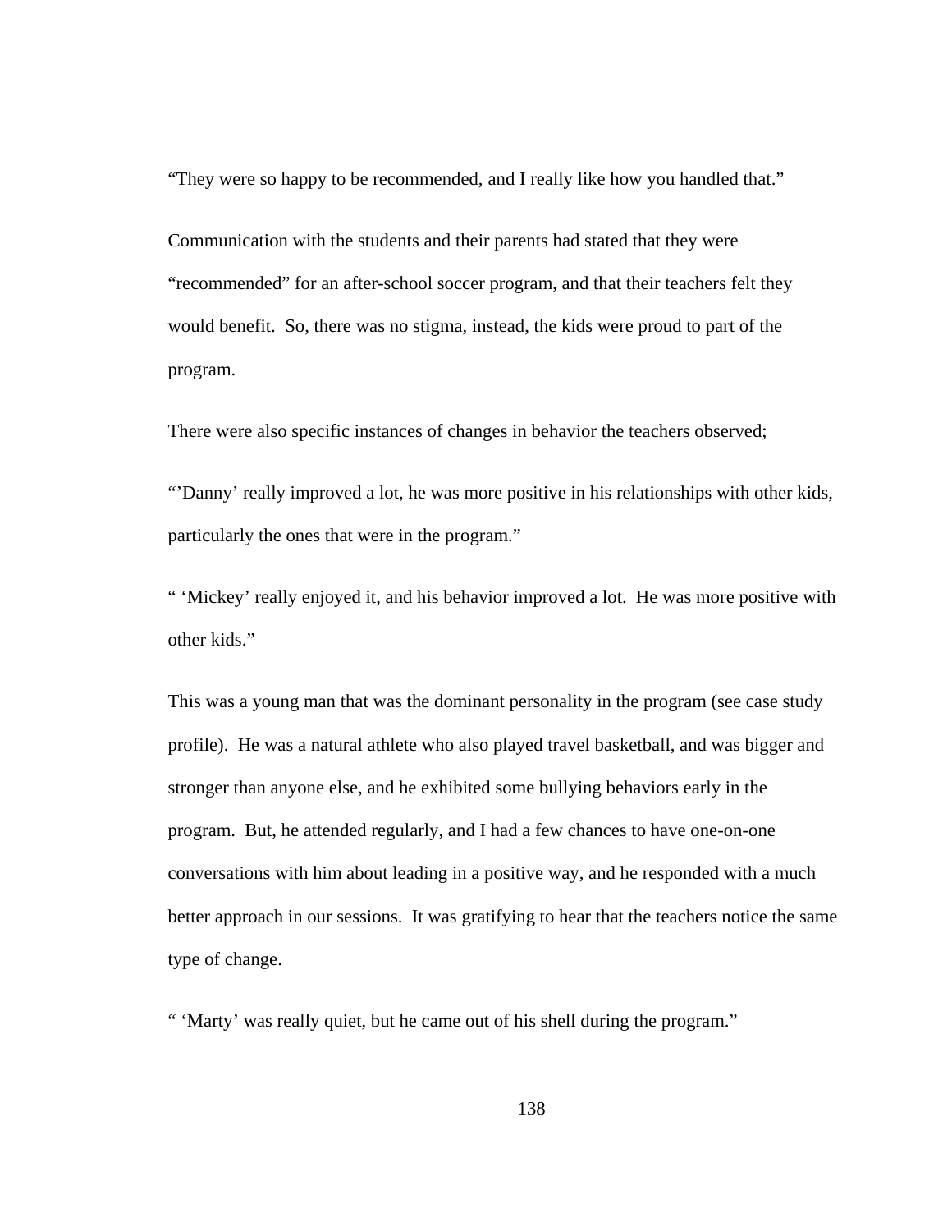"They were so happy to be recommended, and I really like how you handled that."

Communication with the students and their parents had stated that they were "recommended" for an after-school soccer program, and that their teachers felt they would benefit. So, there was no stigma, instead, the kids were proud to part of the program.

There were also specific instances of changes in behavior the teachers observed;

"'Danny' really improved a lot, he was more positive in his relationships with other kids, particularly the ones that were in the program."

" 'Mickey' really enjoyed it, and his behavior improved a lot. He was more positive with other kids."

This was a young man that was the dominant personality in the program (see case study profile). He was a natural athlete who also played travel basketball, and was bigger and stronger than anyone else, and he exhibited some bullying behaviors early in the program. But, he attended regularly, and I had a few chances to have one-on-one conversations with him about leading in a positive way, and he responded with a much better approach in our sessions. It was gratifying to hear that the teachers notice the same type of change.

" 'Marty' was really quiet, but he came out of his shell during the program."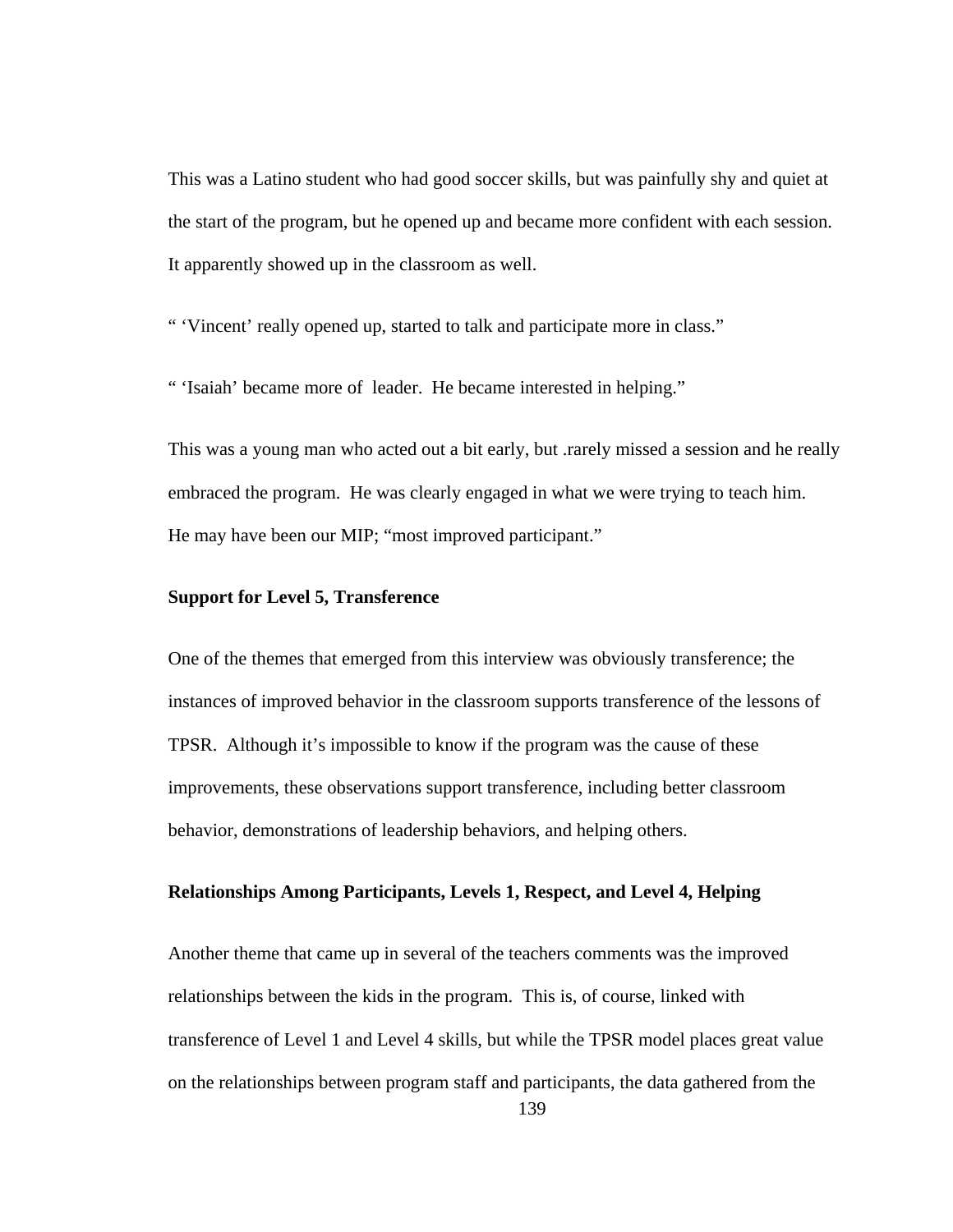This was a Latino student who had good soccer skills, but was painfully shy and quiet at the start of the program, but he opened up and became more confident with each session. It apparently showed up in the classroom as well.

" 'Vincent' really opened up, started to talk and participate more in class."

" 'Isaiah' became more of  leader.  He became interested in helping."

This was a young man who acted out a bit early, but .rarely missed a session and he really embraced the program.  He was clearly engaged in what we were trying to teach him. He may have been our MIP; "most improved participant."

**Support for Level 5, Transference**

One of the themes that emerged from this interview was obviously transference; the instances of improved behavior in the classroom supports transference of the lessons of TPSR.  Although it's impossible to know if the program was the cause of these improvements, these observations support transference, including better classroom behavior, demonstrations of leadership behaviors, and helping others.

**Relationships Among Participants, Levels 1, Respect, and Level 4, Helping**

Another theme that came up in several of the teachers comments was the improved relationships between the kids in the program.  This is, of course, linked with transference of Level 1 and Level 4 skills, but while the TPSR model places great value on the relationships between program staff and participants, the data gathered from the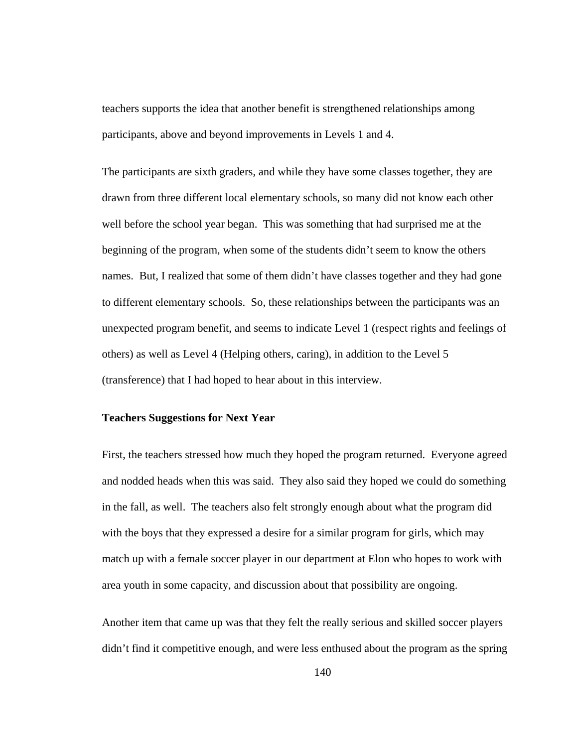teachers supports the idea that another benefit is strengthened relationships among participants, above and beyond improvements in Levels 1 and 4.

The participants are sixth graders, and while they have some classes together, they are drawn from three different local elementary schools, so many did not know each other well before the school year began. This was something that had surprised me at the beginning of the program, when some of the students didn't seem to know the others names. But, I realized that some of them didn't have classes together and they had gone to different elementary schools. So, these relationships between the participants was an unexpected program benefit, and seems to indicate Level 1 (respect rights and feelings of others) as well as Level 4 (Helping others, caring), in addition to the Level 5 (transference) that I had hoped to hear about in this interview.

**Teachers Suggestions for Next Year**

First, the teachers stressed how much they hoped the program returned. Everyone agreed and nodded heads when this was said. They also said they hoped we could do something in the fall, as well. The teachers also felt strongly enough about what the program did with the boys that they expressed a desire for a similar program for girls, which may match up with a female soccer player in our department at Elon who hopes to work with area youth in some capacity, and discussion about that possibility are ongoing.

Another item that came up was that they felt the really serious and skilled soccer players didn't find it competitive enough, and were less enthused about the program as the spring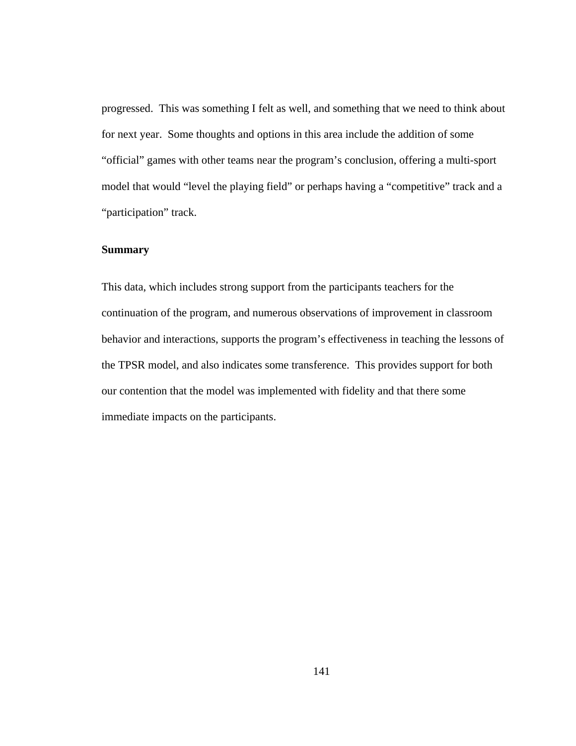progressed. This was something I felt as well, and something that we need to think about for next year. Some thoughts and options in this area include the addition of some "official" games with other teams near the program's conclusion, offering a multi-sport model that would "level the playing field" or perhaps having a "competitive" track and a "participation" track.

### Summary

This data, which includes strong support from the participants teachers for the continuation of the program, and numerous observations of improvement in classroom behavior and interactions, supports the program's effectiveness in teaching the lessons of the TPSR model, and also indicates some transference. This provides support for both our contention that the model was implemented with fidelity and that there some immediate impacts on the participants.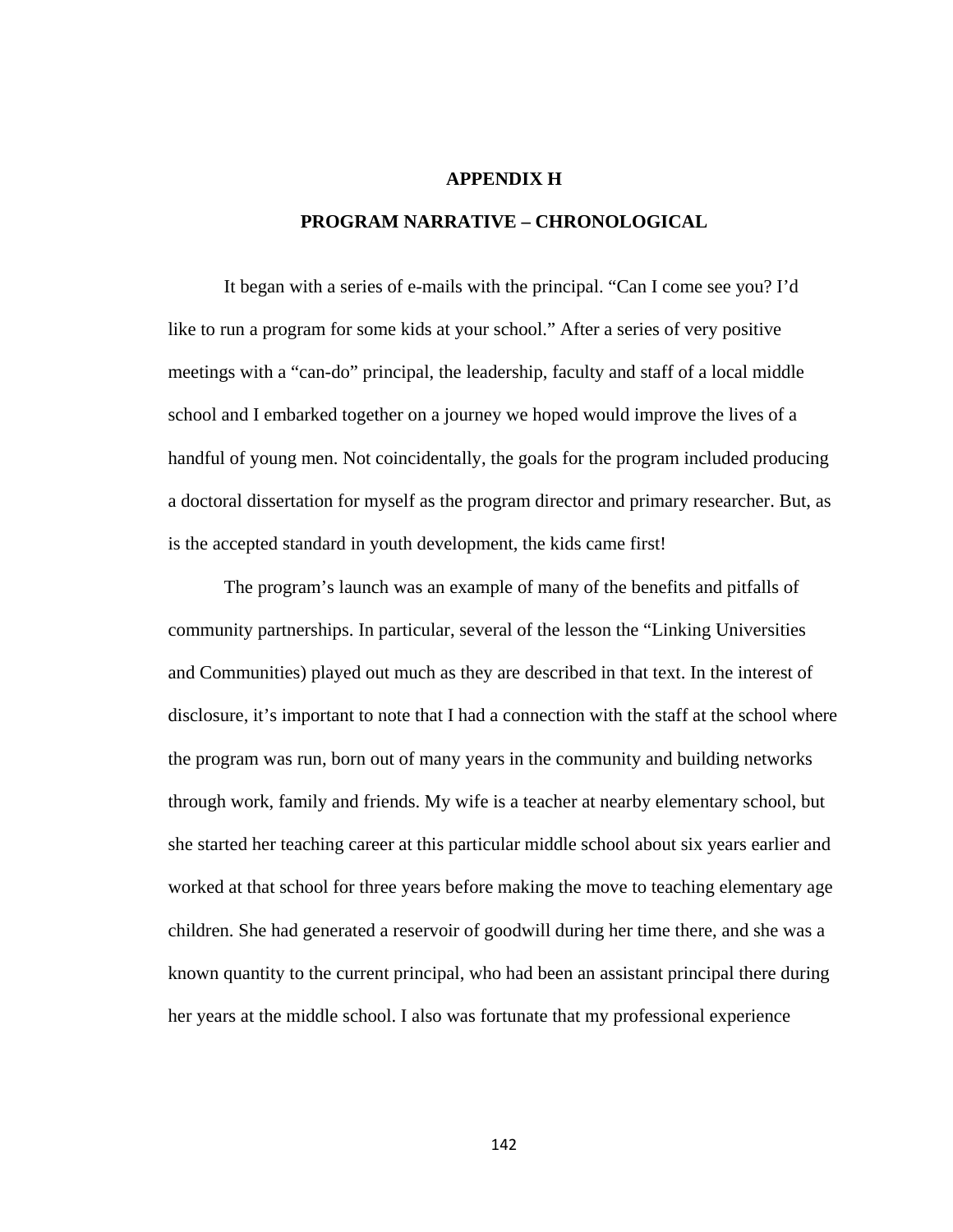# APPENDIX H

## PROGRAM NARRATIVE – CHRONOLOGICAL

It began with a series of e-mails with the principal. “Can I come see you? I’d like to run a program for some kids at your school.” After a series of very positive meetings with a “can-do” principal, the leadership, faculty and staff of a local middle school and I embarked together on a journey we hoped would improve the lives of a handful of young men. Not coincidentally, the goals for the program included producing a doctoral dissertation for myself as the program director and primary researcher. But, as is the accepted standard in youth development, the kids came first!

The program’s launch was an example of many of the benefits and pitfalls of community partnerships. In particular, several of the lesson the “Linking Universities and Communities) played out much as they are described in that text. In the interest of disclosure, it’s important to note that I had a connection with the staff at the school where the program was run, born out of many years in the community and building networks through work, family and friends. My wife is a teacher at nearby elementary school, but she started her teaching career at this particular middle school about six years earlier and worked at that school for three years before making the move to teaching elementary age children. She had generated a reservoir of goodwill during her time there, and she was a known quantity to the current principal, who had been an assistant principal there during her years at the middle school. I also was fortunate that my professional experience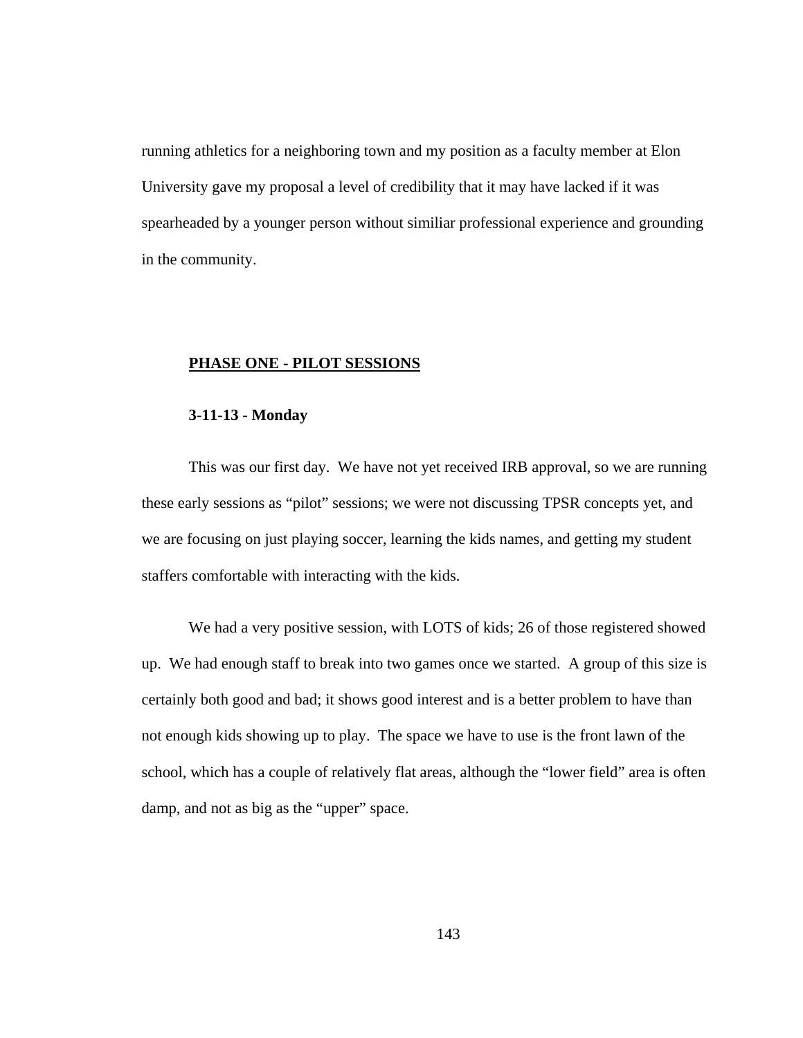running athletics for a neighboring town and my position as a faculty member at Elon University gave my proposal a level of credibility that it may have lacked if it was spearheaded by a younger person without similiar professional experience and grounding in the community.

## PHASE ONE - PILOT SESSIONS

### 3-11-13 - Monday

This was our first day. We have not yet received IRB approval, so we are running these early sessions as "pilot" sessions; we were not discussing TPSR concepts yet, and we are focusing on just playing soccer, learning the kids names, and getting my student staffers comfortable with interacting with the kids.

We had a very positive session, with LOTS of kids; 26 of those registered showed up. We had enough staff to break into two games once we started. A group of this size is certainly both good and bad; it shows good interest and is a better problem to have than not enough kids showing up to play. The space we have to use is the front lawn of the school, which has a couple of relatively flat areas, although the "lower field" area is often damp, and not as big as the "upper" space.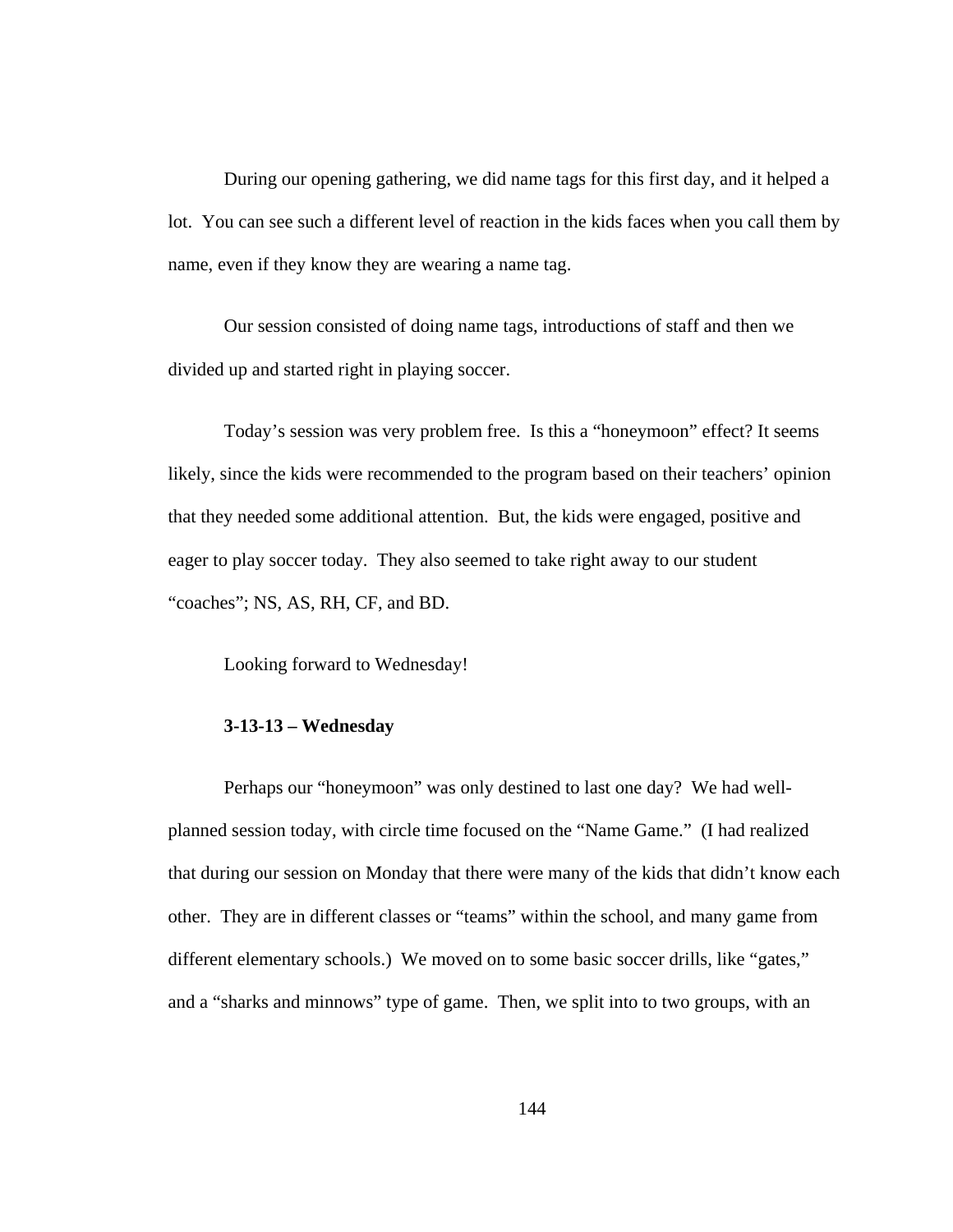During our opening gathering, we did name tags for this first day, and it helped a lot. You can see such a different level of reaction in the kids faces when you call them by name, even if they know they are wearing a name tag.

Our session consisted of doing name tags, introductions of staff and then we divided up and started right in playing soccer.

Today's session was very problem free. Is this a "honeymoon" effect? It seems likely, since the kids were recommended to the program based on their teachers' opinion that they needed some additional attention. But, the kids were engaged, positive and eager to play soccer today. They also seemed to take right away to our student "coaches"; NS, AS, RH, CF, and BD.

Looking forward to Wednesday!

**3-13-13 – Wednesday**

Perhaps our "honeymoon" was only destined to last one day? We had well-planned session today, with circle time focused on the "Name Game." (I had realized that during our session on Monday that there were many of the kids that didn't know each other. They are in different classes or "teams" within the school, and many game from different elementary schools.) We moved on to some basic soccer drills, like "gates," and a "sharks and minnows" type of game. Then, we split into to two groups, with an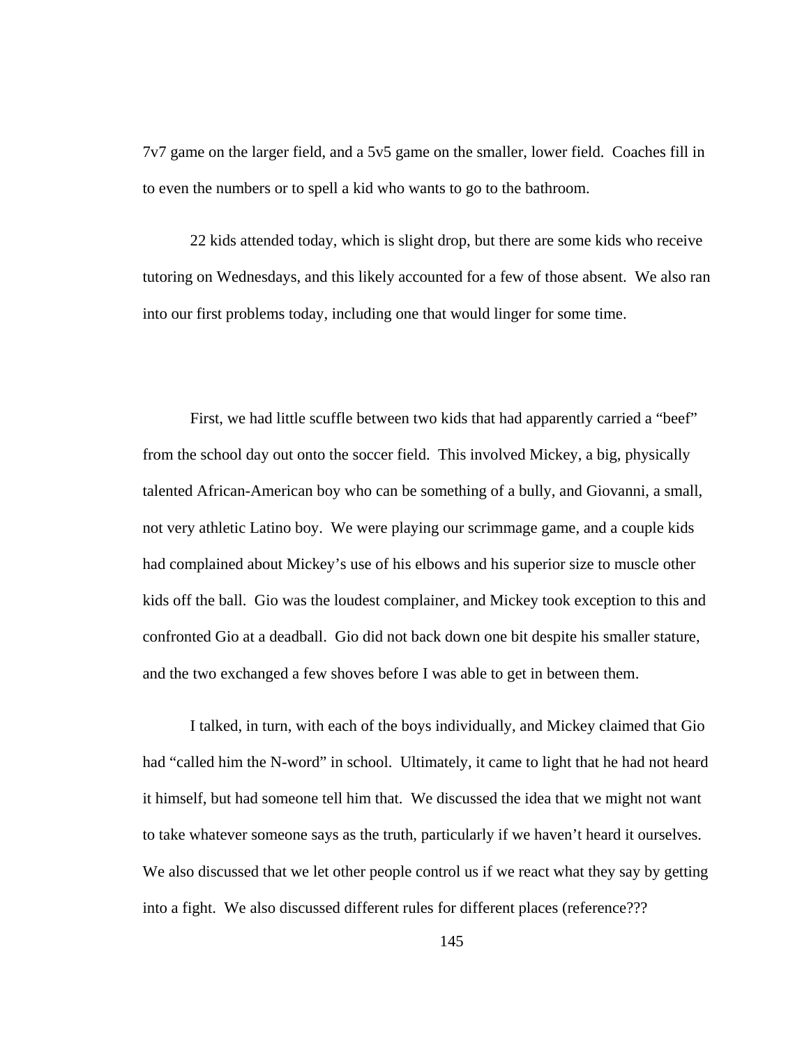7v7 game on the larger field, and a 5v5 game on the smaller, lower field. Coaches fill in to even the numbers or to spell a kid who wants to go to the bathroom.

22 kids attended today, which is slight drop, but there are some kids who receive tutoring on Wednesdays, and this likely accounted for a few of those absent. We also ran into our first problems today, including one that would linger for some time.

First, we had little scuffle between two kids that had apparently carried a "beef" from the school day out onto the soccer field. This involved Mickey, a big, physically talented African-American boy who can be something of a bully, and Giovanni, a small, not very athletic Latino boy. We were playing our scrimmage game, and a couple kids had complained about Mickey's use of his elbows and his superior size to muscle other kids off the ball. Gio was the loudest complainer, and Mickey took exception to this and confronted Gio at a deadball. Gio did not back down one bit despite his smaller stature, and the two exchanged a few shoves before I was able to get in between them.

I talked, in turn, with each of the boys individually, and Mickey claimed that Gio had "called him the N-word" in school. Ultimately, it came to light that he had not heard it himself, but had someone tell him that. We discussed the idea that we might not want to take whatever someone says as the truth, particularly if we haven't heard it ourselves. We also discussed that we let other people control us if we react what they say by getting into a fight. We also discussed different rules for different places (reference???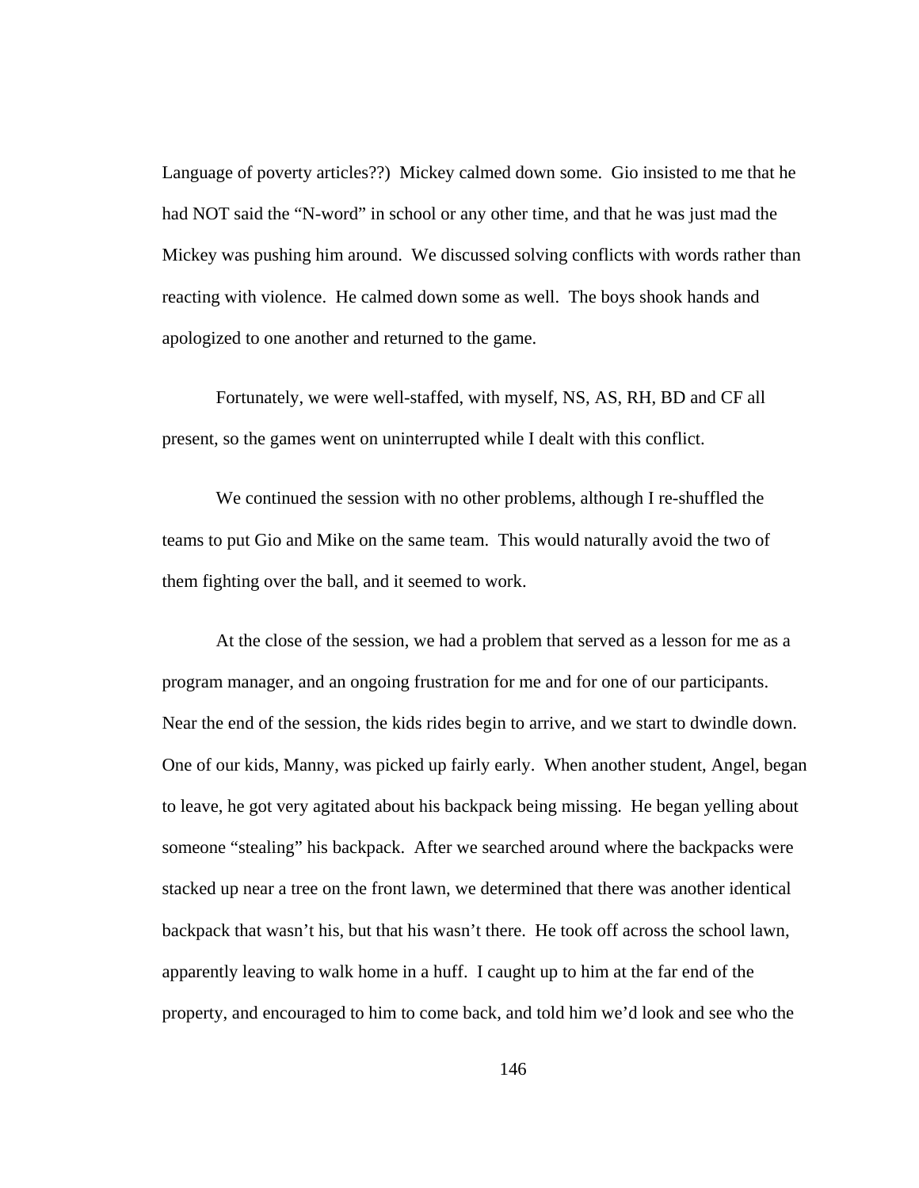Language of poverty articles??)  Mickey calmed down some.  Gio insisted to me that he had NOT said the “N-word” in school or any other time, and that he was just mad the Mickey was pushing him around.  We discussed solving conflicts with words rather than reacting with violence.  He calmed down some as well.  The boys shook hands and apologized to one another and returned to the game.

Fortunately, we were well-staffed, with myself, NS, AS, RH, BD and CF all present, so the games went on uninterrupted while I dealt with this conflict.

We continued the session with no other problems, although I re-shuffled the teams to put Gio and Mike on the same team.  This would naturally avoid the two of them fighting over the ball, and it seemed to work.

At the close of the session, we had a problem that served as a lesson for me as a program manager, and an ongoing frustration for me and for one of our participants. Near the end of the session, the kids rides begin to arrive, and we start to dwindle down. One of our kids, Manny, was picked up fairly early.  When another student, Angel, began to leave, he got very agitated about his backpack being missing.  He began yelling about someone “stealing” his backpack.  After we searched around where the backpacks were stacked up near a tree on the front lawn, we determined that there was another identical backpack that wasn’t his, but that his wasn’t there.  He took off across the school lawn, apparently leaving to walk home in a huff.  I caught up to him at the far end of the property, and encouraged to him to come back, and told him we’d look and see who the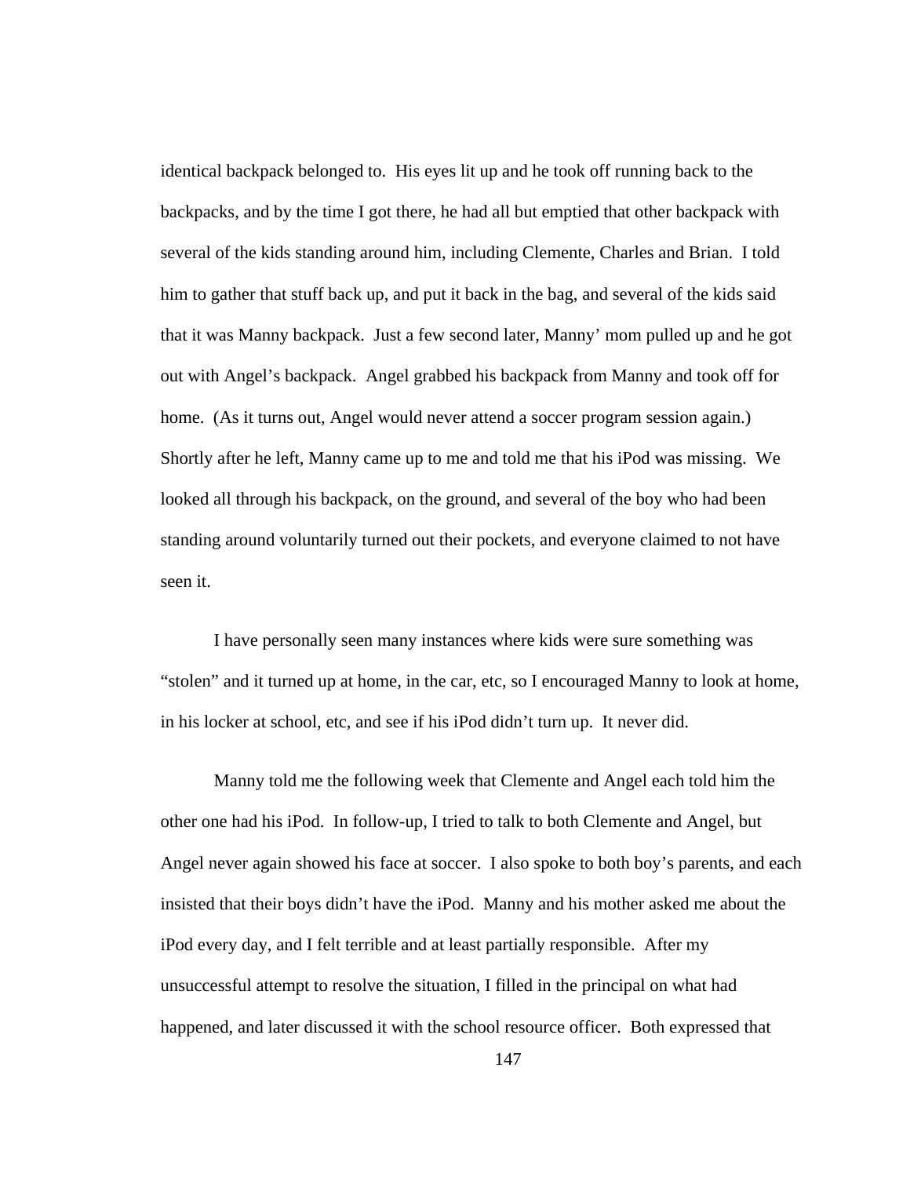identical backpack belonged to. His eyes lit up and he took off running back to the backpacks, and by the time I got there, he had all but emptied that other backpack with several of the kids standing around him, including Clemente, Charles and Brian. I told him to gather that stuff back up, and put it back in the bag, and several of the kids said that it was Manny backpack. Just a few second later, Manny' mom pulled up and he got out with Angel's backpack. Angel grabbed his backpack from Manny and took off for home. (As it turns out, Angel would never attend a soccer program session again.) Shortly after he left, Manny came up to me and told me that his iPod was missing. We looked all through his backpack, on the ground, and several of the boy who had been standing around voluntarily turned out their pockets, and everyone claimed to not have seen it.

I have personally seen many instances where kids were sure something was "stolen" and it turned up at home, in the car, etc, so I encouraged Manny to look at home, in his locker at school, etc, and see if his iPod didn't turn up. It never did.

Manny told me the following week that Clemente and Angel each told him the other one had his iPod. In follow-up, I tried to talk to both Clemente and Angel, but Angel never again showed his face at soccer. I also spoke to both boy's parents, and each insisted that their boys didn't have the iPod. Manny and his mother asked me about the iPod every day, and I felt terrible and at least partially responsible. After my unsuccessful attempt to resolve the situation, I filled in the principal on what had happened, and later discussed it with the school resource officer. Both expressed that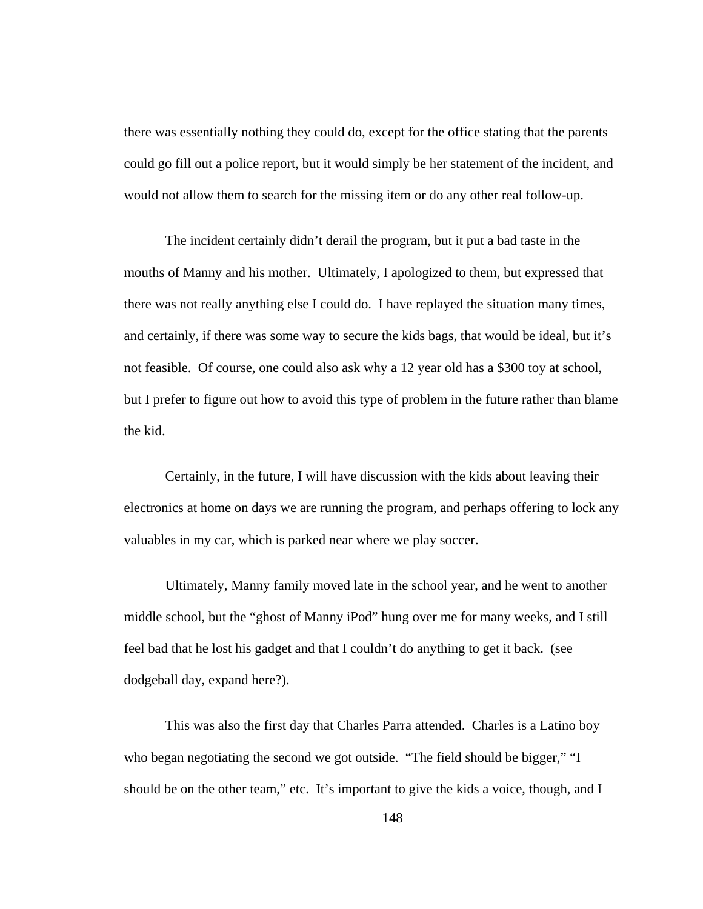there was essentially nothing they could do, except for the office stating that the parents could go fill out a police report, but it would simply be her statement of the incident, and would not allow them to search for the missing item or do any other real follow-up.

The incident certainly didn't derail the program, but it put a bad taste in the mouths of Manny and his mother. Ultimately, I apologized to them, but expressed that there was not really anything else I could do. I have replayed the situation many times, and certainly, if there was some way to secure the kids bags, that would be ideal, but it's not feasible. Of course, one could also ask why a 12 year old has a $300 toy at school, but I prefer to figure out how to avoid this type of problem in the future rather than blame the kid.

Certainly, in the future, I will have discussion with the kids about leaving their electronics at home on days we are running the program, and perhaps offering to lock any valuables in my car, which is parked near where we play soccer.

Ultimately, Manny family moved late in the school year, and he went to another middle school, but the "ghost of Manny iPod" hung over me for many weeks, and I still feel bad that he lost his gadget and that I couldn't do anything to get it back. (see dodgeball day, expand here?).

This was also the first day that Charles Parra attended. Charles is a Latino boy who began negotiating the second we got outside. "The field should be bigger," "I should be on the other team," etc. It's important to give the kids a voice, though, and I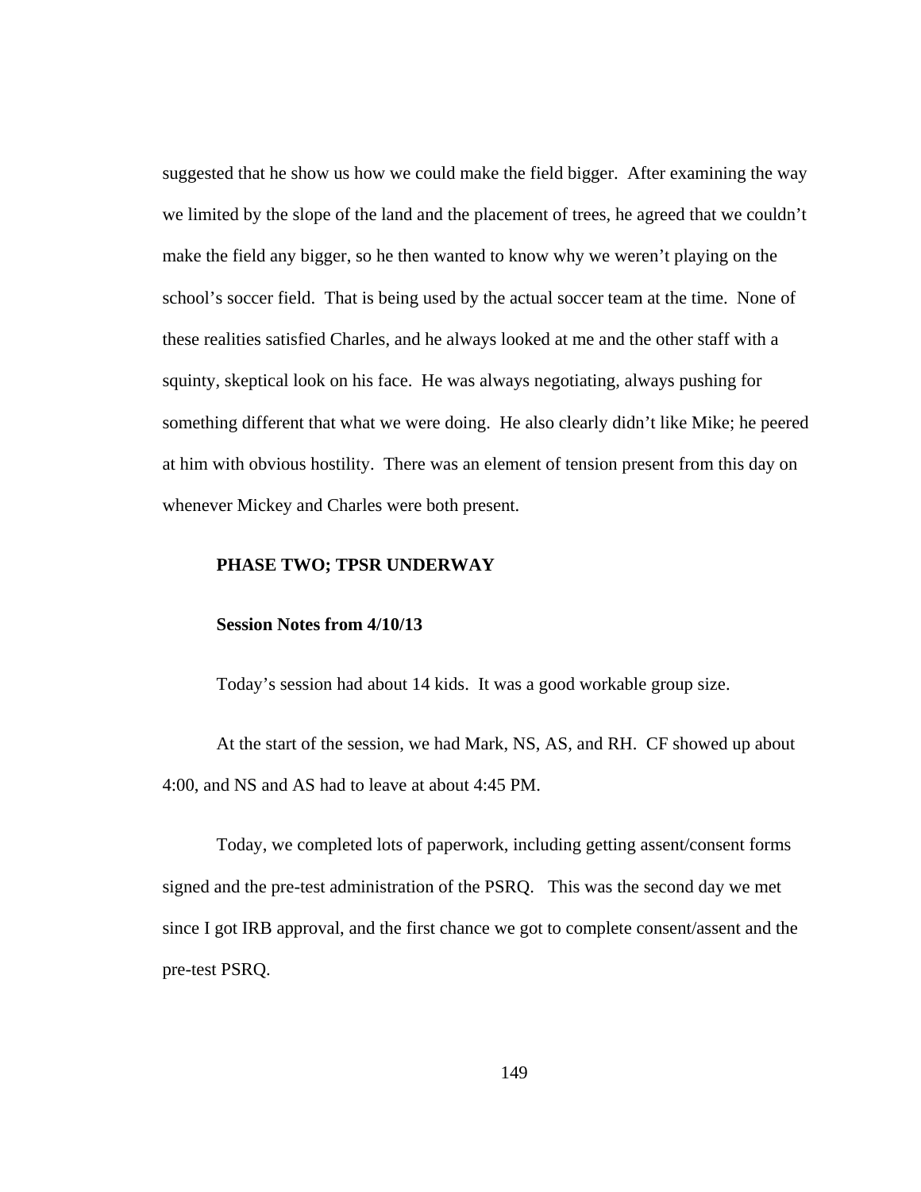suggested that he show us how we could make the field bigger. After examining the way we limited by the slope of the land and the placement of trees, he agreed that we couldn't make the field any bigger, so he then wanted to know why we weren't playing on the school's soccer field. That is being used by the actual soccer team at the time. None of these realities satisfied Charles, and he always looked at me and the other staff with a squinty, skeptical look on his face. He was always negotiating, always pushing for something different that what we were doing. He also clearly didn't like Mike; he peered at him with obvious hostility. There was an element of tension present from this day on whenever Mickey and Charles were both present.

**PHASE TWO; TPSR UNDERWAY**

**Session Notes from 4/10/13**

Today's session had about 14 kids. It was a good workable group size.

At the start of the session, we had Mark, NS, AS, and RH. CF showed up about 4:00, and NS and AS had to leave at about 4:45 PM.

Today, we completed lots of paperwork, including getting assent/consent forms signed and the pre-test administration of the PSRQ. This was the second day we met since I got IRB approval, and the first chance we got to complete consent/assent and the pre-test PSRQ.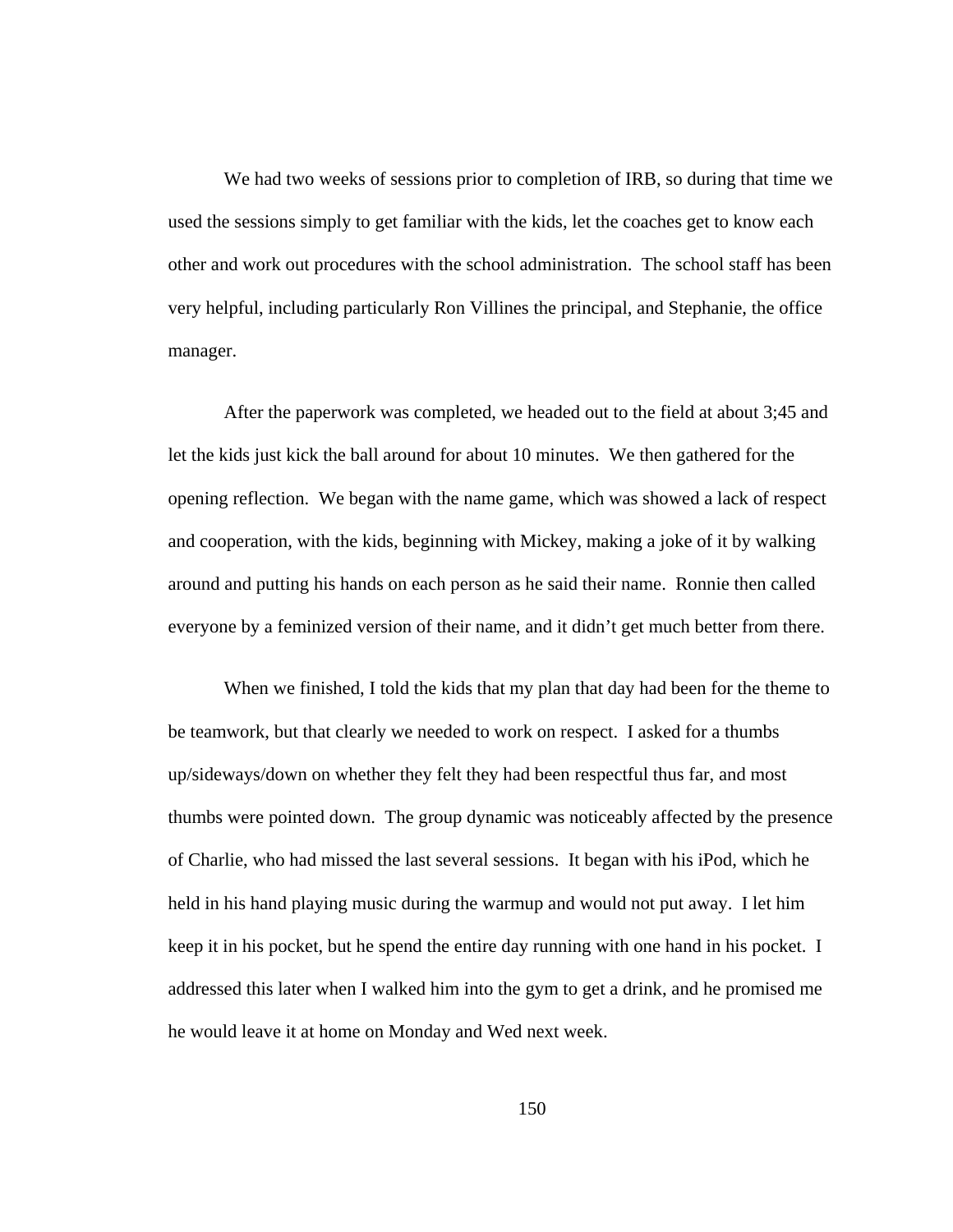We had two weeks of sessions prior to completion of IRB, so during that time we used the sessions simply to get familiar with the kids, let the coaches get to know each other and work out procedures with the school administration. The school staff has been very helpful, including particularly Ron Villines the principal, and Stephanie, the office manager.

After the paperwork was completed, we headed out to the field at about 3;45 and let the kids just kick the ball around for about 10 minutes. We then gathered for the opening reflection. We began with the name game, which was showed a lack of respect and cooperation, with the kids, beginning with Mickey, making a joke of it by walking around and putting his hands on each person as he said their name. Ronnie then called everyone by a feminized version of their name, and it didn't get much better from there.

When we finished, I told the kids that my plan that day had been for the theme to be teamwork, but that clearly we needed to work on respect. I asked for a thumbs up/sideways/down on whether they felt they had been respectful thus far, and most thumbs were pointed down. The group dynamic was noticeably affected by the presence of Charlie, who had missed the last several sessions. It began with his iPod, which he held in his hand playing music during the warmup and would not put away. I let him keep it in his pocket, but he spend the entire day running with one hand in his pocket. I addressed this later when I walked him into the gym to get a drink, and he promised me he would leave it at home on Monday and Wed next week.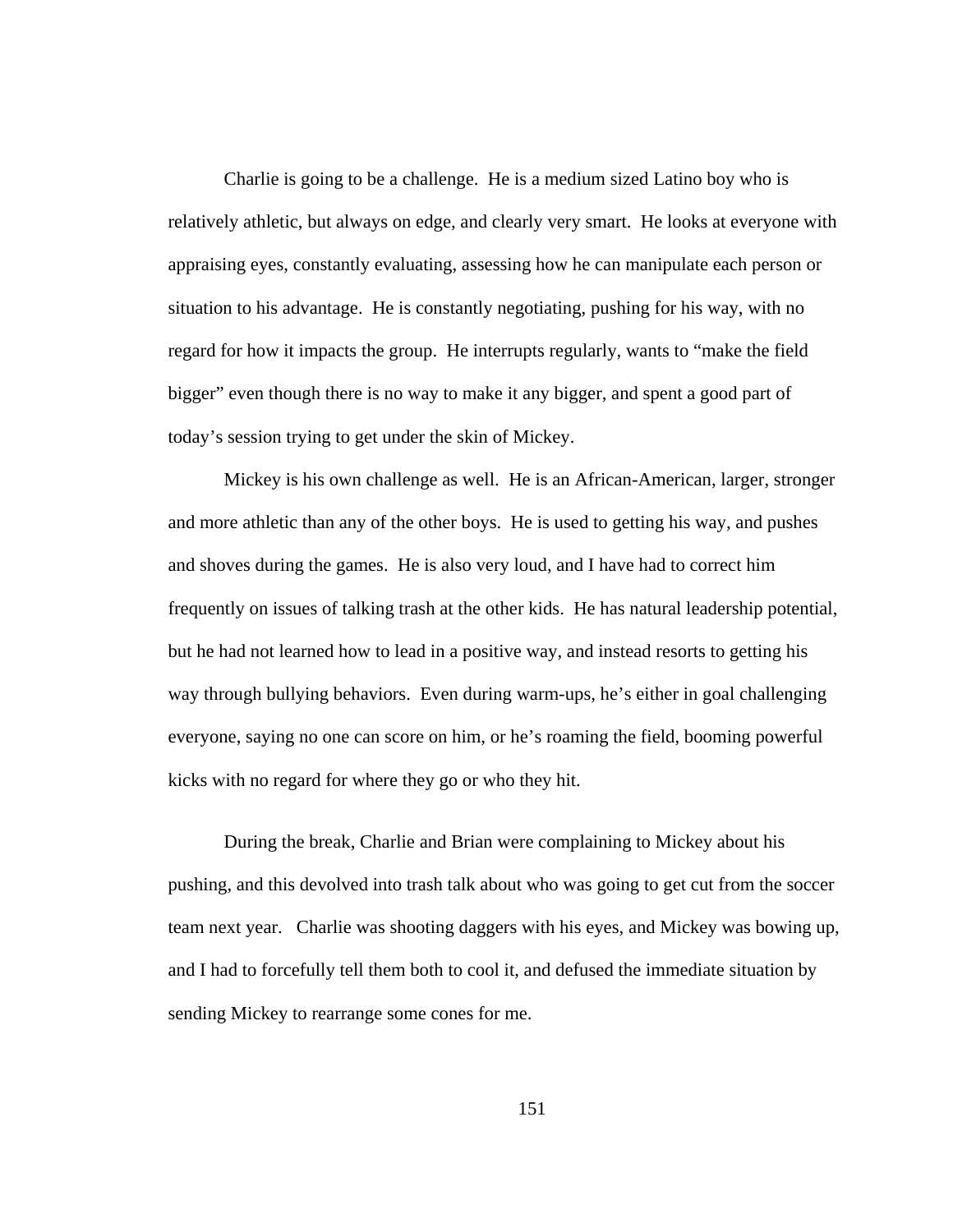Charlie is going to be a challenge. He is a medium sized Latino boy who is relatively athletic, but always on edge, and clearly very smart. He looks at everyone with appraising eyes, constantly evaluating, assessing how he can manipulate each person or situation to his advantage. He is constantly negotiating, pushing for his way, with no regard for how it impacts the group. He interrupts regularly, wants to "make the field bigger" even though there is no way to make it any bigger, and spent a good part of today's session trying to get under the skin of Mickey.

Mickey is his own challenge as well. He is an African-American, larger, stronger and more athletic than any of the other boys. He is used to getting his way, and pushes and shoves during the games. He is also very loud, and I have had to correct him frequently on issues of talking trash at the other kids. He has natural leadership potential, but he had not learned how to lead in a positive way, and instead resorts to getting his way through bullying behaviors. Even during warm-ups, he's either in goal challenging everyone, saying no one can score on him, or he's roaming the field, booming powerful kicks with no regard for where they go or who they hit.

During the break, Charlie and Brian were complaining to Mickey about his pushing, and this devolved into trash talk about who was going to get cut from the soccer team next year. Charlie was shooting daggers with his eyes, and Mickey was bowing up, and I had to forcefully tell them both to cool it, and defused the immediate situation by sending Mickey to rearrange some cones for me.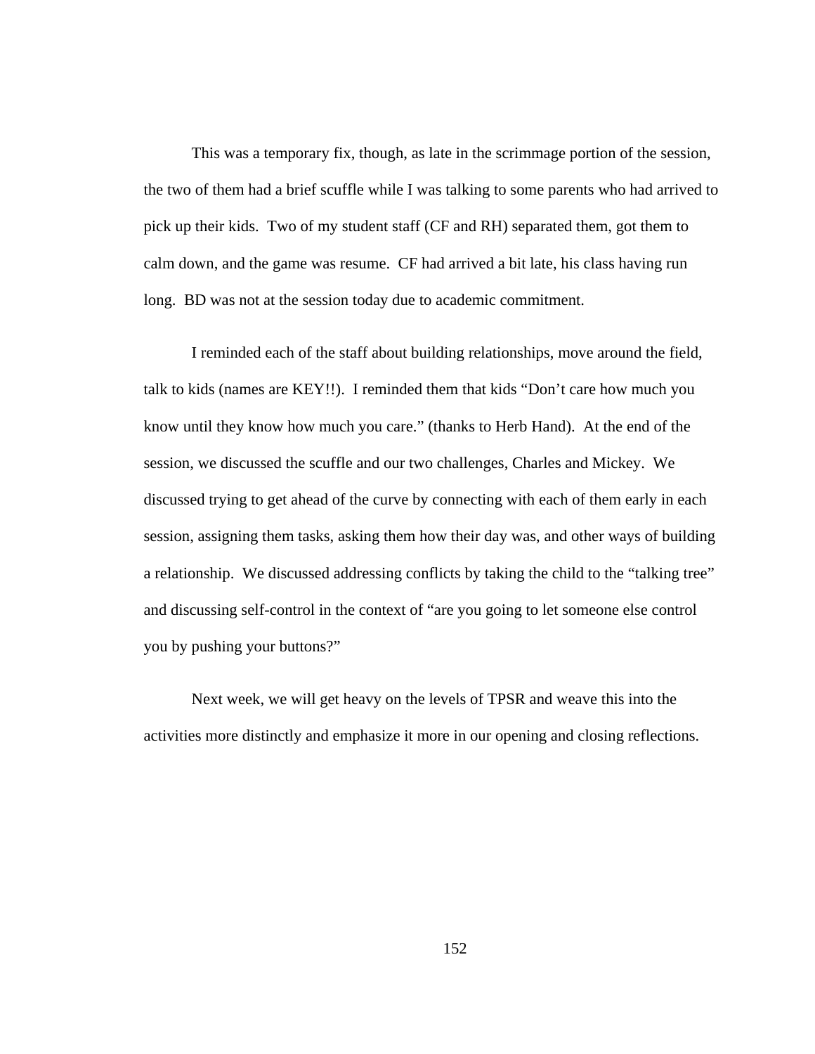This was a temporary fix, though, as late in the scrimmage portion of the session, the two of them had a brief scuffle while I was talking to some parents who had arrived to pick up their kids. Two of my student staff (CF and RH) separated them, got them to calm down, and the game was resume. CF had arrived a bit late, his class having run long. BD was not at the session today due to academic commitment.

I reminded each of the staff about building relationships, move around the field, talk to kids (names are KEY!!). I reminded them that kids "Don't care how much you know until they know how much you care." (thanks to Herb Hand). At the end of the session, we discussed the scuffle and our two challenges, Charles and Mickey. We discussed trying to get ahead of the curve by connecting with each of them early in each session, assigning them tasks, asking them how their day was, and other ways of building a relationship. We discussed addressing conflicts by taking the child to the "talking tree" and discussing self-control in the context of "are you going to let someone else control you by pushing your buttons?"

Next week, we will get heavy on the levels of TPSR and weave this into the activities more distinctly and emphasize it more in our opening and closing reflections.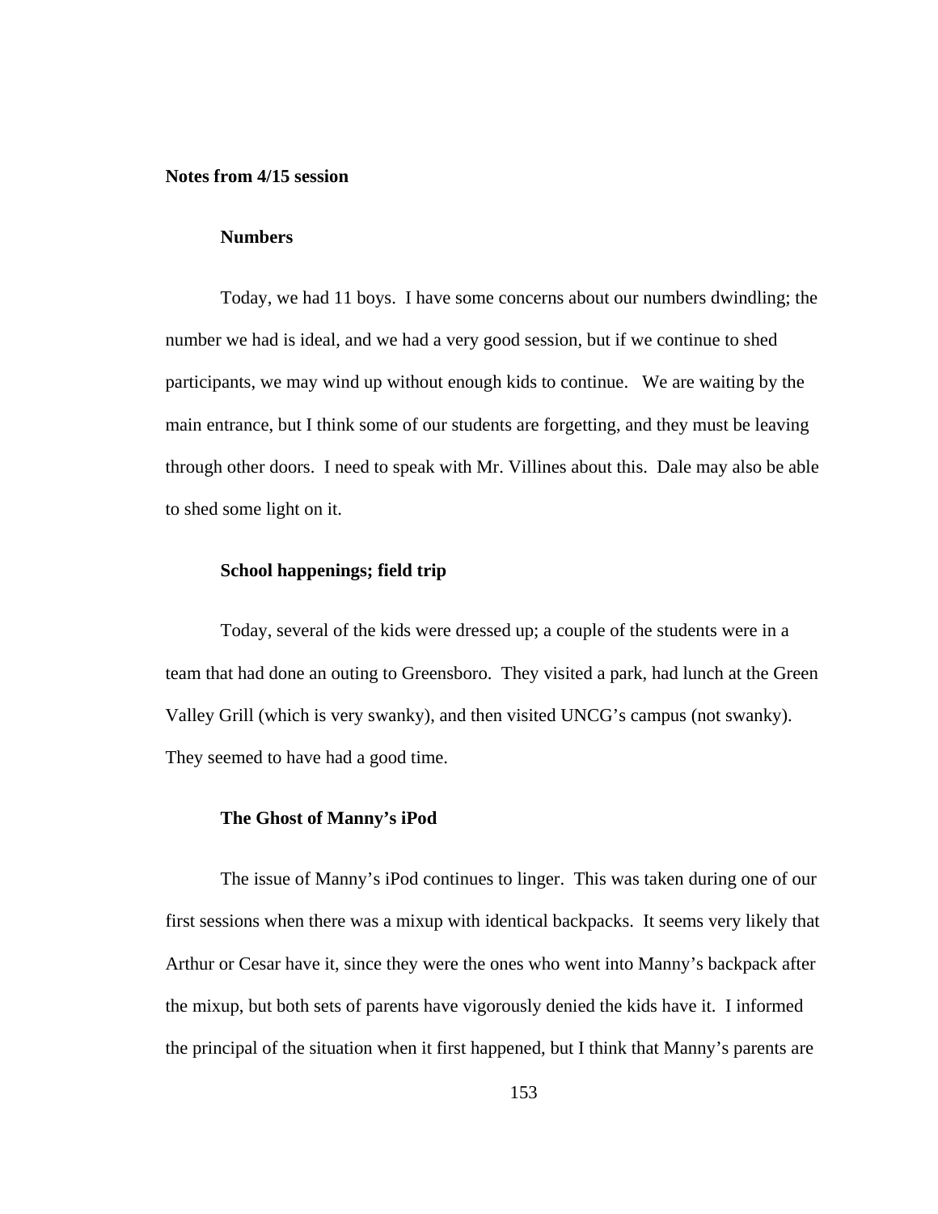**Notes from 4/15 session**

**Numbers**

Today, we had 11 boys. I have some concerns about our numbers dwindling; the number we had is ideal, and we had a very good session, but if we continue to shed participants, we may wind up without enough kids to continue. We are waiting by the main entrance, but I think some of our students are forgetting, and they must be leaving through other doors. I need to speak with Mr. Villines about this. Dale may also be able to shed some light on it.

**School happenings; field trip**

Today, several of the kids were dressed up; a couple of the students were in a team that had done an outing to Greensboro. They visited a park, had lunch at the Green Valley Grill (which is very swanky), and then visited UNCG's campus (not swanky). They seemed to have had a good time.

**The Ghost of Manny's iPod**

The issue of Manny's iPod continues to linger. This was taken during one of our first sessions when there was a mixup with identical backpacks. It seems very likely that Arthur or Cesar have it, since they were the ones who went into Manny's backpack after the mixup, but both sets of parents have vigorously denied the kids have it. I informed the principal of the situation when it first happened, but I think that Manny's parents are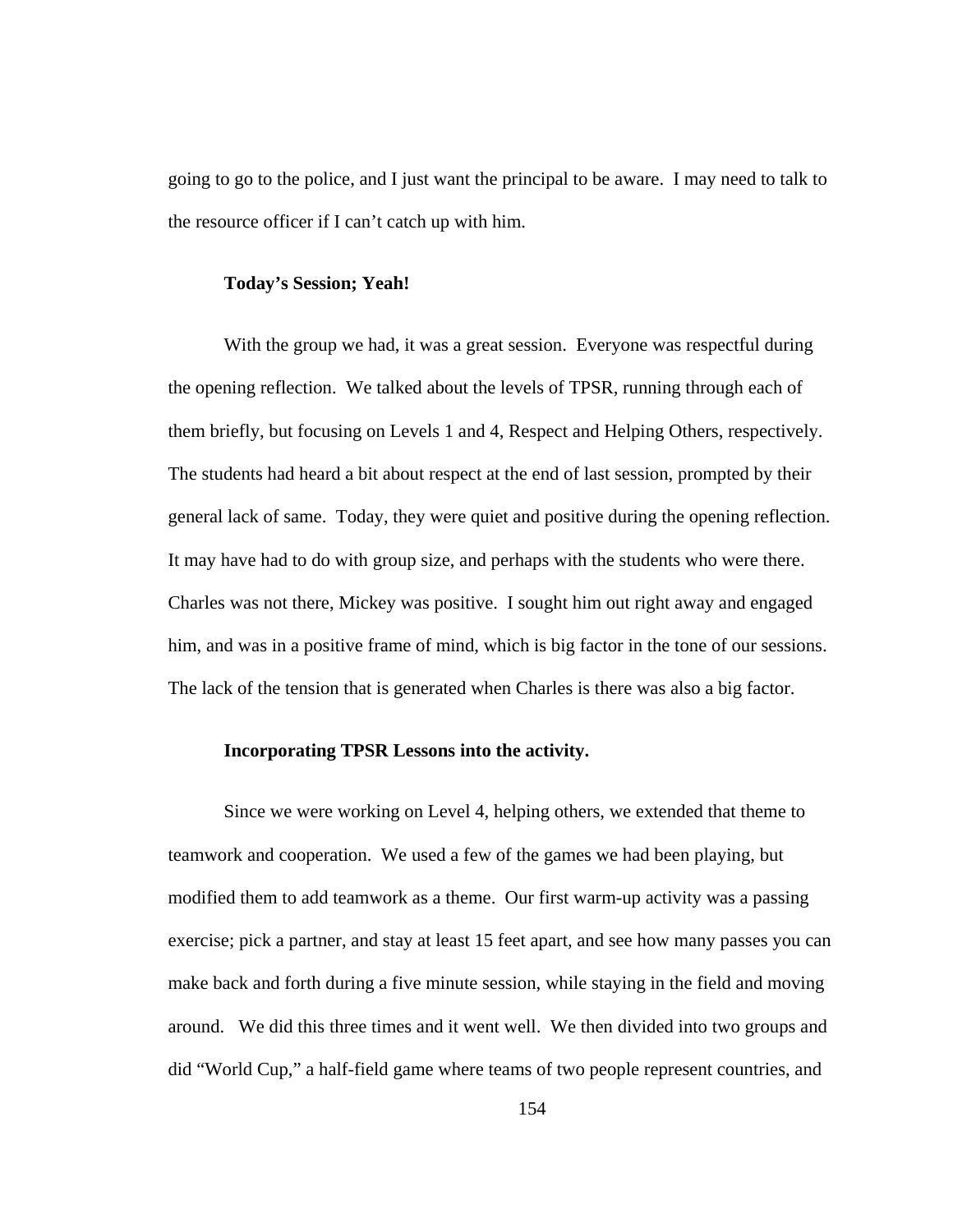going to go to the police, and I just want the principal to be aware. I may need to talk to the resource officer if I can't catch up with him.

**Today's Session; Yeah!**

With the group we had, it was a great session. Everyone was respectful during the opening reflection. We talked about the levels of TPSR, running through each of them briefly, but focusing on Levels 1 and 4, Respect and Helping Others, respectively. The students had heard a bit about respect at the end of last session, prompted by their general lack of same. Today, they were quiet and positive during the opening reflection. It may have had to do with group size, and perhaps with the students who were there. Charles was not there, Mickey was positive. I sought him out right away and engaged him, and was in a positive frame of mind, which is big factor in the tone of our sessions. The lack of the tension that is generated when Charles is there was also a big factor.

**Incorporating TPSR Lessons into the activity.**

Since we were working on Level 4, helping others, we extended that theme to teamwork and cooperation. We used a few of the games we had been playing, but modified them to add teamwork as a theme. Our first warm-up activity was a passing exercise; pick a partner, and stay at least 15 feet apart, and see how many passes you can make back and forth during a five minute session, while staying in the field and moving around. We did this three times and it went well. We then divided into two groups and did "World Cup," a half-field game where teams of two people represent countries, and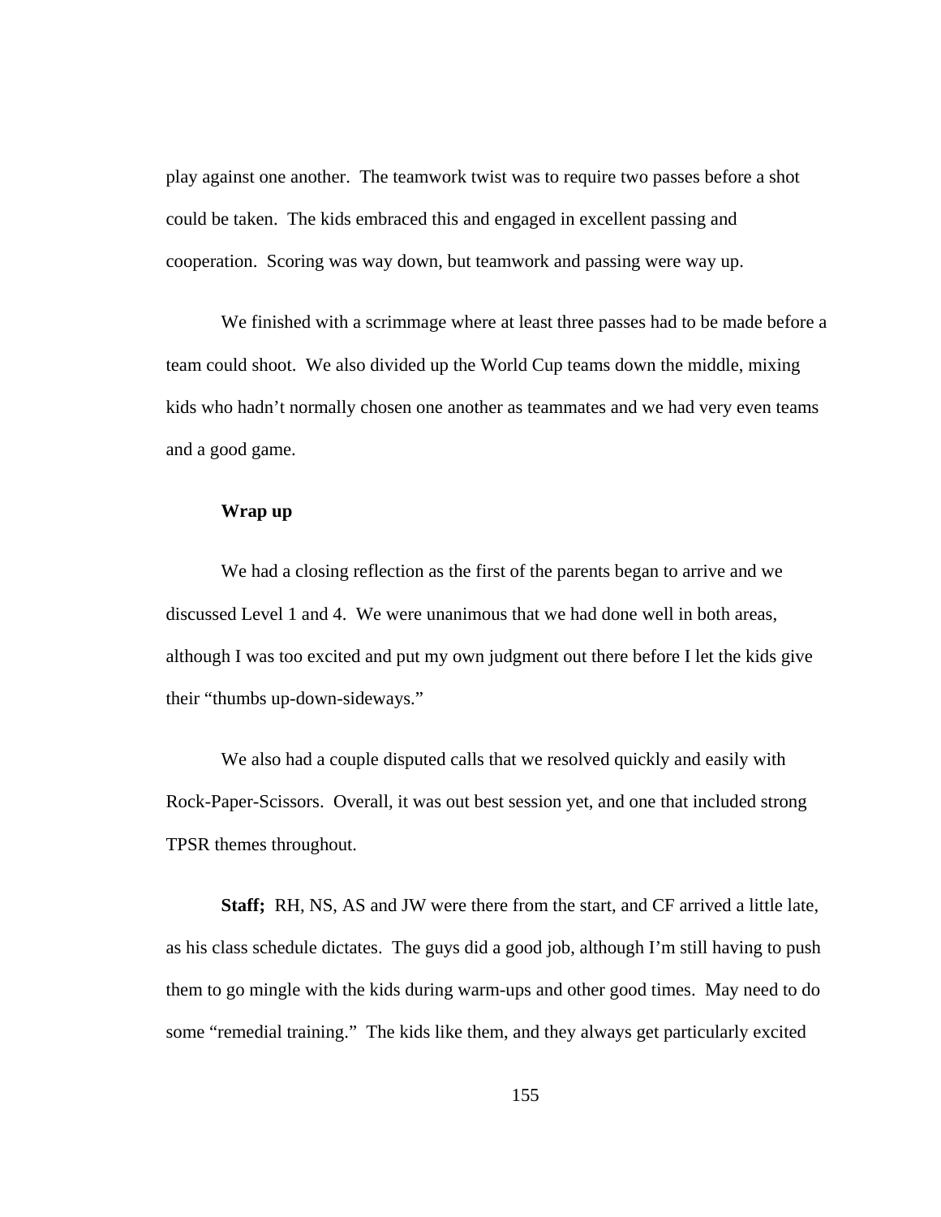play against one another. The teamwork twist was to require two passes before a shot could be taken. The kids embraced this and engaged in excellent passing and cooperation. Scoring was way down, but teamwork and passing were way up.

We finished with a scrimmage where at least three passes had to be made before a team could shoot. We also divided up the World Cup teams down the middle, mixing kids who hadn't normally chosen one another as teammates and we had very even teams and a good game.

**Wrap up**

We had a closing reflection as the first of the parents began to arrive and we discussed Level 1 and 4. We were unanimous that we had done well in both areas, although I was too excited and put my own judgment out there before I let the kids give their "thumbs up-down-sideways."

We also had a couple disputed calls that we resolved quickly and easily with Rock-Paper-Scissors. Overall, it was out best session yet, and one that included strong TPSR themes throughout.

**Staff;** RH, NS, AS and JW were there from the start, and CF arrived a little late, as his class schedule dictates. The guys did a good job, although I'm still having to push them to go mingle with the kids during warm-ups and other good times. May need to do some "remedial training." The kids like them, and they always get particularly excited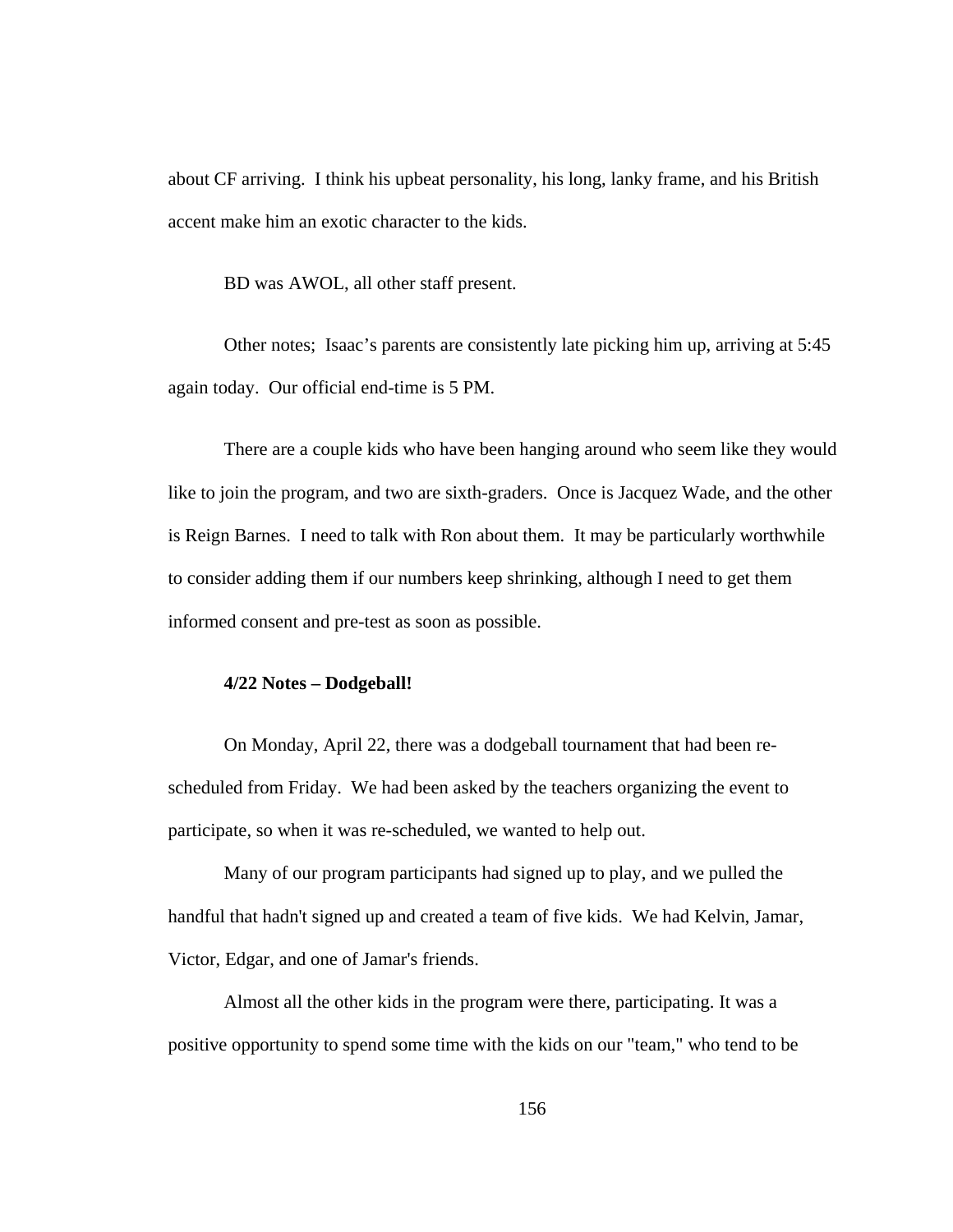about CF arriving. I think his upbeat personality, his long, lanky frame, and his British accent make him an exotic character to the kids.

BD was AWOL, all other staff present.

Other notes; Isaac's parents are consistently late picking him up, arriving at 5:45 again today. Our official end-time is 5 PM.

There are a couple kids who have been hanging around who seem like they would like to join the program, and two are sixth-graders. Once is Jacquez Wade, and the other is Reign Barnes. I need to talk with Ron about them. It may be particularly worthwhile to consider adding them if our numbers keep shrinking, although I need to get them informed consent and pre-test as soon as possible.

**4/22 Notes – Dodgeball!**

On Monday, April 22, there was a dodgeball tournament that had been re-scheduled from Friday. We had been asked by the teachers organizing the event to participate, so when it was re-scheduled, we wanted to help out.

Many of our program participants had signed up to play, and we pulled the handful that hadn't signed up and created a team of five kids. We had Kelvin, Jamar, Victor, Edgar, and one of Jamar's friends.

Almost all the other kids in the program were there, participating. It was a positive opportunity to spend some time with the kids on our "team," who tend to be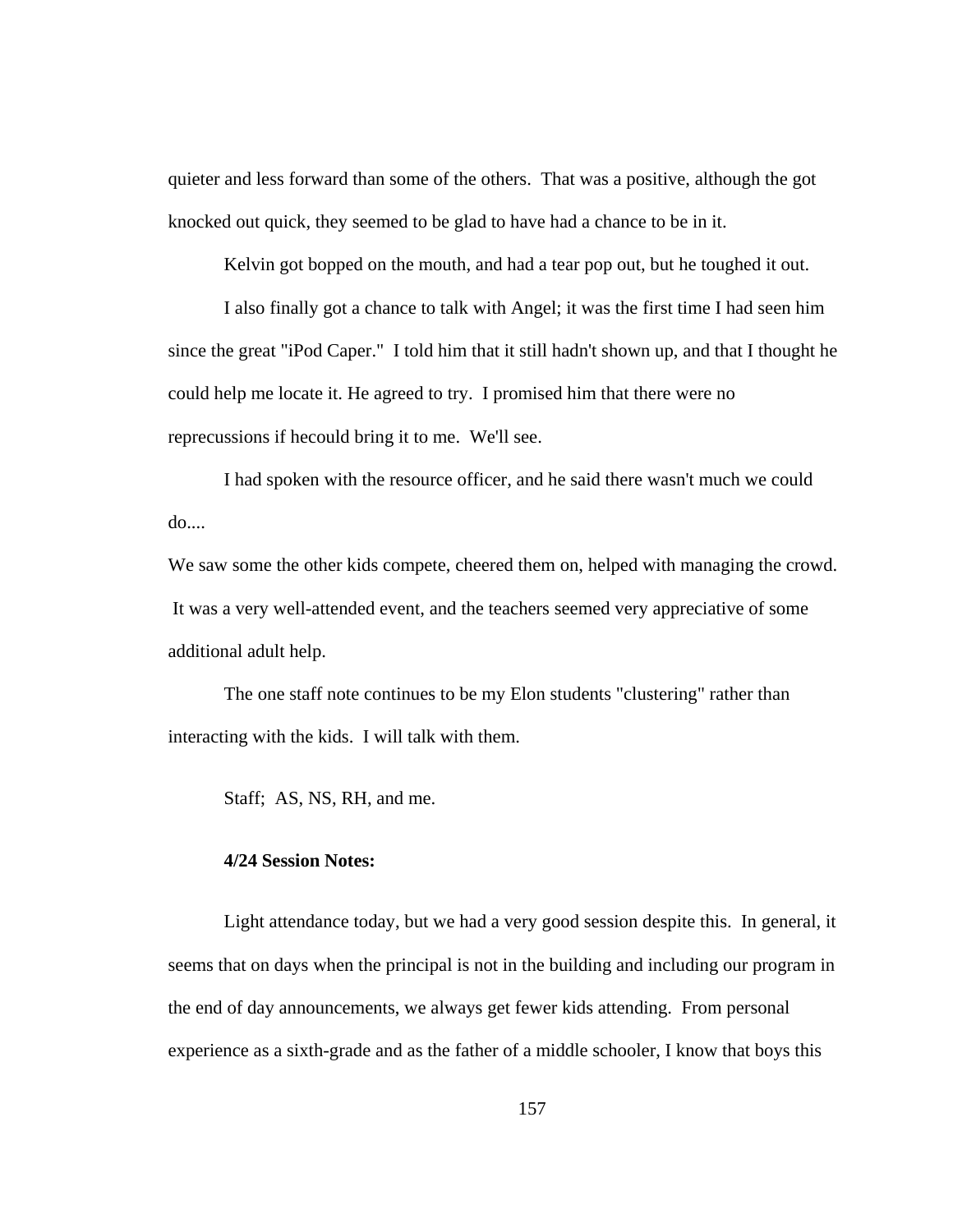quieter and less forward than some of the others. That was a positive, although the got knocked out quick, they seemed to be glad to have had a chance to be in it.

Kelvin got bopped on the mouth, and had a tear pop out, but he toughed it out.

I also finally got a chance to talk with Angel; it was the first time I had seen him since the great "iPod Caper." I told him that it still hadn't shown up, and that I thought he could help me locate it. He agreed to try. I promised him that there were no reprecussions if hecould bring it to me. We'll see.

I had spoken with the resource officer, and he said there wasn't much we could do....

We saw some the other kids compete, cheered them on, helped with managing the crowd. It was a very well-attended event, and the teachers seemed very appreciative of some additional adult help.

The one staff note continues to be my Elon students "clustering" rather than interacting with the kids. I will talk with them.

Staff; AS, NS, RH, and me.

**4/24 Session Notes:**

Light attendance today, but we had a very good session despite this. In general, it seems that on days when the principal is not in the building and including our program in the end of day announcements, we always get fewer kids attending. From personal experience as a sixth-grade and as the father of a middle schooler, I know that boys this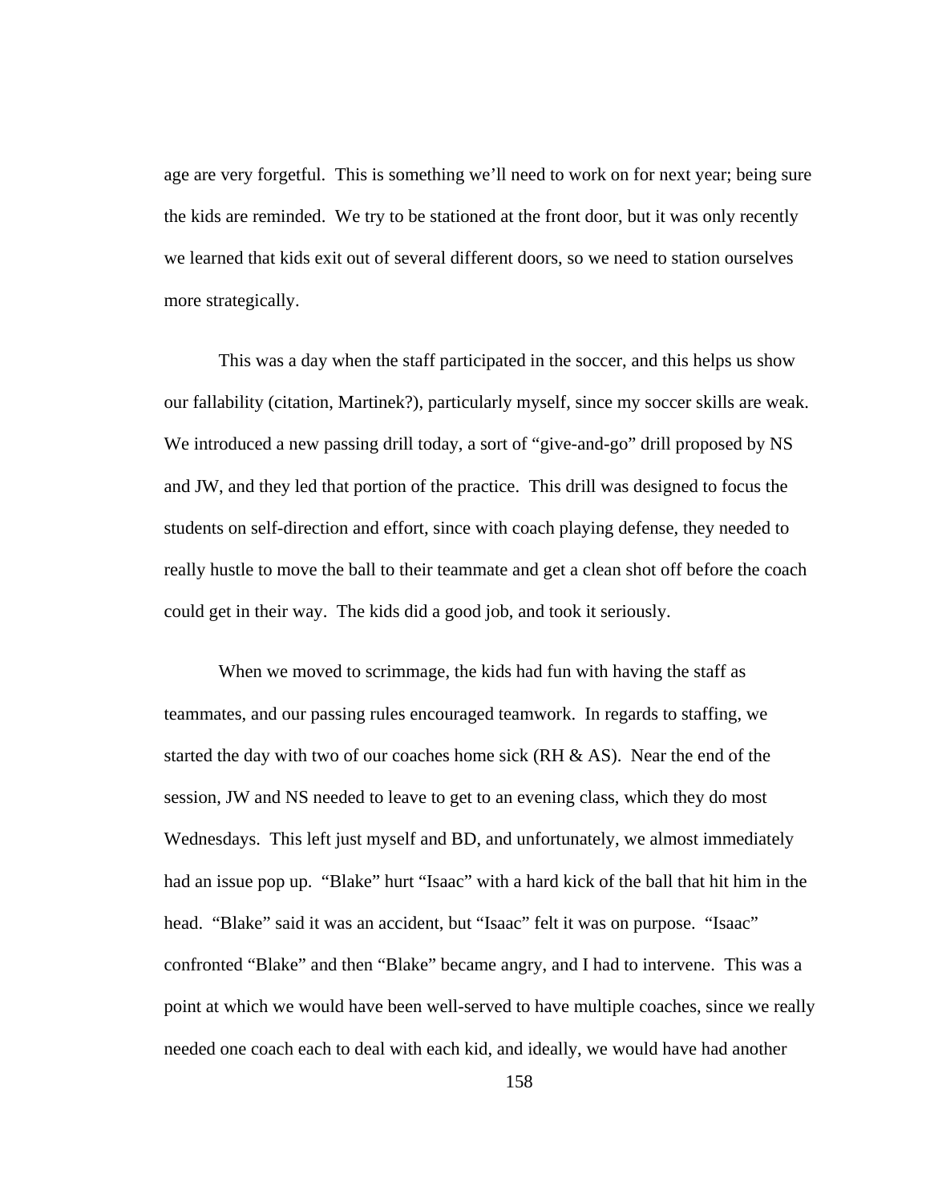age are very forgetful. This is something we'll need to work on for next year; being sure the kids are reminded. We try to be stationed at the front door, but it was only recently we learned that kids exit out of several different doors, so we need to station ourselves more strategically.

This was a day when the staff participated in the soccer, and this helps us show our fallability (citation, Martinek?), particularly myself, since my soccer skills are weak. We introduced a new passing drill today, a sort of "give-and-go" drill proposed by NS and JW, and they led that portion of the practice. This drill was designed to focus the students on self-direction and effort, since with coach playing defense, they needed to really hustle to move the ball to their teammate and get a clean shot off before the coach could get in their way. The kids did a good job, and took it seriously.

When we moved to scrimmage, the kids had fun with having the staff as teammates, and our passing rules encouraged teamwork. In regards to staffing, we started the day with two of our coaches home sick (RH & AS). Near the end of the session, JW and NS needed to leave to get to an evening class, which they do most Wednesdays. This left just myself and BD, and unfortunately, we almost immediately had an issue pop up. "Blake" hurt "Isaac" with a hard kick of the ball that hit him in the head. "Blake" said it was an accident, but "Isaac" felt it was on purpose. "Isaac" confronted "Blake" and then "Blake" became angry, and I had to intervene. This was a point at which we would have been well-served to have multiple coaches, since we really needed one coach each to deal with each kid, and ideally, we would have had another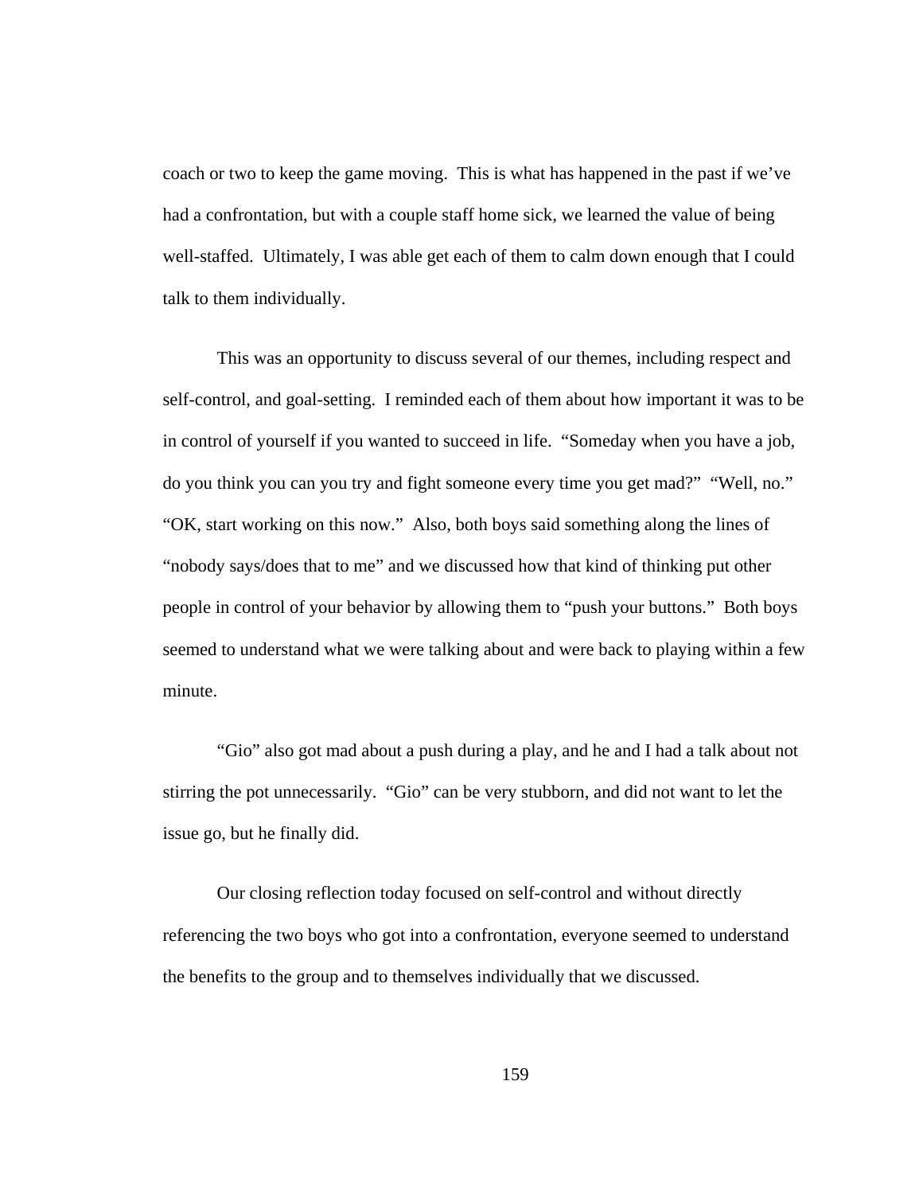coach or two to keep the game moving. This is what has happened in the past if we've had a confrontation, but with a couple staff home sick, we learned the value of being well-staffed. Ultimately, I was able get each of them to calm down enough that I could talk to them individually.

This was an opportunity to discuss several of our themes, including respect and self-control, and goal-setting. I reminded each of them about how important it was to be in control of yourself if you wanted to succeed in life. "Someday when you have a job, do you think you can you try and fight someone every time you get mad?" "Well, no." "OK, start working on this now." Also, both boys said something along the lines of "nobody says/does that to me" and we discussed how that kind of thinking put other people in control of your behavior by allowing them to "push your buttons." Both boys seemed to understand what we were talking about and were back to playing within a few minute.

"Gio" also got mad about a push during a play, and he and I had a talk about not stirring the pot unnecessarily. "Gio" can be very stubborn, and did not want to let the issue go, but he finally did.

Our closing reflection today focused on self-control and without directly referencing the two boys who got into a confrontation, everyone seemed to understand the benefits to the group and to themselves individually that we discussed.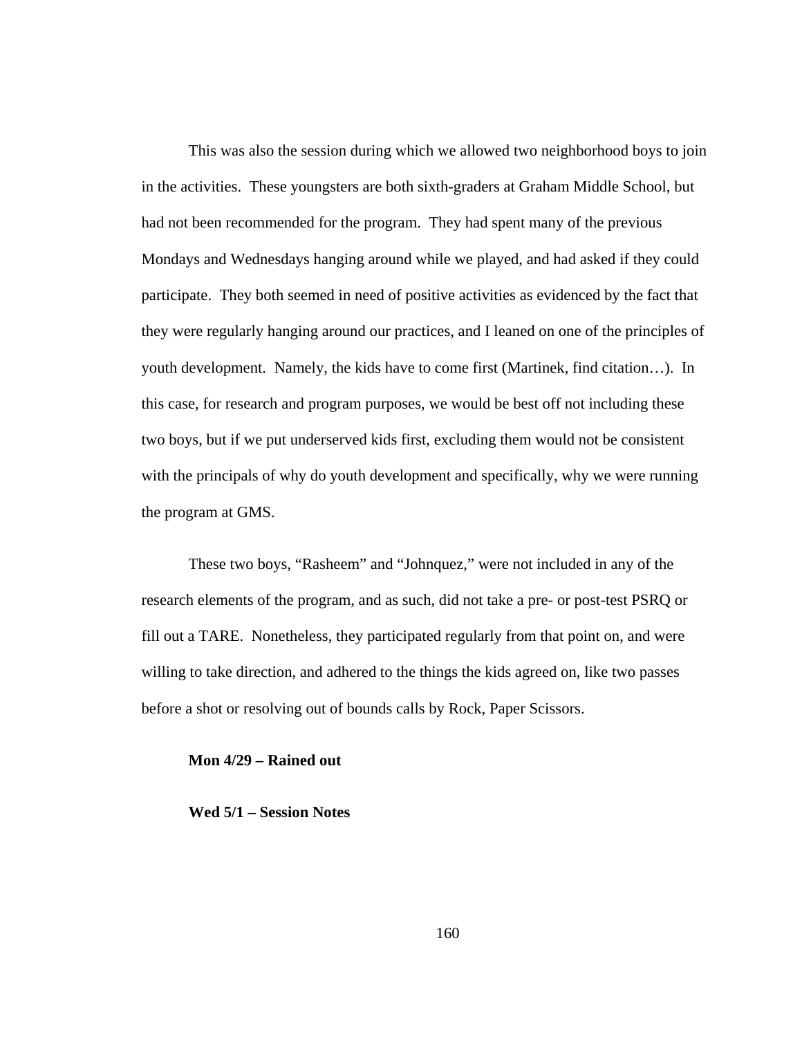This was also the session during which we allowed two neighborhood boys to join in the activities. These youngsters are both sixth-graders at Graham Middle School, but had not been recommended for the program. They had spent many of the previous Mondays and Wednesdays hanging around while we played, and had asked if they could participate. They both seemed in need of positive activities as evidenced by the fact that they were regularly hanging around our practices, and I leaned on one of the principles of youth development. Namely, the kids have to come first (Martinek, find citation…). In this case, for research and program purposes, we would be best off not including these two boys, but if we put underserved kids first, excluding them would not be consistent with the principals of why do youth development and specifically, why we were running the program at GMS.

These two boys, "Rasheem" and "Johnquez," were not included in any of the research elements of the program, and as such, did not take a pre- or post-test PSRQ or fill out a TARE. Nonetheless, they participated regularly from that point on, and were willing to take direction, and adhered to the things the kids agreed on, like two passes before a shot or resolving out of bounds calls by Rock, Paper Scissors.

**Mon 4/29 – Rained out**

**Wed 5/1 – Session Notes**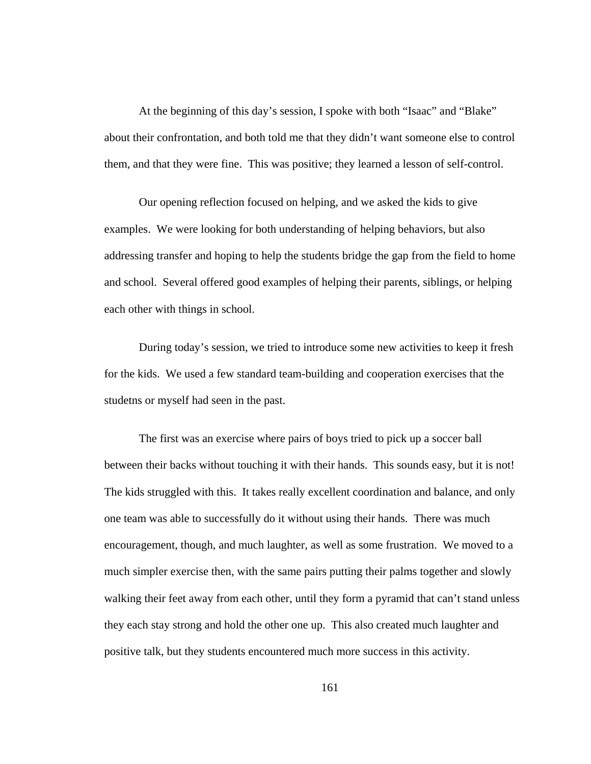At the beginning of this day's session, I spoke with both "Isaac" and "Blake" about their confrontation, and both told me that they didn't want someone else to control them, and that they were fine. This was positive; they learned a lesson of self-control.

Our opening reflection focused on helping, and we asked the kids to give examples. We were looking for both understanding of helping behaviors, but also addressing transfer and hoping to help the students bridge the gap from the field to home and school. Several offered good examples of helping their parents, siblings, or helping each other with things in school.

During today's session, we tried to introduce some new activities to keep it fresh for the kids. We used a few standard team-building and cooperation exercises that the studetns or myself had seen in the past.

The first was an exercise where pairs of boys tried to pick up a soccer ball between their backs without touching it with their hands. This sounds easy, but it is not! The kids struggled with this. It takes really excellent coordination and balance, and only one team was able to successfully do it without using their hands. There was much encouragement, though, and much laughter, as well as some frustration. We moved to a much simpler exercise then, with the same pairs putting their palms together and slowly walking their feet away from each other, until they form a pyramid that can't stand unless they each stay strong and hold the other one up. This also created much laughter and positive talk, but they students encountered much more success in this activity.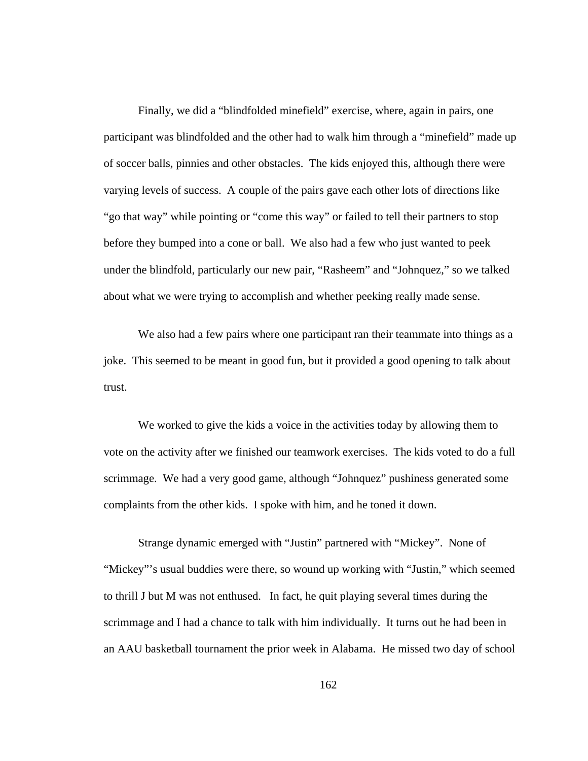Finally, we did a "blindfolded minefield" exercise, where, again in pairs, one participant was blindfolded and the other had to walk him through a "minefield" made up of soccer balls, pinnies and other obstacles. The kids enjoyed this, although there were varying levels of success. A couple of the pairs gave each other lots of directions like "go that way" while pointing or "come this way" or failed to tell their partners to stop before they bumped into a cone or ball. We also had a few who just wanted to peek under the blindfold, particularly our new pair, "Rasheem" and "Johnquez," so we talked about what we were trying to accomplish and whether peeking really made sense.

We also had a few pairs where one participant ran their teammate into things as a joke. This seemed to be meant in good fun, but it provided a good opening to talk about trust.

We worked to give the kids a voice in the activities today by allowing them to vote on the activity after we finished our teamwork exercises. The kids voted to do a full scrimmage. We had a very good game, although "Johnquez" pushiness generated some complaints from the other kids. I spoke with him, and he toned it down.

Strange dynamic emerged with "Justin" partnered with "Mickey". None of "Mickey"'s usual buddies were there, so wound up working with "Justin," which seemed to thrill J but M was not enthused. In fact, he quit playing several times during the scrimmage and I had a chance to talk with him individually. It turns out he had been in an AAU basketball tournament the prior week in Alabama. He missed two day of school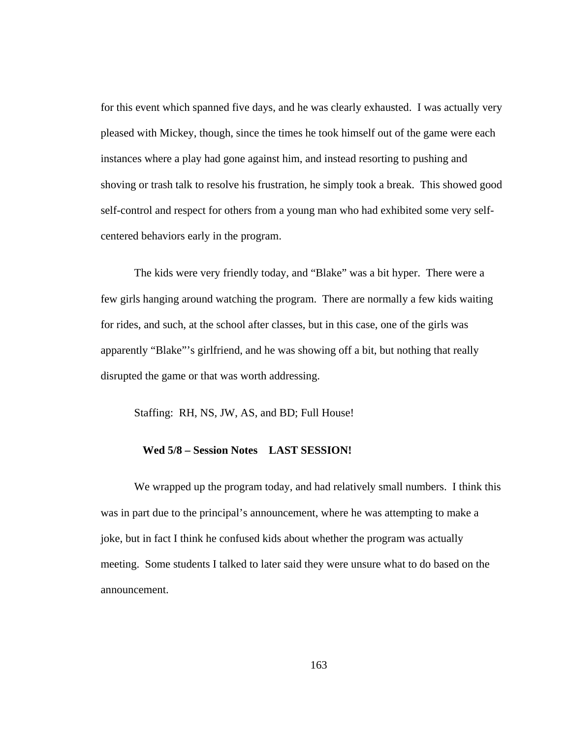for this event which spanned five days, and he was clearly exhausted. I was actually very pleased with Mickey, though, since the times he took himself out of the game were each instances where a play had gone against him, and instead resorting to pushing and shoving or trash talk to resolve his frustration, he simply took a break. This showed good self-control and respect for others from a young man who had exhibited some very self-centered behaviors early in the program.

The kids were very friendly today, and "Blake" was a bit hyper. There were a few girls hanging around watching the program. There are normally a few kids waiting for rides, and such, at the school after classes, but in this case, one of the girls was apparently "Blake"'s girlfriend, and he was showing off a bit, but nothing that really disrupted the game or that was worth addressing.

Staffing: RH, NS, JW, AS, and BD; Full House!

**Wed 5/8 – Session Notes LAST SESSION!**

We wrapped up the program today, and had relatively small numbers. I think this was in part due to the principal's announcement, where he was attempting to make a joke, but in fact I think he confused kids about whether the program was actually meeting. Some students I talked to later said they were unsure what to do based on the announcement.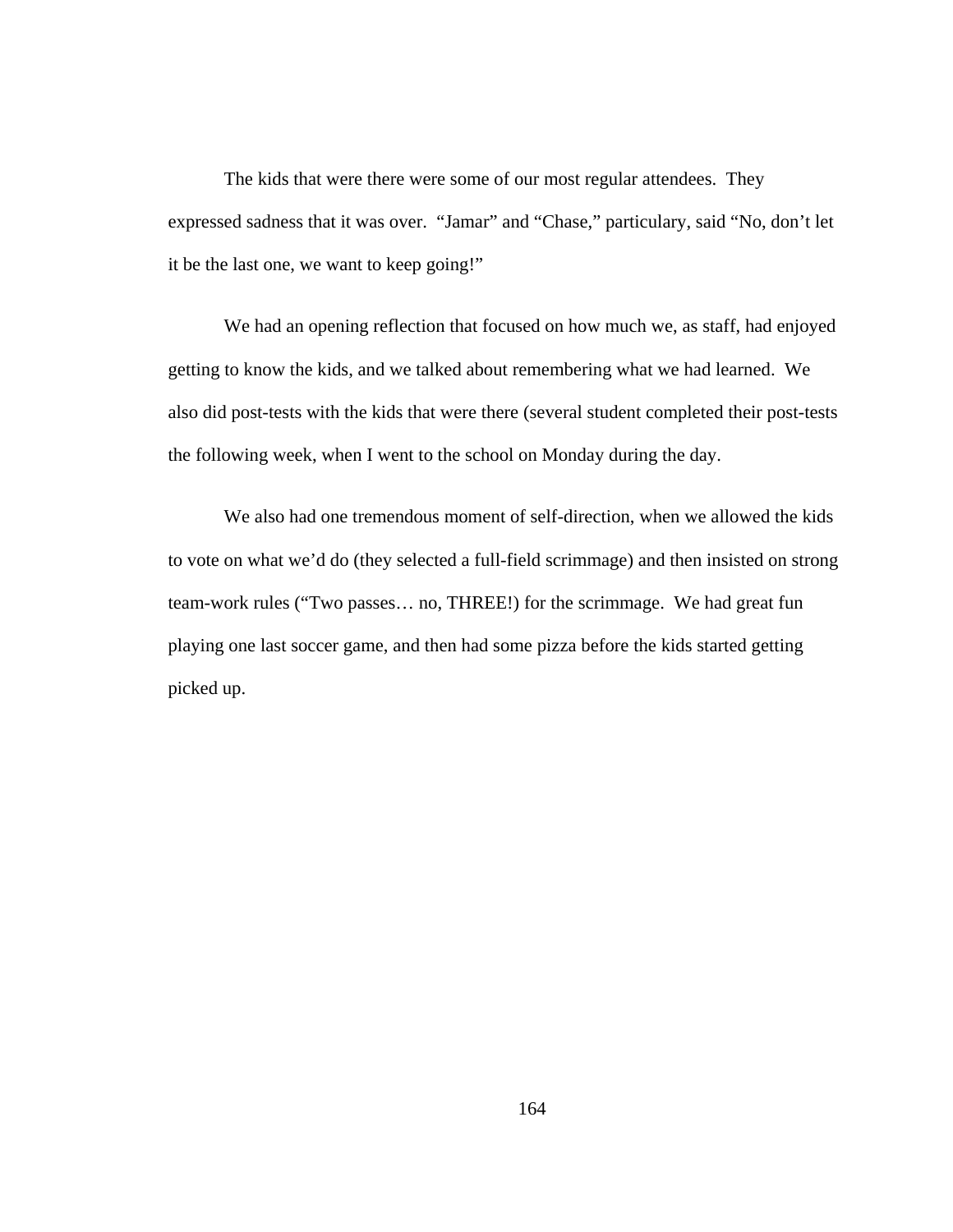The kids that were there were some of our most regular attendees. They expressed sadness that it was over. "Jamar" and "Chase," particulary, said "No, don't let it be the last one, we want to keep going!"

We had an opening reflection that focused on how much we, as staff, had enjoyed getting to know the kids, and we talked about remembering what we had learned. We also did post-tests with the kids that were there (several student completed their post-tests the following week, when I went to the school on Monday during the day.

We also had one tremendous moment of self-direction, when we allowed the kids to vote on what we'd do (they selected a full-field scrimmage) and then insisted on strong team-work rules ("Two passes… no, THREE!) for the scrimmage. We had great fun playing one last soccer game, and then had some pizza before the kids started getting picked up.